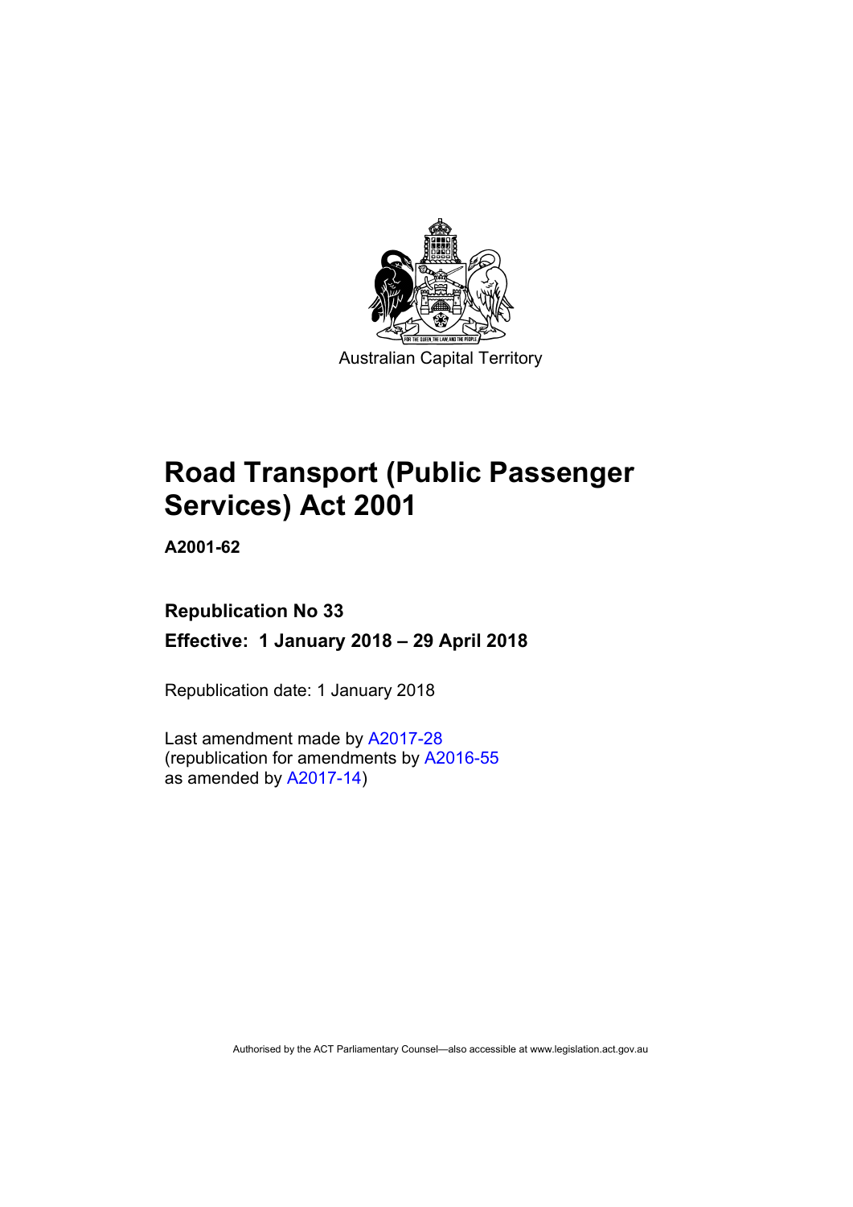Australian Capital Territory

# Road Transport (Public Passenger Services) Act 2001

**A2001-62**

## Republication No 33

**Effective: 1 January 2018 – 29 April 2018**

Republication date: 1 January 2018

Last amendment made by A2017-28
(republication for amendments by A2016-55
as amended by A2017-14)

Authorised by the ACT Parliamentary Counsel—also accessible at www.legislation.act.gov.au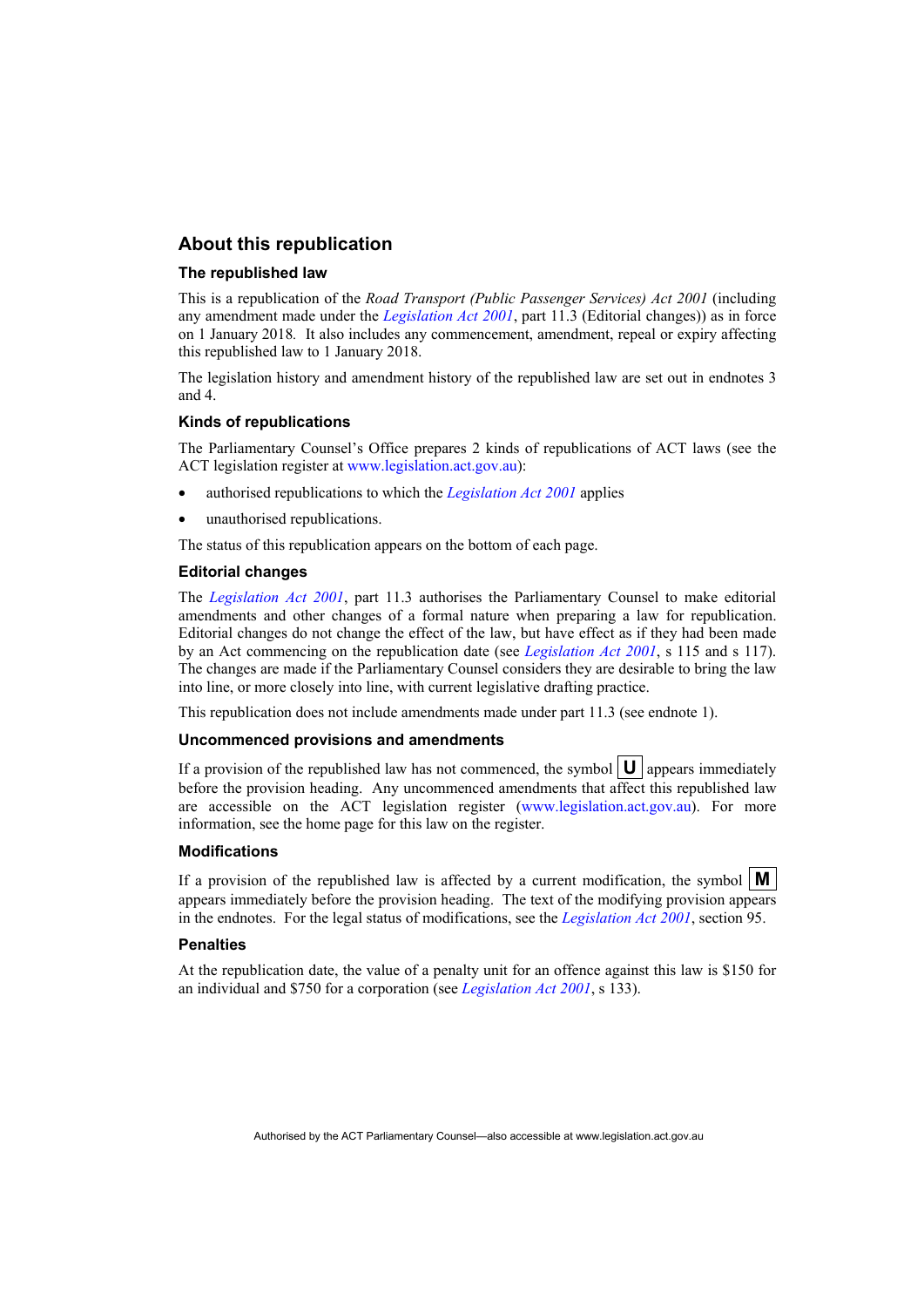## About this republication

### The republished law

This is a republication of the *Road Transport (Public Passenger Services) Act 2001* (including any amendment made under the *Legislation Act 2001*, part 11.3 (Editorial changes)) as in force on 1 January 2018. It also includes any commencement, amendment, repeal or expiry affecting this republished law to 1 January 2018.

The legislation history and amendment history of the republished law are set out in endnotes 3 and 4.

### Kinds of republications

The Parliamentary Counsel's Office prepares 2 kinds of republications of ACT laws (see the ACT legislation register at www.legislation.act.gov.au):

- authorised republications to which the *Legislation Act 2001* applies
- unauthorised republications.

The status of this republication appears on the bottom of each page.

### Editorial changes

The *Legislation Act 2001*, part 11.3 authorises the Parliamentary Counsel to make editorial amendments and other changes of a formal nature when preparing a law for republication. Editorial changes do not change the effect of the law, but have effect as if they had been made by an Act commencing on the republication date (see *Legislation Act 2001*, s 115 and s 117). The changes are made if the Parliamentary Counsel considers they are desirable to bring the law into line, or more closely into line, with current legislative drafting practice.

This republication does not include amendments made under part 11.3 (see endnote 1).

### Uncommenced provisions and amendments

If a provision of the republished law has not commenced, the symbol **U** appears immediately before the provision heading. Any uncommenced amendments that affect this republished law are accessible on the ACT legislation register (www.legislation.act.gov.au). For more information, see the home page for this law on the register.

### Modifications

If a provision of the republished law is affected by a current modification, the symbol **M** appears immediately before the provision heading. The text of the modifying provision appears in the endnotes. For the legal status of modifications, see the *Legislation Act 2001*, section 95.

### Penalties

At the republication date, the value of a penalty unit for an offence against this law is $150 for an individual and $750 for a corporation (see *Legislation Act 2001*, s 133).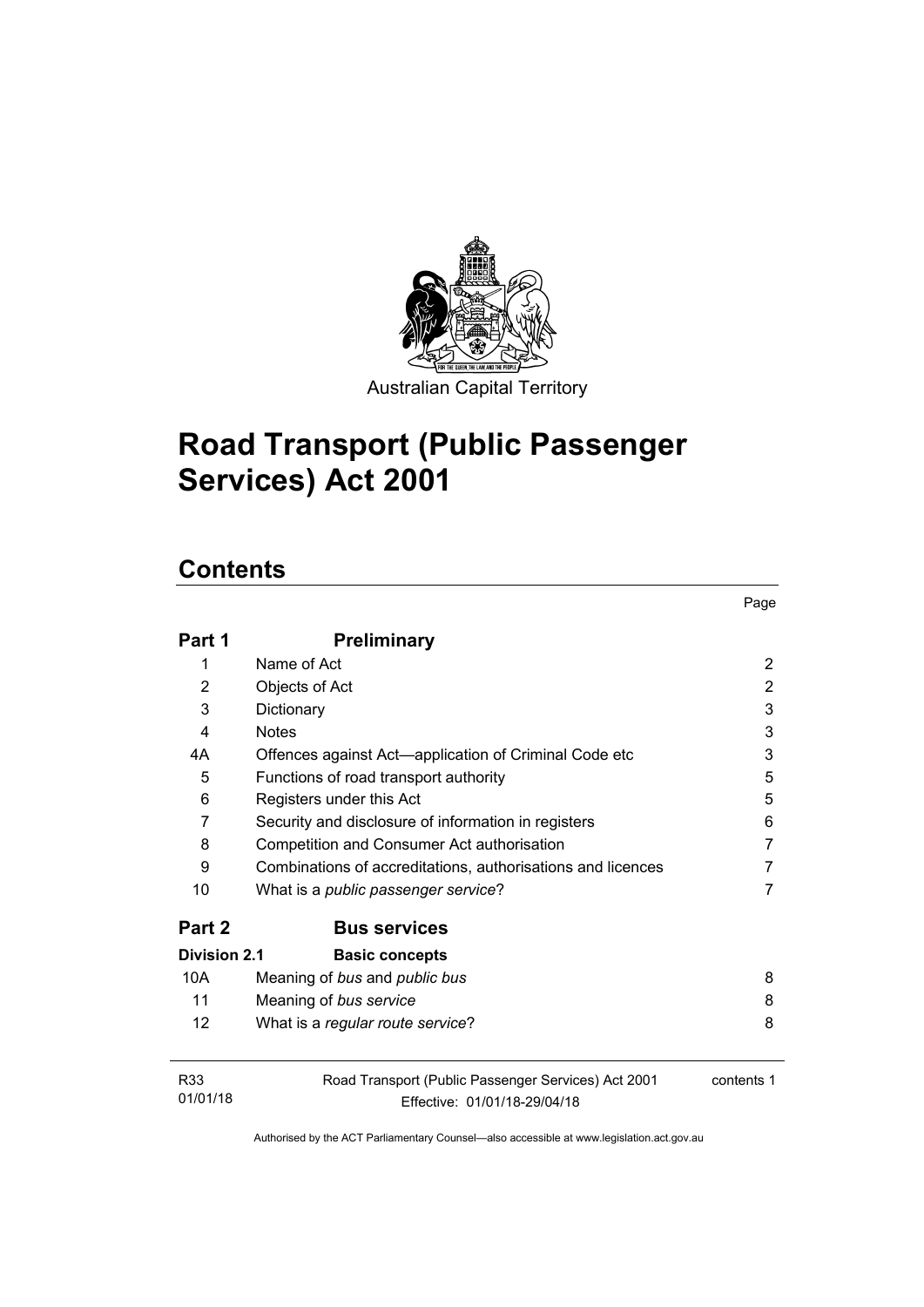Australian Capital Territory

# Road Transport (Public Passenger Services) Act 2001

## Contents

| | | Page |
|---|---|---|
| **Part 1** | **Preliminary** | |
| 1 | Name of Act | 2 |
| 2 | Objects of Act | 2 |
| 3 | Dictionary | 3 |
| 4 | Notes | 3 |
| 4A | Offences against Act—application of Criminal Code etc | 3 |
| 5 | Functions of road transport authority | 5 |
| 6 | Registers under this Act | 5 |
| 7 | Security and disclosure of information in registers | 6 |
| 8 | Competition and Consumer Act authorisation | 7 |
| 9 | Combinations of accreditations, authorisations and licences | 7 |
| 10 | What is a *public passenger service*? | 7 |
| **Part 2** | **Bus services** | |
| **Division 2.1** | **Basic concepts** | |
| 10A | Meaning of *bus* and *public bus* | 8 |
| 11 | Meaning of *bus service* | 8 |
| 12 | What is a *regular route service*? | 8 |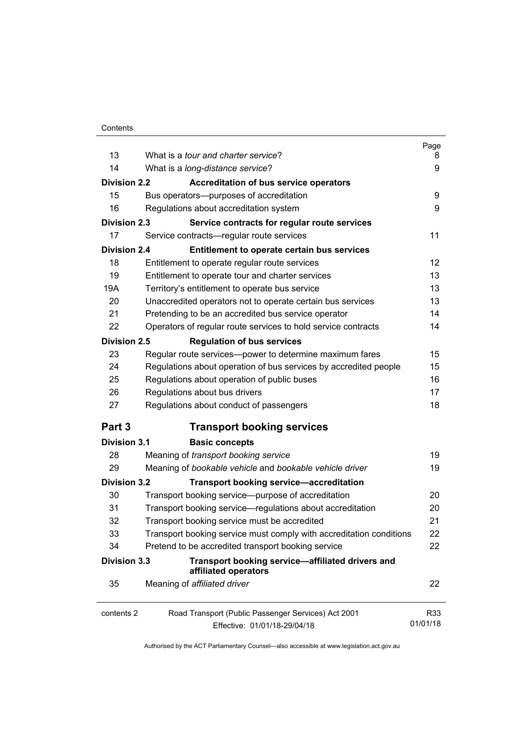| | | Page |
|---|---|---|
| 13 | What is a *tour and charter service*? | 8 |
| 14 | What is a *long-distance service*? | 9 |
| **Division 2.2** | **Accreditation of bus service operators** | |
| 15 | Bus operators—purposes of accreditation | 9 |
| 16 | Regulations about accreditation system | 9 |
| **Division 2.3** | **Service contracts for regular route services** | |
| 17 | Service contracts—regular route services | 11 |
| **Division 2.4** | **Entitlement to operate certain bus services** | |
| 18 | Entitlement to operate regular route services | 12 |
| 19 | Entitlement to operate tour and charter services | 13 |
| 19A | Territory's entitlement to operate bus service | 13 |
| 20 | Unaccredited operators not to operate certain bus services | 13 |
| 21 | Pretending to be an accredited bus service operator | 14 |
| 22 | Operators of regular route services to hold service contracts | 14 |
| **Division 2.5** | **Regulation of bus services** | |
| 23 | Regular route services—power to determine maximum fares | 15 |
| 24 | Regulations about operation of bus services by accredited people | 15 |
| 25 | Regulations about operation of public buses | 16 |
| 26 | Regulations about bus drivers | 17 |
| 27 | Regulations about conduct of passengers | 18 |
| **Part 3** | **Transport booking services** | |
| **Division 3.1** | **Basic concepts** | |
| 28 | Meaning of *transport booking service* | 19 |
| 29 | Meaning of *bookable vehicle* and *bookable vehicle driver* | 19 |
| **Division 3.2** | **Transport booking service—accreditation** | |
| 30 | Transport booking service—purpose of accreditation | 20 |
| 31 | Transport booking service—regulations about accreditation | 20 |
| 32 | Transport booking service must be accredited | 21 |
| 33 | Transport booking service must comply with accreditation conditions | 22 |
| 34 | Pretend to be accredited transport booking service | 22 |
| **Division 3.3** | **Transport booking service—affiliated drivers and affiliated operators** | |
| 35 | Meaning of *affiliated driver* | 22 |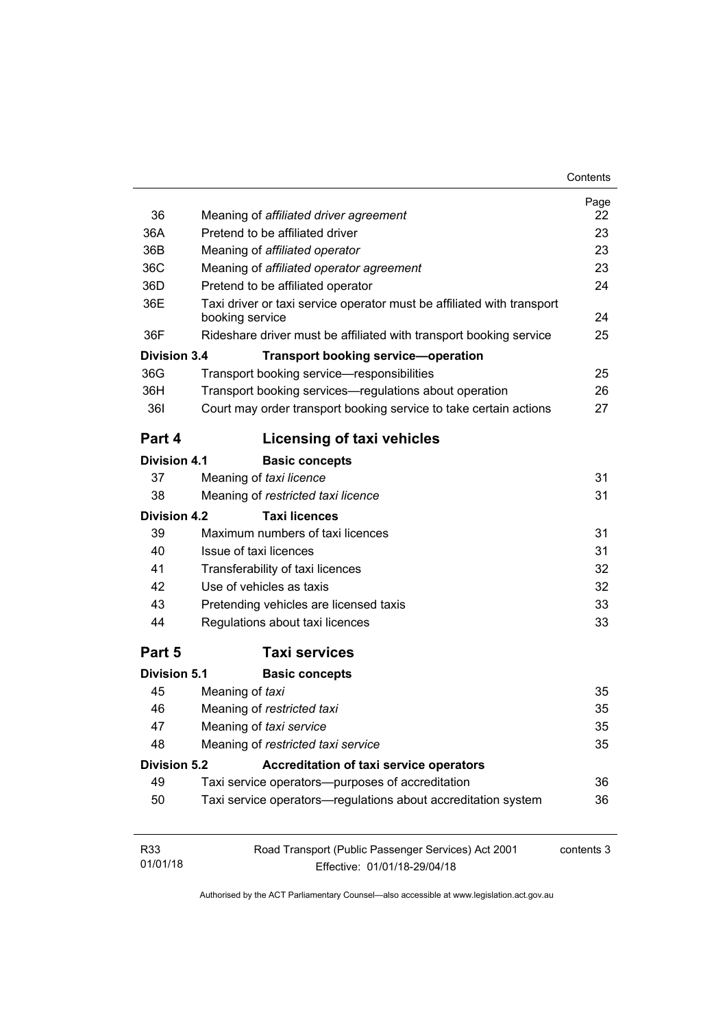| | | Page |
|---|---|---|
| 36 | Meaning of *affiliated driver agreement* | 22 |
| 36A | Pretend to be affiliated driver | 23 |
| 36B | Meaning of *affiliated operator* | 23 |
| 36C | Meaning of *affiliated operator agreement* | 23 |
| 36D | Pretend to be affiliated operator | 24 |
| 36E | Taxi driver or taxi service operator must be affiliated with transport booking service | 24 |
| 36F | Rideshare driver must be affiliated with transport booking service | 25 |
| **Division 3.4** | **Transport booking service—operation** | |
| 36G | Transport booking service—responsibilities | 25 |
| 36H | Transport booking services—regulations about operation | 26 |
| 36I | Court may order transport booking service to take certain actions | 27 |

## Part 4 Licensing of taxi vehicles

| | | |
|---|---|---|
| **Division 4.1** | **Basic concepts** | |
| 37 | Meaning of *taxi licence* | 31 |
| 38 | Meaning of *restricted taxi licence* | 31 |
| **Division 4.2** | **Taxi licences** | |
| 39 | Maximum numbers of taxi licences | 31 |
| 40 | Issue of taxi licences | 31 |
| 41 | Transferability of taxi licences | 32 |
| 42 | Use of vehicles as taxis | 32 |
| 43 | Pretending vehicles are licensed taxis | 33 |
| 44 | Regulations about taxi licences | 33 |

## Part 5 Taxi services

| | | |
|---|---|---|
| **Division 5.1** | **Basic concepts** | |
| 45 | Meaning of *taxi* | 35 |
| 46 | Meaning of *restricted taxi* | 35 |
| 47 | Meaning of *taxi service* | 35 |
| 48 | Meaning of *restricted taxi service* | 35 |
| **Division 5.2** | **Accreditation of taxi service operators** | |
| 49 | Taxi service operators—purposes of accreditation | 36 |
| 50 | Taxi service operators—regulations about accreditation system | 36 |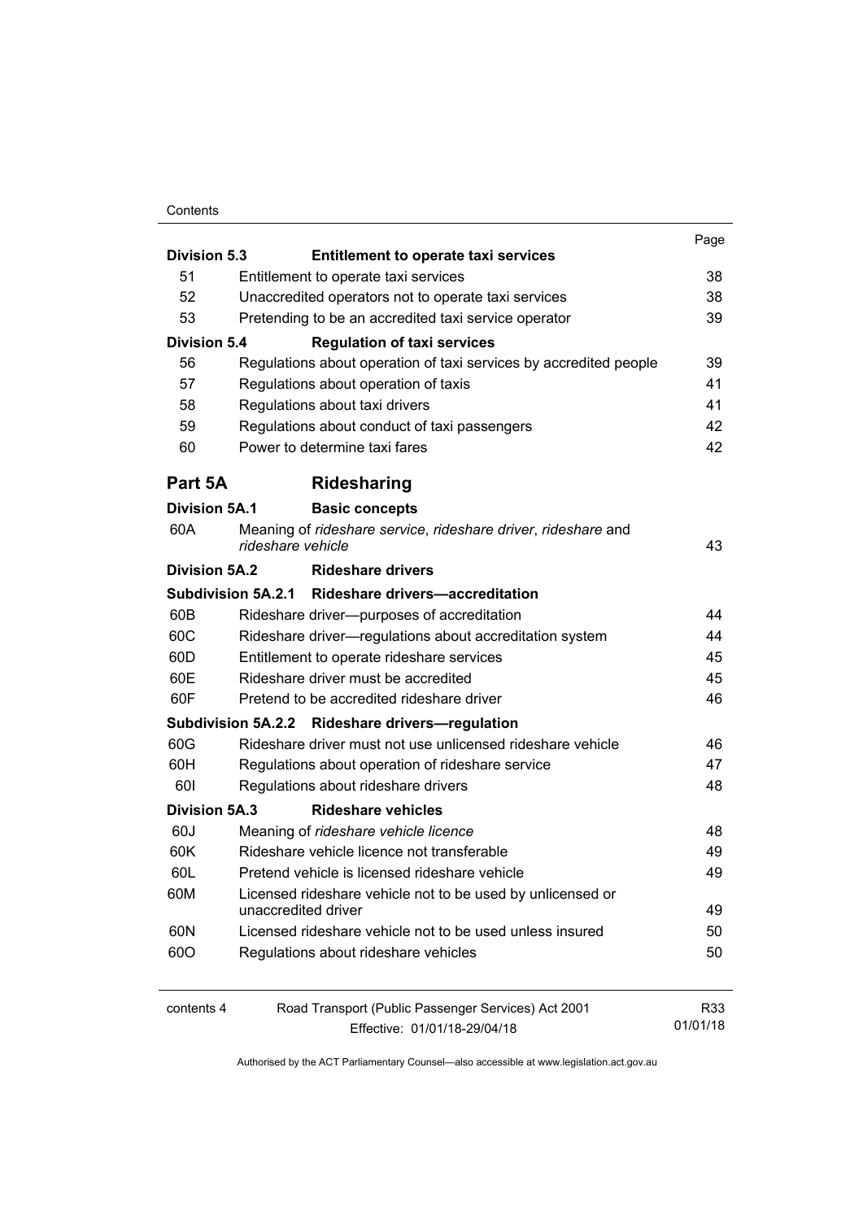| | | Page |
|---|---|---|
| **Division 5.3** | **Entitlement to operate taxi services** | |
| 51 | Entitlement to operate taxi services | 38 |
| 52 | Unaccredited operators not to operate taxi services | 38 |
| 53 | Pretending to be an accredited taxi service operator | 39 |
| **Division 5.4** | **Regulation of taxi services** | |
| 56 | Regulations about operation of taxi services by accredited people | 39 |
| 57 | Regulations about operation of taxis | 41 |
| 58 | Regulations about taxi drivers | 41 |
| 59 | Regulations about conduct of taxi passengers | 42 |
| 60 | Power to determine taxi fares | 42 |
| **Part 5A** | **Ridesharing** | |
| **Division 5A.1** | **Basic concepts** | |
| 60A | Meaning of *rideshare service*, *rideshare driver*, *rideshare* and *rideshare vehicle* | 43 |
| **Division 5A.2** | **Rideshare drivers** | |
| **Subdivision 5A.2.1** | **Rideshare drivers—accreditation** | |
| 60B | Rideshare driver—purposes of accreditation | 44 |
| 60C | Rideshare driver—regulations about accreditation system | 44 |
| 60D | Entitlement to operate rideshare services | 45 |
| 60E | Rideshare driver must be accredited | 45 |
| 60F | Pretend to be accredited rideshare driver | 46 |
| **Subdivision 5A.2.2** | **Rideshare drivers—regulation** | |
| 60G | Rideshare driver must not use unlicensed rideshare vehicle | 46 |
| 60H | Regulations about operation of rideshare service | 47 |
| 60I | Regulations about rideshare drivers | 48 |
| **Division 5A.3** | **Rideshare vehicles** | |
| 60J | Meaning of *rideshare vehicle licence* | 48 |
| 60K | Rideshare vehicle licence not transferable | 49 |
| 60L | Pretend vehicle is licensed rideshare vehicle | 49 |
| 60M | Licensed rideshare vehicle not to be used by unlicensed or unaccredited driver | 49 |
| 60N | Licensed rideshare vehicle not to be used unless insured | 50 |
| 60O | Regulations about rideshare vehicles | 50 |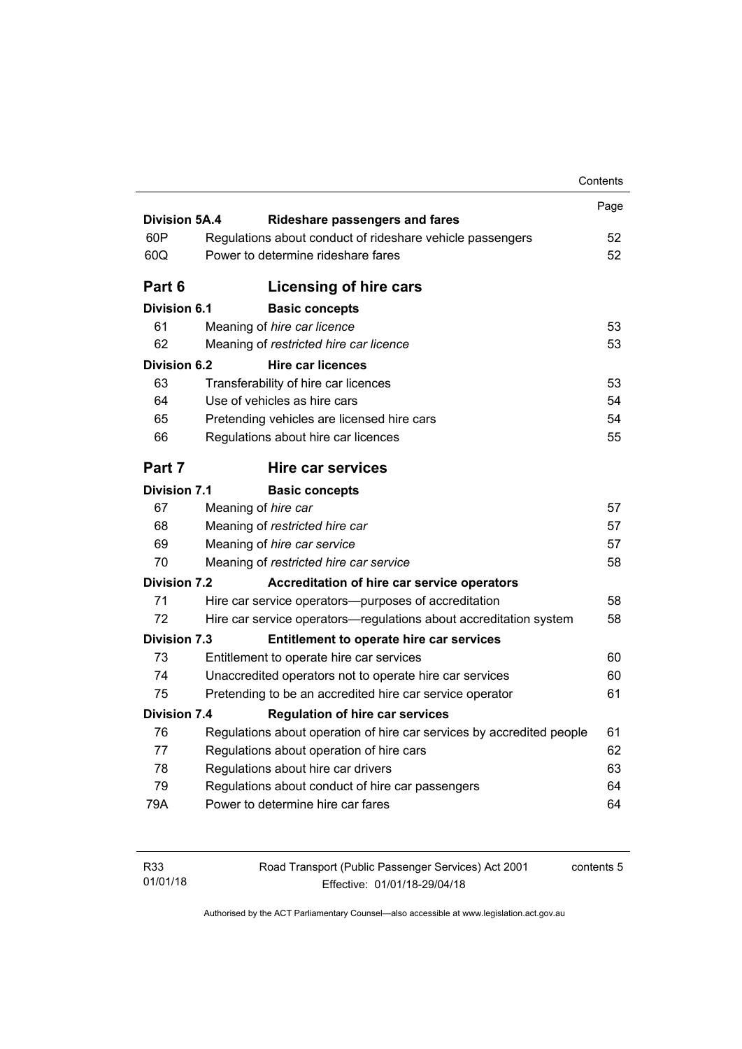| | | Page |
|---|---|---|
| **Division 5A.4** | **Rideshare passengers and fares** | |
| 60P | Regulations about conduct of rideshare vehicle passengers | 52 |
| 60Q | Power to determine rideshare fares | 52 |
| **Part 6** | **Licensing of hire cars** | |
| **Division 6.1** | **Basic concepts** | |
| 61 | Meaning of *hire car licence* | 53 |
| 62 | Meaning of *restricted hire car licence* | 53 |
| **Division 6.2** | **Hire car licences** | |
| 63 | Transferability of hire car licences | 53 |
| 64 | Use of vehicles as hire cars | 54 |
| 65 | Pretending vehicles are licensed hire cars | 54 |
| 66 | Regulations about hire car licences | 55 |
| **Part 7** | **Hire car services** | |
| **Division 7.1** | **Basic concepts** | |
| 67 | Meaning of *hire car* | 57 |
| 68 | Meaning of *restricted hire car* | 57 |
| 69 | Meaning of *hire car service* | 57 |
| 70 | Meaning of *restricted hire car service* | 58 |
| **Division 7.2** | **Accreditation of hire car service operators** | |
| 71 | Hire car service operators—purposes of accreditation | 58 |
| 72 | Hire car service operators—regulations about accreditation system | 58 |
| **Division 7.3** | **Entitlement to operate hire car services** | |
| 73 | Entitlement to operate hire car services | 60 |
| 74 | Unaccredited operators not to operate hire car services | 60 |
| 75 | Pretending to be an accredited hire car service operator | 61 |
| **Division 7.4** | **Regulation of hire car services** | |
| 76 | Regulations about operation of hire car services by accredited people | 61 |
| 77 | Regulations about operation of hire cars | 62 |
| 78 | Regulations about hire car drivers | 63 |
| 79 | Regulations about conduct of hire car passengers | 64 |
| 79A | Power to determine hire car fares | 64 |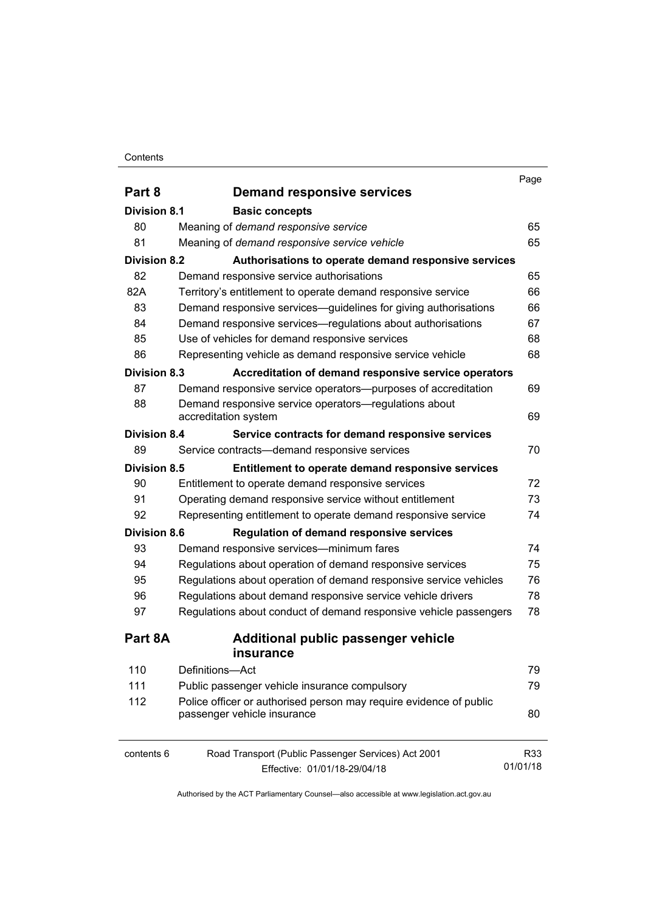| | | Page |
|---|---|---|
| **Part 8** | **Demand responsive services** | |
| **Division 8.1** | **Basic concepts** | |
| 80 | Meaning of *demand responsive service* | 65 |
| 81 | Meaning of *demand responsive service vehicle* | 65 |
| **Division 8.2** | **Authorisations to operate demand responsive services** | |
| 82 | Demand responsive service authorisations | 65 |
| 82A | Territory's entitlement to operate demand responsive service | 66 |
| 83 | Demand responsive services—guidelines for giving authorisations | 66 |
| 84 | Demand responsive services—regulations about authorisations | 67 |
| 85 | Use of vehicles for demand responsive services | 68 |
| 86 | Representing vehicle as demand responsive service vehicle | 68 |
| **Division 8.3** | **Accreditation of demand responsive service operators** | |
| 87 | Demand responsive service operators—purposes of accreditation | 69 |
| 88 | Demand responsive service operators—regulations about accreditation system | 69 |
| **Division 8.4** | **Service contracts for demand responsive services** | |
| 89 | Service contracts—demand responsive services | 70 |
| **Division 8.5** | **Entitlement to operate demand responsive services** | |
| 90 | Entitlement to operate demand responsive services | 72 |
| 91 | Operating demand responsive service without entitlement | 73 |
| 92 | Representing entitlement to operate demand responsive service | 74 |
| **Division 8.6** | **Regulation of demand responsive services** | |
| 93 | Demand responsive services—minimum fares | 74 |
| 94 | Regulations about operation of demand responsive services | 75 |
| 95 | Regulations about operation of demand responsive service vehicles | 76 |
| 96 | Regulations about demand responsive service vehicle drivers | 78 |
| 97 | Regulations about conduct of demand responsive vehicle passengers | 78 |
| **Part 8A** | **Additional public passenger vehicle insurance** | |
| 110 | Definitions—Act | 79 |
| 111 | Public passenger vehicle insurance compulsory | 79 |
| 112 | Police officer or authorised person may require evidence of public passenger vehicle insurance | 80 |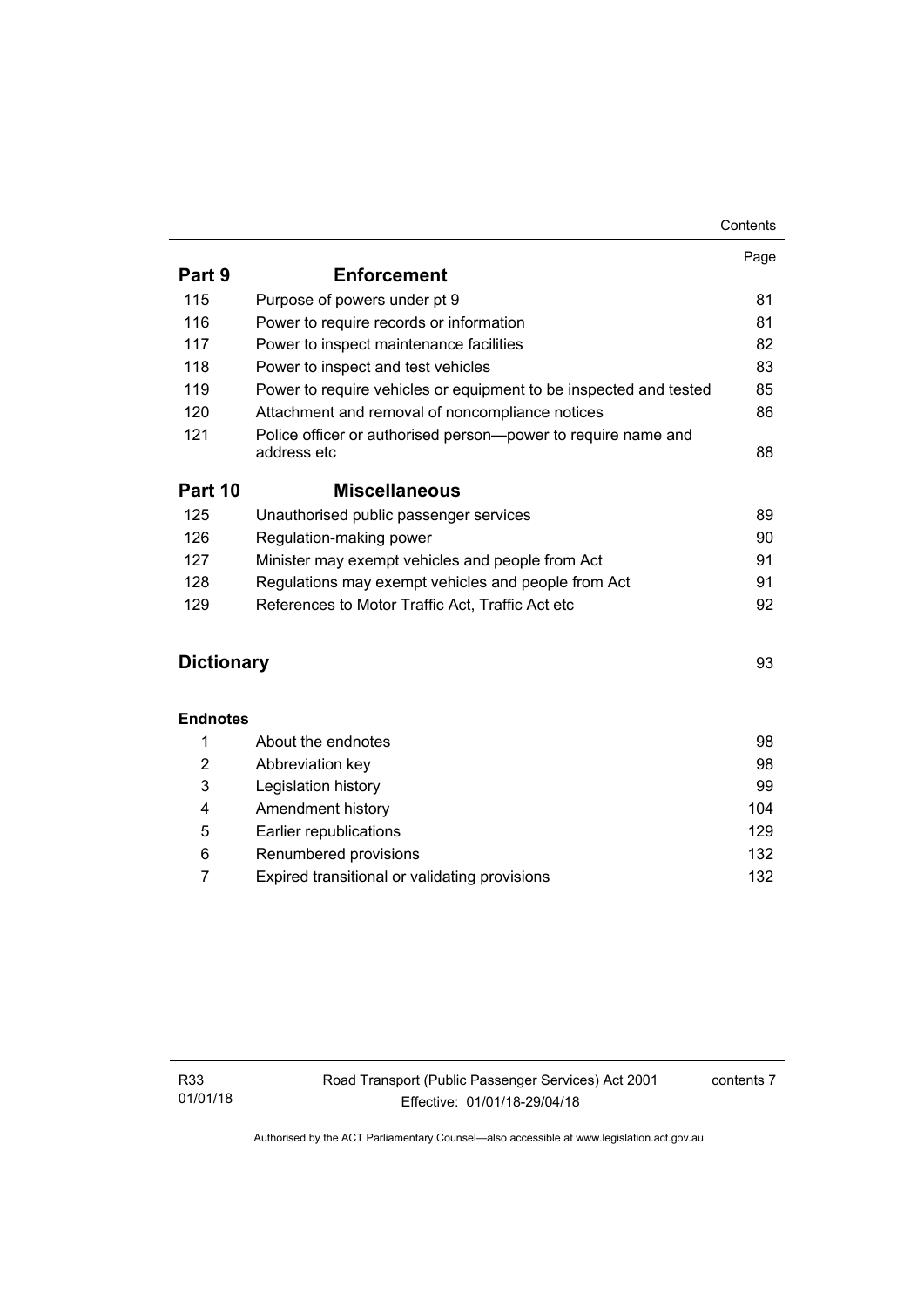| | | Page |
|---|---|---|
| **Part 9** | **Enforcement** | |
| 115 | Purpose of powers under pt 9 | 81 |
| 116 | Power to require records or information | 81 |
| 117 | Power to inspect maintenance facilities | 82 |
| 118 | Power to inspect and test vehicles | 83 |
| 119 | Power to require vehicles or equipment to be inspected and tested | 85 |
| 120 | Attachment and removal of noncompliance notices | 86 |
| 121 | Police officer or authorised person—power to require name and address etc | 88 |
| **Part 10** | **Miscellaneous** | |
| 125 | Unauthorised public passenger services | 89 |
| 126 | Regulation-making power | 90 |
| 127 | Minister may exempt vehicles and people from Act | 91 |
| 128 | Regulations may exempt vehicles and people from Act | 91 |
| 129 | References to Motor Traffic Act, Traffic Act etc | 92 |
| **Dictionary** | | 93 |
| **Endnotes** | | |
| 1 | About the endnotes | 98 |
| 2 | Abbreviation key | 98 |
| 3 | Legislation history | 99 |
| 4 | Amendment history | 104 |
| 5 | Earlier republications | 129 |
| 6 | Renumbered provisions | 132 |
| 7 | Expired transitional or validating provisions | 132 |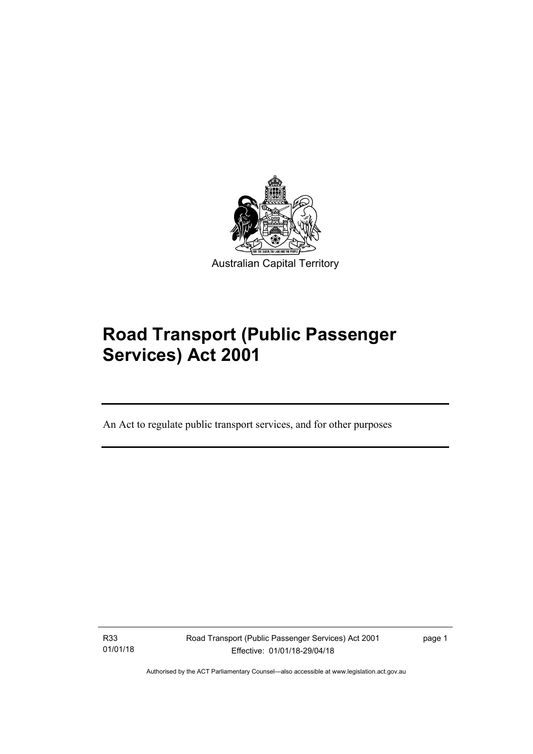Australian Capital Territory

# Road Transport (Public Passenger Services) Act 2001

An Act to regulate public transport services, and for other purposes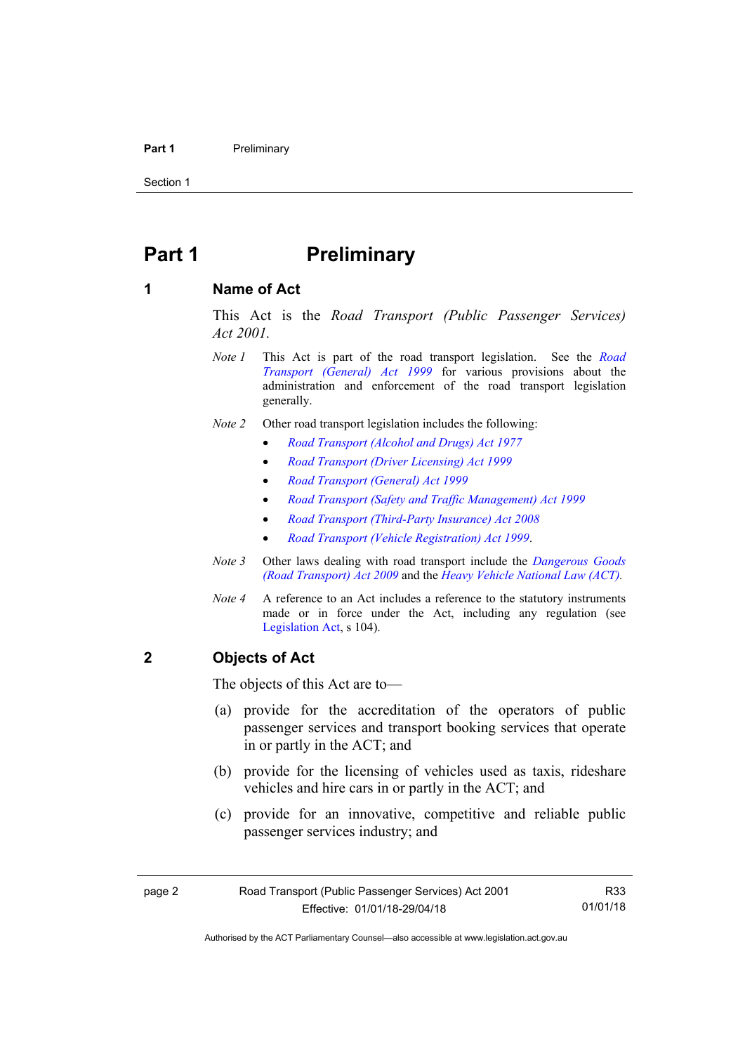# Part 1 Preliminary

## 1 Name of Act

This Act is the *Road Transport (Public Passenger Services) Act 2001*.

*Note 1* This Act is part of the road transport legislation. See the *Road Transport (General) Act 1999* for various provisions about the administration and enforcement of the road transport legislation generally.

*Note 2* Other road transport legislation includes the following:

- *Road Transport (Alcohol and Drugs) Act 1977*
- *Road Transport (Driver Licensing) Act 1999*
- *Road Transport (General) Act 1999*
- *Road Transport (Safety and Traffic Management) Act 1999*
- *Road Transport (Third-Party Insurance) Act 2008*
- *Road Transport (Vehicle Registration) Act 1999*.

*Note 3* Other laws dealing with road transport include the *Dangerous Goods (Road Transport) Act 2009* and the *Heavy Vehicle National Law (ACT)*.

*Note 4* A reference to an Act includes a reference to the statutory instruments made or in force under the Act, including any regulation (see Legislation Act, s 104).

## 2 Objects of Act

The objects of this Act are to—

(a) provide for the accreditation of the operators of public passenger services and transport booking services that operate in or partly in the ACT; and

(b) provide for the licensing of vehicles used as taxis, rideshare vehicles and hire cars in or partly in the ACT; and

(c) provide for an innovative, competitive and reliable public passenger services industry; and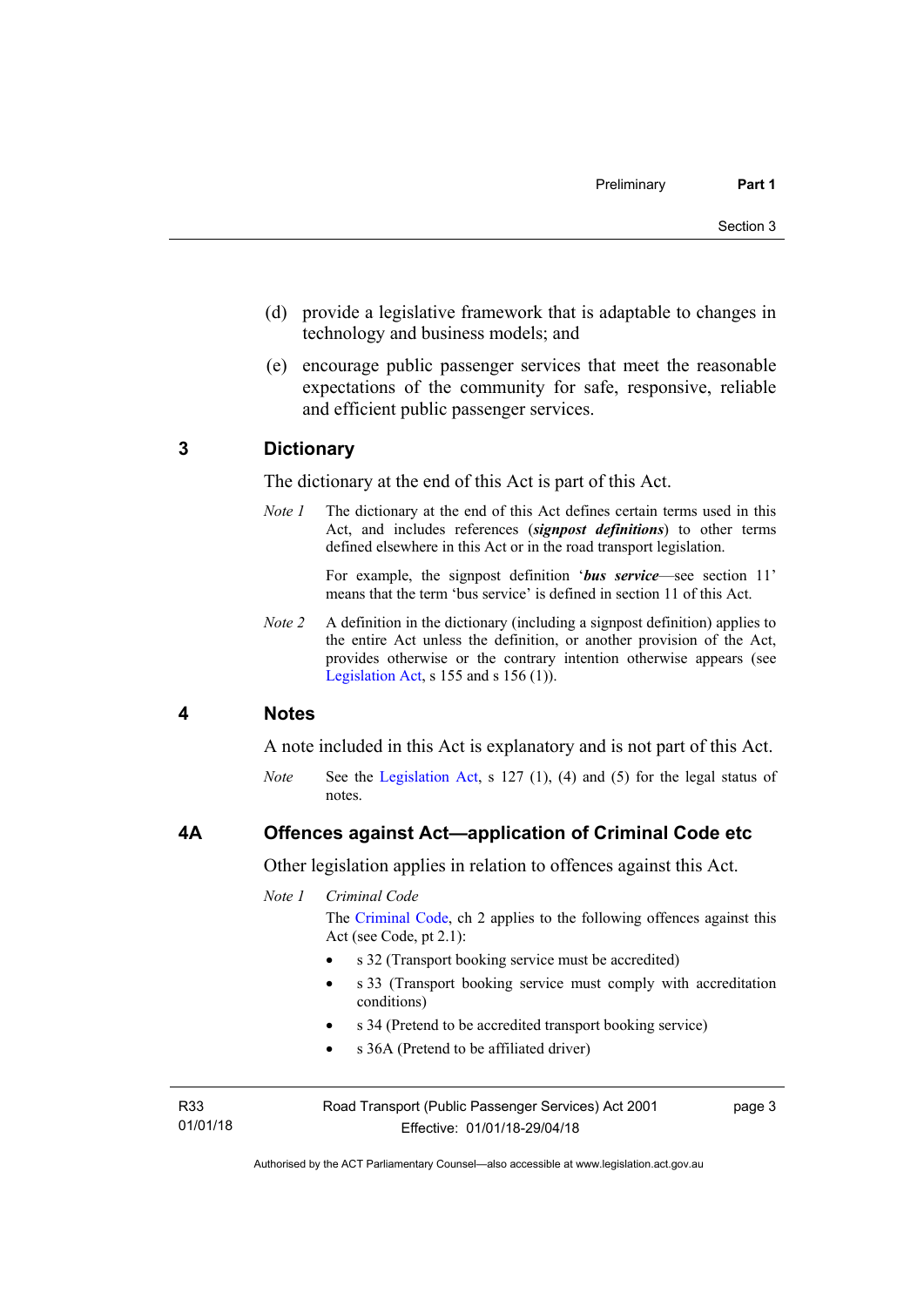(d) provide a legislative framework that is adaptable to changes in technology and business models; and

(e) encourage public passenger services that meet the reasonable expectations of the community for safe, responsive, reliable and efficient public passenger services.

## 3 Dictionary

The dictionary at the end of this Act is part of this Act.

*Note 1* The dictionary at the end of this Act defines certain terms used in this Act, and includes references (***signpost definitions***) to other terms defined elsewhere in this Act or in the road transport legislation.

For example, the signpost definition '***bus service***—see section 11' means that the term 'bus service' is defined in section 11 of this Act.

*Note 2* A definition in the dictionary (including a signpost definition) applies to the entire Act unless the definition, or another provision of the Act, provides otherwise or the contrary intention otherwise appears (see Legislation Act, s 155 and s 156 (1)).

## 4 Notes

A note included in this Act is explanatory and is not part of this Act.

*Note* See the Legislation Act, s 127 (1), (4) and (5) for the legal status of notes.

## 4A Offences against Act—application of Criminal Code etc

Other legislation applies in relation to offences against this Act.

*Note 1* *Criminal Code*

The Criminal Code, ch 2 applies to the following offences against this Act (see Code, pt 2.1):

- s 32 (Transport booking service must be accredited)
- s 33 (Transport booking service must comply with accreditation conditions)
- s 34 (Pretend to be accredited transport booking service)
- s 36A (Pretend to be affiliated driver)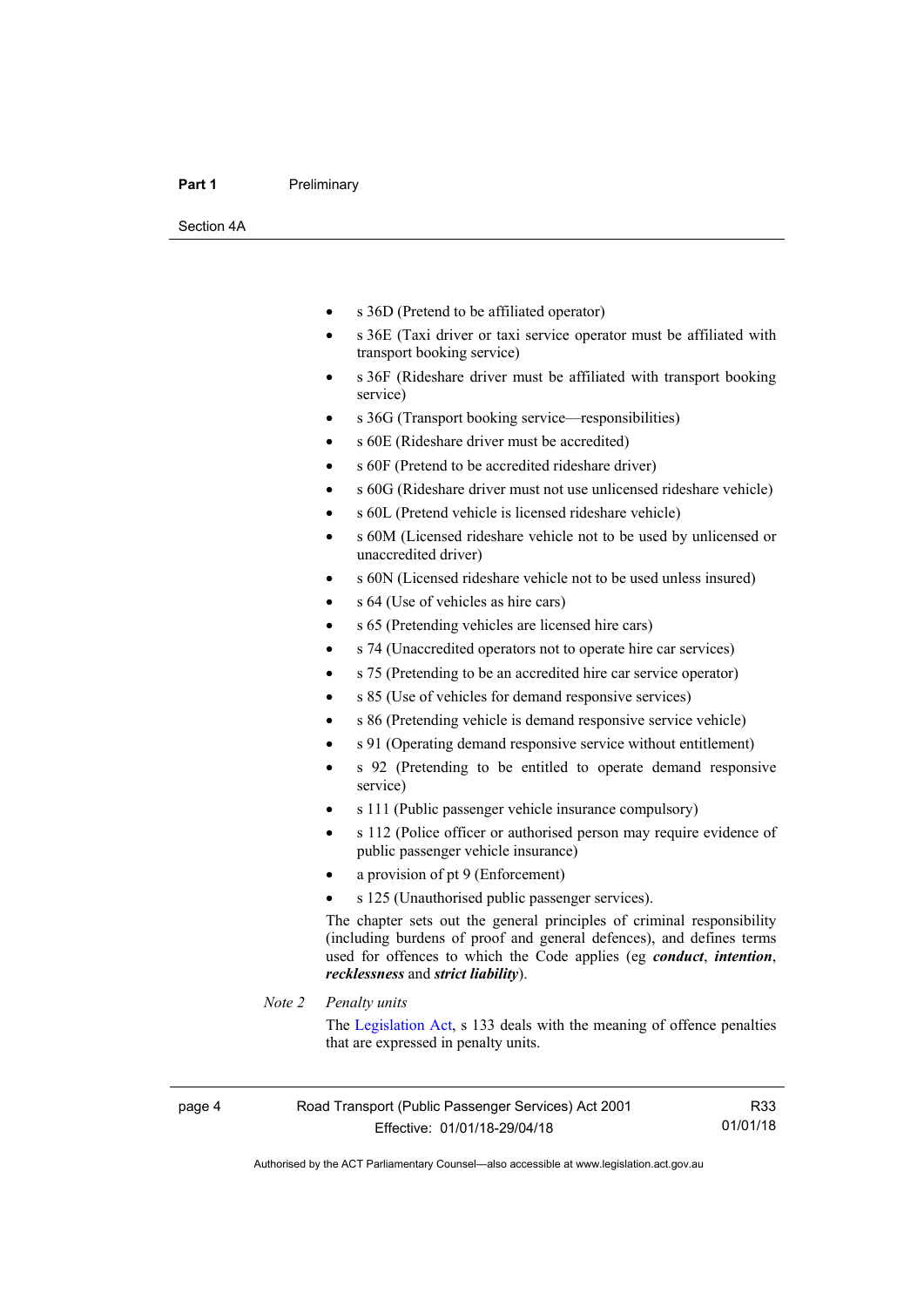- s 36D (Pretend to be affiliated operator)
- s 36E (Taxi driver or taxi service operator must be affiliated with transport booking service)
- s 36F (Rideshare driver must be affiliated with transport booking service)
- s 36G (Transport booking service—responsibilities)
- s 60E (Rideshare driver must be accredited)
- s 60F (Pretend to be accredited rideshare driver)
- s 60G (Rideshare driver must not use unlicensed rideshare vehicle)
- s 60L (Pretend vehicle is licensed rideshare vehicle)
- s 60M (Licensed rideshare vehicle not to be used by unlicensed or unaccredited driver)
- s 60N (Licensed rideshare vehicle not to be used unless insured)
- s 64 (Use of vehicles as hire cars)
- s 65 (Pretending vehicles are licensed hire cars)
- s 74 (Unaccredited operators not to operate hire car services)
- s 75 (Pretending to be an accredited hire car service operator)
- s 85 (Use of vehicles for demand responsive services)
- s 86 (Pretending vehicle is demand responsive service vehicle)
- s 91 (Operating demand responsive service without entitlement)
- s 92 (Pretending to be entitled to operate demand responsive service)
- s 111 (Public passenger vehicle insurance compulsory)
- s 112 (Police officer or authorised person may require evidence of public passenger vehicle insurance)
- a provision of pt 9 (Enforcement)
- s 125 (Unauthorised public passenger services).

The chapter sets out the general principles of criminal responsibility (including burdens of proof and general defences), and defines terms used for offences to which the Code applies (eg ***conduct***, ***intention***, ***recklessness*** and ***strict liability***).

*Note 2* *Penalty units*

The Legislation Act, s 133 deals with the meaning of offence penalties that are expressed in penalty units.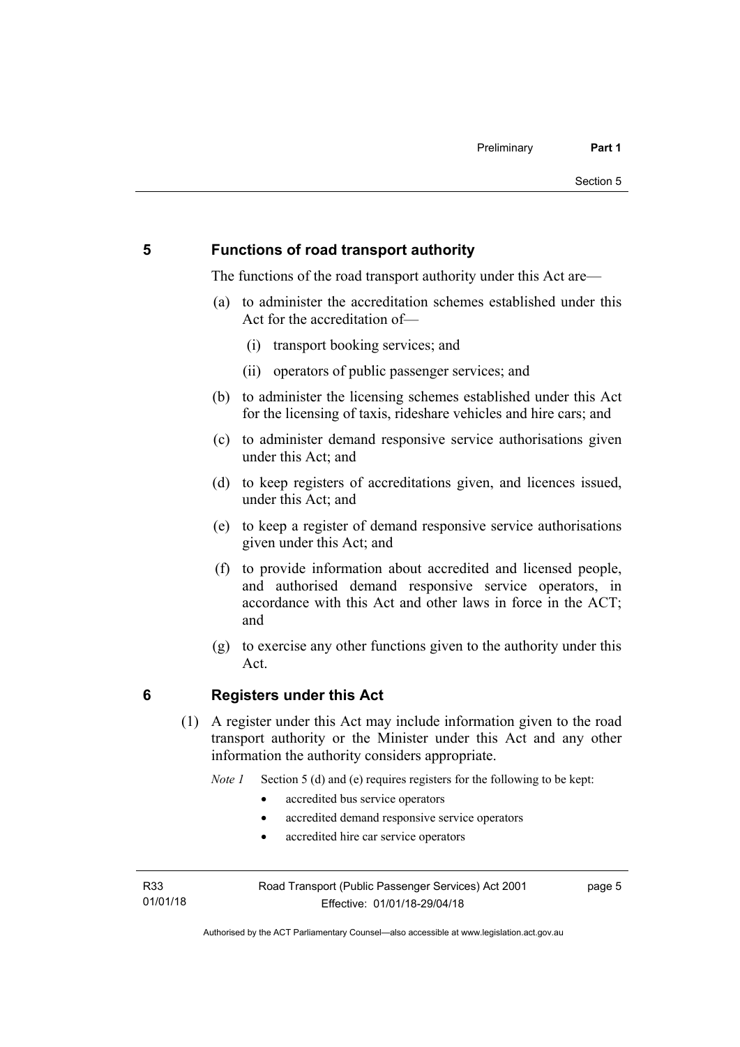## 5 Functions of road transport authority

The functions of the road transport authority under this Act are—

(a) to administer the accreditation schemes established under this Act for the accreditation of—

  (i) transport booking services; and

  (ii) operators of public passenger services; and

(b) to administer the licensing schemes established under this Act for the licensing of taxis, rideshare vehicles and hire cars; and

(c) to administer demand responsive service authorisations given under this Act; and

(d) to keep registers of accreditations given, and licences issued, under this Act; and

(e) to keep a register of demand responsive service authorisations given under this Act; and

(f) to provide information about accredited and licensed people, and authorised demand responsive service operators, in accordance with this Act and other laws in force in the ACT; and

(g) to exercise any other functions given to the authority under this Act.

## 6 Registers under this Act

(1) A register under this Act may include information given to the road transport authority or the Minister under this Act and any other information the authority considers appropriate.

*Note 1* Section 5 (d) and (e) requires registers for the following to be kept:

- accredited bus service operators
- accredited demand responsive service operators
- accredited hire car service operators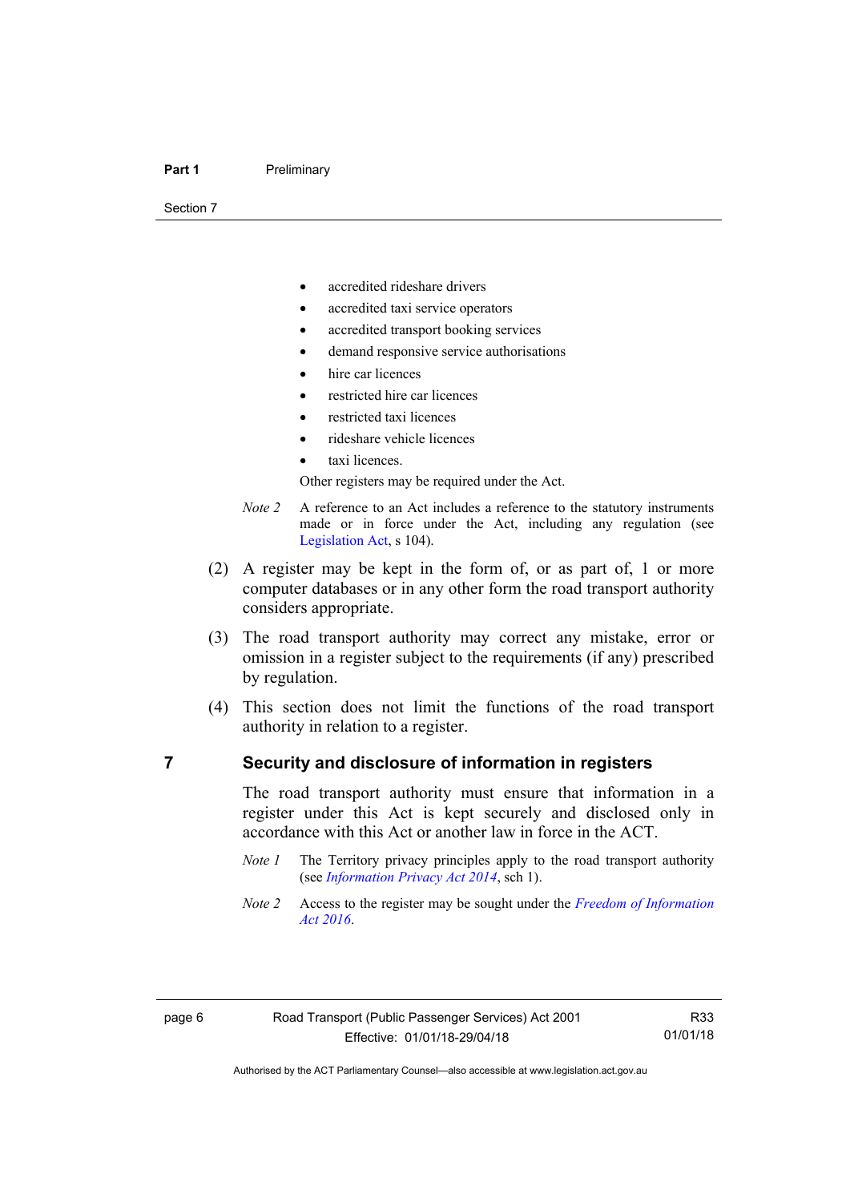- accredited rideshare drivers
- accredited taxi service operators
- accredited transport booking services
- demand responsive service authorisations
- hire car licences
- restricted hire car licences
- restricted taxi licences
- rideshare vehicle licences
- taxi licences.

Other registers may be required under the Act.

*Note 2* A reference to an Act includes a reference to the statutory instruments made or in force under the Act, including any regulation (see Legislation Act, s 104).

(2) A register may be kept in the form of, or as part of, 1 or more computer databases or in any other form the road transport authority considers appropriate.

(3) The road transport authority may correct any mistake, error or omission in a register subject to the requirements (if any) prescribed by regulation.

(4) This section does not limit the functions of the road transport authority in relation to a register.

## 7 Security and disclosure of information in registers

The road transport authority must ensure that information in a register under this Act is kept securely and disclosed only in accordance with this Act or another law in force in the ACT.

*Note 1* The Territory privacy principles apply to the road transport authority (see *Information Privacy Act 2014*, sch 1).

*Note 2* Access to the register may be sought under the *Freedom of Information Act 2016*.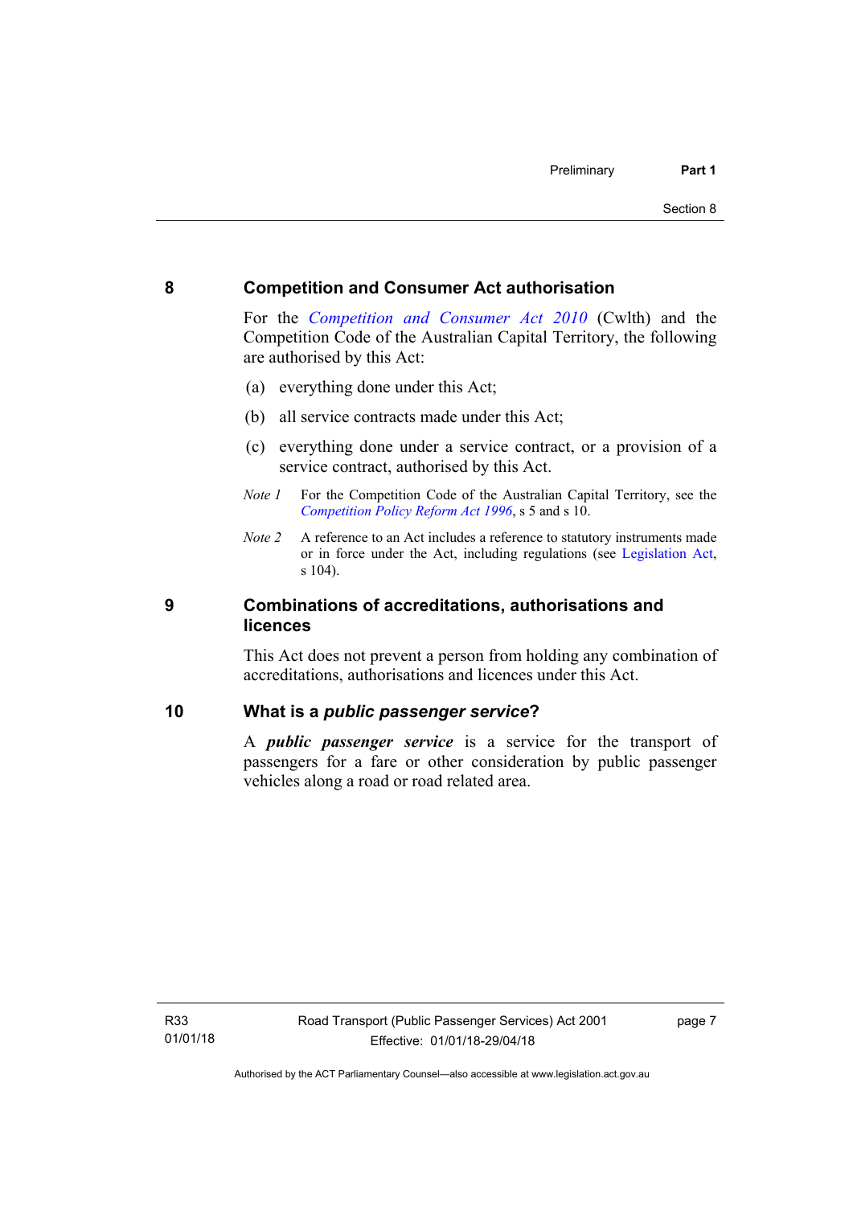## 8 Competition and Consumer Act authorisation

For the *Competition and Consumer Act 2010* (Cwlth) and the Competition Code of the Australian Capital Territory, the following are authorised by this Act:

(a) everything done under this Act;

(b) all service contracts made under this Act;

(c) everything done under a service contract, or a provision of a service contract, authorised by this Act.

*Note 1* For the Competition Code of the Australian Capital Territory, see the *Competition Policy Reform Act 1996*, s 5 and s 10.

*Note 2* A reference to an Act includes a reference to statutory instruments made or in force under the Act, including regulations (see Legislation Act, s 104).

## 9 Combinations of accreditations, authorisations and licences

This Act does not prevent a person from holding any combination of accreditations, authorisations and licences under this Act.

## 10 What is a *public passenger service*?

A ***public passenger service*** is a service for the transport of passengers for a fare or other consideration by public passenger vehicles along a road or road related area.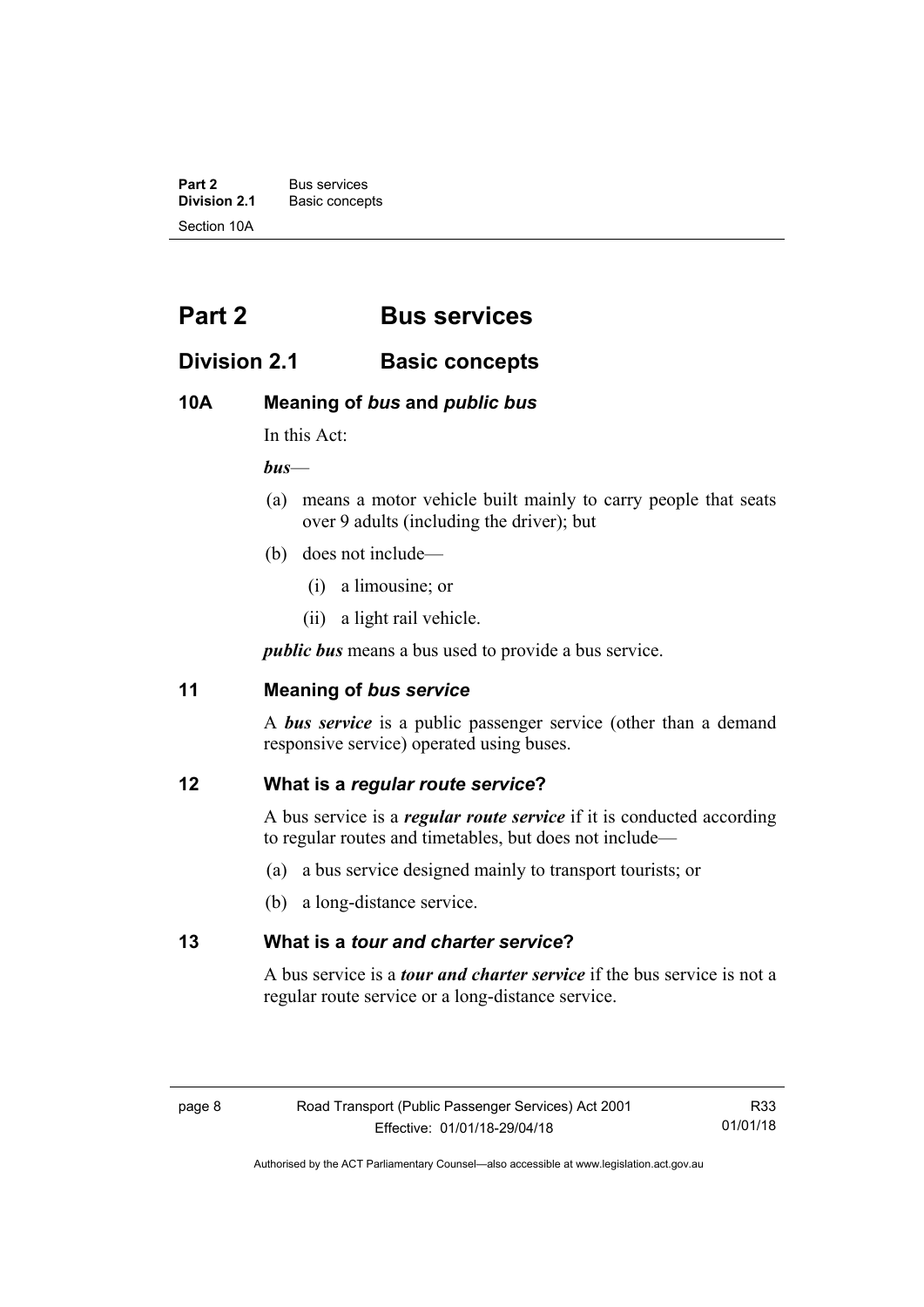# Part 2 Bus services

## Division 2.1 Basic concepts

### 10A Meaning of *bus* and *public bus*

In this Act:

***bus***—

(a) means a motor vehicle built mainly to carry people that seats over 9 adults (including the driver); but

(b) does not include—

(i) a limousine; or

(ii) a light rail vehicle.

***public bus*** means a bus used to provide a bus service.

### 11 Meaning of *bus service*

A ***bus service*** is a public passenger service (other than a demand responsive service) operated using buses.

### 12 What is a *regular route service*?

A bus service is a ***regular route service*** if it is conducted according to regular routes and timetables, but does not include—

(a) a bus service designed mainly to transport tourists; or

(b) a long-distance service.

### 13 What is a *tour and charter service*?

A bus service is a ***tour and charter service*** if the bus service is not a regular route service or a long-distance service.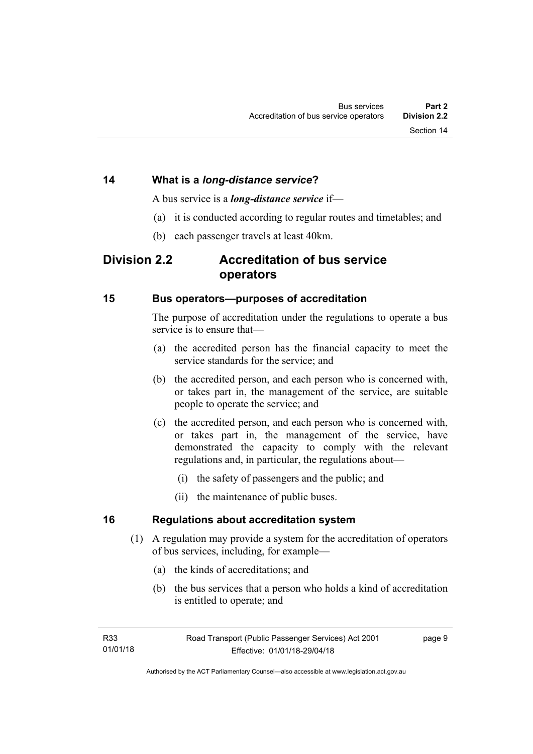## 14 What is a ***long-distance service***?

A bus service is a ***long-distance service*** if—

(a) it is conducted according to regular routes and timetables; and

(b) each passenger travels at least 40km.

# Division 2.2 Accreditation of bus service operators

## 15 Bus operators—purposes of accreditation

The purpose of accreditation under the regulations to operate a bus service is to ensure that—

(a) the accredited person has the financial capacity to meet the service standards for the service; and

(b) the accredited person, and each person who is concerned with, or takes part in, the management of the service, are suitable people to operate the service; and

(c) the accredited person, and each person who is concerned with, or takes part in, the management of the service, have demonstrated the capacity to comply with the relevant regulations and, in particular, the regulations about—

(i) the safety of passengers and the public; and

(ii) the maintenance of public buses.

## 16 Regulations about accreditation system

(1) A regulation may provide a system for the accreditation of operators of bus services, including, for example—

(a) the kinds of accreditations; and

(b) the bus services that a person who holds a kind of accreditation is entitled to operate; and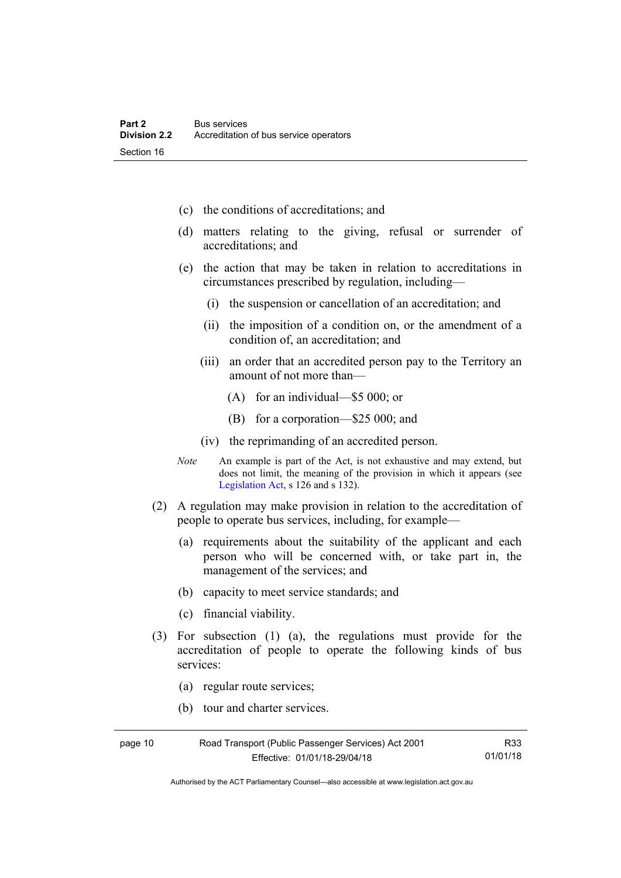(c) the conditions of accreditations; and

(d) matters relating to the giving, refusal or surrender of accreditations; and

(e) the action that may be taken in relation to accreditations in circumstances prescribed by regulation, including—

(i) the suspension or cancellation of an accreditation; and

(ii) the imposition of a condition on, or the amendment of a condition of, an accreditation; and

(iii) an order that an accredited person pay to the Territory an amount of not more than—

(A) for an individual—$5 000; or

(B) for a corporation—$25 000; and

(iv) the reprimanding of an accredited person.

*Note* An example is part of the Act, is not exhaustive and may extend, but does not limit, the meaning of the provision in which it appears (see Legislation Act, s 126 and s 132).

(2) A regulation may make provision in relation to the accreditation of people to operate bus services, including, for example—

(a) requirements about the suitability of the applicant and each person who will be concerned with, or take part in, the management of the services; and

(b) capacity to meet service standards; and

(c) financial viability.

(3) For subsection (1) (a), the regulations must provide for the accreditation of people to operate the following kinds of bus services:

(a) regular route services;

(b) tour and charter services.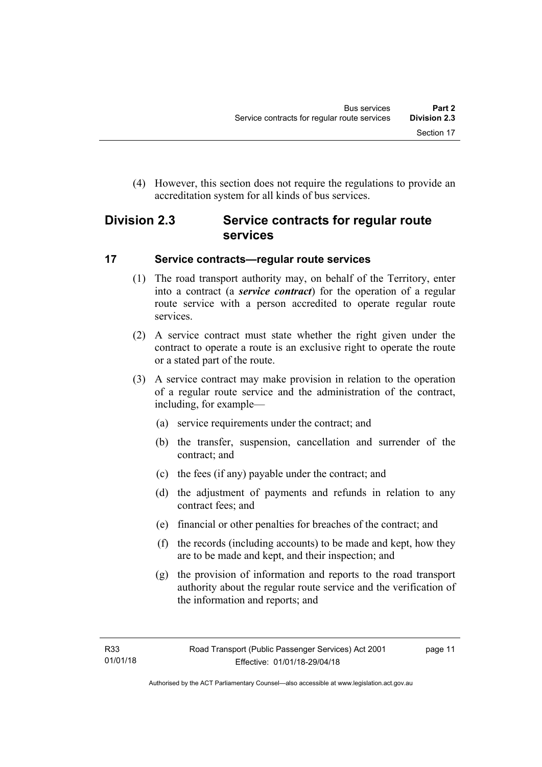(4) However, this section does not require the regulations to provide an accreditation system for all kinds of bus services.

## Division 2.3 Service contracts for regular route services

### 17 Service contracts—regular route services

(1) The road transport authority may, on behalf of the Territory, enter into a contract (a ***service contract***) for the operation of a regular route service with a person accredited to operate regular route services.

(2) A service contract must state whether the right given under the contract to operate a route is an exclusive right to operate the route or a stated part of the route.

(3) A service contract may make provision in relation to the operation of a regular route service and the administration of the contract, including, for example—

(a) service requirements under the contract; and

(b) the transfer, suspension, cancellation and surrender of the contract; and

(c) the fees (if any) payable under the contract; and

(d) the adjustment of payments and refunds in relation to any contract fees; and

(e) financial or other penalties for breaches of the contract; and

(f) the records (including accounts) to be made and kept, how they are to be made and kept, and their inspection; and

(g) the provision of information and reports to the road transport authority about the regular route service and the verification of the information and reports; and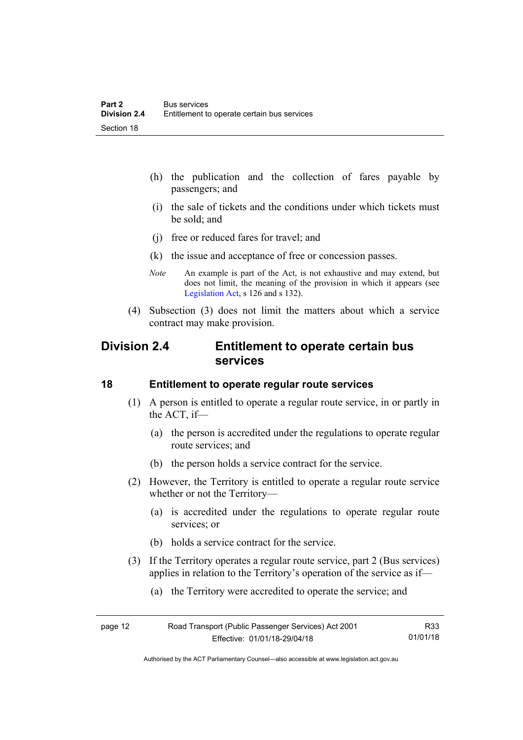(h) the publication and the collection of fares payable by passengers; and

(i) the sale of tickets and the conditions under which tickets must be sold; and

(j) free or reduced fares for travel; and

(k) the issue and acceptance of free or concession passes.

*Note* An example is part of the Act, is not exhaustive and may extend, but does not limit, the meaning of the provision in which it appears (see Legislation Act, s 126 and s 132).

(4) Subsection (3) does not limit the matters about which a service contract may make provision.

## Division 2.4 Entitlement to operate certain bus services

### 18 Entitlement to operate regular route services

(1) A person is entitled to operate a regular route service, in or partly in the ACT, if—

(a) the person is accredited under the regulations to operate regular route services; and

(b) the person holds a service contract for the service.

(2) However, the Territory is entitled to operate a regular route service whether or not the Territory—

(a) is accredited under the regulations to operate regular route services; or

(b) holds a service contract for the service.

(3) If the Territory operates a regular route service, part 2 (Bus services) applies in relation to the Territory's operation of the service as if—

(a) the Territory were accredited to operate the service; and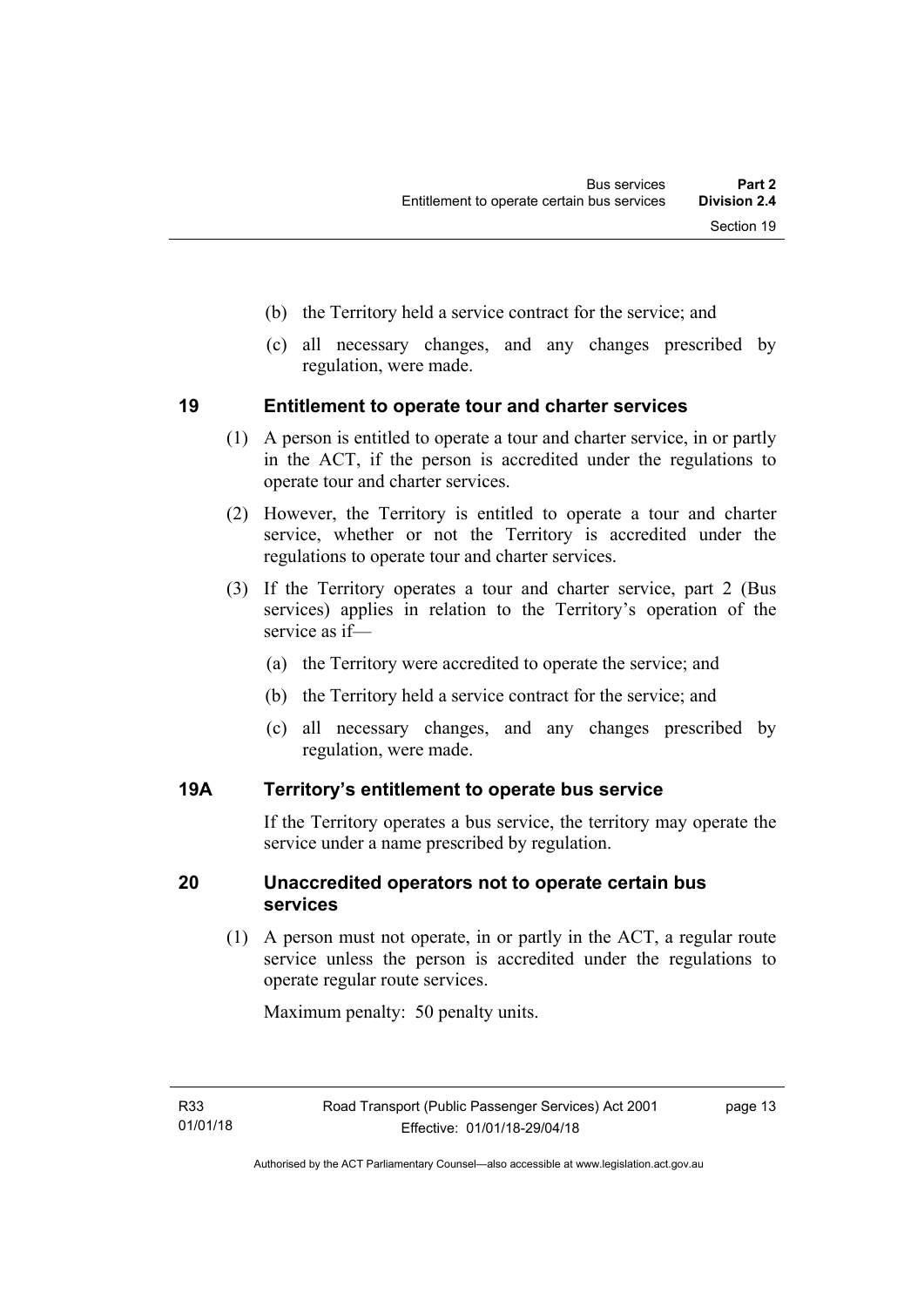(b) the Territory held a service contract for the service; and

(c) all necessary changes, and any changes prescribed by regulation, were made.

## 19 Entitlement to operate tour and charter services

(1) A person is entitled to operate a tour and charter service, in or partly in the ACT, if the person is accredited under the regulations to operate tour and charter services.

(2) However, the Territory is entitled to operate a tour and charter service, whether or not the Territory is accredited under the regulations to operate tour and charter services.

(3) If the Territory operates a tour and charter service, part 2 (Bus services) applies in relation to the Territory's operation of the service as if—

(a) the Territory were accredited to operate the service; and

(b) the Territory held a service contract for the service; and

(c) all necessary changes, and any changes prescribed by regulation, were made.

## 19A Territory's entitlement to operate bus service

If the Territory operates a bus service, the territory may operate the service under a name prescribed by regulation.

## 20 Unaccredited operators not to operate certain bus services

(1) A person must not operate, in or partly in the ACT, a regular route service unless the person is accredited under the regulations to operate regular route services.

Maximum penalty: 50 penalty units.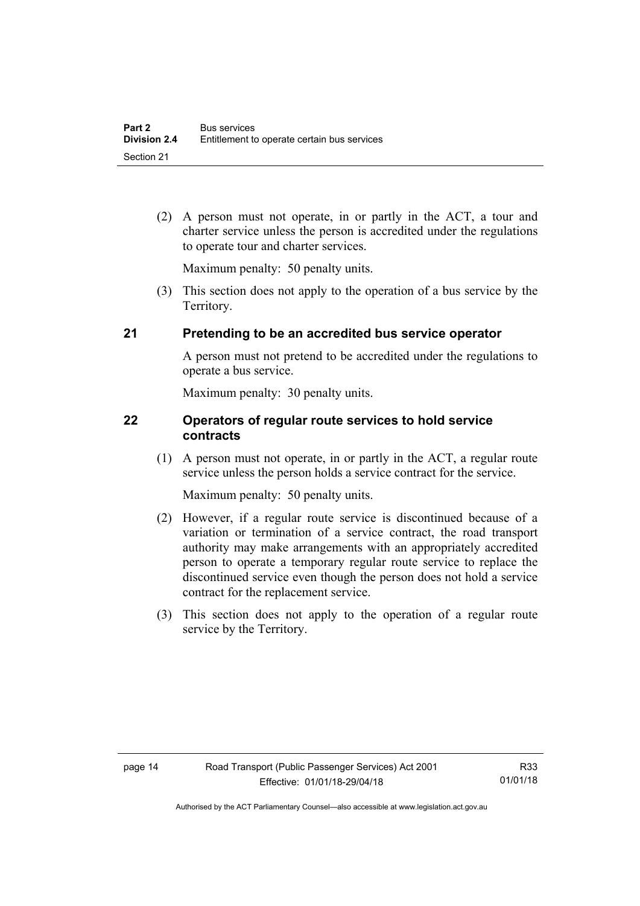(2) A person must not operate, in or partly in the ACT, a tour and charter service unless the person is accredited under the regulations to operate tour and charter services.

Maximum penalty: 50 penalty units.

(3) This section does not apply to the operation of a bus service by the Territory.

### 21 Pretending to be an accredited bus service operator

A person must not pretend to be accredited under the regulations to operate a bus service.

Maximum penalty: 30 penalty units.

### 22 Operators of regular route services to hold service contracts

(1) A person must not operate, in or partly in the ACT, a regular route service unless the person holds a service contract for the service.

Maximum penalty: 50 penalty units.

(2) However, if a regular route service is discontinued because of a variation or termination of a service contract, the road transport authority may make arrangements with an appropriately accredited person to operate a temporary regular route service to replace the discontinued service even though the person does not hold a service contract for the replacement service.

(3) This section does not apply to the operation of a regular route service by the Territory.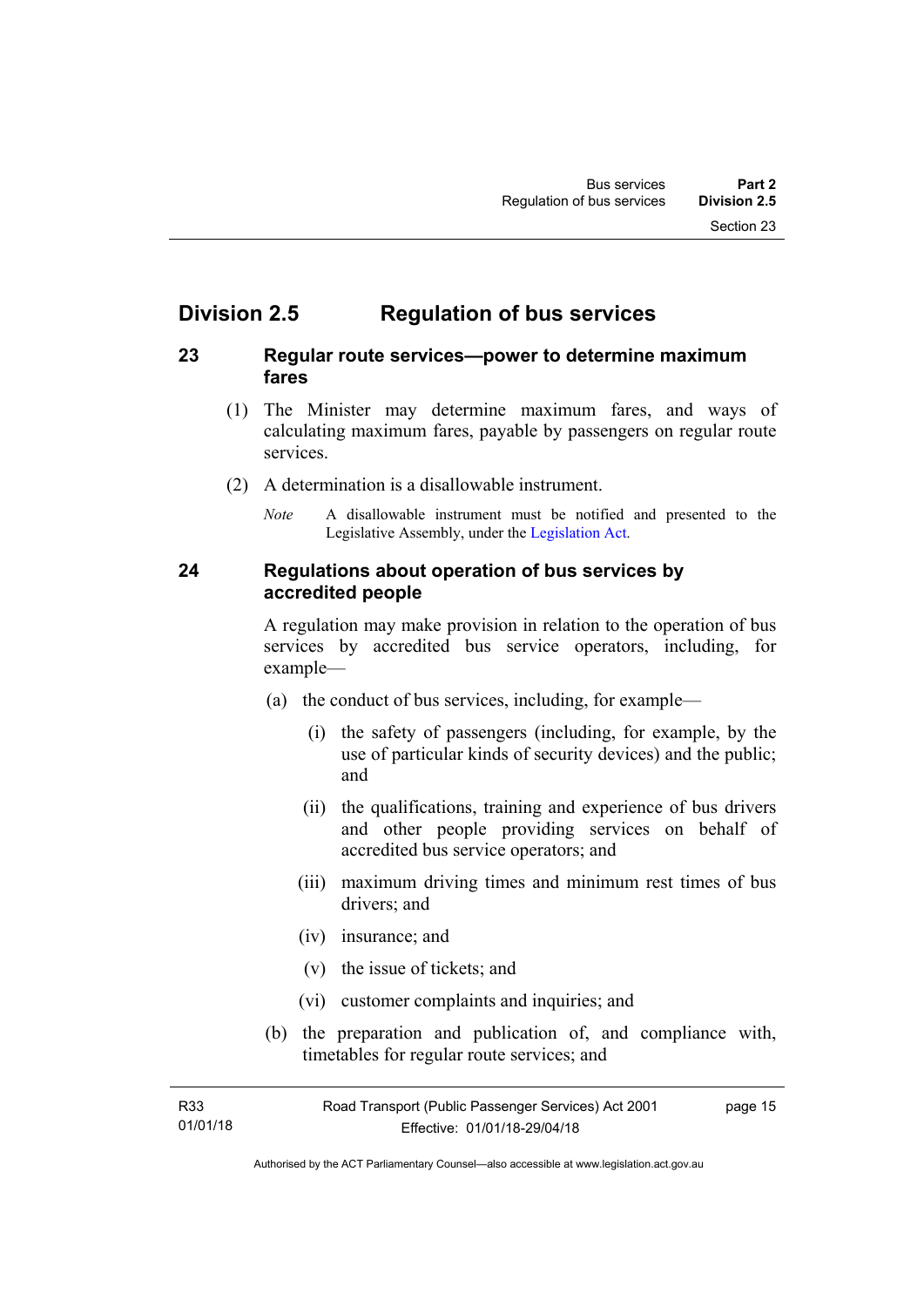## Division 2.5 Regulation of bus services

### 23 Regular route services—power to determine maximum fares

(1) The Minister may determine maximum fares, and ways of calculating maximum fares, payable by passengers on regular route services.

(2) A determination is a disallowable instrument.

*Note* A disallowable instrument must be notified and presented to the Legislative Assembly, under the Legislation Act.

### 24 Regulations about operation of bus services by accredited people

A regulation may make provision in relation to the operation of bus services by accredited bus service operators, including, for example—

(a) the conduct of bus services, including, for example—

(i) the safety of passengers (including, for example, by the use of particular kinds of security devices) and the public; and

(ii) the qualifications, training and experience of bus drivers and other people providing services on behalf of accredited bus service operators; and

(iii) maximum driving times and minimum rest times of bus drivers; and

(iv) insurance; and

(v) the issue of tickets; and

(vi) customer complaints and inquiries; and

(b) the preparation and publication of, and compliance with, timetables for regular route services; and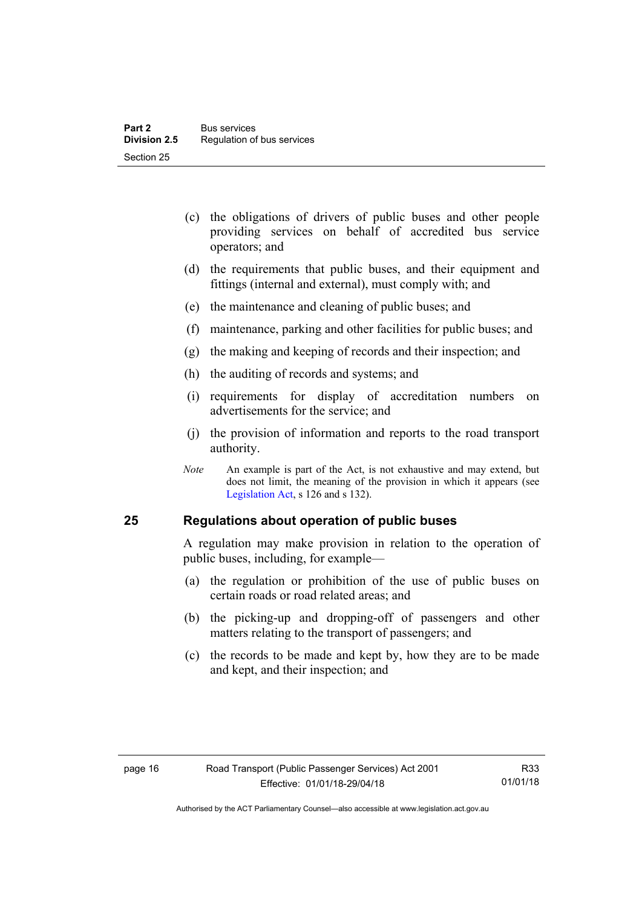(c) the obligations of drivers of public buses and other people providing services on behalf of accredited bus service operators; and

(d) the requirements that public buses, and their equipment and fittings (internal and external), must comply with; and

(e) the maintenance and cleaning of public buses; and

(f) maintenance, parking and other facilities for public buses; and

(g) the making and keeping of records and their inspection; and

(h) the auditing of records and systems; and

(i) requirements for display of accreditation numbers on advertisements for the service; and

(j) the provision of information and reports to the road transport authority.

*Note* An example is part of the Act, is not exhaustive and may extend, but does not limit, the meaning of the provision in which it appears (see Legislation Act, s 126 and s 132).

## 25 Regulations about operation of public buses

A regulation may make provision in relation to the operation of public buses, including, for example—

(a) the regulation or prohibition of the use of public buses on certain roads or road related areas; and

(b) the picking-up and dropping-off of passengers and other matters relating to the transport of passengers; and

(c) the records to be made and kept by, how they are to be made and kept, and their inspection; and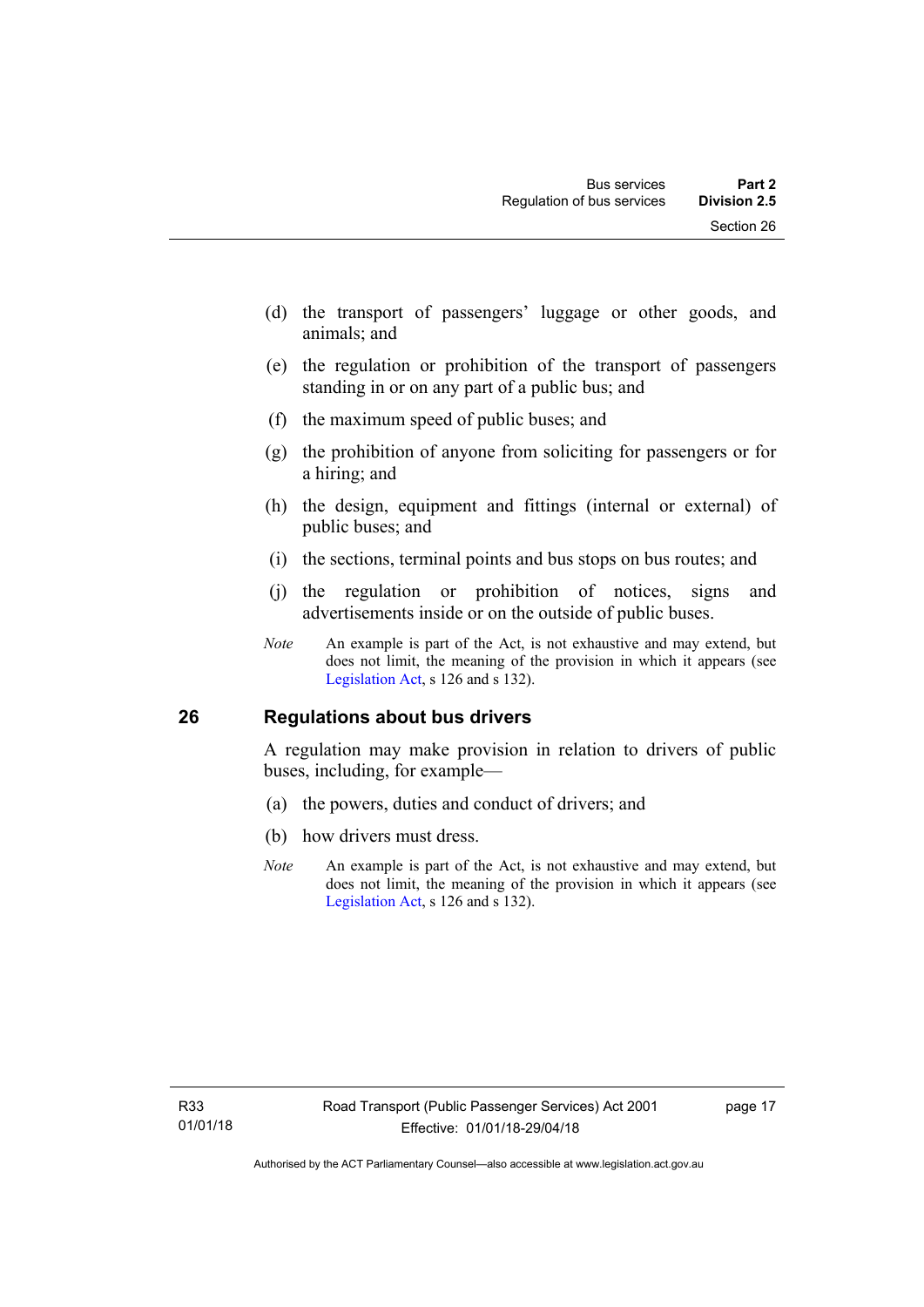(d) the transport of passengers' luggage or other goods, and animals; and

(e) the regulation or prohibition of the transport of passengers standing in or on any part of a public bus; and

(f) the maximum speed of public buses; and

(g) the prohibition of anyone from soliciting for passengers or for a hiring; and

(h) the design, equipment and fittings (internal or external) of public buses; and

(i) the sections, terminal points and bus stops on bus routes; and

(j) the regulation or prohibition of notices, signs and advertisements inside or on the outside of public buses.

*Note* An example is part of the Act, is not exhaustive and may extend, but does not limit, the meaning of the provision in which it appears (see Legislation Act, s 126 and s 132).

## 26 Regulations about bus drivers

A regulation may make provision in relation to drivers of public buses, including, for example—

(a) the powers, duties and conduct of drivers; and

(b) how drivers must dress.

*Note* An example is part of the Act, is not exhaustive and may extend, but does not limit, the meaning of the provision in which it appears (see Legislation Act, s 126 and s 132).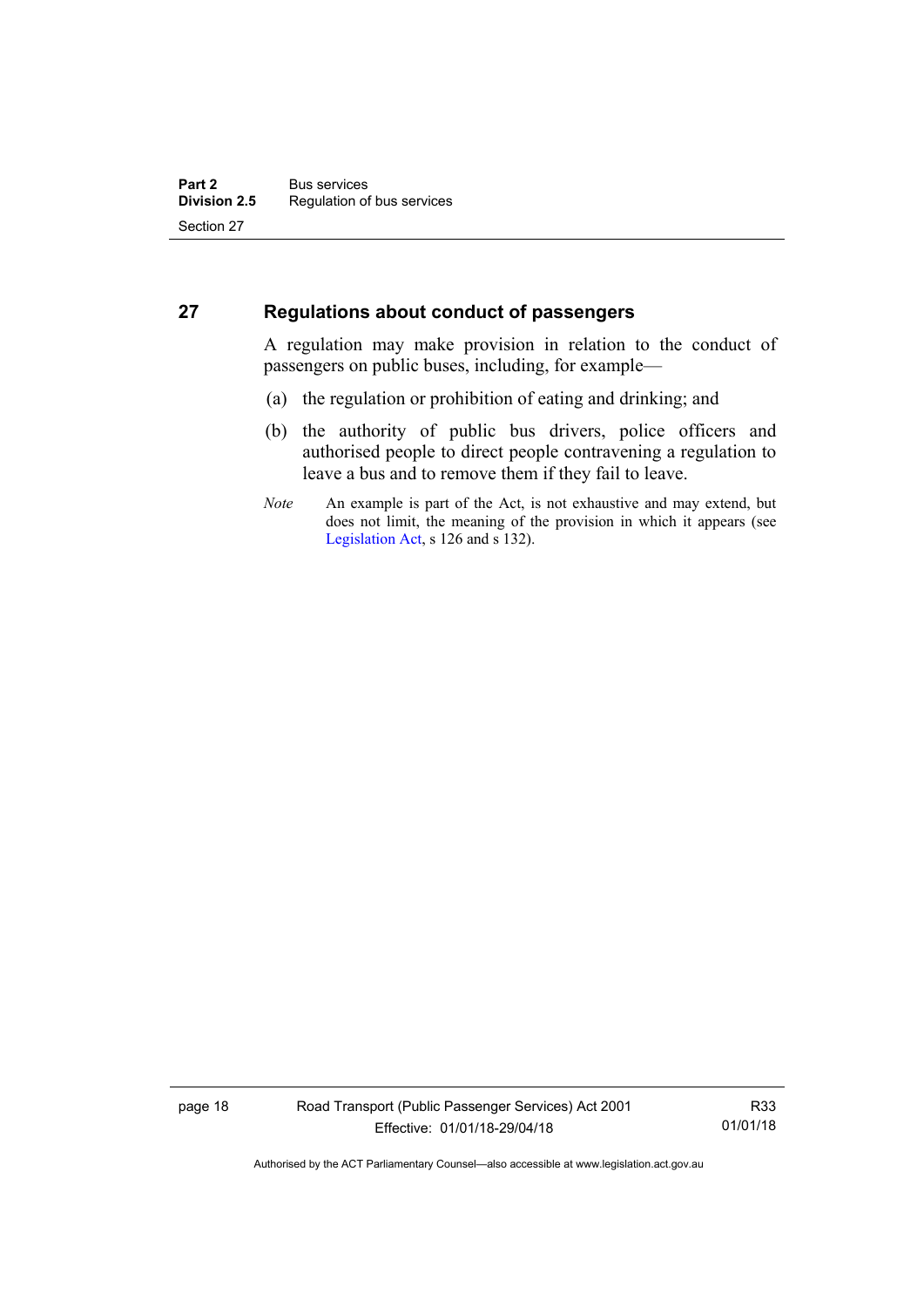## 27 Regulations about conduct of passengers

A regulation may make provision in relation to the conduct of passengers on public buses, including, for example—

(a) the regulation or prohibition of eating and drinking; and

(b) the authority of public bus drivers, police officers and authorised people to direct people contravening a regulation to leave a bus and to remove them if they fail to leave.

*Note* An example is part of the Act, is not exhaustive and may extend, but does not limit, the meaning of the provision in which it appears (see Legislation Act, s 126 and s 132).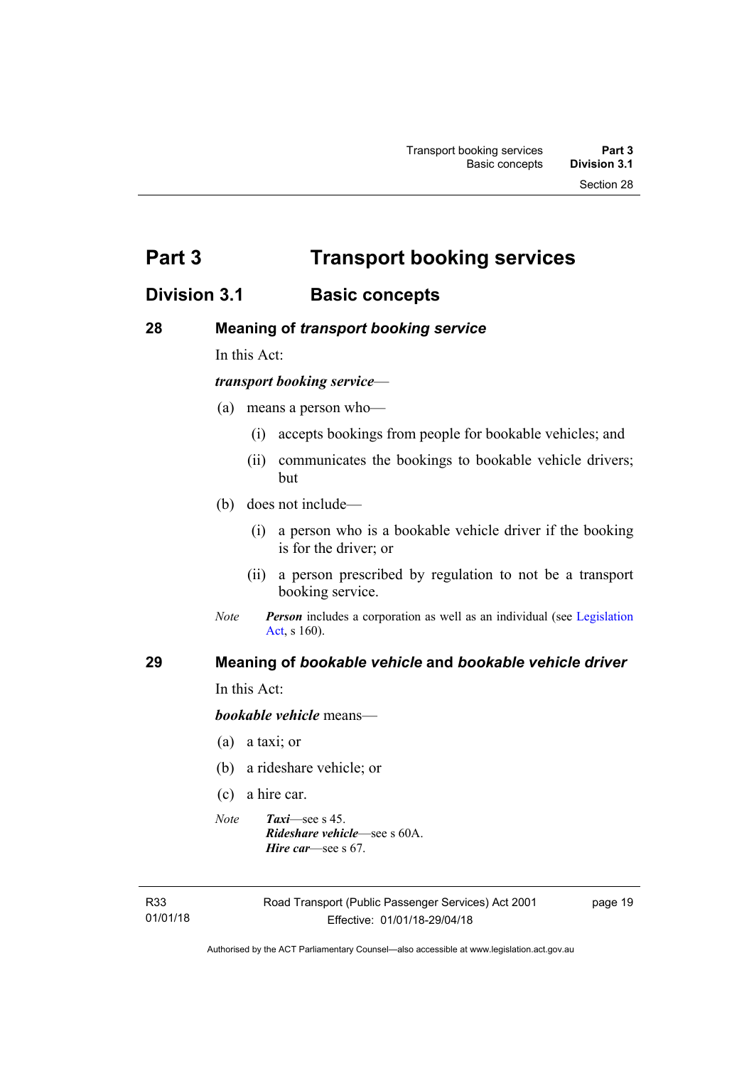# Part 3 Transport booking services

## Division 3.1 Basic concepts

### 28 Meaning of *transport booking service*

In this Act:

***transport booking service***—

(a) means a person who—

(i) accepts bookings from people for bookable vehicles; and

(ii) communicates the bookings to bookable vehicle drivers; but

(b) does not include—

(i) a person who is a bookable vehicle driver if the booking is for the driver; or

(ii) a person prescribed by regulation to not be a transport booking service.

*Note* ***Person*** includes a corporation as well as an individual (see Legislation Act, s 160).

### 29 Meaning of *bookable vehicle* and *bookable vehicle driver*

In this Act:

***bookable vehicle*** means—

(a) a taxi; or

(b) a rideshare vehicle; or

(c) a hire car.

*Note* ***Taxi***—see s 45.
***Rideshare vehicle***—see s 60A.
***Hire car***—see s 67.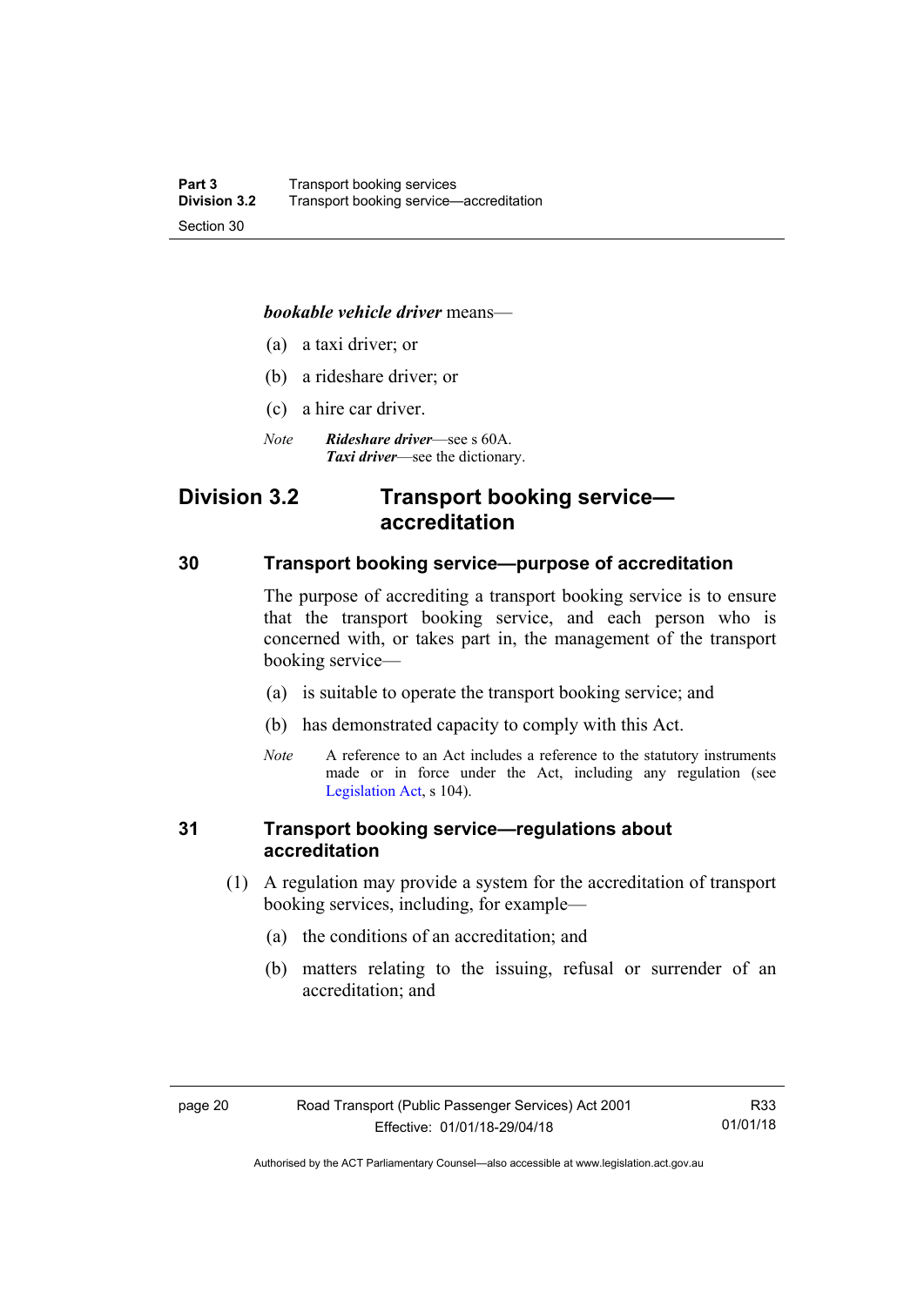***bookable vehicle driver*** means—

(a) a taxi driver; or

(b) a rideshare driver; or

(c) a hire car driver.

*Note* ***Rideshare driver***—see s 60A.
***Taxi driver***—see the dictionary.

## Division 3.2 Transport booking service—accreditation

### 30 Transport booking service—purpose of accreditation

The purpose of accrediting a transport booking service is to ensure that the transport booking service, and each person who is concerned with, or takes part in, the management of the transport booking service—

(a) is suitable to operate the transport booking service; and

(b) has demonstrated capacity to comply with this Act.

*Note* A reference to an Act includes a reference to the statutory instruments made or in force under the Act, including any regulation (see Legislation Act, s 104).

### 31 Transport booking service—regulations about accreditation

(1) A regulation may provide a system for the accreditation of transport booking services, including, for example—

(a) the conditions of an accreditation; and

(b) matters relating to the issuing, refusal or surrender of an accreditation; and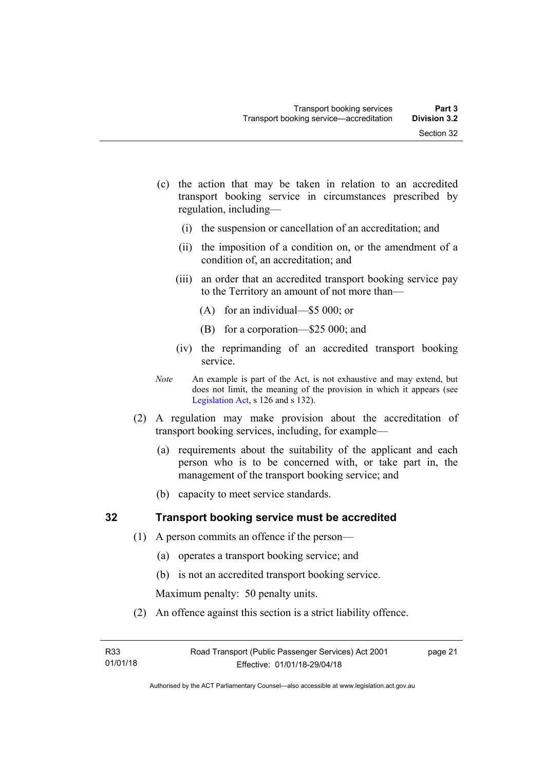(c) the action that may be taken in relation to an accredited transport booking service in circumstances prescribed by regulation, including—

   (i) the suspension or cancellation of an accreditation; and

   (ii) the imposition of a condition on, or the amendment of a condition of, an accreditation; and

   (iii) an order that an accredited transport booking service pay to the Territory an amount of not more than—

      (A) for an individual—$5 000; or

      (B) for a corporation—$25 000; and

   (iv) the reprimanding of an accredited transport booking service.

*Note* An example is part of the Act, is not exhaustive and may extend, but does not limit, the meaning of the provision in which it appears (see Legislation Act, s 126 and s 132).

(2) A regulation may make provision about the accreditation of transport booking services, including, for example—

   (a) requirements about the suitability of the applicant and each person who is to be concerned with, or take part in, the management of the transport booking service; and

   (b) capacity to meet service standards.

## 32 Transport booking service must be accredited

(1) A person commits an offence if the person—

   (a) operates a transport booking service; and

   (b) is not an accredited transport booking service.

Maximum penalty: 50 penalty units.

(2) An offence against this section is a strict liability offence.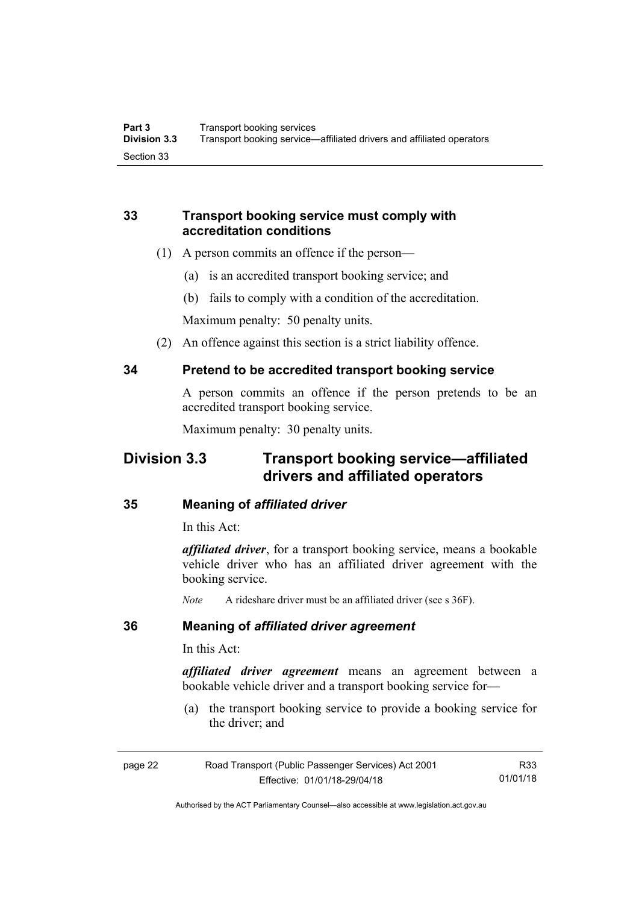### 33 Transport booking service must comply with accreditation conditions

(1) A person commits an offence if the person—

(a) is an accredited transport booking service; and

(b) fails to comply with a condition of the accreditation.

Maximum penalty: 50 penalty units.

(2) An offence against this section is a strict liability offence.

### 34 Pretend to be accredited transport booking service

A person commits an offence if the person pretends to be an accredited transport booking service.

Maximum penalty: 30 penalty units.

## Division 3.3 Transport booking service—affiliated drivers and affiliated operators

### 35 Meaning of *affiliated driver*

In this Act:

***affiliated driver***, for a transport booking service, means a bookable vehicle driver who has an affiliated driver agreement with the booking service.

*Note* A rideshare driver must be an affiliated driver (see s 36F).

### 36 Meaning of *affiliated driver agreement*

In this Act:

***affiliated driver agreement*** means an agreement between a bookable vehicle driver and a transport booking service for—

(a) the transport booking service to provide a booking service for the driver; and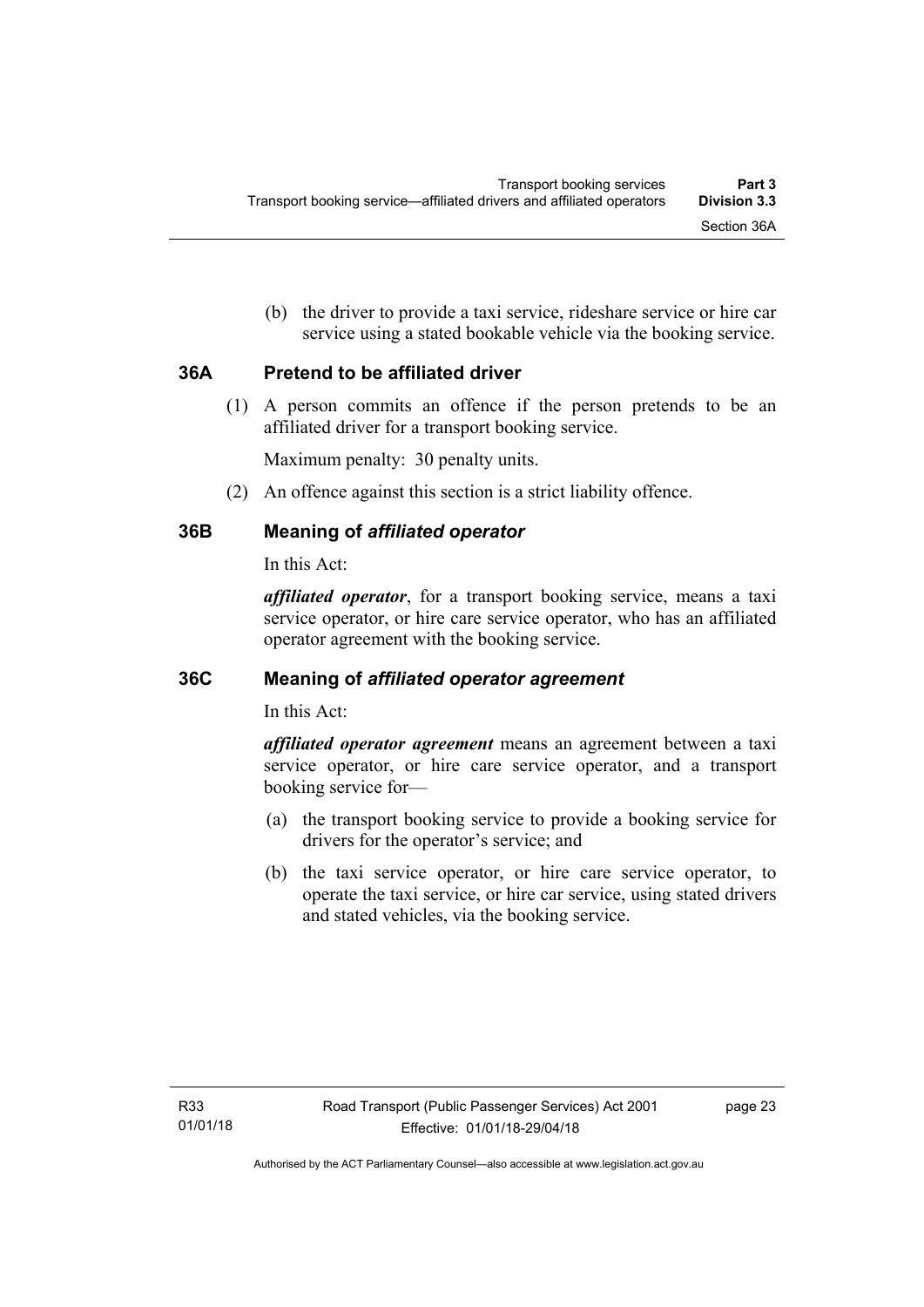(b) the driver to provide a taxi service, rideshare service or hire car service using a stated bookable vehicle via the booking service.

### 36A Pretend to be affiliated driver

(1) A person commits an offence if the person pretends to be an affiliated driver for a transport booking service.

Maximum penalty: 30 penalty units.

(2) An offence against this section is a strict liability offence.

### 36B Meaning of *affiliated operator*

In this Act:

***affiliated operator***, for a transport booking service, means a taxi service operator, or hire care service operator, who has an affiliated operator agreement with the booking service.

### 36C Meaning of *affiliated operator agreement*

In this Act:

***affiliated operator agreement*** means an agreement between a taxi service operator, or hire care service operator, and a transport booking service for—

(a) the transport booking service to provide a booking service for drivers for the operator's service; and

(b) the taxi service operator, or hire care service operator, to operate the taxi service, or hire car service, using stated drivers and stated vehicles, via the booking service.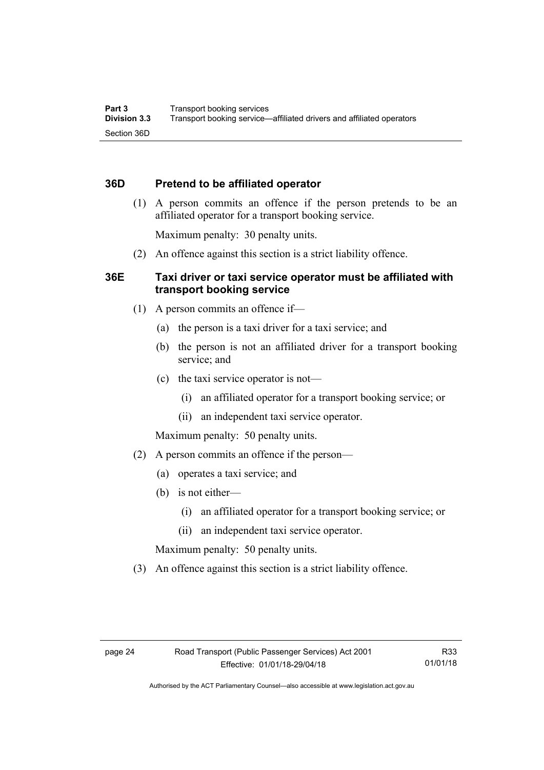### 36D Pretend to be affiliated operator

(1) A person commits an offence if the person pretends to be an affiliated operator for a transport booking service.

Maximum penalty: 30 penalty units.

(2) An offence against this section is a strict liability offence.

### 36E Taxi driver or taxi service operator must be affiliated with transport booking service

(1) A person commits an offence if—

(a) the person is a taxi driver for a taxi service; and

(b) the person is not an affiliated driver for a transport booking service; and

(c) the taxi service operator is not—

(i) an affiliated operator for a transport booking service; or

(ii) an independent taxi service operator.

Maximum penalty: 50 penalty units.

(2) A person commits an offence if the person—

(a) operates a taxi service; and

(b) is not either—

(i) an affiliated operator for a transport booking service; or

(ii) an independent taxi service operator.

Maximum penalty: 50 penalty units.

(3) An offence against this section is a strict liability offence.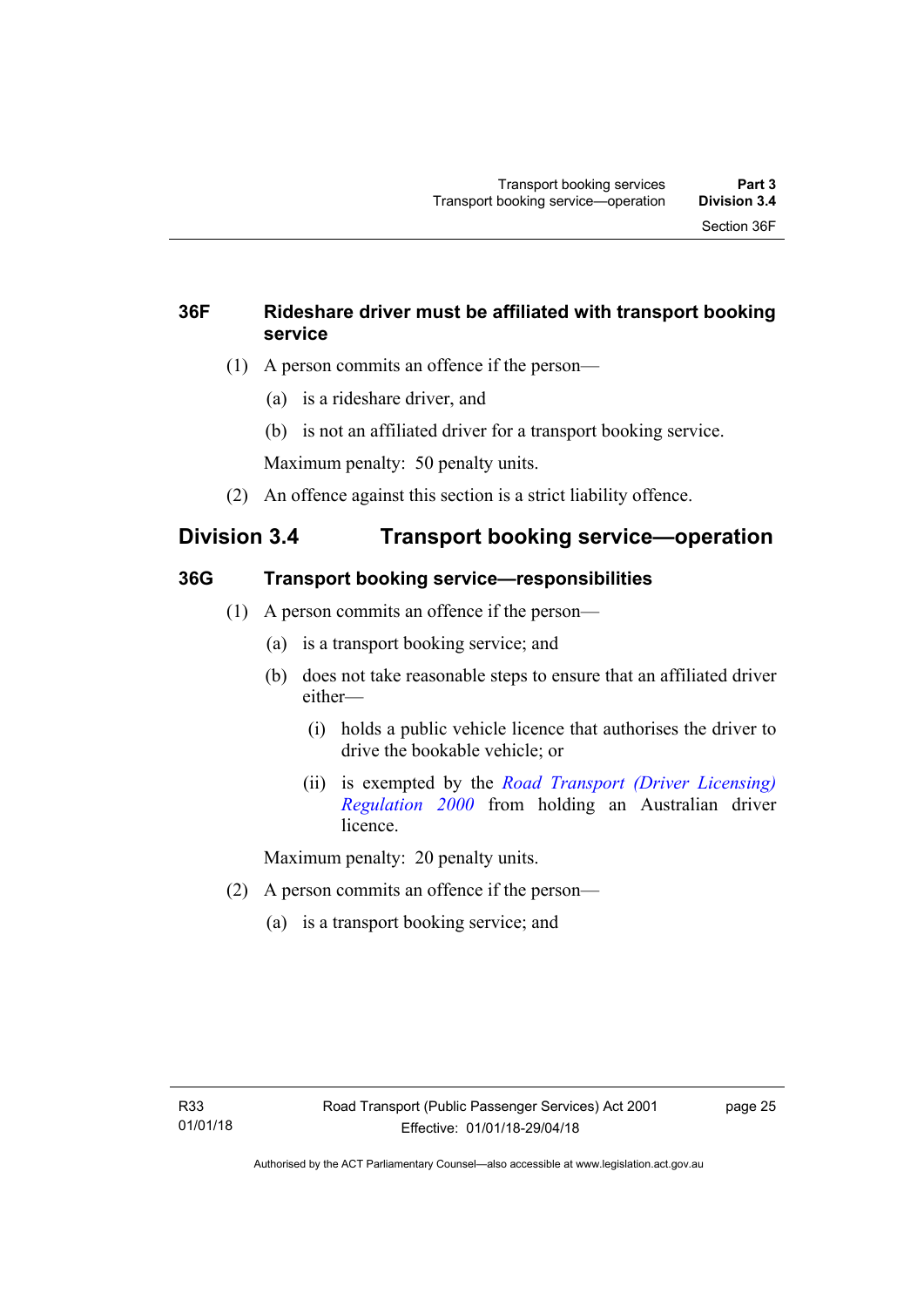### 36F Rideshare driver must be affiliated with transport booking service

(1) A person commits an offence if the person—

(a) is a rideshare driver, and

(b) is not an affiliated driver for a transport booking service.

Maximum penalty: 50 penalty units.

(2) An offence against this section is a strict liability offence.

## Division 3.4 Transport booking service—operation

### 36G Transport booking service—responsibilities

(1) A person commits an offence if the person—

(a) is a transport booking service; and

(b) does not take reasonable steps to ensure that an affiliated driver either—

(i) holds a public vehicle licence that authorises the driver to drive the bookable vehicle; or

(ii) is exempted by the *Road Transport (Driver Licensing) Regulation 2000* from holding an Australian driver licence.

Maximum penalty: 20 penalty units.

(2) A person commits an offence if the person—

(a) is a transport booking service; and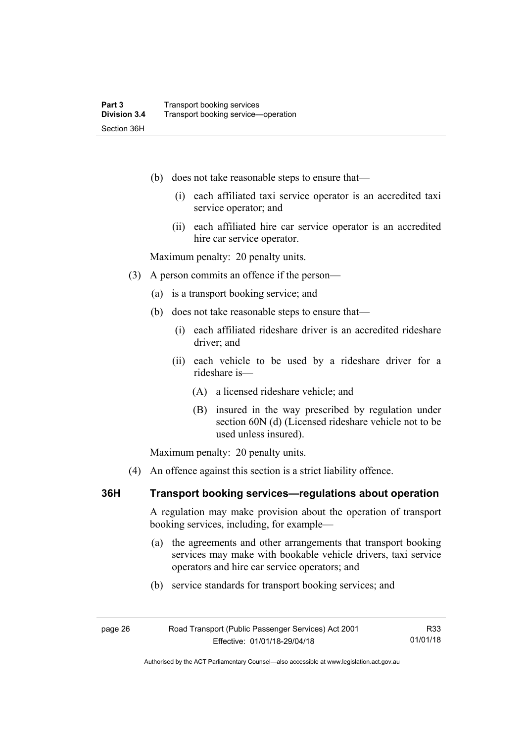(b) does not take reasonable steps to ensure that—

  (i) each affiliated taxi service operator is an accredited taxi service operator; and

  (ii) each affiliated hire car service operator is an accredited hire car service operator.

Maximum penalty: 20 penalty units.

(3) A person commits an offence if the person—

  (a) is a transport booking service; and

  (b) does not take reasonable steps to ensure that—

    (i) each affiliated rideshare driver is an accredited rideshare driver; and

    (ii) each vehicle to be used by a rideshare driver for a rideshare is—

      (A) a licensed rideshare vehicle; and

      (B) insured in the way prescribed by regulation under section 60N (d) (Licensed rideshare vehicle not to be used unless insured).

Maximum penalty: 20 penalty units.

(4) An offence against this section is a strict liability offence.

## 36H Transport booking services—regulations about operation

A regulation may make provision about the operation of transport booking services, including, for example—

(a) the agreements and other arrangements that transport booking services may make with bookable vehicle drivers, taxi service operators and hire car service operators; and

(b) service standards for transport booking services; and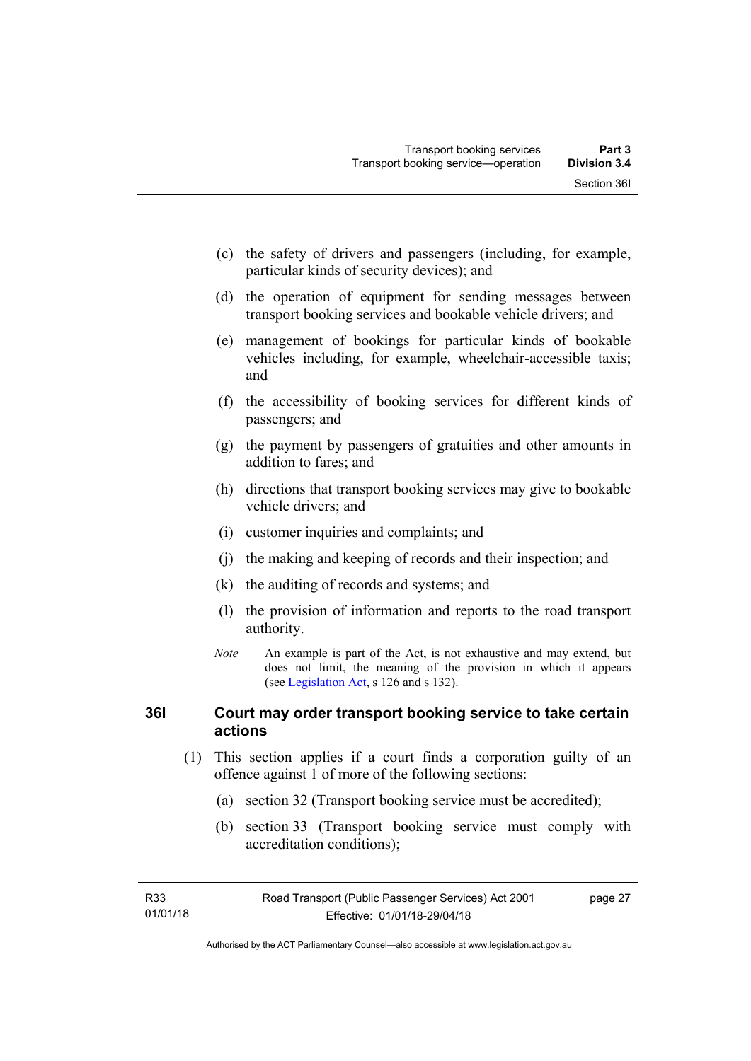(c) the safety of drivers and passengers (including, for example, particular kinds of security devices); and

(d) the operation of equipment for sending messages between transport booking services and bookable vehicle drivers; and

(e) management of bookings for particular kinds of bookable vehicles including, for example, wheelchair-accessible taxis; and

(f) the accessibility of booking services for different kinds of passengers; and

(g) the payment by passengers of gratuities and other amounts in addition to fares; and

(h) directions that transport booking services may give to bookable vehicle drivers; and

(i) customer inquiries and complaints; and

(j) the making and keeping of records and their inspection; and

(k) the auditing of records and systems; and

(l) the provision of information and reports to the road transport authority.

*Note* An example is part of the Act, is not exhaustive and may extend, but does not limit, the meaning of the provision in which it appears (see Legislation Act, s 126 and s 132).

### 36I Court may order transport booking service to take certain actions

(1) This section applies if a court finds a corporation guilty of an offence against 1 of more of the following sections:

(a) section 32 (Transport booking service must be accredited);

(b) section 33 (Transport booking service must comply with accreditation conditions);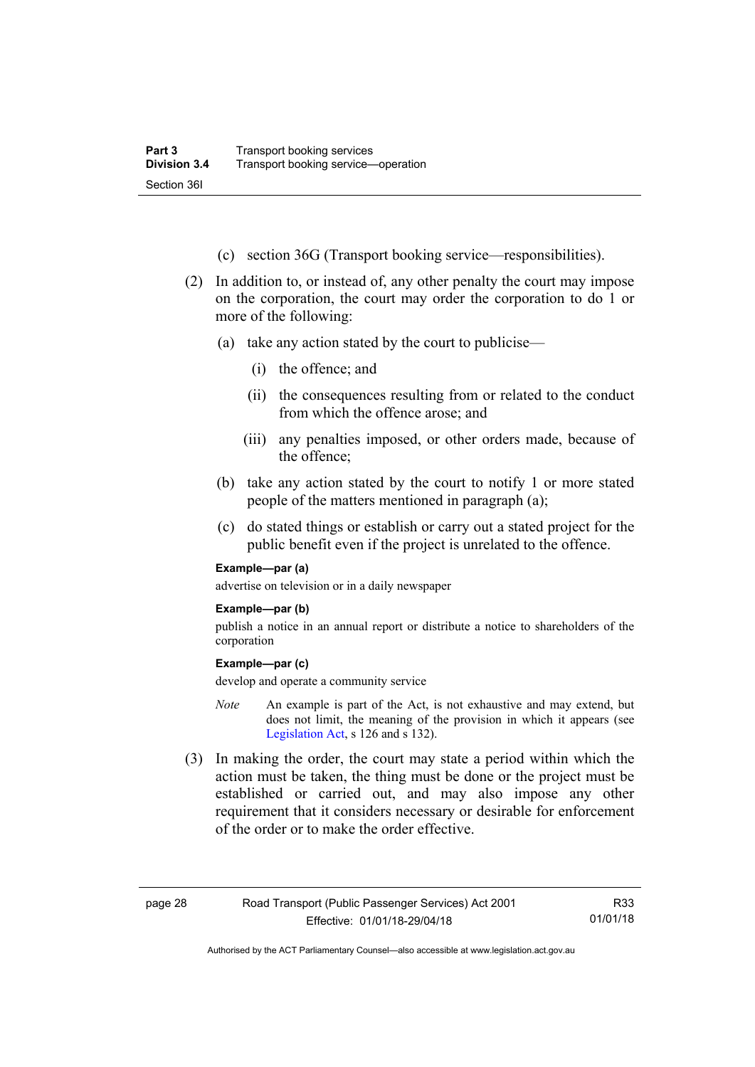(c) section 36G (Transport booking service—responsibilities).

(2) In addition to, or instead of, any other penalty the court may impose on the corporation, the court may order the corporation to do 1 or more of the following:

(a) take any action stated by the court to publicise—

(i) the offence; and

(ii) the consequences resulting from or related to the conduct from which the offence arose; and

(iii) any penalties imposed, or other orders made, because of the offence;

(b) take any action stated by the court to notify 1 or more stated people of the matters mentioned in paragraph (a);

(c) do stated things or establish or carry out a stated project for the public benefit even if the project is unrelated to the offence.

**Example—par (a)**

advertise on television or in a daily newspaper

**Example—par (b)**

publish a notice in an annual report or distribute a notice to shareholders of the corporation

**Example—par (c)**

develop and operate a community service

*Note* An example is part of the Act, is not exhaustive and may extend, but does not limit, the meaning of the provision in which it appears (see Legislation Act, s 126 and s 132).

(3) In making the order, the court may state a period within which the action must be taken, the thing must be done or the project must be established or carried out, and may also impose any other requirement that it considers necessary or desirable for enforcement of the order or to make the order effective.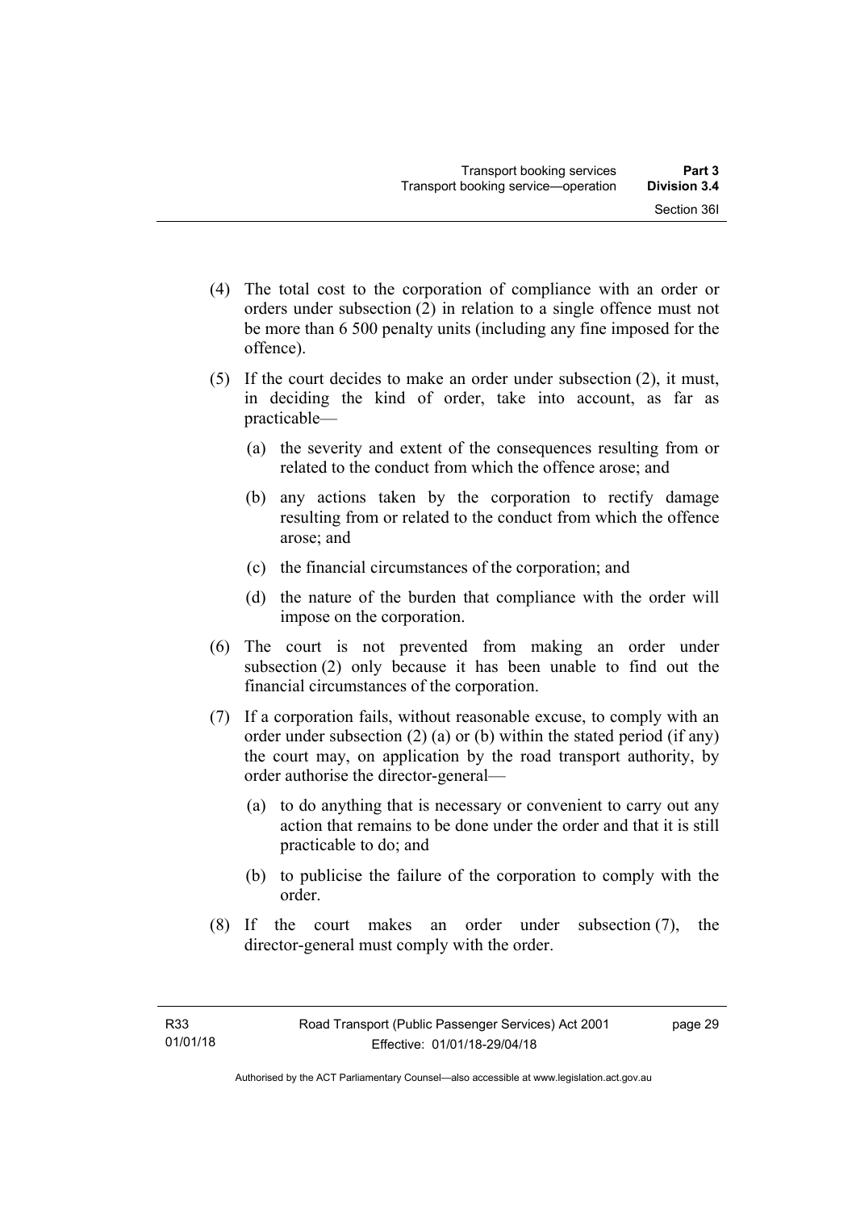(4) The total cost to the corporation of compliance with an order or orders under subsection (2) in relation to a single offence must not be more than 6 500 penalty units (including any fine imposed for the offence).

(5) If the court decides to make an order under subsection (2), it must, in deciding the kind of order, take into account, as far as practicable—

(a) the severity and extent of the consequences resulting from or related to the conduct from which the offence arose; and

(b) any actions taken by the corporation to rectify damage resulting from or related to the conduct from which the offence arose; and

(c) the financial circumstances of the corporation; and

(d) the nature of the burden that compliance with the order will impose on the corporation.

(6) The court is not prevented from making an order under subsection (2) only because it has been unable to find out the financial circumstances of the corporation.

(7) If a corporation fails, without reasonable excuse, to comply with an order under subsection (2) (a) or (b) within the stated period (if any) the court may, on application by the road transport authority, by order authorise the director-general—

(a) to do anything that is necessary or convenient to carry out any action that remains to be done under the order and that it is still practicable to do; and

(b) to publicise the failure of the corporation to comply with the order.

(8) If the court makes an order under subsection (7), the director-general must comply with the order.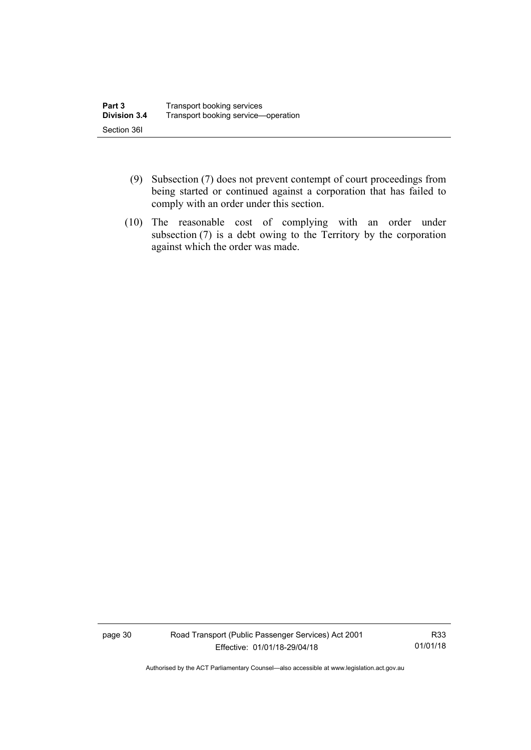(9) Subsection (7) does not prevent contempt of court proceedings from being started or continued against a corporation that has failed to comply with an order under this section.

(10) The reasonable cost of complying with an order under subsection (7) is a debt owing to the Territory by the corporation against which the order was made.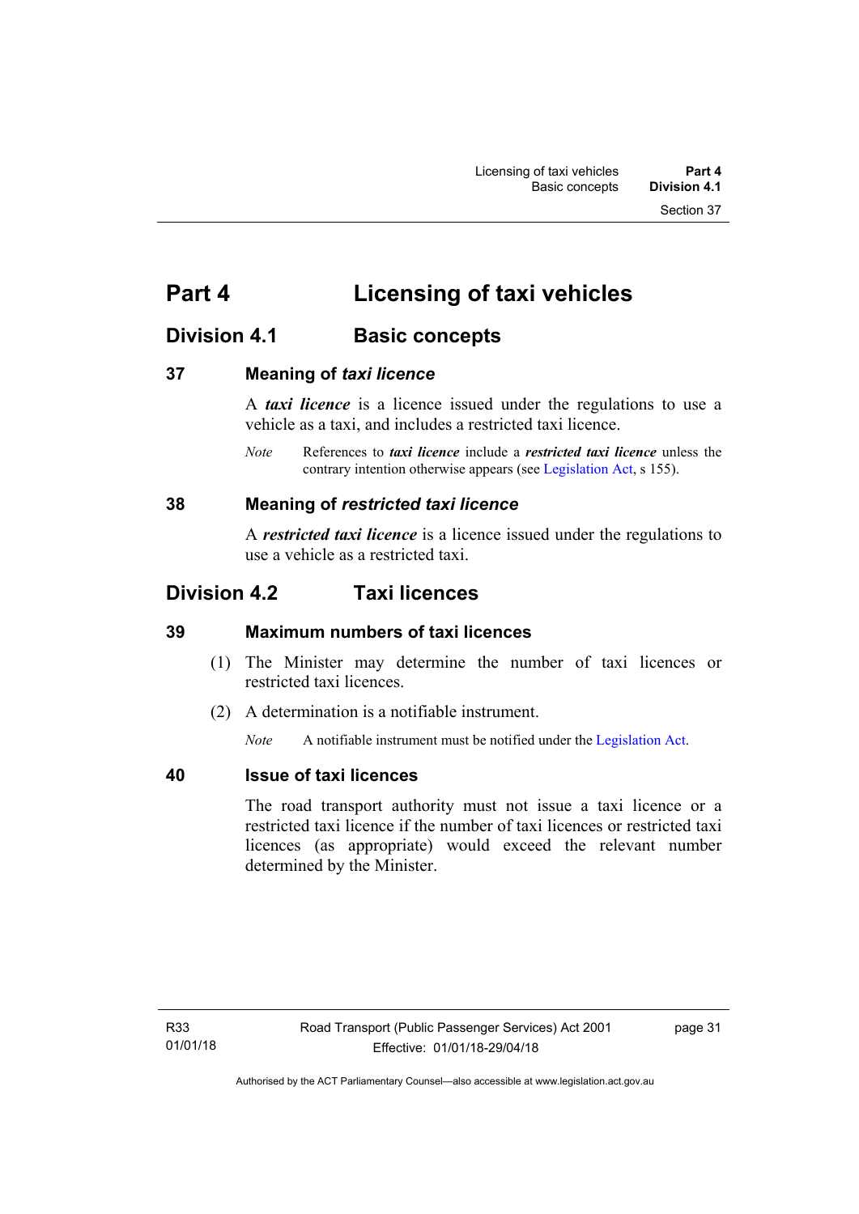# Part 4 Licensing of taxi vehicles

## Division 4.1 Basic concepts

### 37 Meaning of *taxi licence*

A ***taxi licence*** is a licence issued under the regulations to use a vehicle as a taxi, and includes a restricted taxi licence.

*Note* References to ***taxi licence*** include a ***restricted taxi licence*** unless the contrary intention otherwise appears (see Legislation Act, s 155).

### 38 Meaning of *restricted taxi licence*

A ***restricted taxi licence*** is a licence issued under the regulations to use a vehicle as a restricted taxi.

## Division 4.2 Taxi licences

### 39 Maximum numbers of taxi licences

(1) The Minister may determine the number of taxi licences or restricted taxi licences.

(2) A determination is a notifiable instrument.

*Note* A notifiable instrument must be notified under the Legislation Act.

### 40 Issue of taxi licences

The road transport authority must not issue a taxi licence or a restricted taxi licence if the number of taxi licences or restricted taxi licences (as appropriate) would exceed the relevant number determined by the Minister.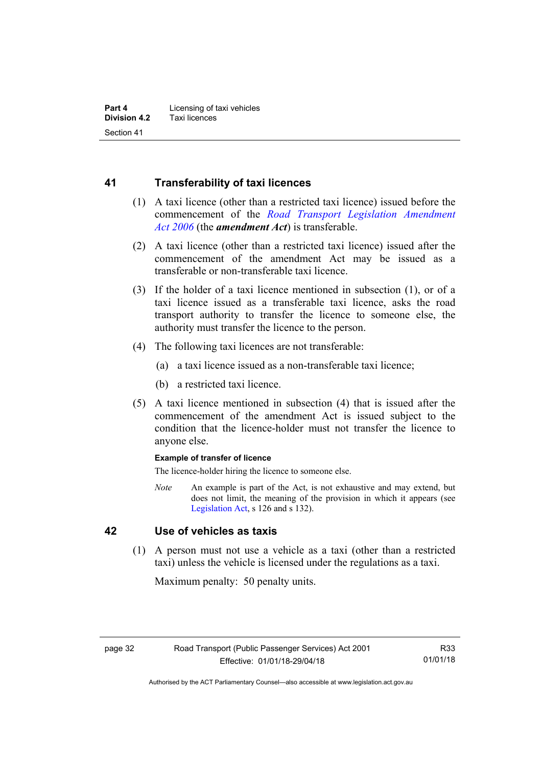## 41 Transferability of taxi licences

(1) A taxi licence (other than a restricted taxi licence) issued before the commencement of the *Road Transport Legislation Amendment Act 2006* (the ***amendment Act***) is transferable.

(2) A taxi licence (other than a restricted taxi licence) issued after the commencement of the amendment Act may be issued as a transferable or non-transferable taxi licence.

(3) If the holder of a taxi licence mentioned in subsection (1), or of a taxi licence issued as a transferable taxi licence, asks the road transport authority to transfer the licence to someone else, the authority must transfer the licence to the person.

(4) The following taxi licences are not transferable:

(a) a taxi licence issued as a non-transferable taxi licence;

(b) a restricted taxi licence.

(5) A taxi licence mentioned in subsection (4) that is issued after the commencement of the amendment Act is issued subject to the condition that the licence-holder must not transfer the licence to anyone else.

**Example of transfer of licence**

The licence-holder hiring the licence to someone else.

*Note* An example is part of the Act, is not exhaustive and may extend, but does not limit, the meaning of the provision in which it appears (see Legislation Act, s 126 and s 132).

## 42 Use of vehicles as taxis

(1) A person must not use a vehicle as a taxi (other than a restricted taxi) unless the vehicle is licensed under the regulations as a taxi.

Maximum penalty: 50 penalty units.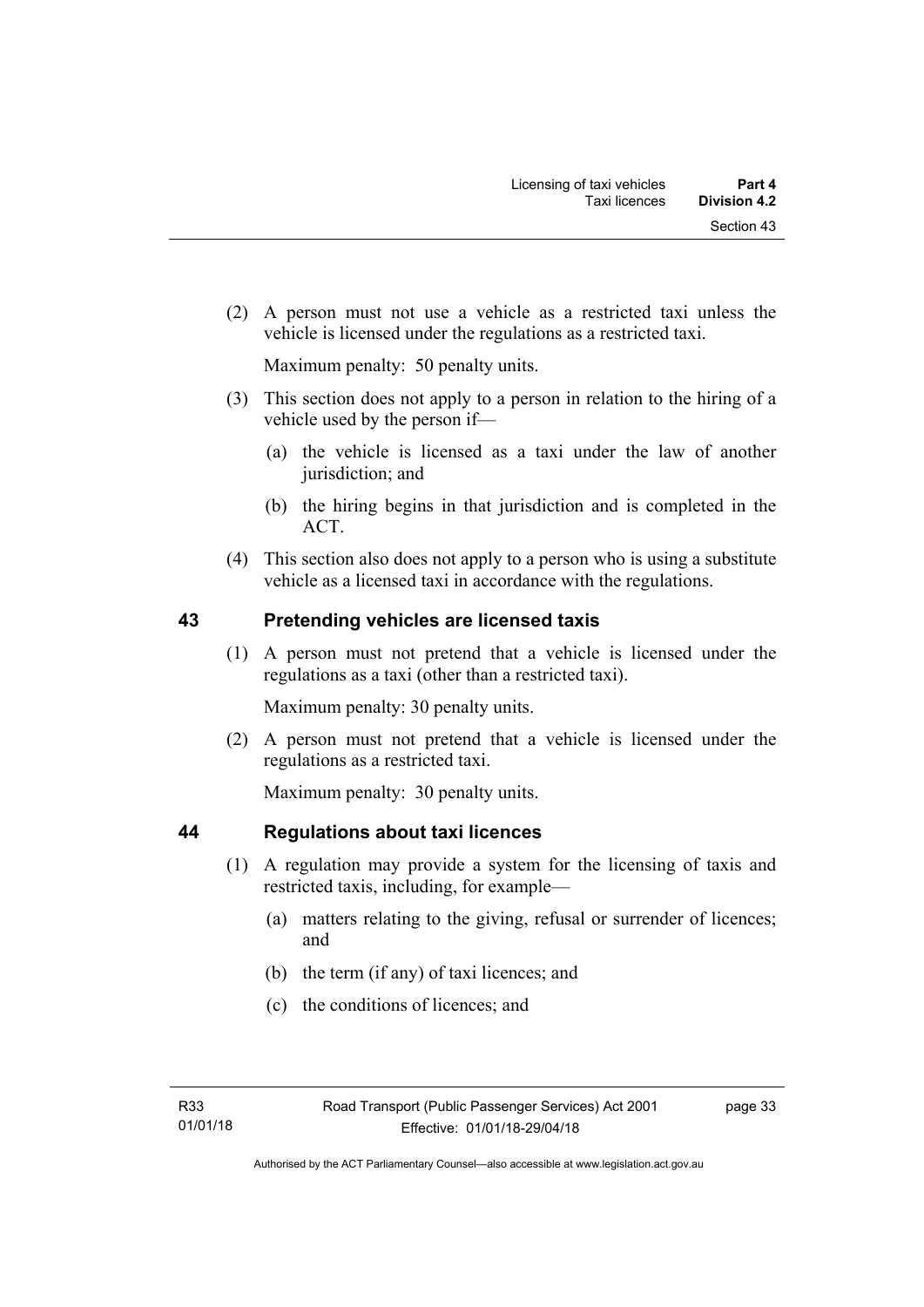(2) A person must not use a vehicle as a restricted taxi unless the vehicle is licensed under the regulations as a restricted taxi.

Maximum penalty: 50 penalty units.

(3) This section does not apply to a person in relation to the hiring of a vehicle used by the person if—

(a) the vehicle is licensed as a taxi under the law of another jurisdiction; and

(b) the hiring begins in that jurisdiction and is completed in the ACT.

(4) This section also does not apply to a person who is using a substitute vehicle as a licensed taxi in accordance with the regulations.

## 43 Pretending vehicles are licensed taxis

(1) A person must not pretend that a vehicle is licensed under the regulations as a taxi (other than a restricted taxi).

Maximum penalty: 30 penalty units.

(2) A person must not pretend that a vehicle is licensed under the regulations as a restricted taxi.

Maximum penalty: 30 penalty units.

## 44 Regulations about taxi licences

(1) A regulation may provide a system for the licensing of taxis and restricted taxis, including, for example—

(a) matters relating to the giving, refusal or surrender of licences; and

(b) the term (if any) of taxi licences; and

(c) the conditions of licences; and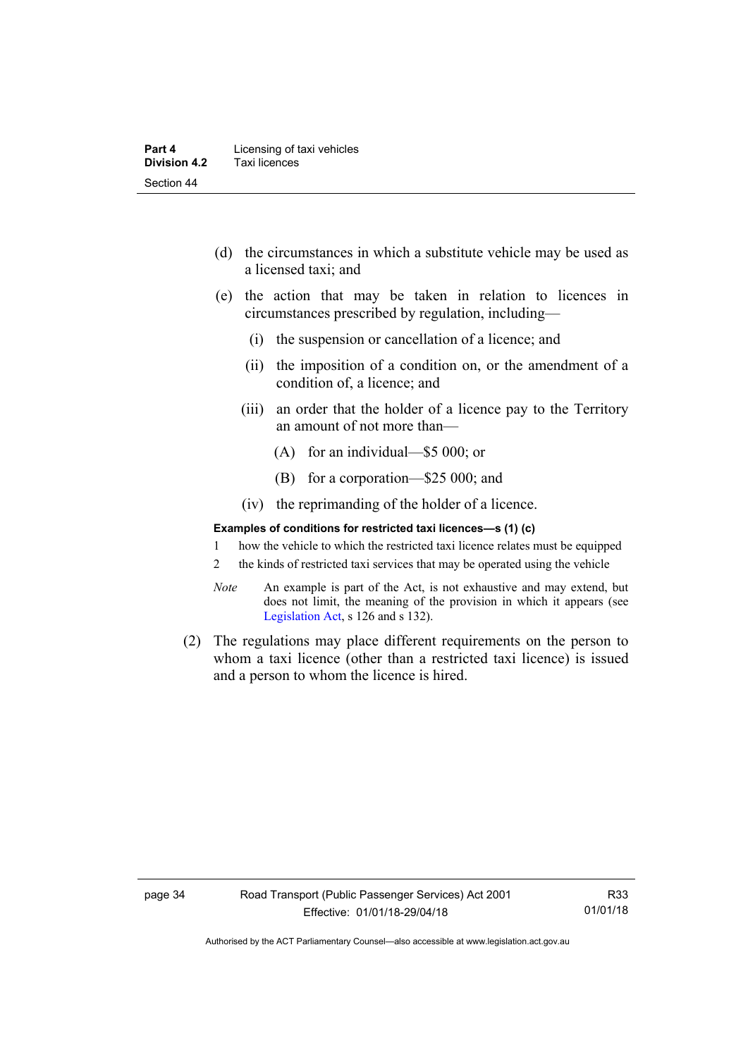(d) the circumstances in which a substitute vehicle may be used as a licensed taxi; and

(e) the action that may be taken in relation to licences in circumstances prescribed by regulation, including—

  (i) the suspension or cancellation of a licence; and

  (ii) the imposition of a condition on, or the amendment of a condition of, a licence; and

  (iii) an order that the holder of a licence pay to the Territory an amount of not more than—

    (A) for an individual—$5 000; or

    (B) for a corporation—$25 000; and

  (iv) the reprimanding of the holder of a licence.

**Examples of conditions for restricted taxi licences—s (1) (c)**

1 how the vehicle to which the restricted taxi licence relates must be equipped

2 the kinds of restricted taxi services that may be operated using the vehicle

*Note* An example is part of the Act, is not exhaustive and may extend, but does not limit, the meaning of the provision in which it appears (see Legislation Act, s 126 and s 132).

(2) The regulations may place different requirements on the person to whom a taxi licence (other than a restricted taxi licence) is issued and a person to whom the licence is hired.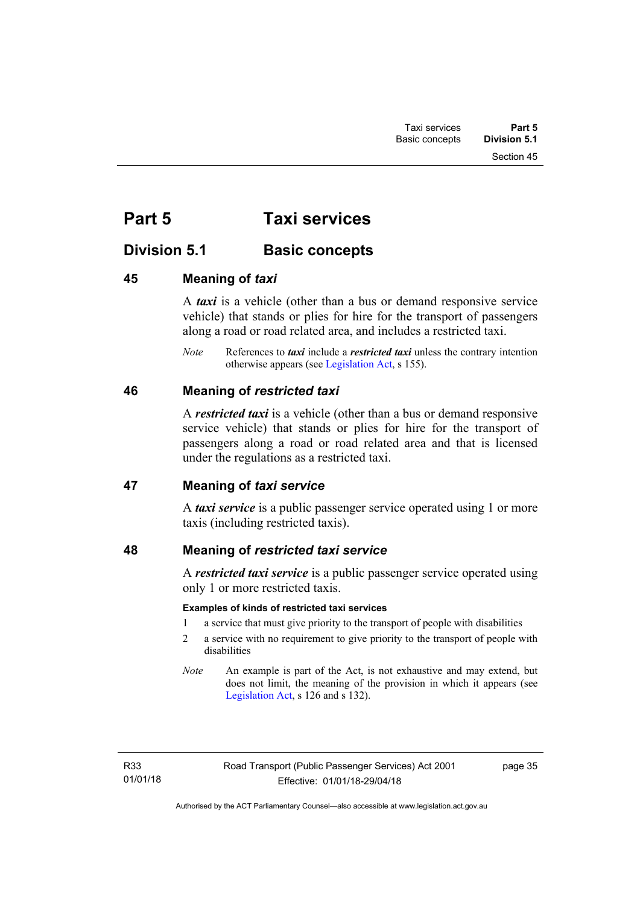# Part 5 Taxi services

## Division 5.1 Basic concepts

### 45 Meaning of *taxi*

A ***taxi*** is a vehicle (other than a bus or demand responsive service vehicle) that stands or plies for hire for the transport of passengers along a road or road related area, and includes a restricted taxi.

*Note* References to ***taxi*** include a ***restricted taxi*** unless the contrary intention otherwise appears (see Legislation Act, s 155).

### 46 Meaning of *restricted taxi*

A ***restricted taxi*** is a vehicle (other than a bus or demand responsive service vehicle) that stands or plies for hire for the transport of passengers along a road or road related area and that is licensed under the regulations as a restricted taxi.

### 47 Meaning of *taxi service*

A ***taxi service*** is a public passenger service operated using 1 or more taxis (including restricted taxis).

### 48 Meaning of *restricted taxi service*

A ***restricted taxi service*** is a public passenger service operated using only 1 or more restricted taxis.

**Examples of kinds of restricted taxi services**

1 a service that must give priority to the transport of people with disabilities

2 a service with no requirement to give priority to the transport of people with disabilities

*Note* An example is part of the Act, is not exhaustive and may extend, but does not limit, the meaning of the provision in which it appears (see Legislation Act, s 126 and s 132).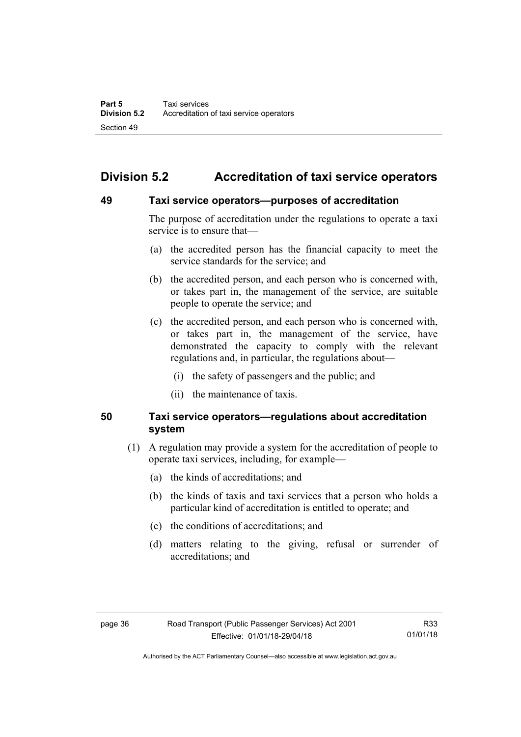## Division 5.2 Accreditation of taxi service operators

### 49 Taxi service operators—purposes of accreditation

The purpose of accreditation under the regulations to operate a taxi service is to ensure that—

(a) the accredited person has the financial capacity to meet the service standards for the service; and

(b) the accredited person, and each person who is concerned with, or takes part in, the management of the service, are suitable people to operate the service; and

(c) the accredited person, and each person who is concerned with, or takes part in, the management of the service, have demonstrated the capacity to comply with the relevant regulations and, in particular, the regulations about—

(i) the safety of passengers and the public; and

(ii) the maintenance of taxis.

### 50 Taxi service operators—regulations about accreditation system

(1) A regulation may provide a system for the accreditation of people to operate taxi services, including, for example—

(a) the kinds of accreditations; and

(b) the kinds of taxis and taxi services that a person who holds a particular kind of accreditation is entitled to operate; and

(c) the conditions of accreditations; and

(d) matters relating to the giving, refusal or surrender of accreditations; and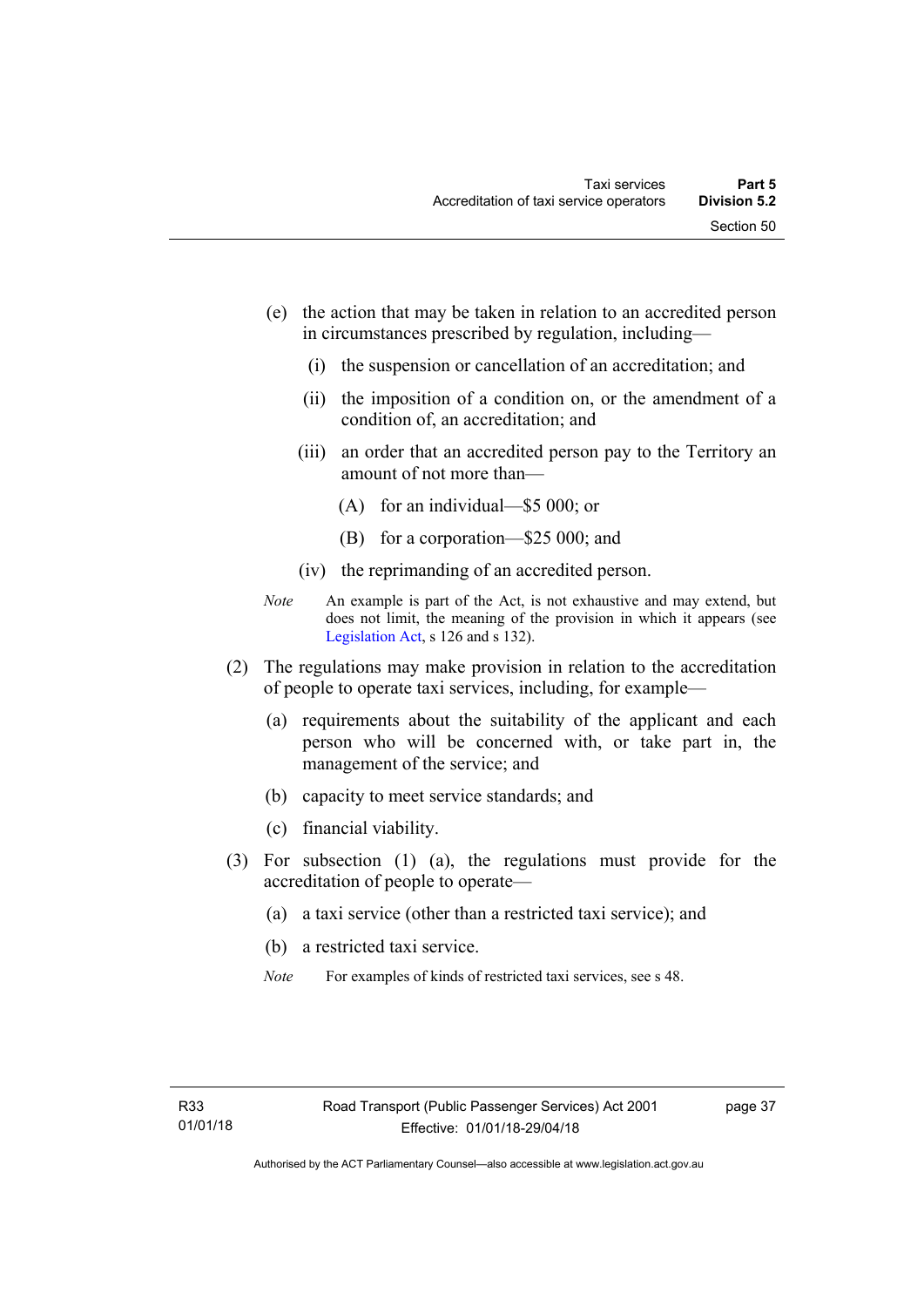(e) the action that may be taken in relation to an accredited person in circumstances prescribed by regulation, including—

(i) the suspension or cancellation of an accreditation; and

(ii) the imposition of a condition on, or the amendment of a condition of, an accreditation; and

(iii) an order that an accredited person pay to the Territory an amount of not more than—

(A) for an individual—$5 000; or

(B) for a corporation—$25 000; and

(iv) the reprimanding of an accredited person.

*Note* An example is part of the Act, is not exhaustive and may extend, but does not limit, the meaning of the provision in which it appears (see Legislation Act, s 126 and s 132).

(2) The regulations may make provision in relation to the accreditation of people to operate taxi services, including, for example—

(a) requirements about the suitability of the applicant and each person who will be concerned with, or take part in, the management of the service; and

(b) capacity to meet service standards; and

(c) financial viability.

(3) For subsection (1) (a), the regulations must provide for the accreditation of people to operate—

(a) a taxi service (other than a restricted taxi service); and

(b) a restricted taxi service.

*Note* For examples of kinds of restricted taxi services, see s 48.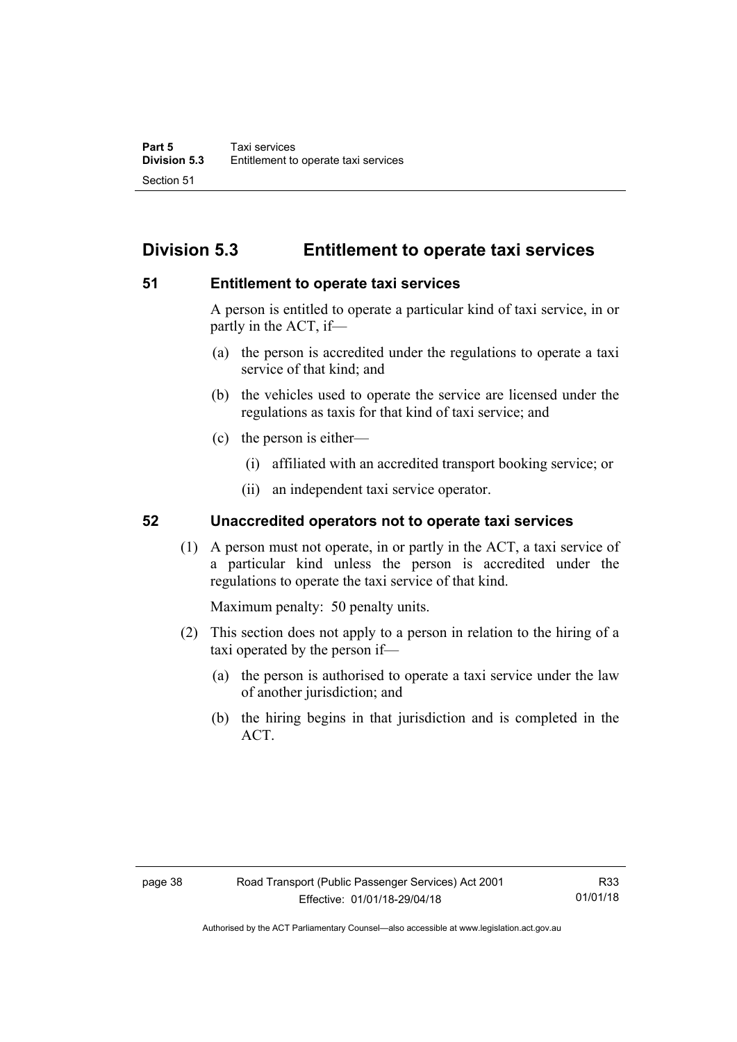## Division 5.3 Entitlement to operate taxi services

### 51 Entitlement to operate taxi services

A person is entitled to operate a particular kind of taxi service, in or partly in the ACT, if—

(a) the person is accredited under the regulations to operate a taxi service of that kind; and

(b) the vehicles used to operate the service are licensed under the regulations as taxis for that kind of taxi service; and

(c) the person is either—

  (i) affiliated with an accredited transport booking service; or

  (ii) an independent taxi service operator.

### 52 Unaccredited operators not to operate taxi services

(1) A person must not operate, in or partly in the ACT, a taxi service of a particular kind unless the person is accredited under the regulations to operate the taxi service of that kind.

Maximum penalty: 50 penalty units.

(2) This section does not apply to a person in relation to the hiring of a taxi operated by the person if—

  (a) the person is authorised to operate a taxi service under the law of another jurisdiction; and

  (b) the hiring begins in that jurisdiction and is completed in the ACT.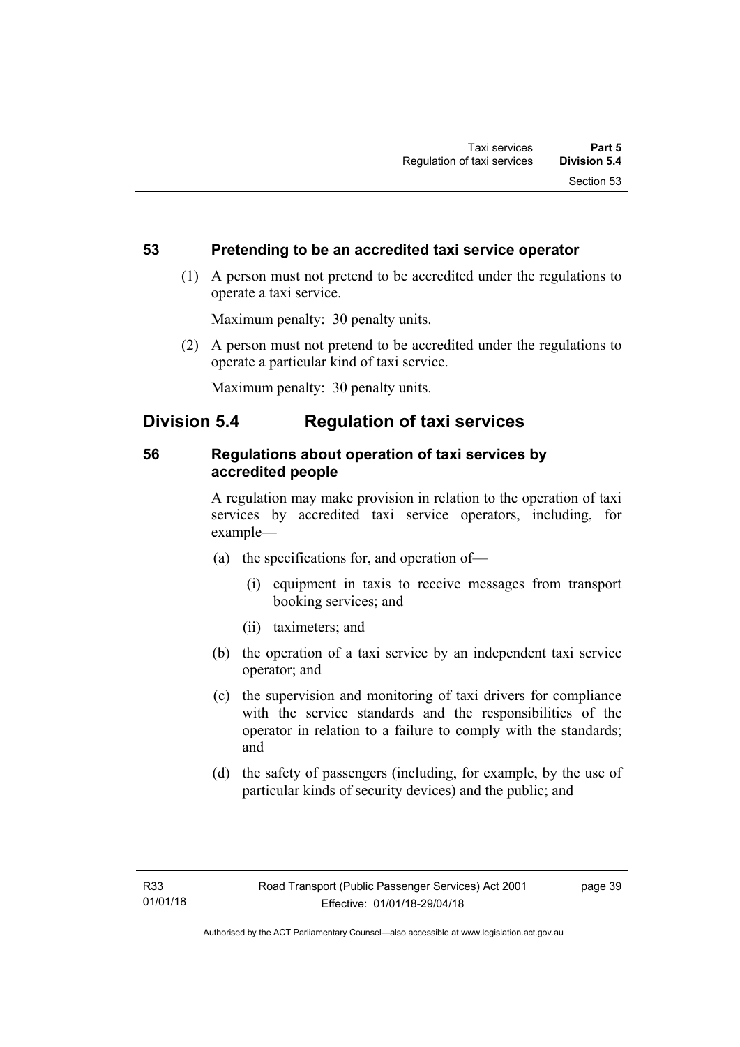### 53 Pretending to be an accredited taxi service operator

(1) A person must not pretend to be accredited under the regulations to operate a taxi service.

Maximum penalty: 30 penalty units.

(2) A person must not pretend to be accredited under the regulations to operate a particular kind of taxi service.

Maximum penalty: 30 penalty units.

## Division 5.4 Regulation of taxi services

### 56 Regulations about operation of taxi services by accredited people

A regulation may make provision in relation to the operation of taxi services by accredited taxi service operators, including, for example—

(a) the specifications for, and operation of—

(i) equipment in taxis to receive messages from transport booking services; and

(ii) taximeters; and

(b) the operation of a taxi service by an independent taxi service operator; and

(c) the supervision and monitoring of taxi drivers for compliance with the service standards and the responsibilities of the operator in relation to a failure to comply with the standards; and

(d) the safety of passengers (including, for example, by the use of particular kinds of security devices) and the public; and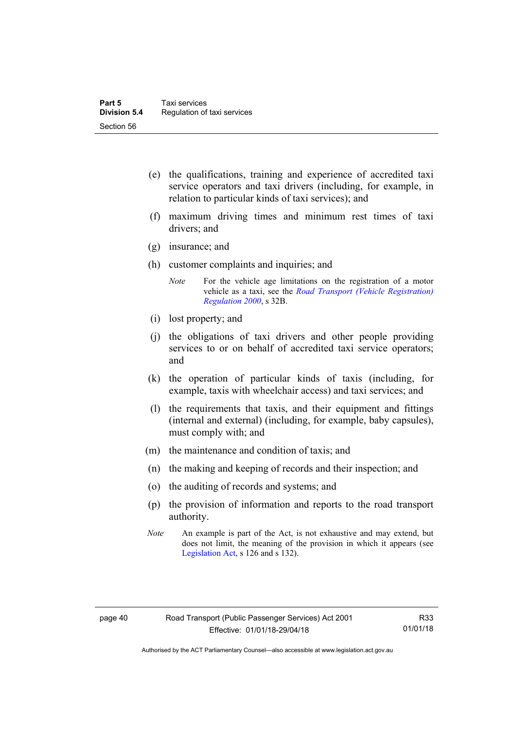(e) the qualifications, training and experience of accredited taxi service operators and taxi drivers (including, for example, in relation to particular kinds of taxi services); and

(f) maximum driving times and minimum rest times of taxi drivers; and

(g) insurance; and

(h) customer complaints and inquiries; and

*Note* For the vehicle age limitations on the registration of a motor vehicle as a taxi, see the *Road Transport (Vehicle Registration) Regulation 2000*, s 32B.

(i) lost property; and

(j) the obligations of taxi drivers and other people providing services to or on behalf of accredited taxi service operators; and

(k) the operation of particular kinds of taxis (including, for example, taxis with wheelchair access) and taxi services; and

(l) the requirements that taxis, and their equipment and fittings (internal and external) (including, for example, baby capsules), must comply with; and

(m) the maintenance and condition of taxis; and

(n) the making and keeping of records and their inspection; and

(o) the auditing of records and systems; and

(p) the provision of information and reports to the road transport authority.

*Note* An example is part of the Act, is not exhaustive and may extend, but does not limit, the meaning of the provision in which it appears (see Legislation Act, s 126 and s 132).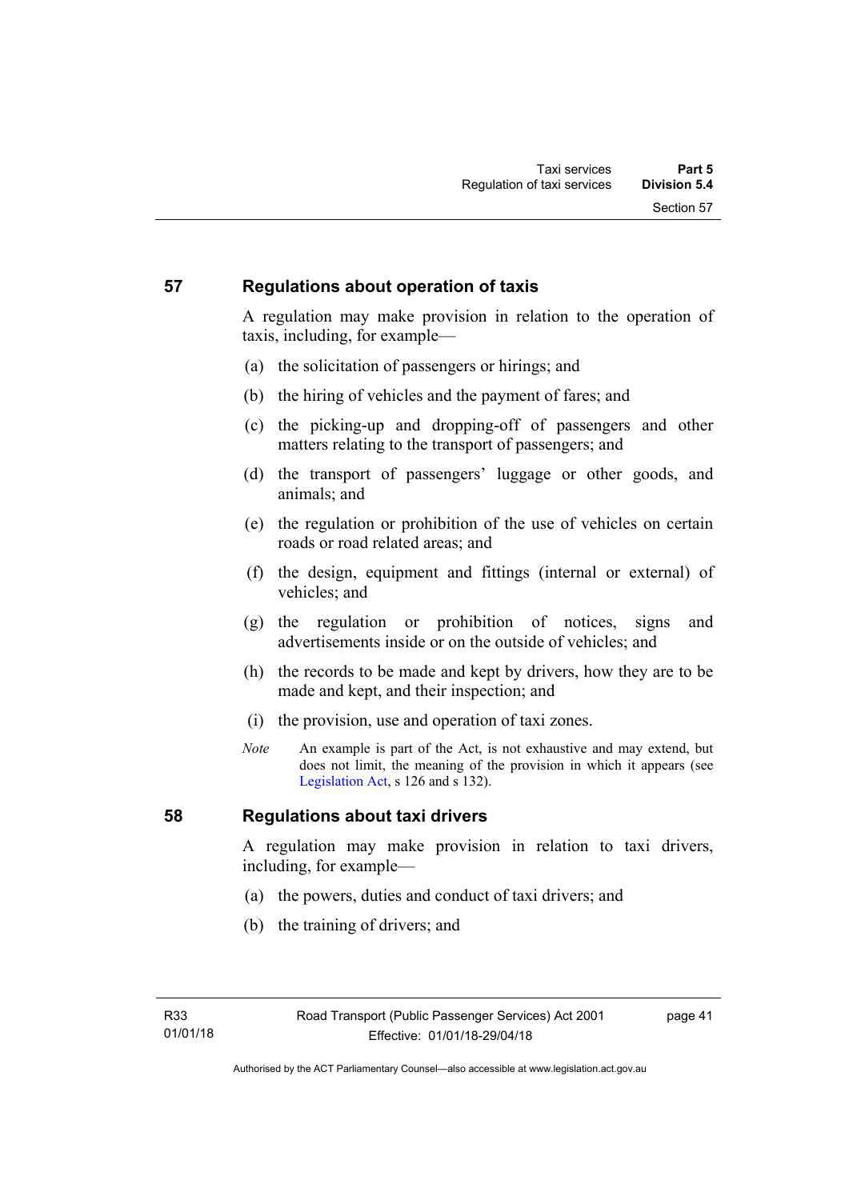## 57 Regulations about operation of taxis

A regulation may make provision in relation to the operation of taxis, including, for example—

(a) the solicitation of passengers or hirings; and

(b) the hiring of vehicles and the payment of fares; and

(c) the picking-up and dropping-off of passengers and other matters relating to the transport of passengers; and

(d) the transport of passengers' luggage or other goods, and animals; and

(e) the regulation or prohibition of the use of vehicles on certain roads or road related areas; and

(f) the design, equipment and fittings (internal or external) of vehicles; and

(g) the regulation or prohibition of notices, signs and advertisements inside or on the outside of vehicles; and

(h) the records to be made and kept by drivers, how they are to be made and kept, and their inspection; and

(i) the provision, use and operation of taxi zones.

*Note* An example is part of the Act, is not exhaustive and may extend, but does not limit, the meaning of the provision in which it appears (see Legislation Act, s 126 and s 132).

## 58 Regulations about taxi drivers

A regulation may make provision in relation to taxi drivers, including, for example—

(a) the powers, duties and conduct of taxi drivers; and

(b) the training of drivers; and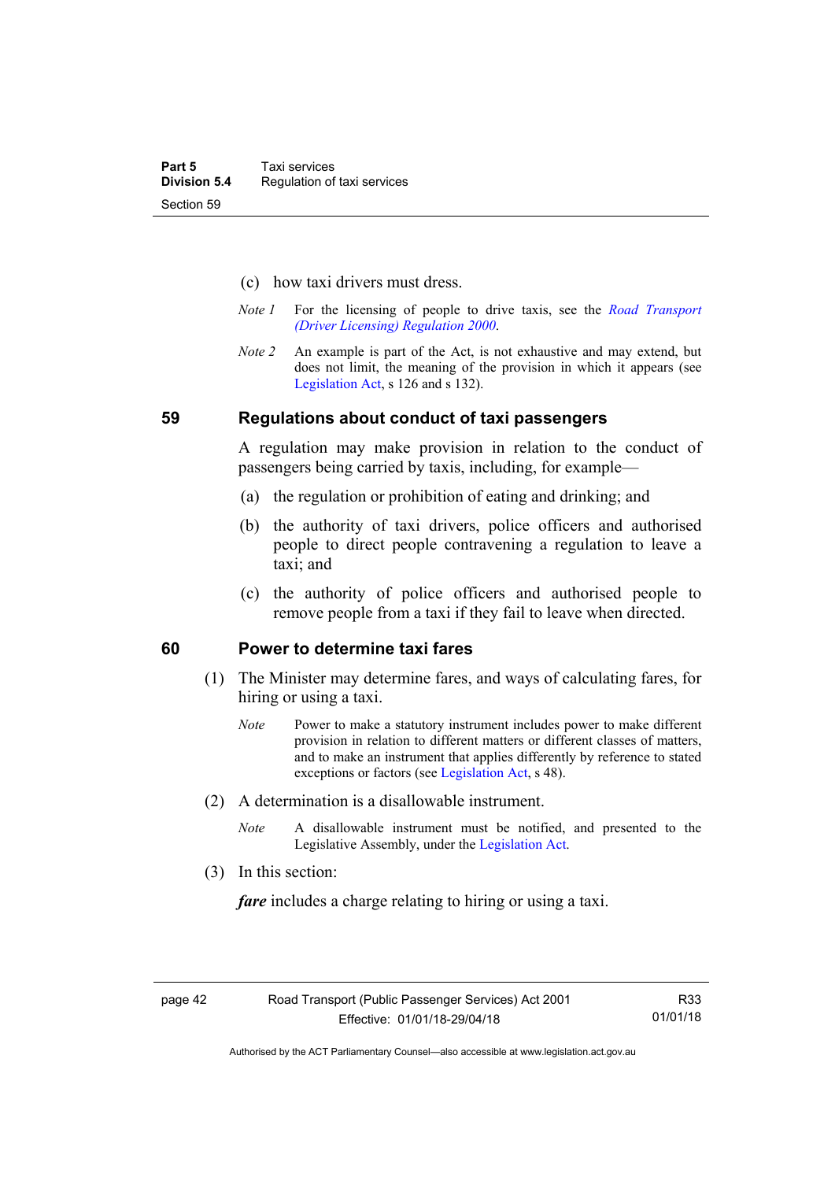(c) how taxi drivers must dress.

*Note 1* For the licensing of people to drive taxis, see the *Road Transport (Driver Licensing) Regulation 2000*.

*Note 2* An example is part of the Act, is not exhaustive and may extend, but does not limit, the meaning of the provision in which it appears (see Legislation Act, s 126 and s 132).

## 59 Regulations about conduct of taxi passengers

A regulation may make provision in relation to the conduct of passengers being carried by taxis, including, for example—

(a) the regulation or prohibition of eating and drinking; and

(b) the authority of taxi drivers, police officers and authorised people to direct people contravening a regulation to leave a taxi; and

(c) the authority of police officers and authorised people to remove people from a taxi if they fail to leave when directed.

## 60 Power to determine taxi fares

(1) The Minister may determine fares, and ways of calculating fares, for hiring or using a taxi.

*Note* Power to make a statutory instrument includes power to make different provision in relation to different matters or different classes of matters, and to make an instrument that applies differently by reference to stated exceptions or factors (see Legislation Act, s 48).

(2) A determination is a disallowable instrument.

*Note* A disallowable instrument must be notified, and presented to the Legislative Assembly, under the Legislation Act.

(3) In this section:

***fare*** includes a charge relating to hiring or using a taxi.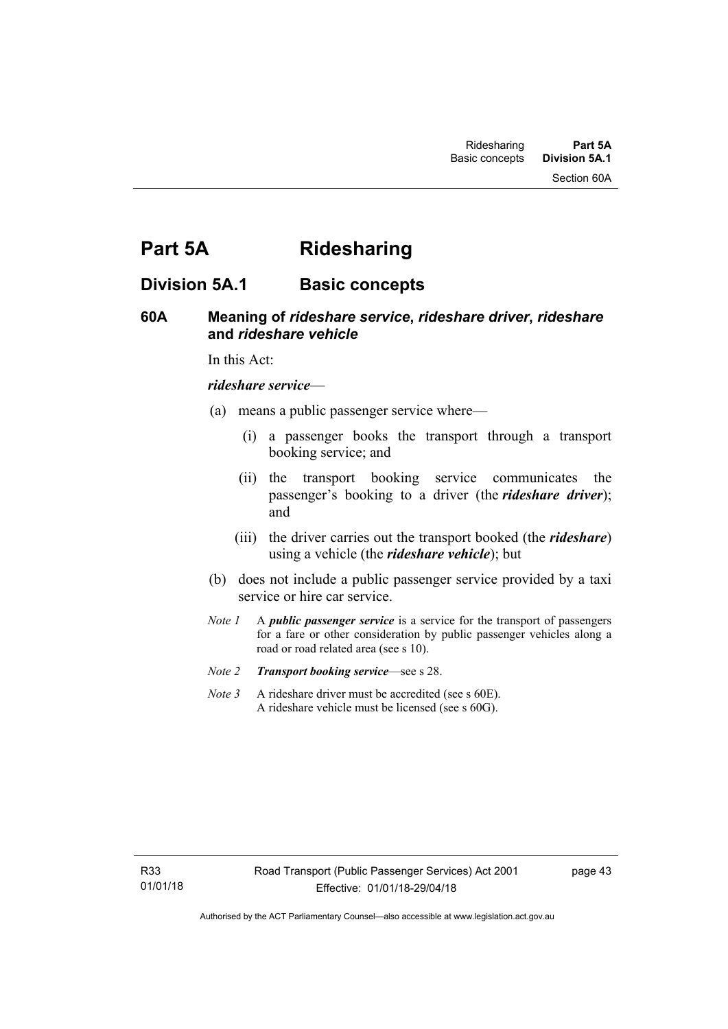# Part 5A Ridesharing

## Division 5A.1 Basic concepts

### 60A Meaning of *rideshare service*, *rideshare driver*, *rideshare* and *rideshare vehicle*

In this Act:

***rideshare service***—

(a) means a public passenger service where—

   (i) a passenger books the transport through a transport booking service; and

   (ii) the transport booking service communicates the passenger's booking to a driver (the ***rideshare driver***); and

   (iii) the driver carries out the transport booked (the ***rideshare***) using a vehicle (the ***rideshare vehicle***); but

(b) does not include a public passenger service provided by a taxi service or hire car service.

*Note 1* A ***public passenger service*** is a service for the transport of passengers for a fare or other consideration by public passenger vehicles along a road or road related area (see s 10).

*Note 2* ***Transport booking service***—see s 28.

*Note 3* A rideshare driver must be accredited (see s 60E).
A rideshare vehicle must be licensed (see s 60G).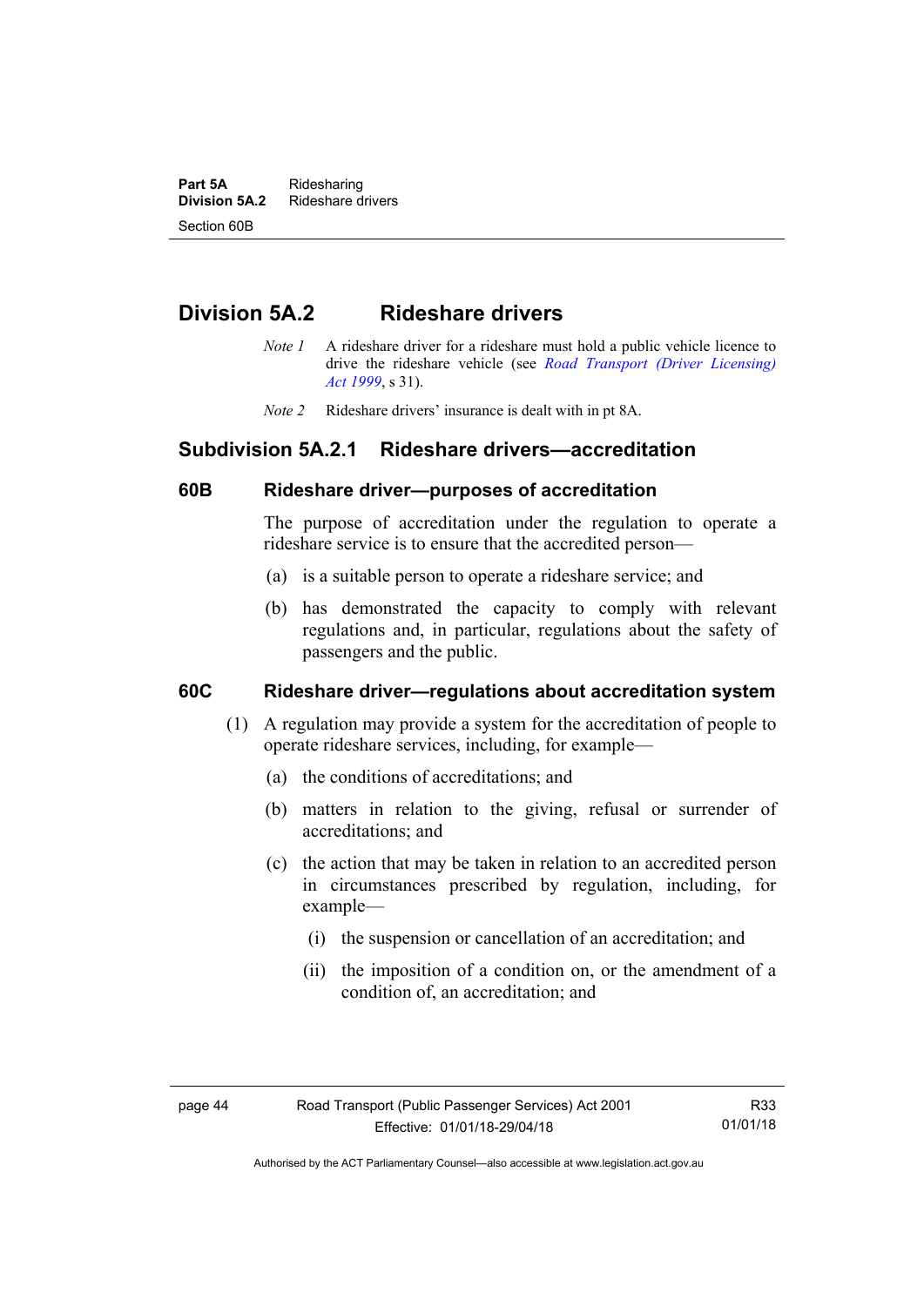## Division 5A.2 Rideshare drivers

*Note 1* A rideshare driver for a rideshare must hold a public vehicle licence to drive the rideshare vehicle (see *Road Transport (Driver Licensing) Act 1999*, s 31).

*Note 2* Rideshare drivers' insurance is dealt with in pt 8A.

### Subdivision 5A.2.1 Rideshare drivers—accreditation

#### 60B Rideshare driver—purposes of accreditation

The purpose of accreditation under the regulation to operate a rideshare service is to ensure that the accredited person—

(a) is a suitable person to operate a rideshare service; and

(b) has demonstrated the capacity to comply with relevant regulations and, in particular, regulations about the safety of passengers and the public.

#### 60C Rideshare driver—regulations about accreditation system

(1) A regulation may provide a system for the accreditation of people to operate rideshare services, including, for example—

(a) the conditions of accreditations; and

(b) matters in relation to the giving, refusal or surrender of accreditations; and

(c) the action that may be taken in relation to an accredited person in circumstances prescribed by regulation, including, for example—

(i) the suspension or cancellation of an accreditation; and

(ii) the imposition of a condition on, or the amendment of a condition of, an accreditation; and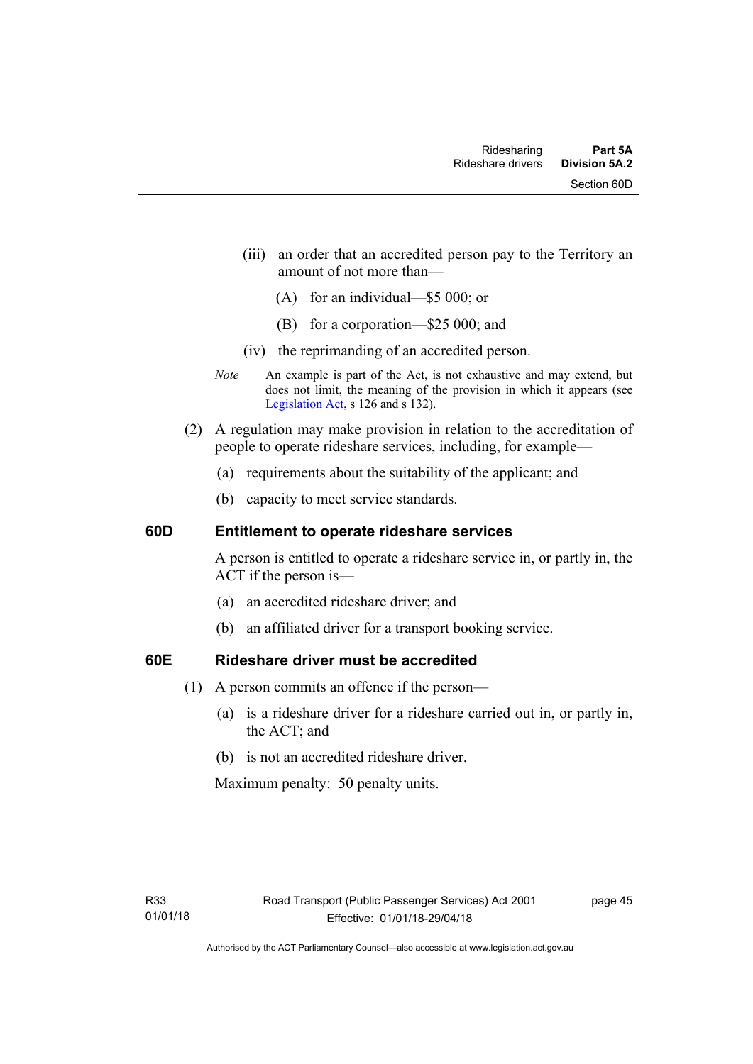(iii) an order that an accredited person pay to the Territory an amount of not more than—

(A) for an individual—$5 000; or

(B) for a corporation—$25 000; and

(iv) the reprimanding of an accredited person.

*Note* An example is part of the Act, is not exhaustive and may extend, but does not limit, the meaning of the provision in which it appears (see Legislation Act, s 126 and s 132).

(2) A regulation may make provision in relation to the accreditation of people to operate rideshare services, including, for example—

(a) requirements about the suitability of the applicant; and

(b) capacity to meet service standards.

### 60D Entitlement to operate rideshare services

A person is entitled to operate a rideshare service in, or partly in, the ACT if the person is—

(a) an accredited rideshare driver; and

(b) an affiliated driver for a transport booking service.

### 60E Rideshare driver must be accredited

(1) A person commits an offence if the person—

(a) is a rideshare driver for a rideshare carried out in, or partly in, the ACT; and

(b) is not an accredited rideshare driver.

Maximum penalty: 50 penalty units.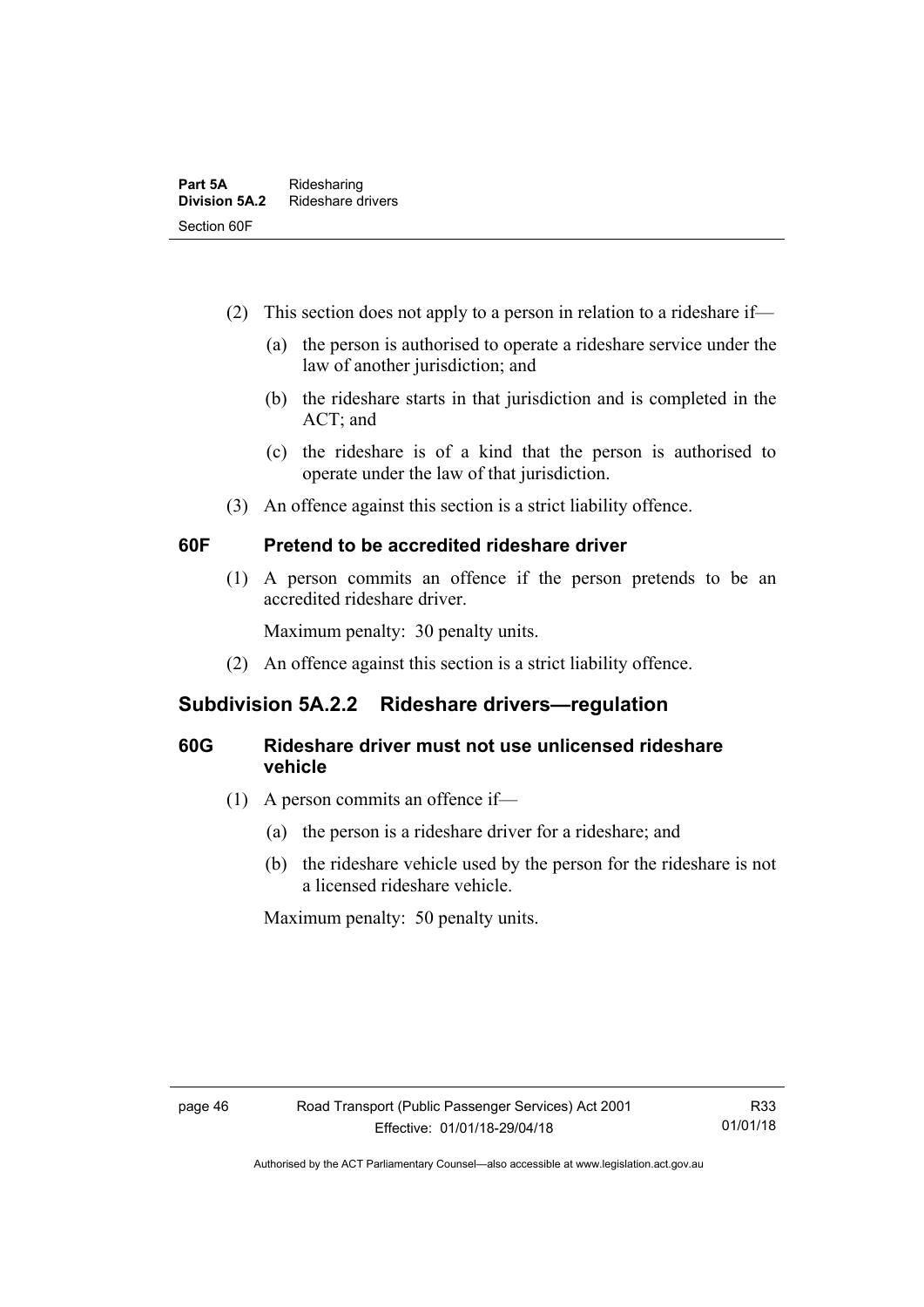(2) This section does not apply to a person in relation to a rideshare if—

  (a) the person is authorised to operate a rideshare service under the law of another jurisdiction; and

  (b) the rideshare starts in that jurisdiction and is completed in the ACT; and

  (c) the rideshare is of a kind that the person is authorised to operate under the law of that jurisdiction.

(3) An offence against this section is a strict liability offence.

### 60F Pretend to be accredited rideshare driver

(1) A person commits an offence if the person pretends to be an accredited rideshare driver.

Maximum penalty: 30 penalty units.

(2) An offence against this section is a strict liability offence.

## Subdivision 5A.2.2 Rideshare drivers—regulation

### 60G Rideshare driver must not use unlicensed rideshare vehicle

(1) A person commits an offence if—

  (a) the person is a rideshare driver for a rideshare; and

  (b) the rideshare vehicle used by the person for the rideshare is not a licensed rideshare vehicle.

Maximum penalty: 50 penalty units.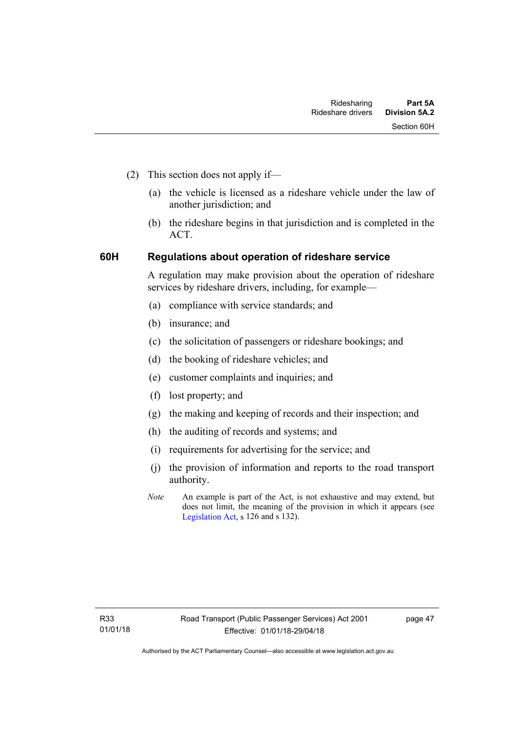(2) This section does not apply if—

(a) the vehicle is licensed as a rideshare vehicle under the law of another jurisdiction; and

(b) the rideshare begins in that jurisdiction and is completed in the ACT.

### 60H Regulations about operation of rideshare service

A regulation may make provision about the operation of rideshare services by rideshare drivers, including, for example—

(a) compliance with service standards; and

(b) insurance; and

(c) the solicitation of passengers or rideshare bookings; and

(d) the booking of rideshare vehicles; and

(e) customer complaints and inquiries; and

(f) lost property; and

(g) the making and keeping of records and their inspection; and

(h) the auditing of records and systems; and

(i) requirements for advertising for the service; and

(j) the provision of information and reports to the road transport authority.

*Note* An example is part of the Act, is not exhaustive and may extend, but does not limit, the meaning of the provision in which it appears (see Legislation Act, s 126 and s 132).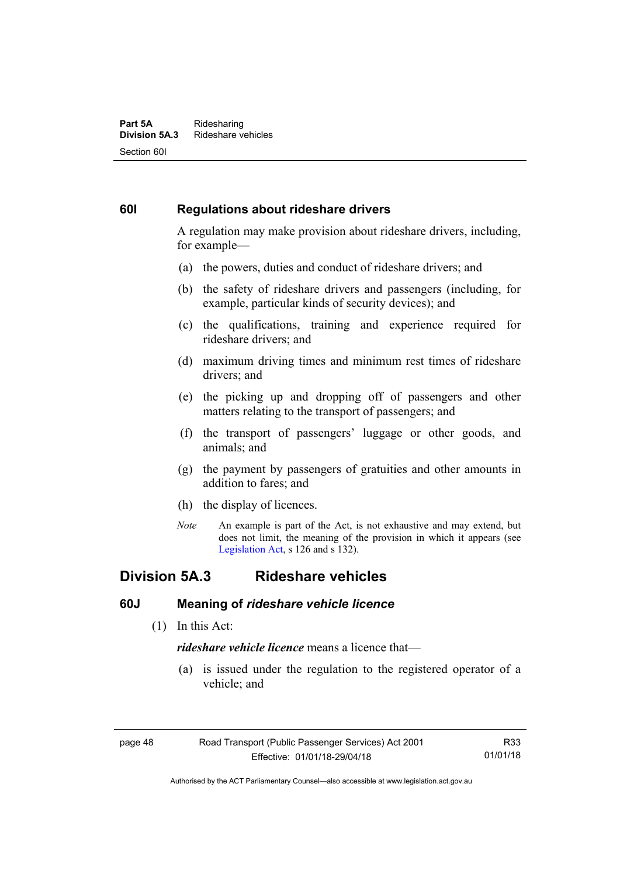### 60I Regulations about rideshare drivers

A regulation may make provision about rideshare drivers, including, for example—

(a) the powers, duties and conduct of rideshare drivers; and

(b) the safety of rideshare drivers and passengers (including, for example, particular kinds of security devices); and

(c) the qualifications, training and experience required for rideshare drivers; and

(d) maximum driving times and minimum rest times of rideshare drivers; and

(e) the picking up and dropping off of passengers and other matters relating to the transport of passengers; and

(f) the transport of passengers' luggage or other goods, and animals; and

(g) the payment by passengers of gratuities and other amounts in addition to fares; and

(h) the display of licences.

*Note* An example is part of the Act, is not exhaustive and may extend, but does not limit, the meaning of the provision in which it appears (see Legislation Act, s 126 and s 132).

## Division 5A.3 Rideshare vehicles

### 60J Meaning of *rideshare vehicle licence*

(1) In this Act:

***rideshare vehicle licence*** means a licence that—

(a) is issued under the regulation to the registered operator of a vehicle; and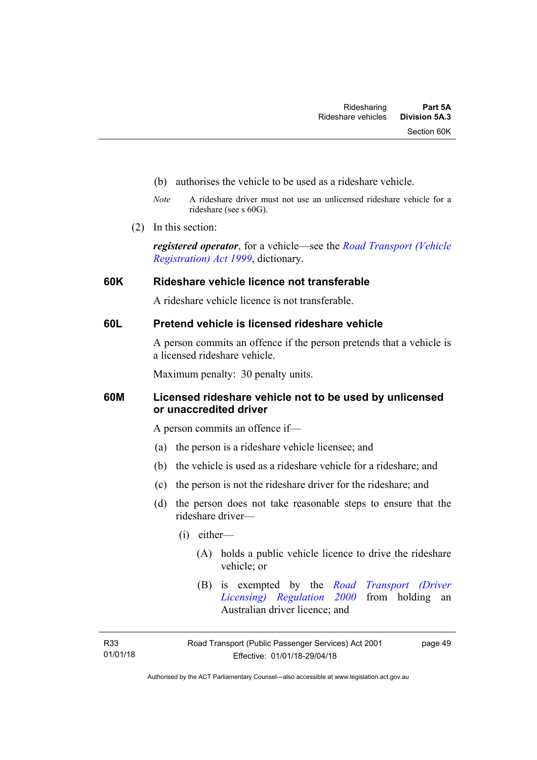(b) authorises the vehicle to be used as a rideshare vehicle.

*Note* A rideshare driver must not use an unlicensed rideshare vehicle for a rideshare (see s 60G).

(2) In this section:

***registered operator***, for a vehicle—see the *Road Transport (Vehicle Registration) Act 1999*, dictionary.

### 60K Rideshare vehicle licence not transferable

A rideshare vehicle licence is not transferable.

### 60L Pretend vehicle is licensed rideshare vehicle

A person commits an offence if the person pretends that a vehicle is a licensed rideshare vehicle.

Maximum penalty: 30 penalty units.

### 60M Licensed rideshare vehicle not to be used by unlicensed or unaccredited driver

A person commits an offence if—

(a) the person is a rideshare vehicle licensee; and

(b) the vehicle is used as a rideshare vehicle for a rideshare; and

(c) the person is not the rideshare driver for the rideshare; and

(d) the person does not take reasonable steps to ensure that the rideshare driver—

(i) either—

(A) holds a public vehicle licence to drive the rideshare vehicle; or

(B) is exempted by the *Road Transport (Driver Licensing) Regulation 2000* from holding an Australian driver licence; and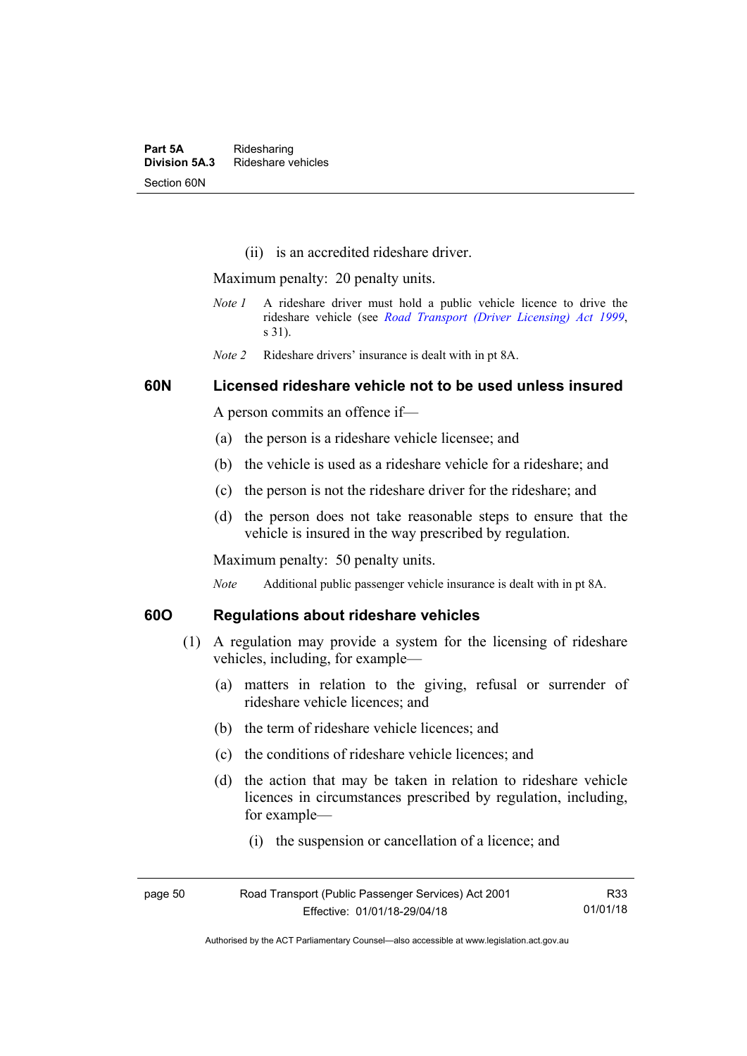(ii) is an accredited rideshare driver.

Maximum penalty: 20 penalty units.

*Note 1* A rideshare driver must hold a public vehicle licence to drive the rideshare vehicle (see *Road Transport (Driver Licensing) Act 1999*, s 31).

*Note 2* Rideshare drivers' insurance is dealt with in pt 8A.

### 60N Licensed rideshare vehicle not to be used unless insured

A person commits an offence if—

(a) the person is a rideshare vehicle licensee; and

(b) the vehicle is used as a rideshare vehicle for a rideshare; and

(c) the person is not the rideshare driver for the rideshare; and

(d) the person does not take reasonable steps to ensure that the vehicle is insured in the way prescribed by regulation.

Maximum penalty: 50 penalty units.

*Note* Additional public passenger vehicle insurance is dealt with in pt 8A.

### 60O Regulations about rideshare vehicles

(1) A regulation may provide a system for the licensing of rideshare vehicles, including, for example—

(a) matters in relation to the giving, refusal or surrender of rideshare vehicle licences; and

(b) the term of rideshare vehicle licences; and

(c) the conditions of rideshare vehicle licences; and

(d) the action that may be taken in relation to rideshare vehicle licences in circumstances prescribed by regulation, including, for example—

(i) the suspension or cancellation of a licence; and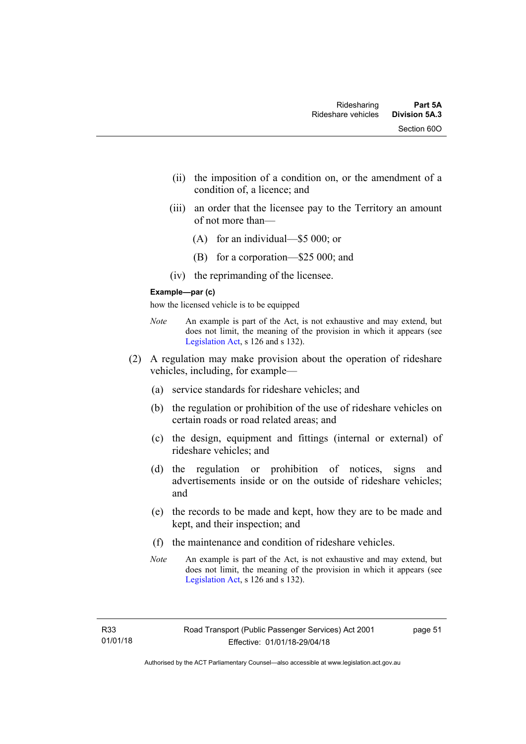(ii) the imposition of a condition on, or the amendment of a condition of, a licence; and

(iii) an order that the licensee pay to the Territory an amount of not more than—

(A) for an individual—$5 000; or

(B) for a corporation—$25 000; and

(iv) the reprimanding of the licensee.

**Example—par (c)**

how the licensed vehicle is to be equipped

*Note* An example is part of the Act, is not exhaustive and may extend, but does not limit, the meaning of the provision in which it appears (see Legislation Act, s 126 and s 132).

(2) A regulation may make provision about the operation of rideshare vehicles, including, for example—

(a) service standards for rideshare vehicles; and

(b) the regulation or prohibition of the use of rideshare vehicles on certain roads or road related areas; and

(c) the design, equipment and fittings (internal or external) of rideshare vehicles; and

(d) the regulation or prohibition of notices, signs and advertisements inside or on the outside of rideshare vehicles; and

(e) the records to be made and kept, how they are to be made and kept, and their inspection; and

(f) the maintenance and condition of rideshare vehicles.

*Note* An example is part of the Act, is not exhaustive and may extend, but does not limit, the meaning of the provision in which it appears (see Legislation Act, s 126 and s 132).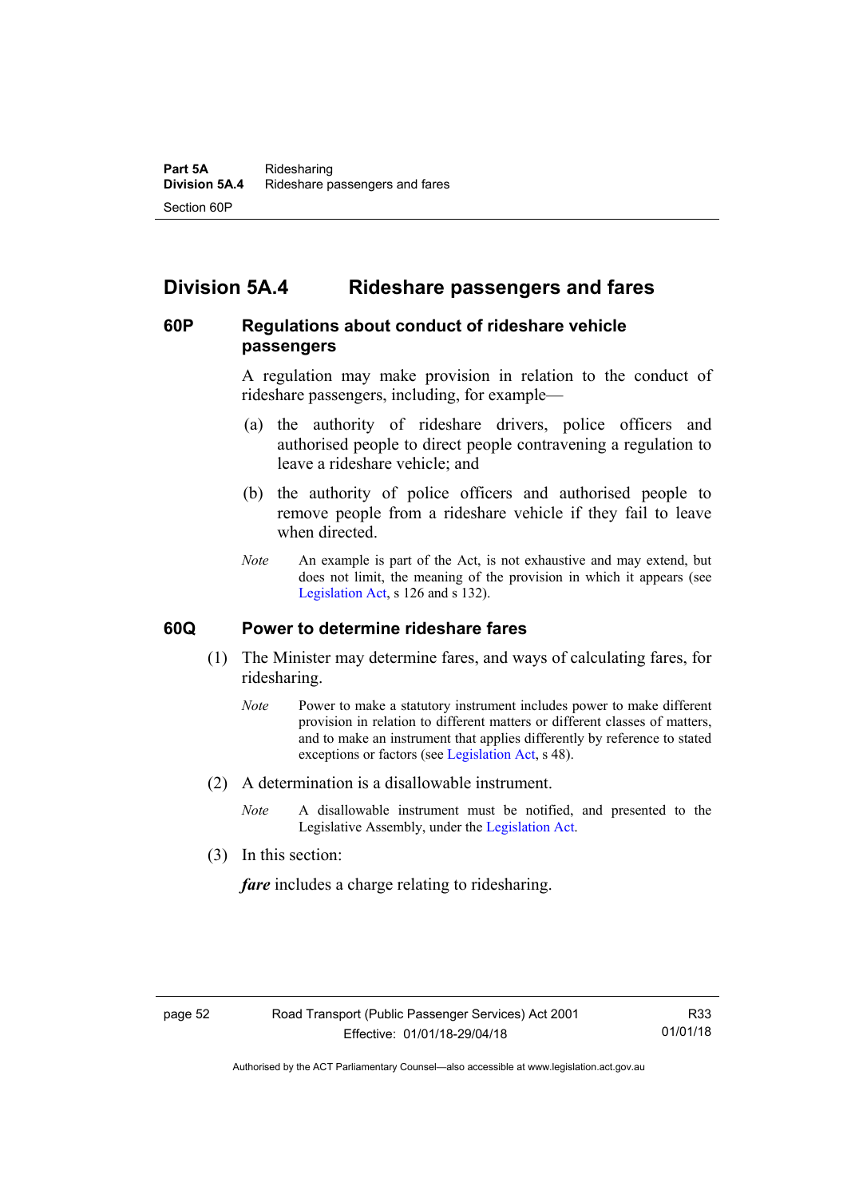## Division 5A.4 Rideshare passengers and fares

### 60P Regulations about conduct of rideshare vehicle passengers

A regulation may make provision in relation to the conduct of rideshare passengers, including, for example—

(a) the authority of rideshare drivers, police officers and authorised people to direct people contravening a regulation to leave a rideshare vehicle; and

(b) the authority of police officers and authorised people to remove people from a rideshare vehicle if they fail to leave when directed.

*Note* An example is part of the Act, is not exhaustive and may extend, but does not limit, the meaning of the provision in which it appears (see Legislation Act, s 126 and s 132).

### 60Q Power to determine rideshare fares

(1) The Minister may determine fares, and ways of calculating fares, for ridesharing.

*Note* Power to make a statutory instrument includes power to make different provision in relation to different matters or different classes of matters, and to make an instrument that applies differently by reference to stated exceptions or factors (see Legislation Act, s 48).

(2) A determination is a disallowable instrument.

*Note* A disallowable instrument must be notified, and presented to the Legislative Assembly, under the Legislation Act.

(3) In this section:

***fare*** includes a charge relating to ridesharing.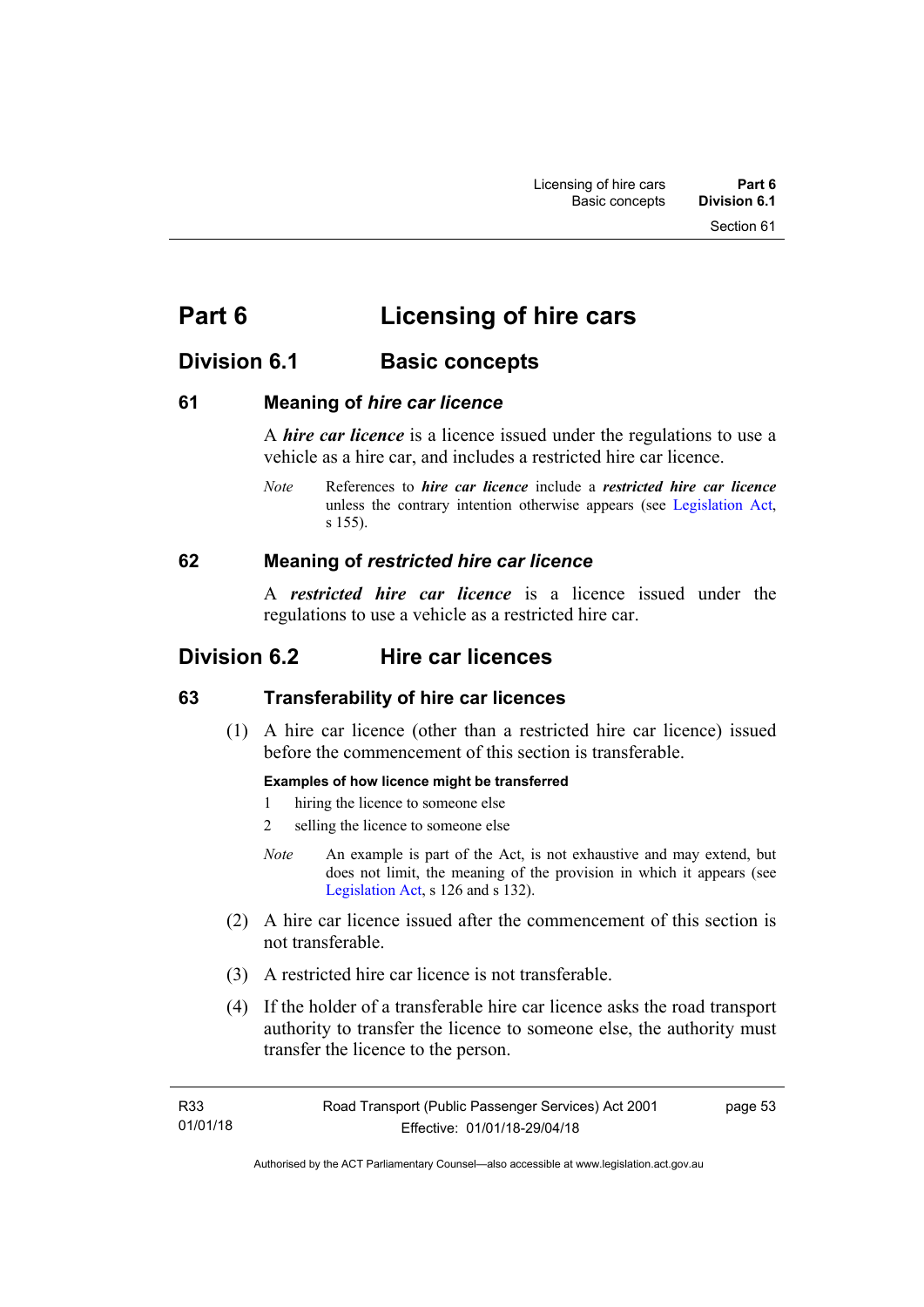# Part 6 Licensing of hire cars

## Division 6.1 Basic concepts

### 61 Meaning of *hire car licence*

A ***hire car licence*** is a licence issued under the regulations to use a vehicle as a hire car, and includes a restricted hire car licence.

*Note* References to ***hire car licence*** include a ***restricted hire car licence*** unless the contrary intention otherwise appears (see Legislation Act, s 155).

### 62 Meaning of *restricted hire car licence*

A ***restricted hire car licence*** is a licence issued under the regulations to use a vehicle as a restricted hire car.

## Division 6.2 Hire car licences

### 63 Transferability of hire car licences

(1) A hire car licence (other than a restricted hire car licence) issued before the commencement of this section is transferable.

**Examples of how licence might be transferred**

1 hiring the licence to someone else

2 selling the licence to someone else

*Note* An example is part of the Act, is not exhaustive and may extend, but does not limit, the meaning of the provision in which it appears (see Legislation Act, s 126 and s 132).

(2) A hire car licence issued after the commencement of this section is not transferable.

(3) A restricted hire car licence is not transferable.

(4) If the holder of a transferable hire car licence asks the road transport authority to transfer the licence to someone else, the authority must transfer the licence to the person.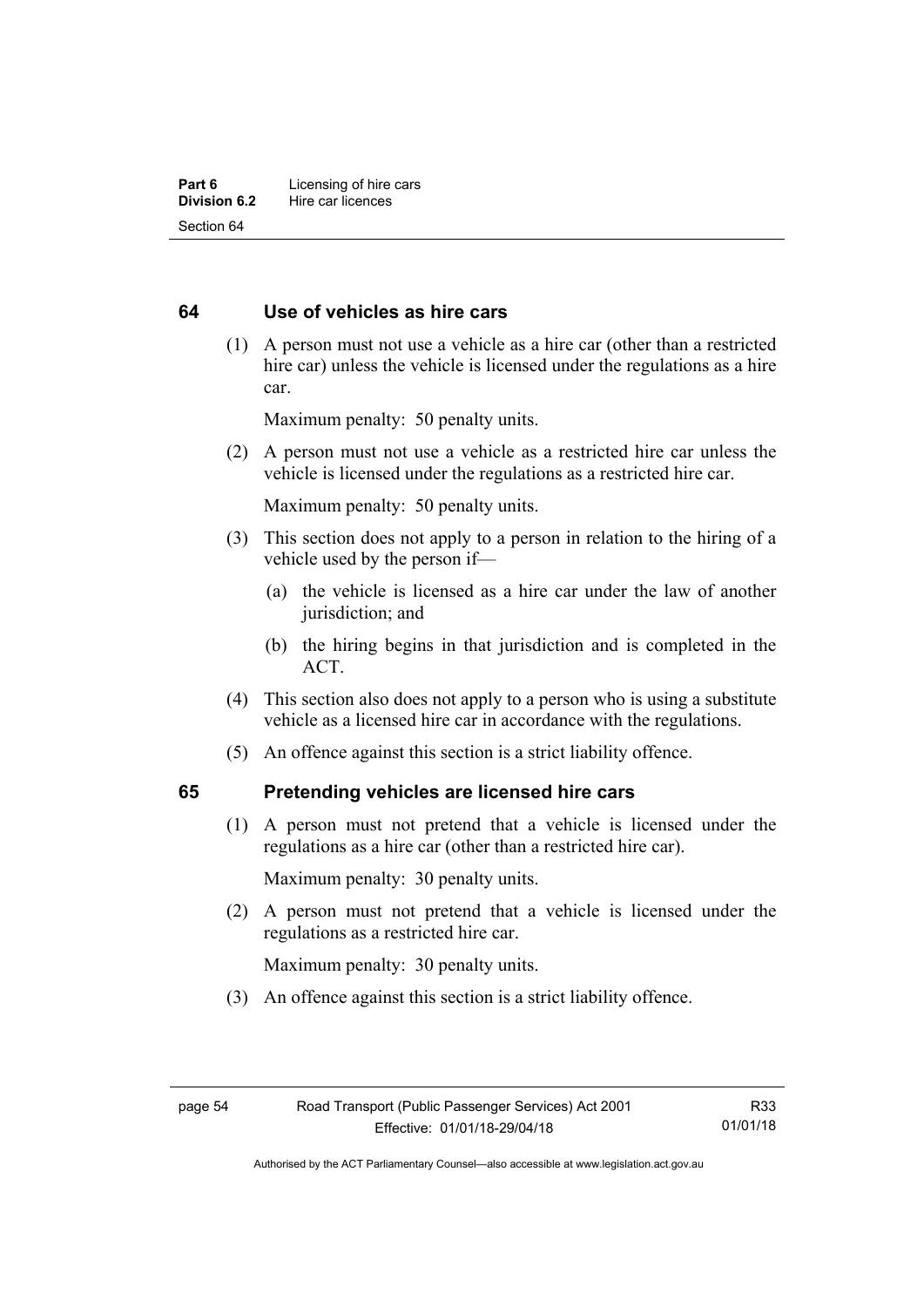## 64 Use of vehicles as hire cars

(1) A person must not use a vehicle as a hire car (other than a restricted hire car) unless the vehicle is licensed under the regulations as a hire car.

Maximum penalty: 50 penalty units.

(2) A person must not use a vehicle as a restricted hire car unless the vehicle is licensed under the regulations as a restricted hire car.

Maximum penalty: 50 penalty units.

(3) This section does not apply to a person in relation to the hiring of a vehicle used by the person if—

(a) the vehicle is licensed as a hire car under the law of another jurisdiction; and

(b) the hiring begins in that jurisdiction and is completed in the ACT.

(4) This section also does not apply to a person who is using a substitute vehicle as a licensed hire car in accordance with the regulations.

(5) An offence against this section is a strict liability offence.

## 65 Pretending vehicles are licensed hire cars

(1) A person must not pretend that a vehicle is licensed under the regulations as a hire car (other than a restricted hire car).

Maximum penalty: 30 penalty units.

(2) A person must not pretend that a vehicle is licensed under the regulations as a restricted hire car.

Maximum penalty: 30 penalty units.

(3) An offence against this section is a strict liability offence.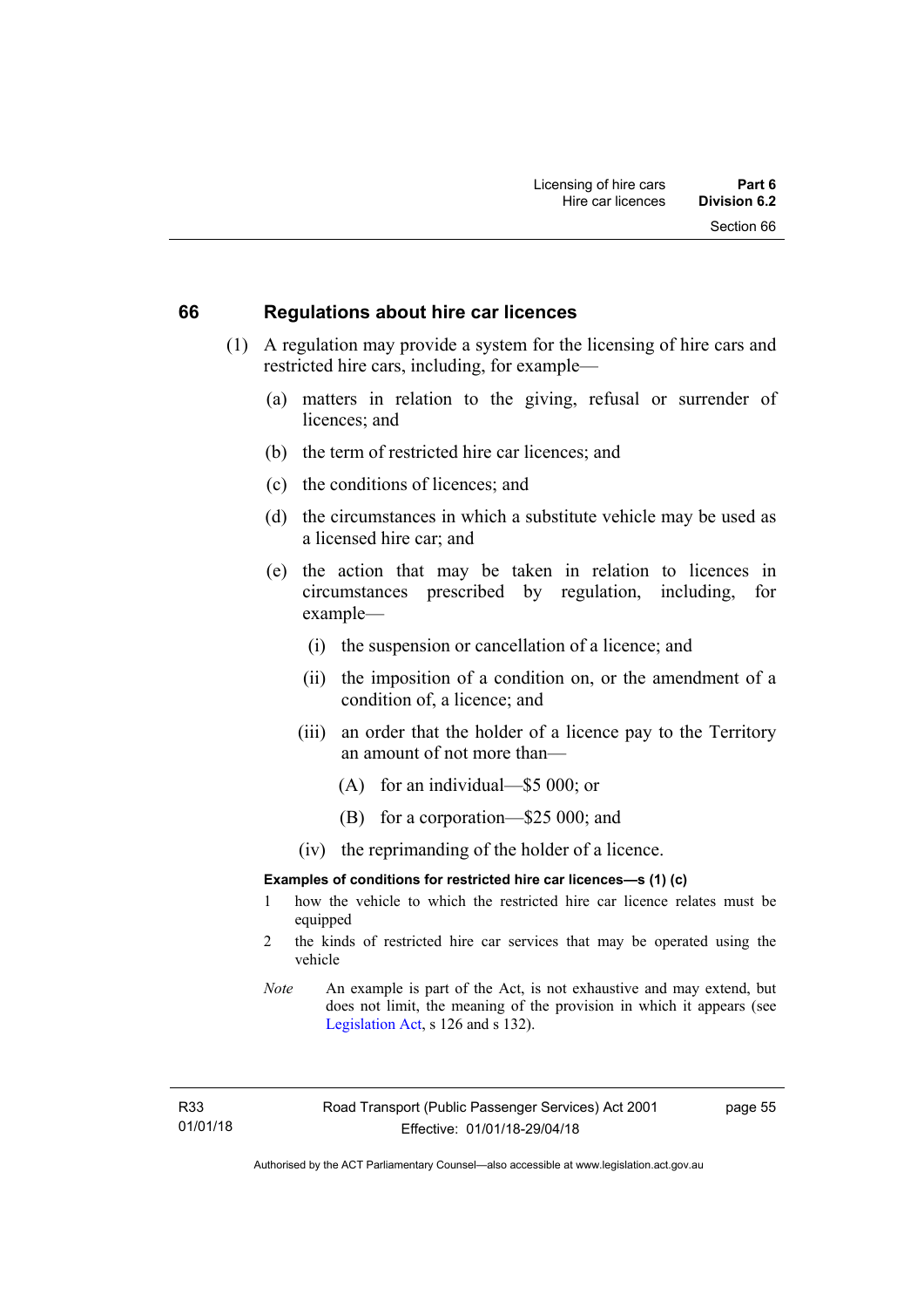## 66 Regulations about hire car licences

(1) A regulation may provide a system for the licensing of hire cars and restricted hire cars, including, for example—

(a) matters in relation to the giving, refusal or surrender of licences; and

(b) the term of restricted hire car licences; and

(c) the conditions of licences; and

(d) the circumstances in which a substitute vehicle may be used as a licensed hire car; and

(e) the action that may be taken in relation to licences in circumstances prescribed by regulation, including, for example—

(i) the suspension or cancellation of a licence; and

(ii) the imposition of a condition on, or the amendment of a condition of, a licence; and

(iii) an order that the holder of a licence pay to the Territory an amount of not more than—

(A) for an individual—$5 000; or

(B) for a corporation—$25 000; and

(iv) the reprimanding of the holder of a licence.

**Examples of conditions for restricted hire car licences—s (1) (c)**

1 how the vehicle to which the restricted hire car licence relates must be equipped

2 the kinds of restricted hire car services that may be operated using the vehicle

*Note* An example is part of the Act, is not exhaustive and may extend, but does not limit, the meaning of the provision in which it appears (see Legislation Act, s 126 and s 132).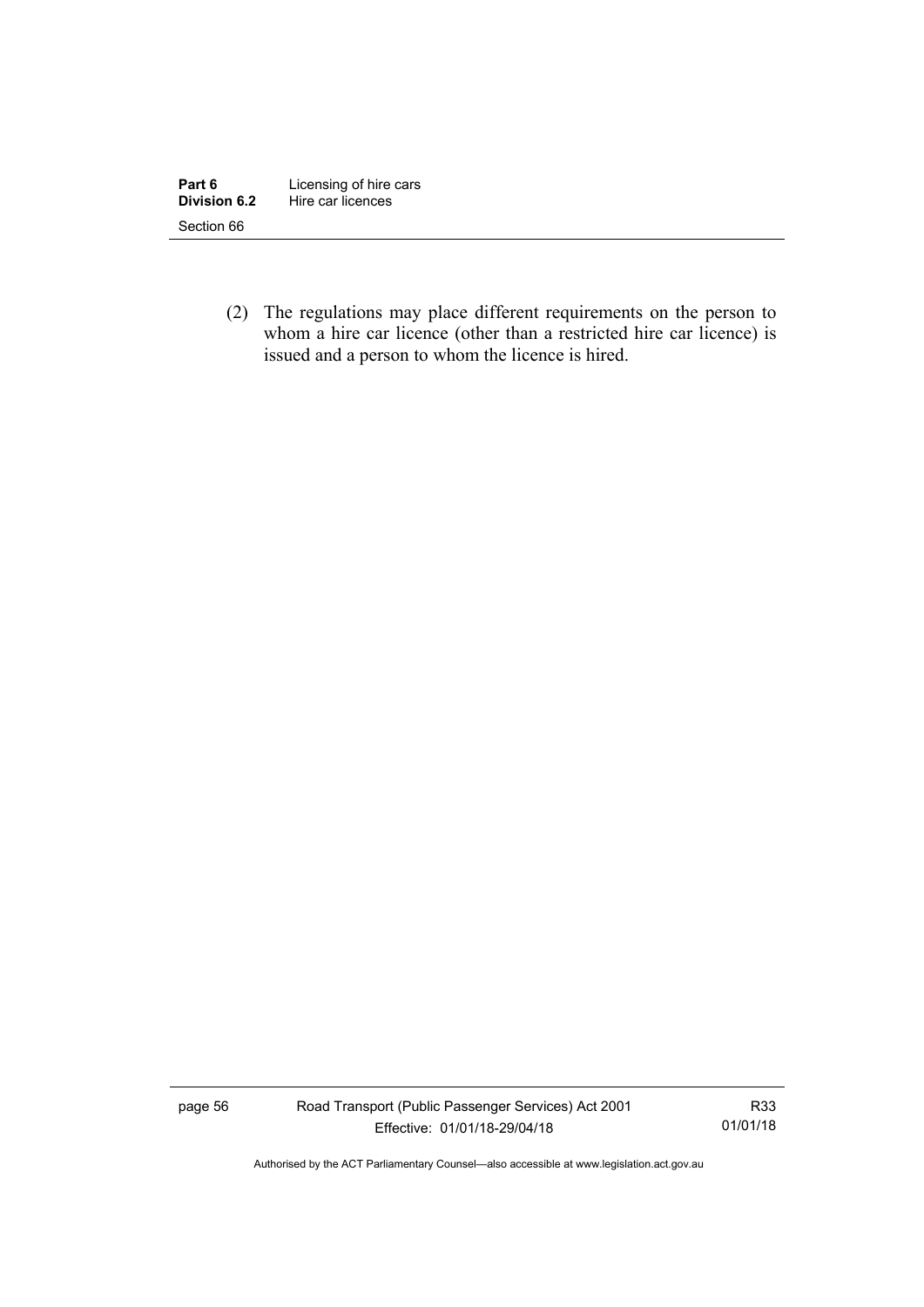(2) The regulations may place different requirements on the person to whom a hire car licence (other than a restricted hire car licence) is issued and a person to whom the licence is hired.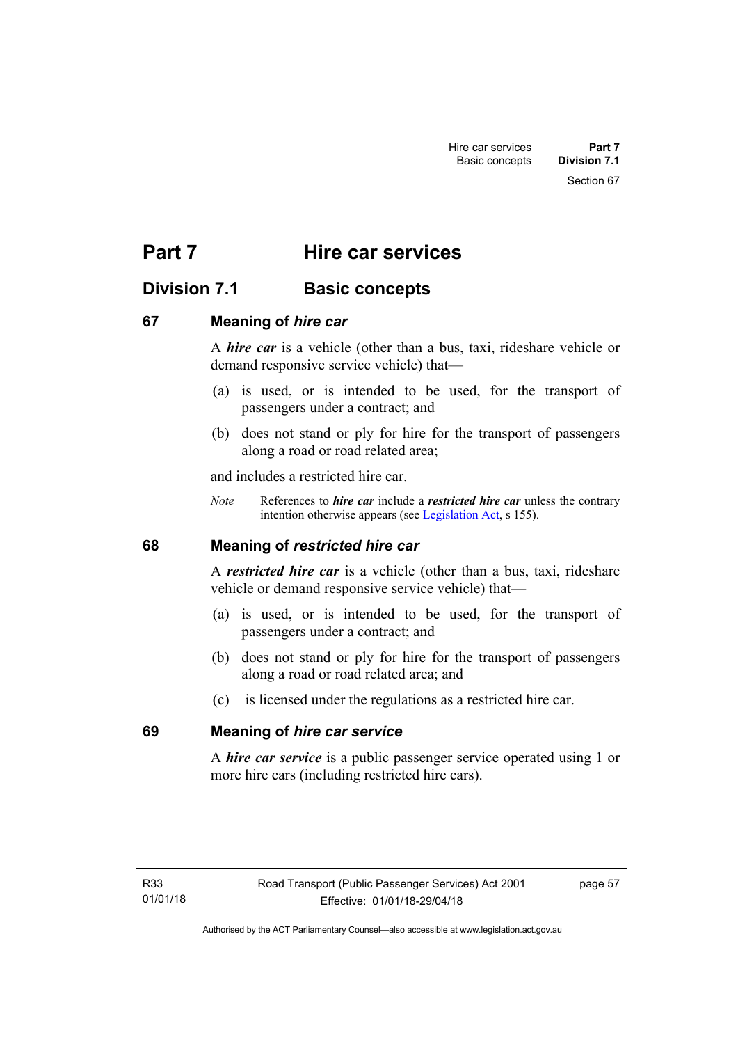# Part 7 Hire car services

## Division 7.1 Basic concepts

### 67 Meaning of *hire car*

A ***hire car*** is a vehicle (other than a bus, taxi, rideshare vehicle or demand responsive service vehicle) that—

(a) is used, or is intended to be used, for the transport of passengers under a contract; and

(b) does not stand or ply for hire for the transport of passengers along a road or road related area;

and includes a restricted hire car.

*Note* References to ***hire car*** include a ***restricted hire car*** unless the contrary intention otherwise appears (see Legislation Act, s 155).

### 68 Meaning of *restricted hire car*

A ***restricted hire car*** is a vehicle (other than a bus, taxi, rideshare vehicle or demand responsive service vehicle) that—

(a) is used, or is intended to be used, for the transport of passengers under a contract; and

(b) does not stand or ply for hire for the transport of passengers along a road or road related area; and

(c) is licensed under the regulations as a restricted hire car.

### 69 Meaning of *hire car service*

A ***hire car service*** is a public passenger service operated using 1 or more hire cars (including restricted hire cars).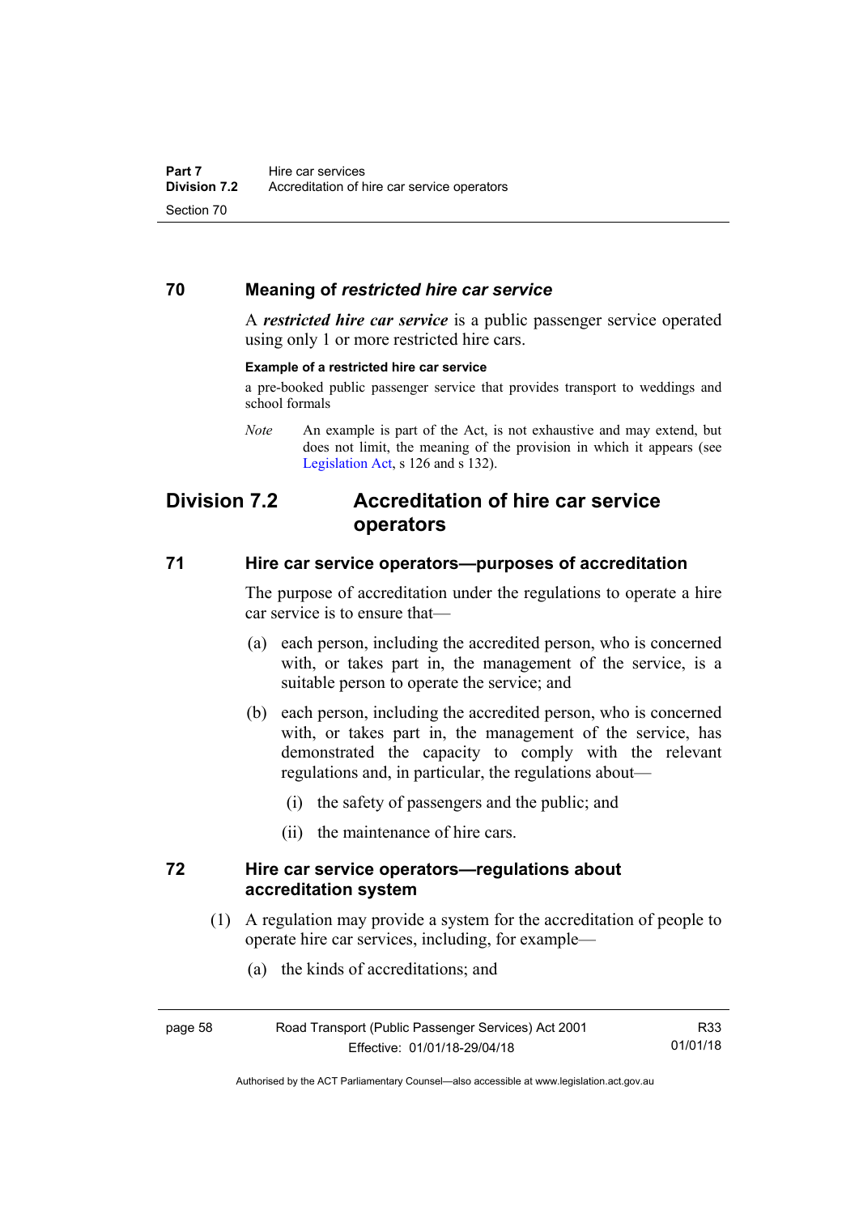### 70 Meaning of *restricted hire car service*

A ***restricted hire car service*** is a public passenger service operated using only 1 or more restricted hire cars.

**Example of a restricted hire car service**

a pre-booked public passenger service that provides transport to weddings and school formals

*Note* An example is part of the Act, is not exhaustive and may extend, but does not limit, the meaning of the provision in which it appears (see Legislation Act, s 126 and s 132).

## Division 7.2 Accreditation of hire car service operators

### 71 Hire car service operators—purposes of accreditation

The purpose of accreditation under the regulations to operate a hire car service is to ensure that—

(a) each person, including the accredited person, who is concerned with, or takes part in, the management of the service, is a suitable person to operate the service; and

(b) each person, including the accredited person, who is concerned with, or takes part in, the management of the service, has demonstrated the capacity to comply with the relevant regulations and, in particular, the regulations about—

(i) the safety of passengers and the public; and

(ii) the maintenance of hire cars.

### 72 Hire car service operators—regulations about accreditation system

(1) A regulation may provide a system for the accreditation of people to operate hire car services, including, for example—

(a) the kinds of accreditations; and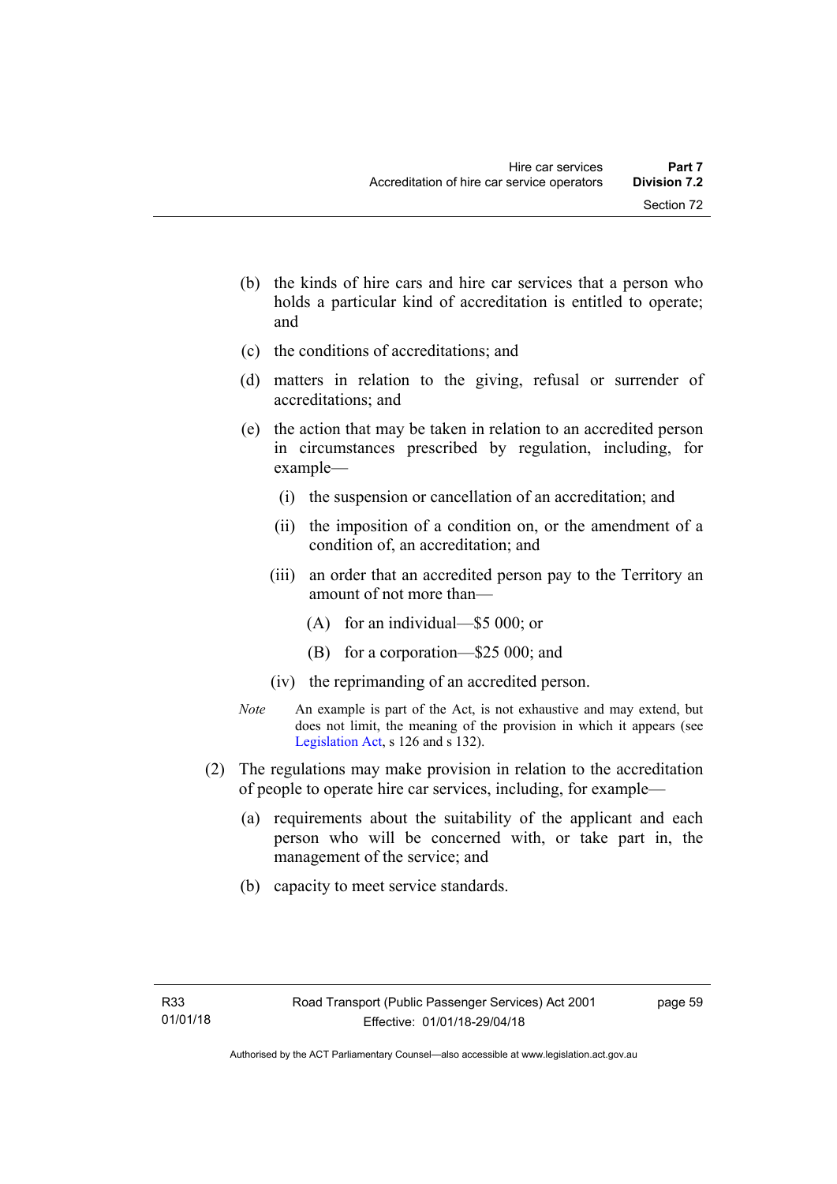(b) the kinds of hire cars and hire car services that a person who holds a particular kind of accreditation is entitled to operate; and

(c) the conditions of accreditations; and

(d) matters in relation to the giving, refusal or surrender of accreditations; and

(e) the action that may be taken in relation to an accredited person in circumstances prescribed by regulation, including, for example—

(i) the suspension or cancellation of an accreditation; and

(ii) the imposition of a condition on, or the amendment of a condition of, an accreditation; and

(iii) an order that an accredited person pay to the Territory an amount of not more than—

(A) for an individual—$5 000; or

(B) for a corporation—$25 000; and

(iv) the reprimanding of an accredited person.

*Note* An example is part of the Act, is not exhaustive and may extend, but does not limit, the meaning of the provision in which it appears (see Legislation Act, s 126 and s 132).

(2) The regulations may make provision in relation to the accreditation of people to operate hire car services, including, for example—

(a) requirements about the suitability of the applicant and each person who will be concerned with, or take part in, the management of the service; and

(b) capacity to meet service standards.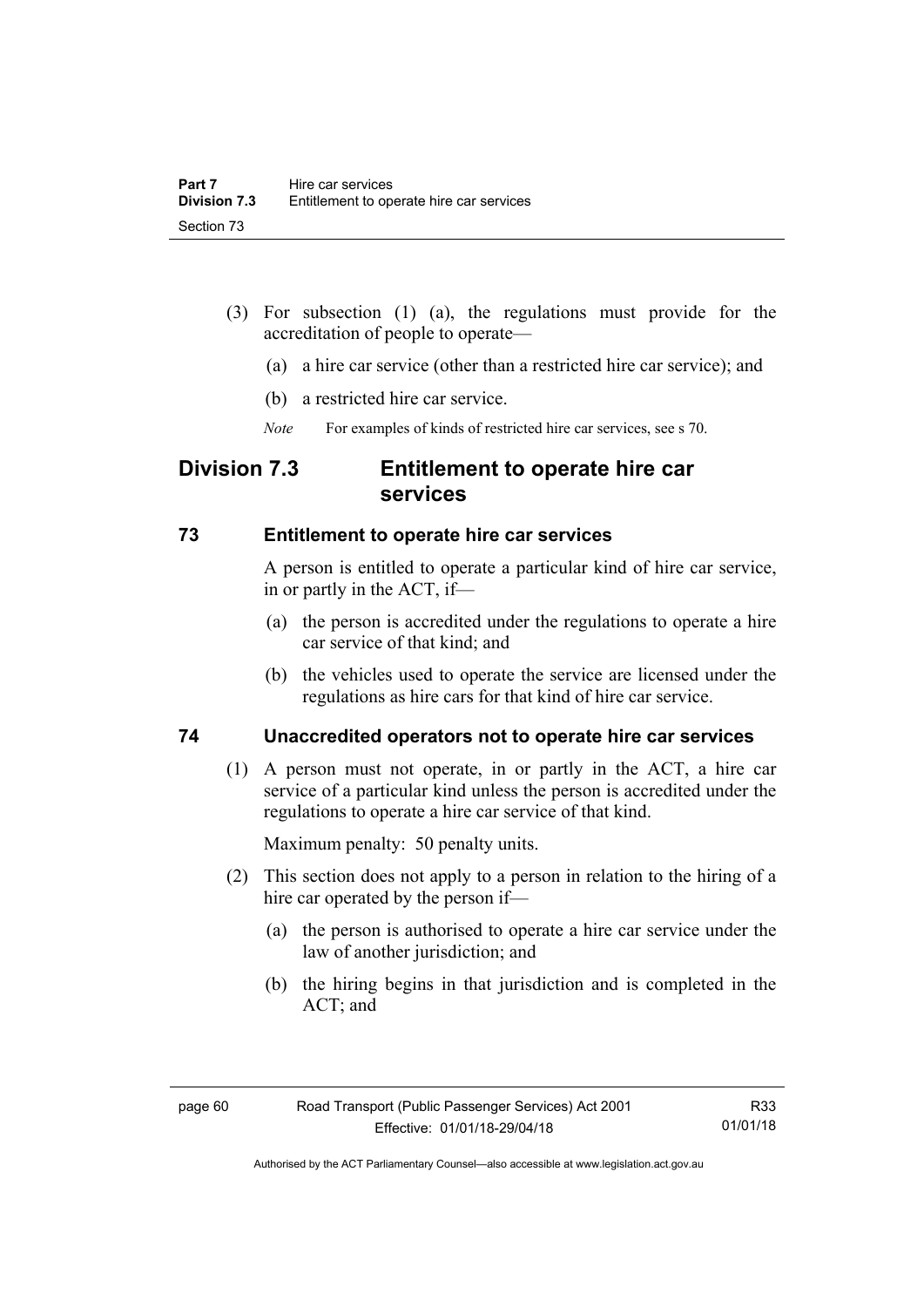(3) For subsection (1) (a), the regulations must provide for the accreditation of people to operate—

(a) a hire car service (other than a restricted hire car service); and

(b) a restricted hire car service.

*Note* For examples of kinds of restricted hire car services, see s 70.

## Division 7.3 Entitlement to operate hire car services

### 73 Entitlement to operate hire car services

A person is entitled to operate a particular kind of hire car service, in or partly in the ACT, if—

(a) the person is accredited under the regulations to operate a hire car service of that kind; and

(b) the vehicles used to operate the service are licensed under the regulations as hire cars for that kind of hire car service.

### 74 Unaccredited operators not to operate hire car services

(1) A person must not operate, in or partly in the ACT, a hire car service of a particular kind unless the person is accredited under the regulations to operate a hire car service of that kind.

Maximum penalty: 50 penalty units.

(2) This section does not apply to a person in relation to the hiring of a hire car operated by the person if—

(a) the person is authorised to operate a hire car service under the law of another jurisdiction; and

(b) the hiring begins in that jurisdiction and is completed in the ACT; and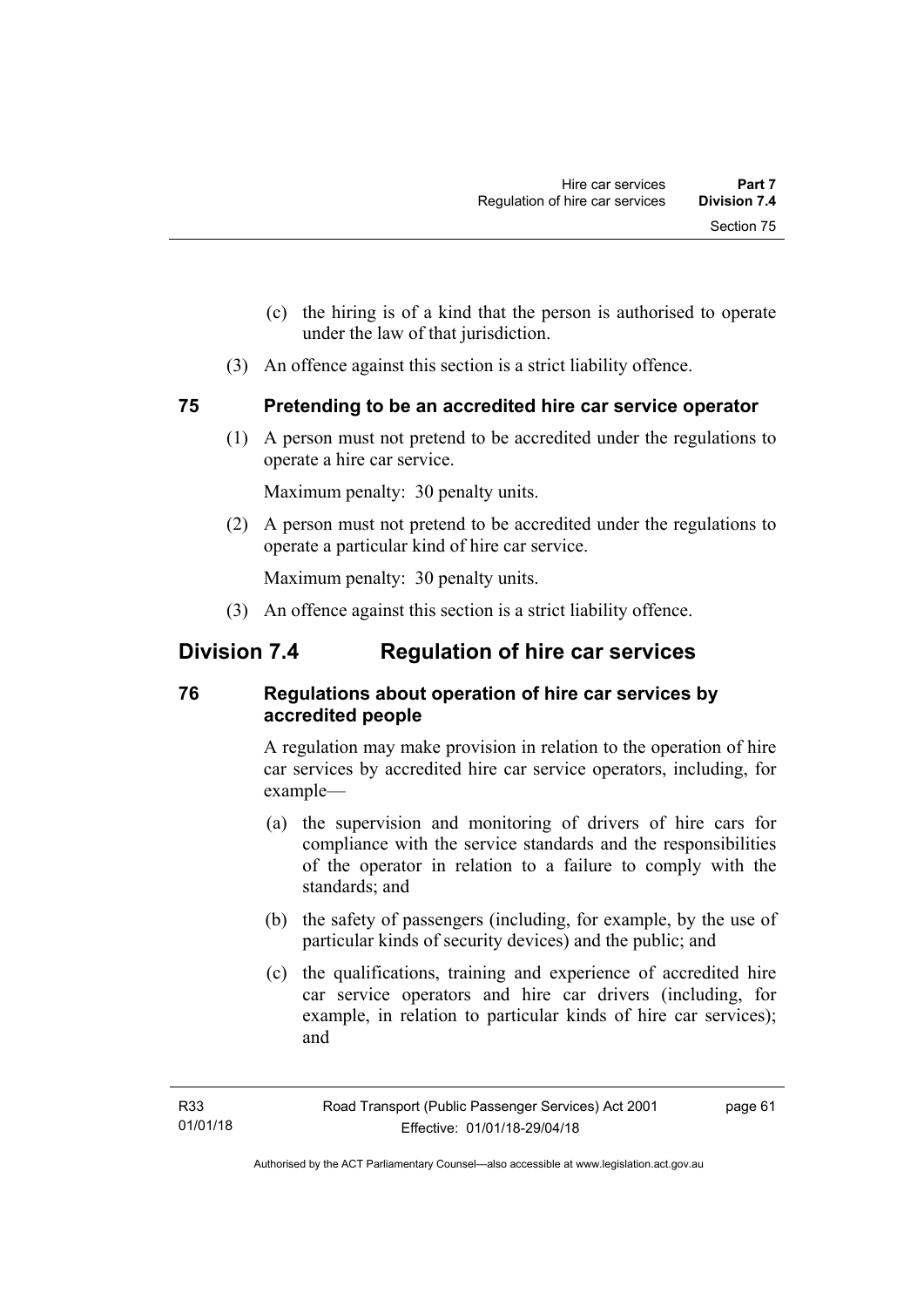(c) the hiring is of a kind that the person is authorised to operate under the law of that jurisdiction.

(3) An offence against this section is a strict liability offence.

### 75 Pretending to be an accredited hire car service operator

(1) A person must not pretend to be accredited under the regulations to operate a hire car service.

Maximum penalty: 30 penalty units.

(2) A person must not pretend to be accredited under the regulations to operate a particular kind of hire car service.

Maximum penalty: 30 penalty units.

(3) An offence against this section is a strict liability offence.

## Division 7.4 Regulation of hire car services

### 76 Regulations about operation of hire car services by accredited people

A regulation may make provision in relation to the operation of hire car services by accredited hire car service operators, including, for example—

(a) the supervision and monitoring of drivers of hire cars for compliance with the service standards and the responsibilities of the operator in relation to a failure to comply with the standards; and

(b) the safety of passengers (including, for example, by the use of particular kinds of security devices) and the public; and

(c) the qualifications, training and experience of accredited hire car service operators and hire car drivers (including, for example, in relation to particular kinds of hire car services); and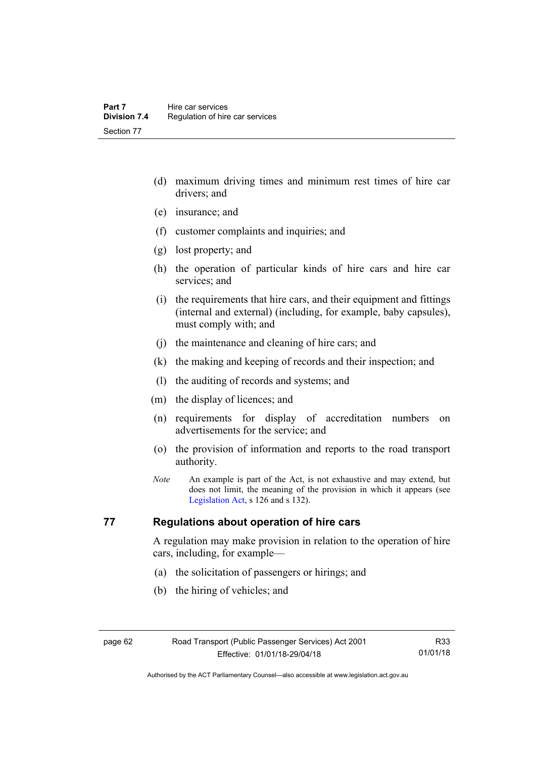(d) maximum driving times and minimum rest times of hire car drivers; and

(e) insurance; and

(f) customer complaints and inquiries; and

(g) lost property; and

(h) the operation of particular kinds of hire cars and hire car services; and

(i) the requirements that hire cars, and their equipment and fittings (internal and external) (including, for example, baby capsules), must comply with; and

(j) the maintenance and cleaning of hire cars; and

(k) the making and keeping of records and their inspection; and

(l) the auditing of records and systems; and

(m) the display of licences; and

(n) requirements for display of accreditation numbers on advertisements for the service; and

(o) the provision of information and reports to the road transport authority.

*Note* An example is part of the Act, is not exhaustive and may extend, but does not limit, the meaning of the provision in which it appears (see Legislation Act, s 126 and s 132).

## 77 Regulations about operation of hire cars

A regulation may make provision in relation to the operation of hire cars, including, for example—

(a) the solicitation of passengers or hirings; and

(b) the hiring of vehicles; and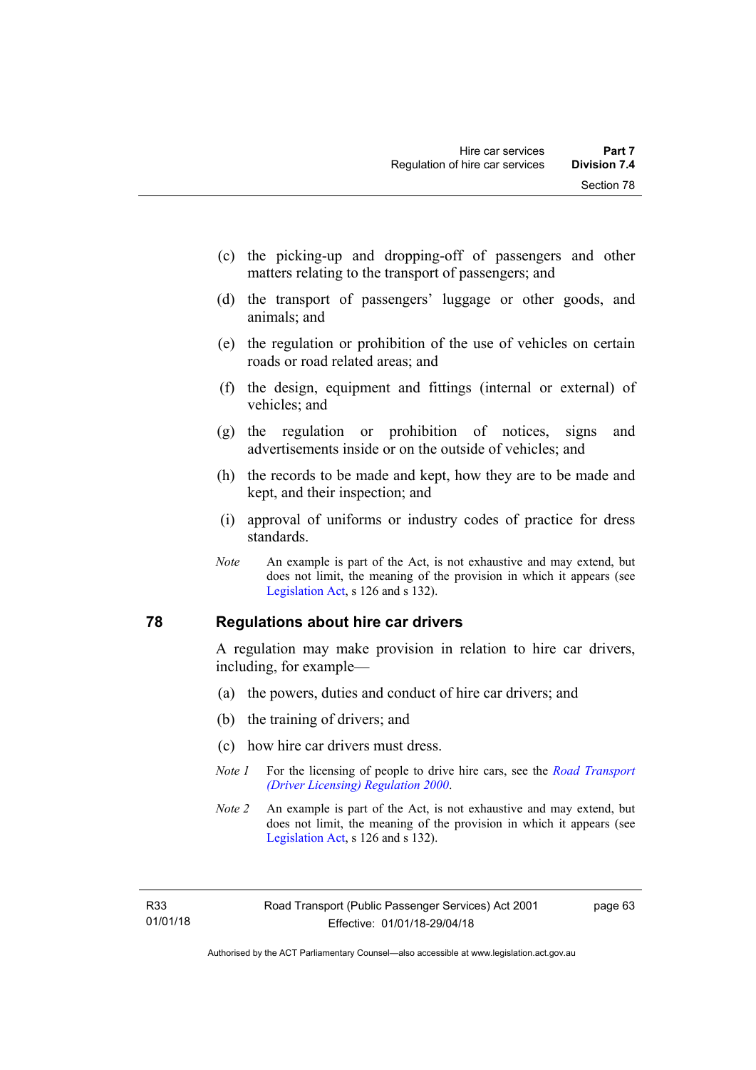(c) the picking-up and dropping-off of passengers and other matters relating to the transport of passengers; and

(d) the transport of passengers' luggage or other goods, and animals; and

(e) the regulation or prohibition of the use of vehicles on certain roads or road related areas; and

(f) the design, equipment and fittings (internal or external) of vehicles; and

(g) the regulation or prohibition of notices, signs and advertisements inside or on the outside of vehicles; and

(h) the records to be made and kept, how they are to be made and kept, and their inspection; and

(i) approval of uniforms or industry codes of practice for dress standards.

*Note* An example is part of the Act, is not exhaustive and may extend, but does not limit, the meaning of the provision in which it appears (see Legislation Act, s 126 and s 132).

## 78 Regulations about hire car drivers

A regulation may make provision in relation to hire car drivers, including, for example—

(a) the powers, duties and conduct of hire car drivers; and

(b) the training of drivers; and

(c) how hire car drivers must dress.

*Note 1* For the licensing of people to drive hire cars, see the *Road Transport (Driver Licensing) Regulation 2000*.

*Note 2* An example is part of the Act, is not exhaustive and may extend, but does not limit, the meaning of the provision in which it appears (see Legislation Act, s 126 and s 132).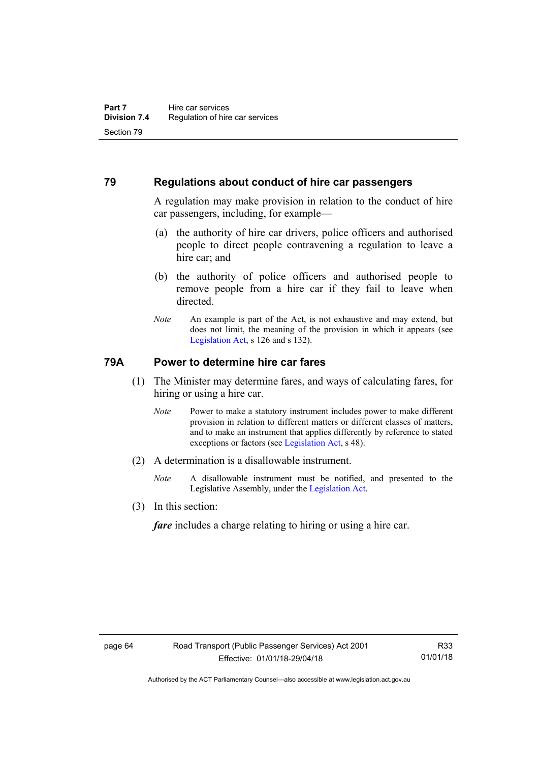## 79 Regulations about conduct of hire car passengers

A regulation may make provision in relation to the conduct of hire car passengers, including, for example—

(a) the authority of hire car drivers, police officers and authorised people to direct people contravening a regulation to leave a hire car; and

(b) the authority of police officers and authorised people to remove people from a hire car if they fail to leave when directed.

*Note* An example is part of the Act, is not exhaustive and may extend, but does not limit, the meaning of the provision in which it appears (see Legislation Act, s 126 and s 132).

## 79A Power to determine hire car fares

(1) The Minister may determine fares, and ways of calculating fares, for hiring or using a hire car.

*Note* Power to make a statutory instrument includes power to make different provision in relation to different matters or different classes of matters, and to make an instrument that applies differently by reference to stated exceptions or factors (see Legislation Act, s 48).

(2) A determination is a disallowable instrument.

*Note* A disallowable instrument must be notified, and presented to the Legislative Assembly, under the Legislation Act.

(3) In this section:

***fare*** includes a charge relating to hiring or using a hire car.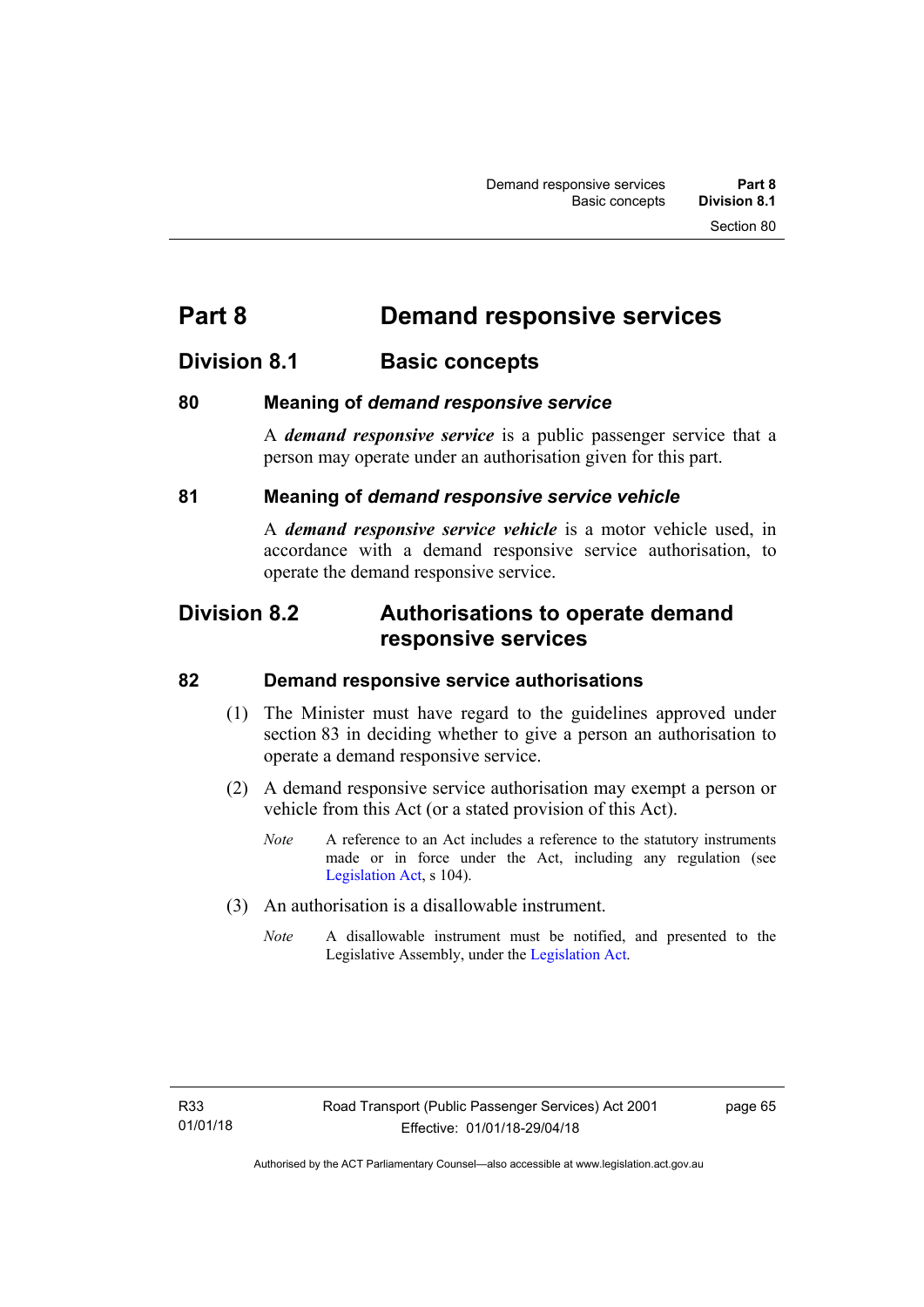# Part 8 Demand responsive services

## Division 8.1 Basic concepts

### 80 Meaning of *demand responsive service*

A ***demand responsive service*** is a public passenger service that a person may operate under an authorisation given for this part.

### 81 Meaning of *demand responsive service vehicle*

A ***demand responsive service vehicle*** is a motor vehicle used, in accordance with a demand responsive service authorisation, to operate the demand responsive service.

## Division 8.2 Authorisations to operate demand responsive services

### 82 Demand responsive service authorisations

(1) The Minister must have regard to the guidelines approved under section 83 in deciding whether to give a person an authorisation to operate a demand responsive service.

(2) A demand responsive service authorisation may exempt a person or vehicle from this Act (or a stated provision of this Act).

*Note* A reference to an Act includes a reference to the statutory instruments made or in force under the Act, including any regulation (see Legislation Act, s 104).

(3) An authorisation is a disallowable instrument.

*Note* A disallowable instrument must be notified, and presented to the Legislative Assembly, under the Legislation Act.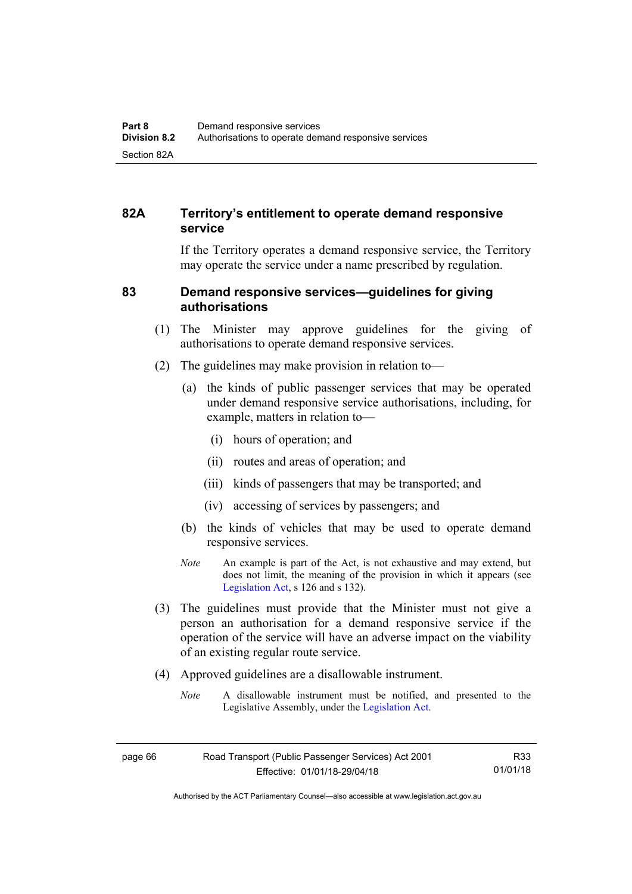## 82A Territory's entitlement to operate demand responsive service

If the Territory operates a demand responsive service, the Territory may operate the service under a name prescribed by regulation.

## 83 Demand responsive services—guidelines for giving authorisations

(1) The Minister may approve guidelines for the giving of authorisations to operate demand responsive services.

(2) The guidelines may make provision in relation to—

(a) the kinds of public passenger services that may be operated under demand responsive service authorisations, including, for example, matters in relation to—

(i) hours of operation; and

(ii) routes and areas of operation; and

(iii) kinds of passengers that may be transported; and

(iv) accessing of services by passengers; and

(b) the kinds of vehicles that may be used to operate demand responsive services.

*Note* An example is part of the Act, is not exhaustive and may extend, but does not limit, the meaning of the provision in which it appears (see Legislation Act, s 126 and s 132).

(3) The guidelines must provide that the Minister must not give a person an authorisation for a demand responsive service if the operation of the service will have an adverse impact on the viability of an existing regular route service.

(4) Approved guidelines are a disallowable instrument.

*Note* A disallowable instrument must be notified, and presented to the Legislative Assembly, under the Legislation Act.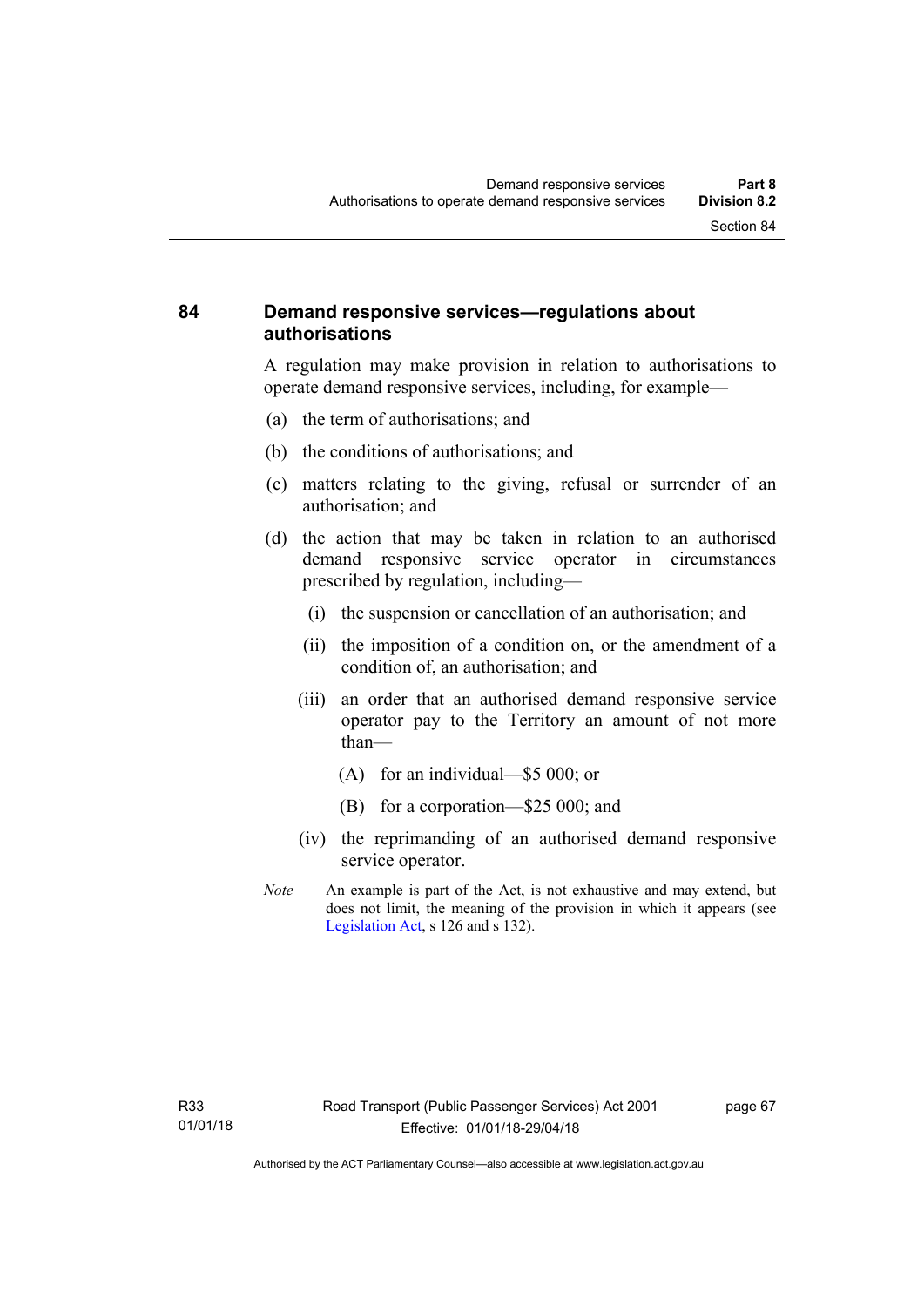## 84 Demand responsive services—regulations about authorisations

A regulation may make provision in relation to authorisations to operate demand responsive services, including, for example—

(a) the term of authorisations; and

(b) the conditions of authorisations; and

(c) matters relating to the giving, refusal or surrender of an authorisation; and

(d) the action that may be taken in relation to an authorised demand responsive service operator in circumstances prescribed by regulation, including—

 (i) the suspension or cancellation of an authorisation; and

 (ii) the imposition of a condition on, or the amendment of a condition of, an authorisation; and

 (iii) an order that an authorised demand responsive service operator pay to the Territory an amount of not more than—

  (A) for an individual—$5 000; or

  (B) for a corporation—$25 000; and

 (iv) the reprimanding of an authorised demand responsive service operator.

*Note* An example is part of the Act, is not exhaustive and may extend, but does not limit, the meaning of the provision in which it appears (see Legislation Act, s 126 and s 132).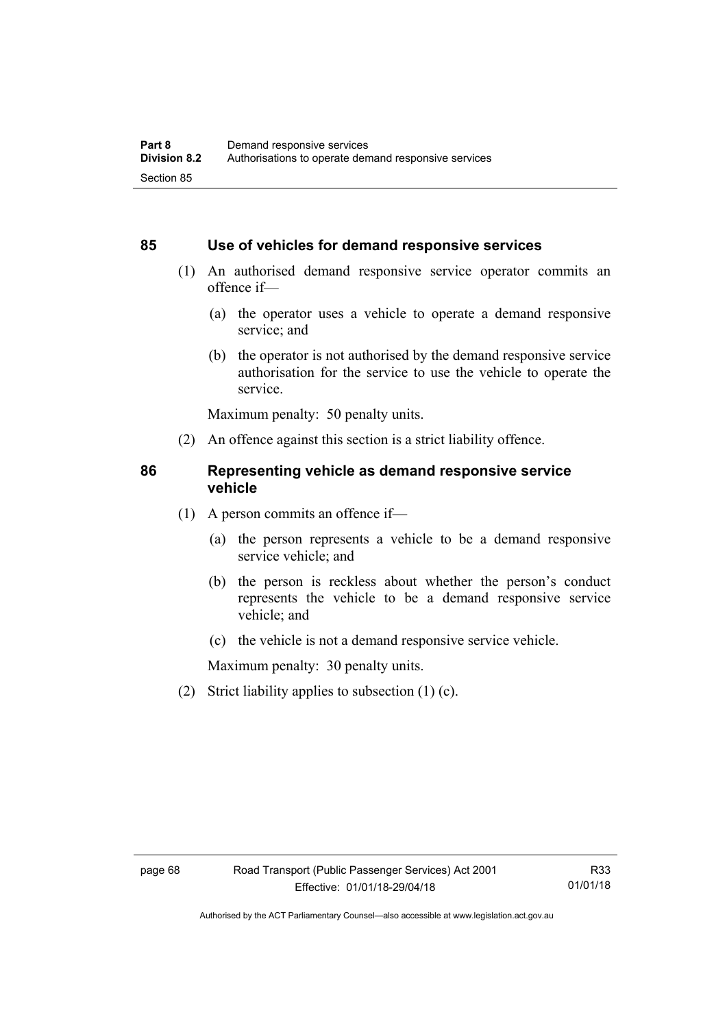## 85 Use of vehicles for demand responsive services

(1) An authorised demand responsive service operator commits an offence if—

(a) the operator uses a vehicle to operate a demand responsive service; and

(b) the operator is not authorised by the demand responsive service authorisation for the service to use the vehicle to operate the service.

Maximum penalty: 50 penalty units.

(2) An offence against this section is a strict liability offence.

## 86 Representing vehicle as demand responsive service vehicle

(1) A person commits an offence if—

(a) the person represents a vehicle to be a demand responsive service vehicle; and

(b) the person is reckless about whether the person's conduct represents the vehicle to be a demand responsive service vehicle; and

(c) the vehicle is not a demand responsive service vehicle.

Maximum penalty: 30 penalty units.

(2) Strict liability applies to subsection (1) (c).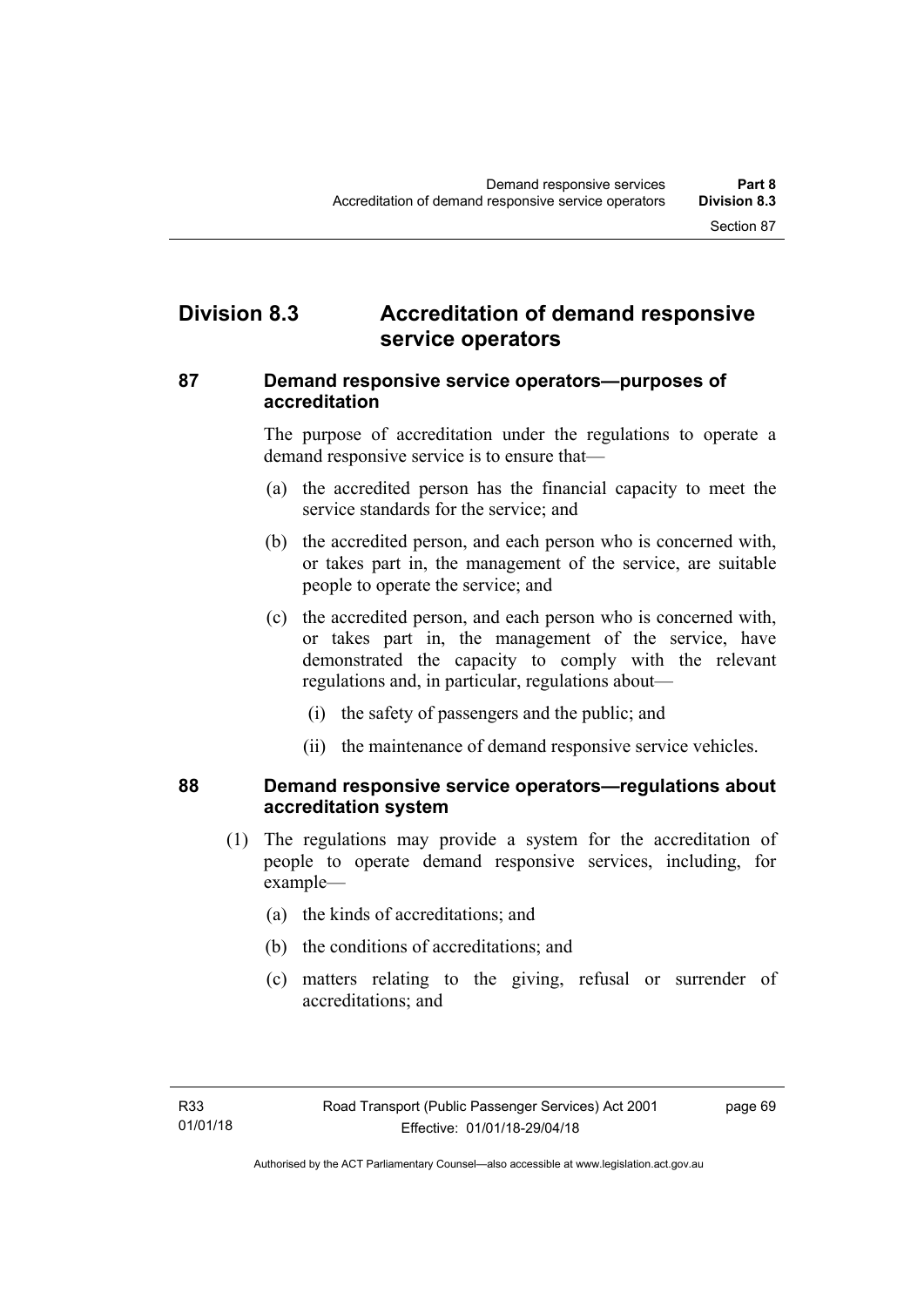## Division 8.3 Accreditation of demand responsive service operators

### 87 Demand responsive service operators—purposes of accreditation

The purpose of accreditation under the regulations to operate a demand responsive service is to ensure that—

(a) the accredited person has the financial capacity to meet the service standards for the service; and

(b) the accredited person, and each person who is concerned with, or takes part in, the management of the service, are suitable people to operate the service; and

(c) the accredited person, and each person who is concerned with, or takes part in, the management of the service, have demonstrated the capacity to comply with the relevant regulations and, in particular, regulations about—

(i) the safety of passengers and the public; and

(ii) the maintenance of demand responsive service vehicles.

### 88 Demand responsive service operators—regulations about accreditation system

(1) The regulations may provide a system for the accreditation of people to operate demand responsive services, including, for example—

(a) the kinds of accreditations; and

(b) the conditions of accreditations; and

(c) matters relating to the giving, refusal or surrender of accreditations; and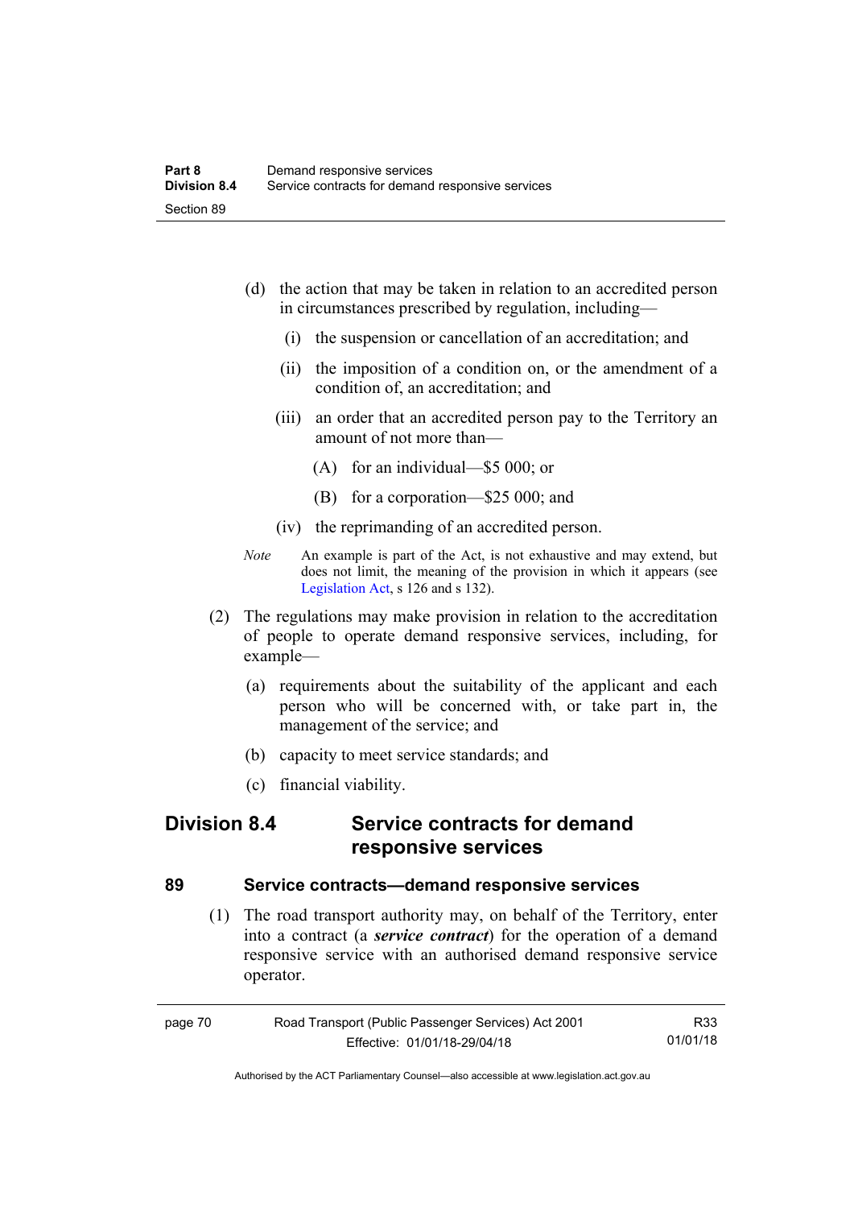(d) the action that may be taken in relation to an accredited person in circumstances prescribed by regulation, including—

(i) the suspension or cancellation of an accreditation; and

(ii) the imposition of a condition on, or the amendment of a condition of, an accreditation; and

(iii) an order that an accredited person pay to the Territory an amount of not more than—

(A) for an individual—$5 000; or

(B) for a corporation—$25 000; and

(iv) the reprimanding of an accredited person.

*Note* An example is part of the Act, is not exhaustive and may extend, but does not limit, the meaning of the provision in which it appears (see Legislation Act, s 126 and s 132).

(2) The regulations may make provision in relation to the accreditation of people to operate demand responsive services, including, for example—

(a) requirements about the suitability of the applicant and each person who will be concerned with, or take part in, the management of the service; and

(b) capacity to meet service standards; and

(c) financial viability.

## Division 8.4 Service contracts for demand responsive services

### 89 Service contracts—demand responsive services

(1) The road transport authority may, on behalf of the Territory, enter into a contract (a ***service contract***) for the operation of a demand responsive service with an authorised demand responsive service operator.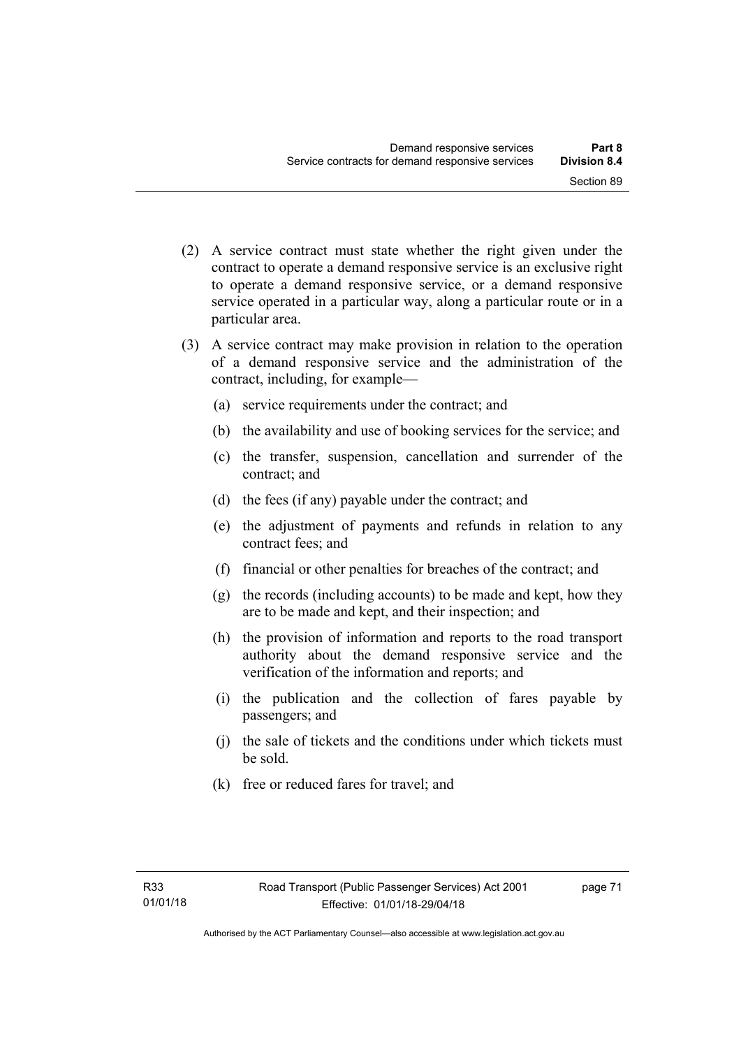(2) A service contract must state whether the right given under the contract to operate a demand responsive service is an exclusive right to operate a demand responsive service, or a demand responsive service operated in a particular way, along a particular route or in a particular area.

(3) A service contract may make provision in relation to the operation of a demand responsive service and the administration of the contract, including, for example—

(a) service requirements under the contract; and

(b) the availability and use of booking services for the service; and

(c) the transfer, suspension, cancellation and surrender of the contract; and

(d) the fees (if any) payable under the contract; and

(e) the adjustment of payments and refunds in relation to any contract fees; and

(f) financial or other penalties for breaches of the contract; and

(g) the records (including accounts) to be made and kept, how they are to be made and kept, and their inspection; and

(h) the provision of information and reports to the road transport authority about the demand responsive service and the verification of the information and reports; and

(i) the publication and the collection of fares payable by passengers; and

(j) the sale of tickets and the conditions under which tickets must be sold.

(k) free or reduced fares for travel; and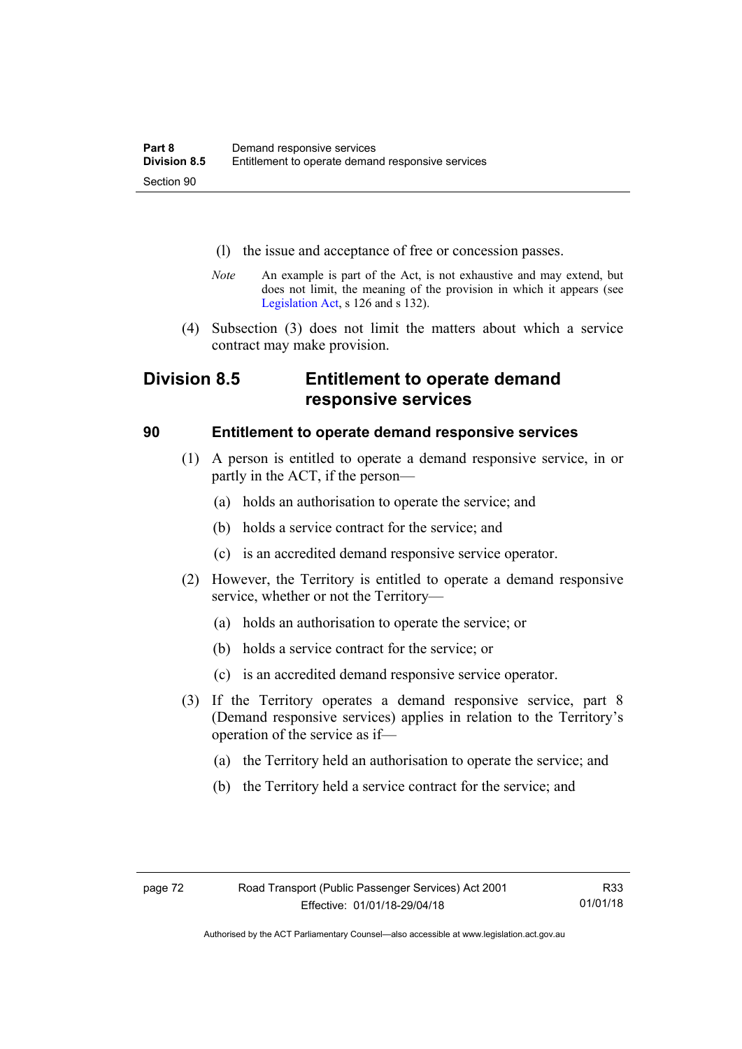(l) the issue and acceptance of free or concession passes.

*Note* An example is part of the Act, is not exhaustive and may extend, but does not limit, the meaning of the provision in which it appears (see Legislation Act, s 126 and s 132).

(4) Subsection (3) does not limit the matters about which a service contract may make provision.

## Division 8.5 Entitlement to operate demand responsive services

### 90 Entitlement to operate demand responsive services

(1) A person is entitled to operate a demand responsive service, in or partly in the ACT, if the person—

(a) holds an authorisation to operate the service; and

(b) holds a service contract for the service; and

(c) is an accredited demand responsive service operator.

(2) However, the Territory is entitled to operate a demand responsive service, whether or not the Territory—

(a) holds an authorisation to operate the service; or

(b) holds a service contract for the service; or

(c) is an accredited demand responsive service operator.

(3) If the Territory operates a demand responsive service, part 8 (Demand responsive services) applies in relation to the Territory's operation of the service as if—

(a) the Territory held an authorisation to operate the service; and

(b) the Territory held a service contract for the service; and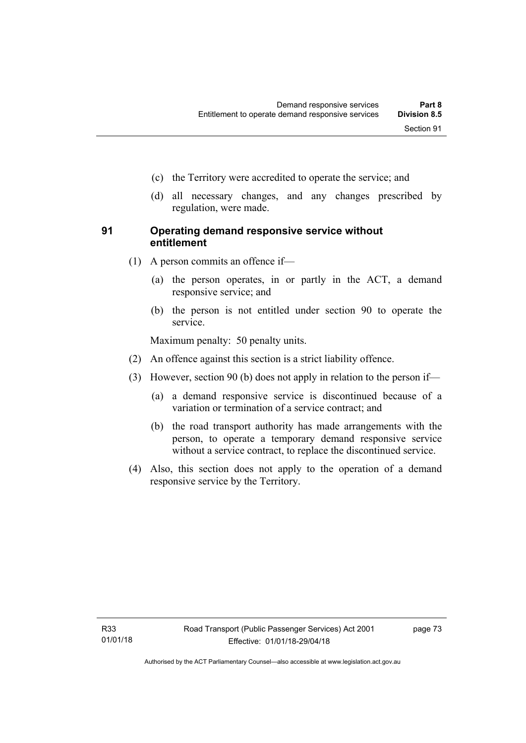(c) the Territory were accredited to operate the service; and

(d) all necessary changes, and any changes prescribed by regulation, were made.

## 91 Operating demand responsive service without entitlement

(1) A person commits an offence if—

(a) the person operates, in or partly in the ACT, a demand responsive service; and

(b) the person is not entitled under section 90 to operate the service.

Maximum penalty: 50 penalty units.

(2) An offence against this section is a strict liability offence.

(3) However, section 90 (b) does not apply in relation to the person if—

(a) a demand responsive service is discontinued because of a variation or termination of a service contract; and

(b) the road transport authority has made arrangements with the person, to operate a temporary demand responsive service without a service contract, to replace the discontinued service.

(4) Also, this section does not apply to the operation of a demand responsive service by the Territory.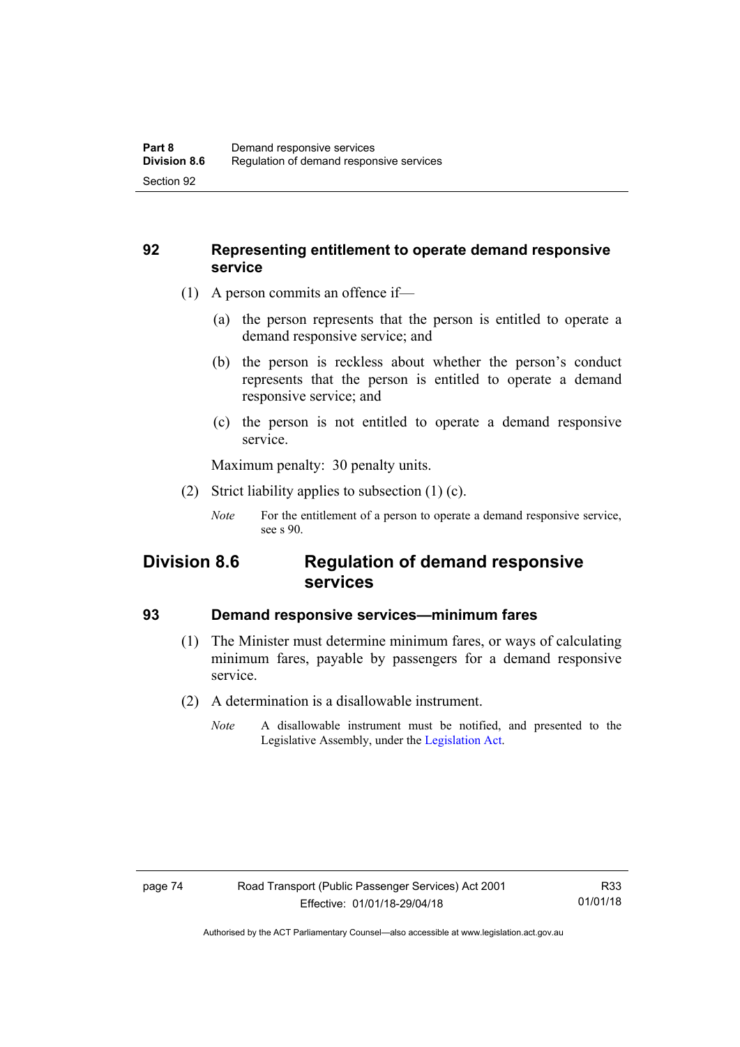### 92 Representing entitlement to operate demand responsive service

(1) A person commits an offence if—

(a) the person represents that the person is entitled to operate a demand responsive service; and

(b) the person is reckless about whether the person's conduct represents that the person is entitled to operate a demand responsive service; and

(c) the person is not entitled to operate a demand responsive service.

Maximum penalty: 30 penalty units.

(2) Strict liability applies to subsection (1) (c).

*Note* For the entitlement of a person to operate a demand responsive service, see s 90.

## Division 8.6 Regulation of demand responsive services

### 93 Demand responsive services—minimum fares

(1) The Minister must determine minimum fares, or ways of calculating minimum fares, payable by passengers for a demand responsive service.

(2) A determination is a disallowable instrument.

*Note* A disallowable instrument must be notified, and presented to the Legislative Assembly, under the Legislation Act.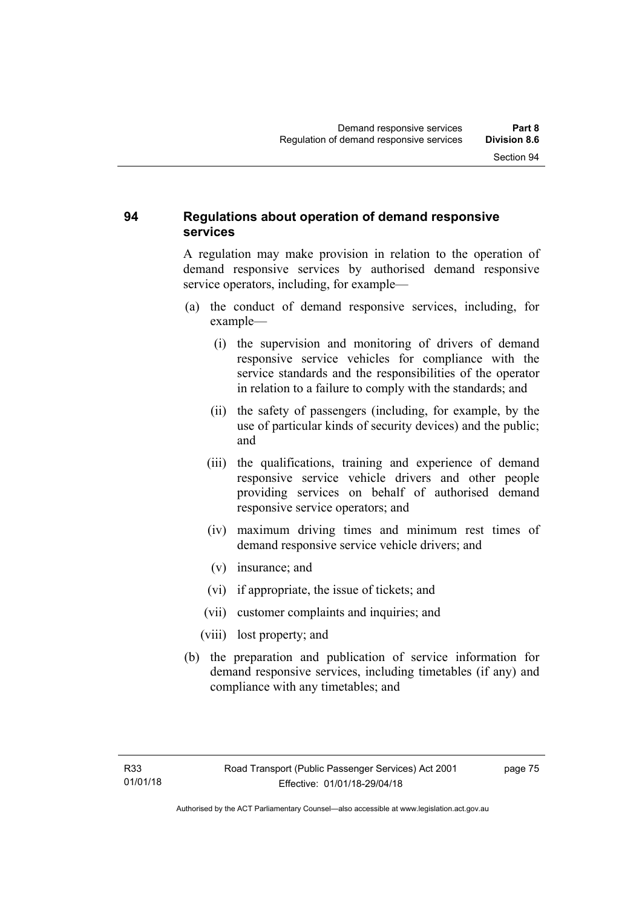## 94 Regulations about operation of demand responsive services

A regulation may make provision in relation to the operation of demand responsive services by authorised demand responsive service operators, including, for example—

(a) the conduct of demand responsive services, including, for example—

  (i) the supervision and monitoring of drivers of demand responsive service vehicles for compliance with the service standards and the responsibilities of the operator in relation to a failure to comply with the standards; and

  (ii) the safety of passengers (including, for example, by the use of particular kinds of security devices) and the public; and

  (iii) the qualifications, training and experience of demand responsive service vehicle drivers and other people providing services on behalf of authorised demand responsive service operators; and

  (iv) maximum driving times and minimum rest times of demand responsive service vehicle drivers; and

  (v) insurance; and

  (vi) if appropriate, the issue of tickets; and

  (vii) customer complaints and inquiries; and

  (viii) lost property; and

(b) the preparation and publication of service information for demand responsive services, including timetables (if any) and compliance with any timetables; and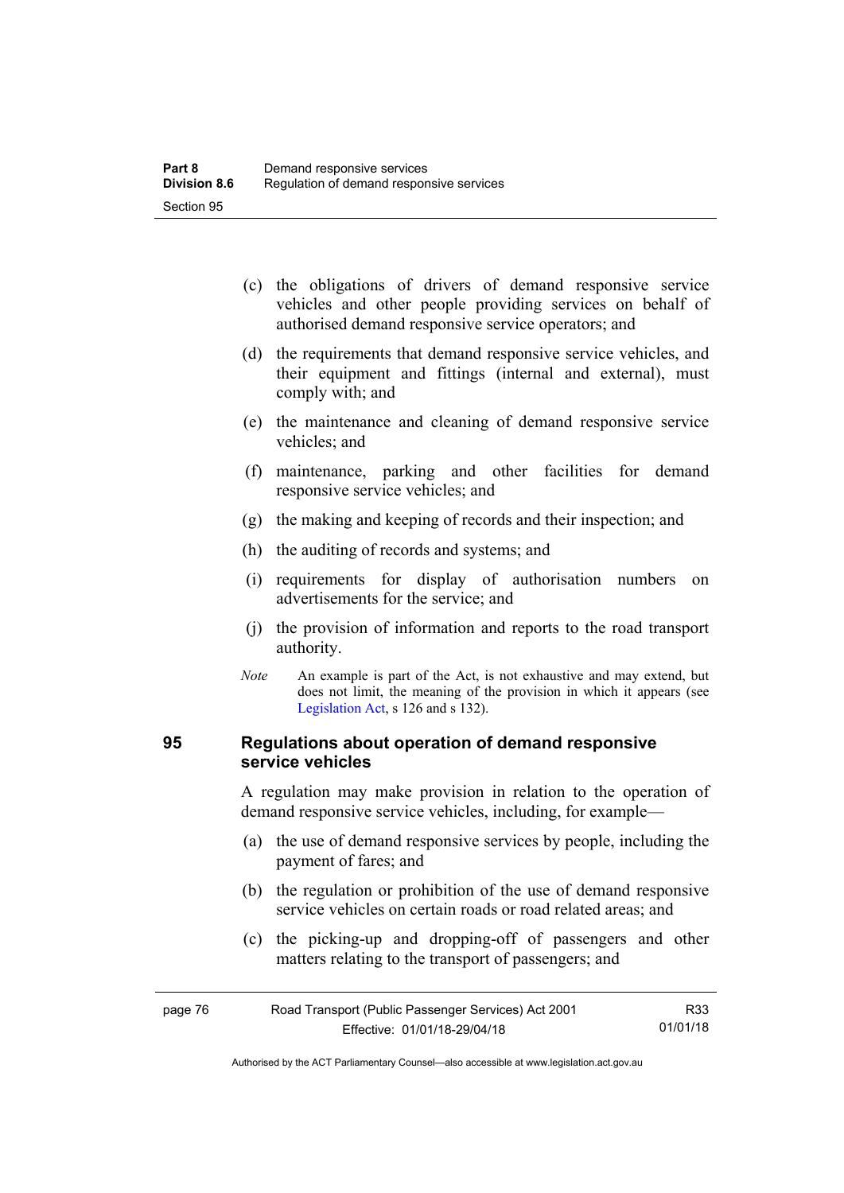(c) the obligations of drivers of demand responsive service vehicles and other people providing services on behalf of authorised demand responsive service operators; and

(d) the requirements that demand responsive service vehicles, and their equipment and fittings (internal and external), must comply with; and

(e) the maintenance and cleaning of demand responsive service vehicles; and

(f) maintenance, parking and other facilities for demand responsive service vehicles; and

(g) the making and keeping of records and their inspection; and

(h) the auditing of records and systems; and

(i) requirements for display of authorisation numbers on advertisements for the service; and

(j) the provision of information and reports to the road transport authority.

*Note* An example is part of the Act, is not exhaustive and may extend, but does not limit, the meaning of the provision in which it appears (see Legislation Act, s 126 and s 132).

### 95 Regulations about operation of demand responsive service vehicles

A regulation may make provision in relation to the operation of demand responsive service vehicles, including, for example—

(a) the use of demand responsive services by people, including the payment of fares; and

(b) the regulation or prohibition of the use of demand responsive service vehicles on certain roads or road related areas; and

(c) the picking-up and dropping-off of passengers and other matters relating to the transport of passengers; and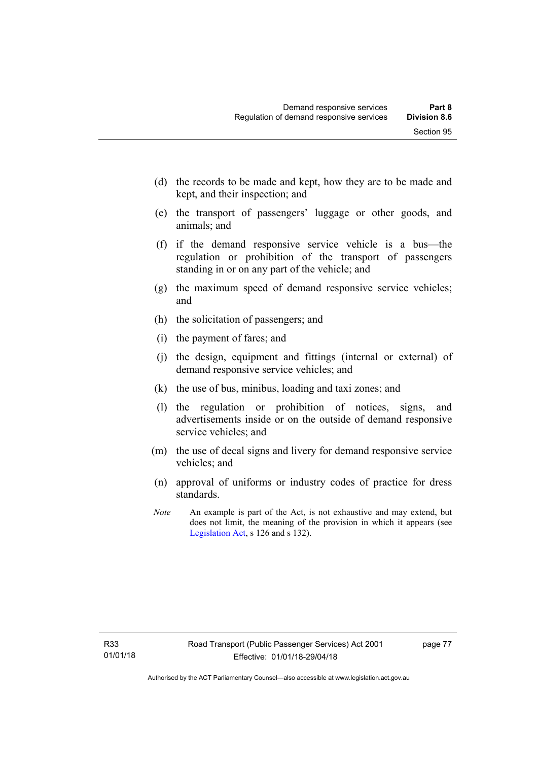(d) the records to be made and kept, how they are to be made and kept, and their inspection; and

(e) the transport of passengers' luggage or other goods, and animals; and

(f) if the demand responsive service vehicle is a bus—the regulation or prohibition of the transport of passengers standing in or on any part of the vehicle; and

(g) the maximum speed of demand responsive service vehicles; and

(h) the solicitation of passengers; and

(i) the payment of fares; and

(j) the design, equipment and fittings (internal or external) of demand responsive service vehicles; and

(k) the use of bus, minibus, loading and taxi zones; and

(l) the regulation or prohibition of notices, signs, and advertisements inside or on the outside of demand responsive service vehicles; and

(m) the use of decal signs and livery for demand responsive service vehicles; and

(n) approval of uniforms or industry codes of practice for dress standards.

*Note* An example is part of the Act, is not exhaustive and may extend, but does not limit, the meaning of the provision in which it appears (see Legislation Act, s 126 and s 132).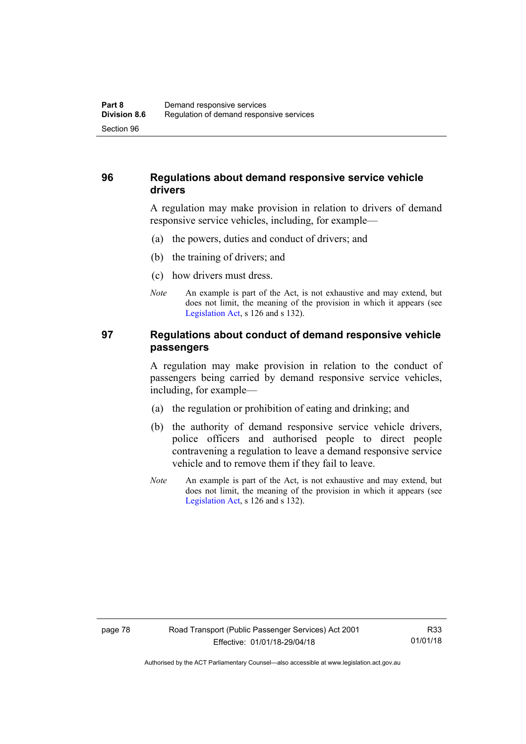## 96 Regulations about demand responsive service vehicle drivers

A regulation may make provision in relation to drivers of demand responsive service vehicles, including, for example—

(a) the powers, duties and conduct of drivers; and

(b) the training of drivers; and

(c) how drivers must dress.

*Note* An example is part of the Act, is not exhaustive and may extend, but does not limit, the meaning of the provision in which it appears (see Legislation Act, s 126 and s 132).

## 97 Regulations about conduct of demand responsive vehicle passengers

A regulation may make provision in relation to the conduct of passengers being carried by demand responsive service vehicles, including, for example—

(a) the regulation or prohibition of eating and drinking; and

(b) the authority of demand responsive service vehicle drivers, police officers and authorised people to direct people contravening a regulation to leave a demand responsive service vehicle and to remove them if they fail to leave.

*Note* An example is part of the Act, is not exhaustive and may extend, but does not limit, the meaning of the provision in which it appears (see Legislation Act, s 126 and s 132).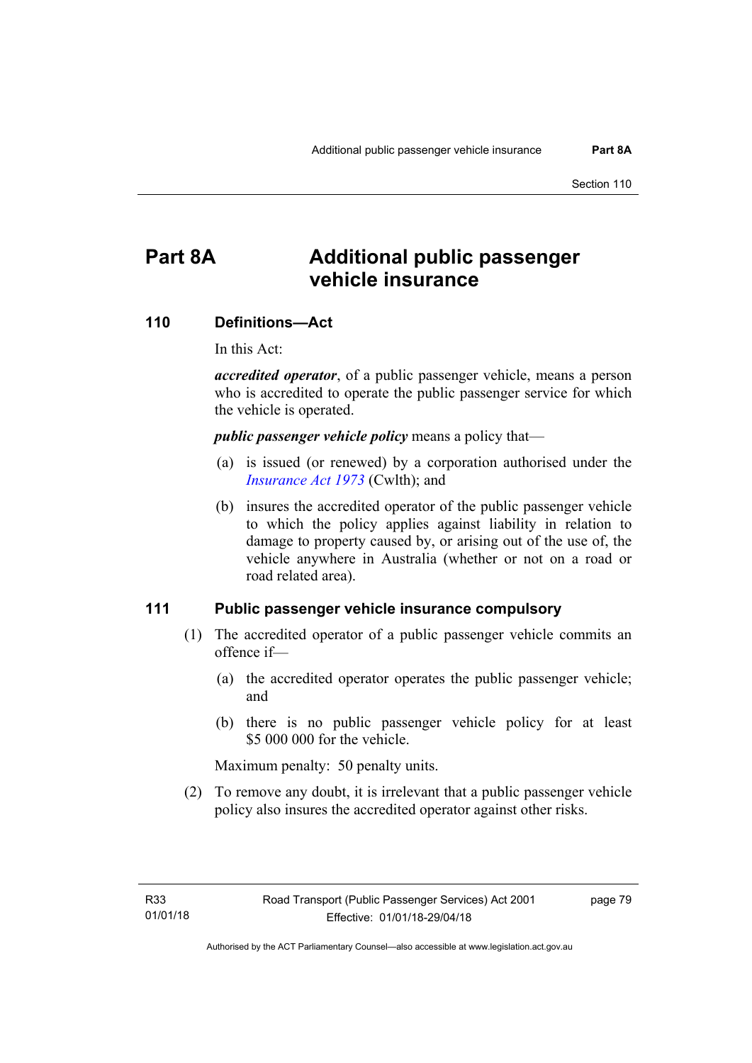# Part 8A Additional public passenger vehicle insurance

## 110 Definitions—Act

In this Act:

***accredited operator***, of a public passenger vehicle, means a person who is accredited to operate the public passenger service for which the vehicle is operated.

***public passenger vehicle policy*** means a policy that—

(a) is issued (or renewed) by a corporation authorised under the *Insurance Act 1973* (Cwlth); and

(b) insures the accredited operator of the public passenger vehicle to which the policy applies against liability in relation to damage to property caused by, or arising out of the use of, the vehicle anywhere in Australia (whether or not on a road or road related area).

## 111 Public passenger vehicle insurance compulsory

(1) The accredited operator of a public passenger vehicle commits an offence if—

(a) the accredited operator operates the public passenger vehicle; and

(b) there is no public passenger vehicle policy for at least $5 000 000 for the vehicle.

Maximum penalty: 50 penalty units.

(2) To remove any doubt, it is irrelevant that a public passenger vehicle policy also insures the accredited operator against other risks.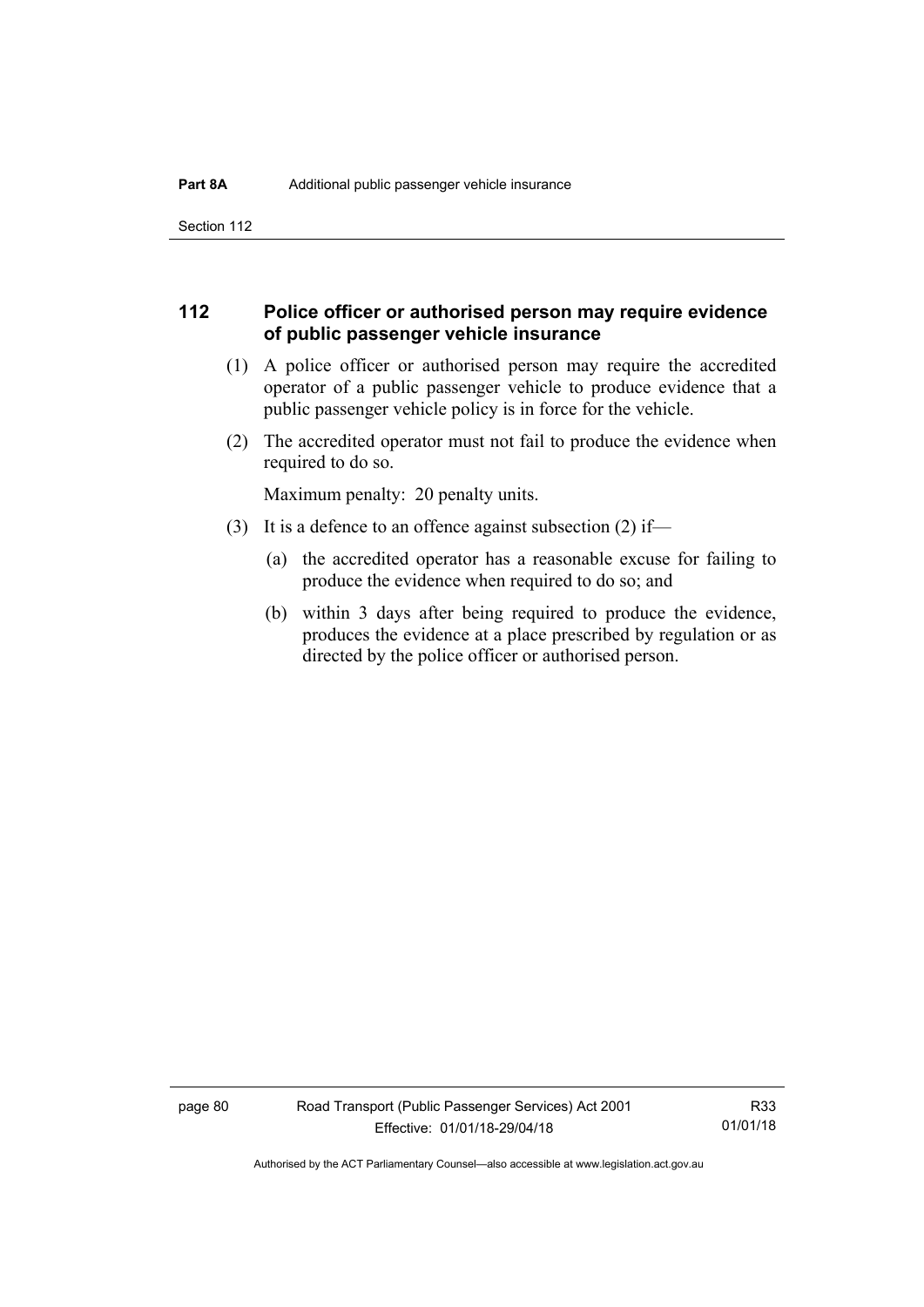## 112 Police officer or authorised person may require evidence of public passenger vehicle insurance

(1) A police officer or authorised person may require the accredited operator of a public passenger vehicle to produce evidence that a public passenger vehicle policy is in force for the vehicle.

(2) The accredited operator must not fail to produce the evidence when required to do so.

Maximum penalty: 20 penalty units.

(3) It is a defence to an offence against subsection (2) if—

(a) the accredited operator has a reasonable excuse for failing to produce the evidence when required to do so; and

(b) within 3 days after being required to produce the evidence, produces the evidence at a place prescribed by regulation or as directed by the police officer or authorised person.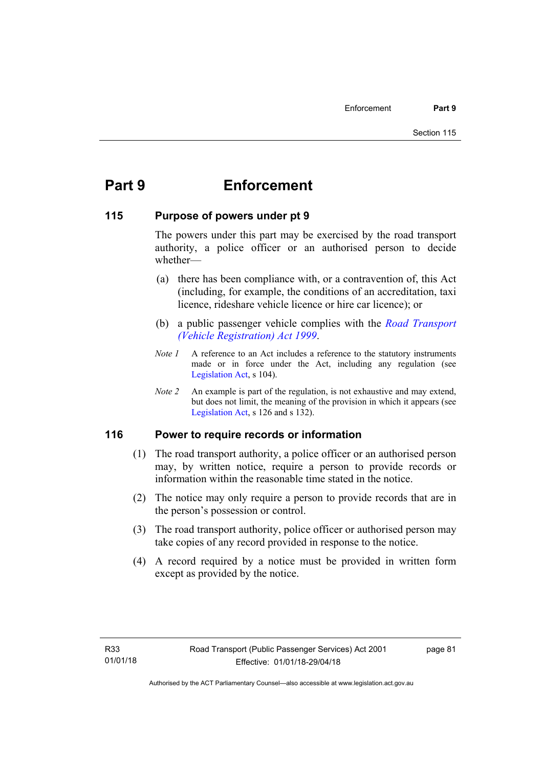# Part 9 Enforcement

## 115 Purpose of powers under pt 9

The powers under this part may be exercised by the road transport authority, a police officer or an authorised person to decide whether—

(a) there has been compliance with, or a contravention of, this Act (including, for example, the conditions of an accreditation, taxi licence, rideshare vehicle licence or hire car licence); or

(b) a public passenger vehicle complies with the *Road Transport (Vehicle Registration) Act 1999*.

*Note 1* A reference to an Act includes a reference to the statutory instruments made or in force under the Act, including any regulation (see Legislation Act, s 104).

*Note 2* An example is part of the regulation, is not exhaustive and may extend, but does not limit, the meaning of the provision in which it appears (see Legislation Act, s 126 and s 132).

## 116 Power to require records or information

(1) The road transport authority, a police officer or an authorised person may, by written notice, require a person to provide records or information within the reasonable time stated in the notice.

(2) The notice may only require a person to provide records that are in the person's possession or control.

(3) The road transport authority, police officer or authorised person may take copies of any record provided in response to the notice.

(4) A record required by a notice must be provided in written form except as provided by the notice.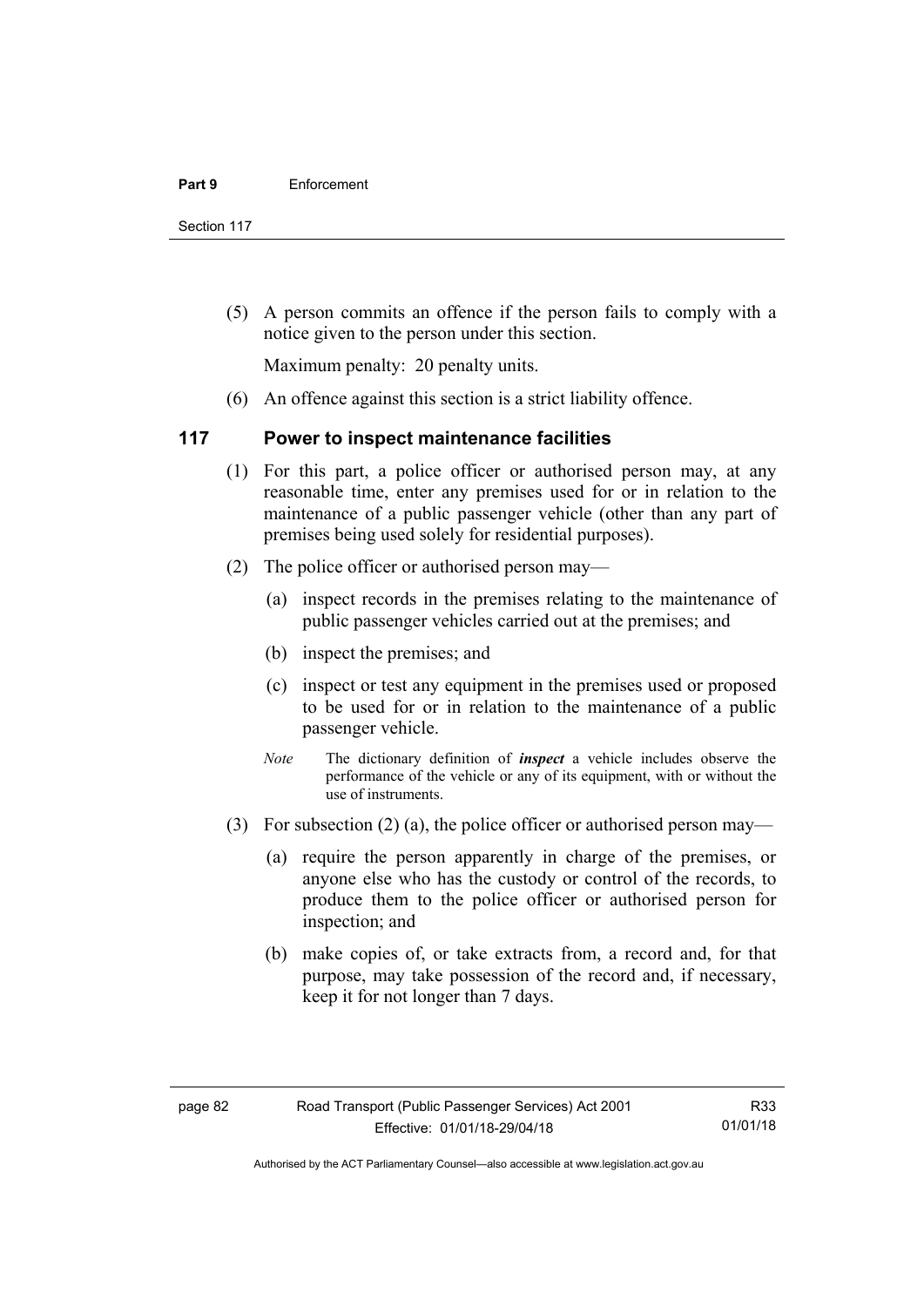(5) A person commits an offence if the person fails to comply with a notice given to the person under this section.

Maximum penalty: 20 penalty units.

(6) An offence against this section is a strict liability offence.

## 117 Power to inspect maintenance facilities

(1) For this part, a police officer or authorised person may, at any reasonable time, enter any premises used for or in relation to the maintenance of a public passenger vehicle (other than any part of premises being used solely for residential purposes).

(2) The police officer or authorised person may—

(a) inspect records in the premises relating to the maintenance of public passenger vehicles carried out at the premises; and

(b) inspect the premises; and

(c) inspect or test any equipment in the premises used or proposed to be used for or in relation to the maintenance of a public passenger vehicle.

*Note* The dictionary definition of ***inspect*** a vehicle includes observe the performance of the vehicle or any of its equipment, with or without the use of instruments.

(3) For subsection (2) (a), the police officer or authorised person may—

(a) require the person apparently in charge of the premises, or anyone else who has the custody or control of the records, to produce them to the police officer or authorised person for inspection; and

(b) make copies of, or take extracts from, a record and, for that purpose, may take possession of the record and, if necessary, keep it for not longer than 7 days.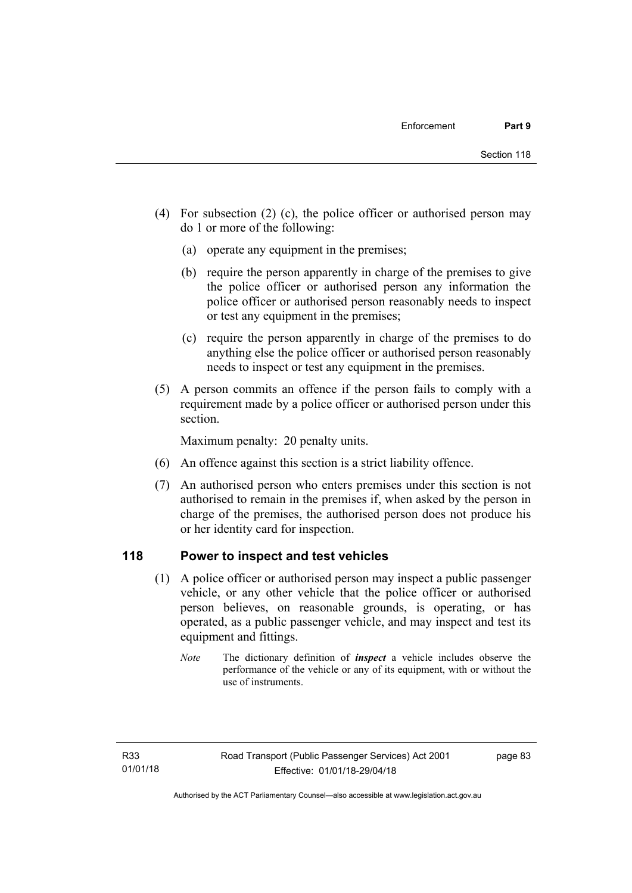(4) For subsection (2) (c), the police officer or authorised person may do 1 or more of the following:

(a) operate any equipment in the premises;

(b) require the person apparently in charge of the premises to give the police officer or authorised person any information the police officer or authorised person reasonably needs to inspect or test any equipment in the premises;

(c) require the person apparently in charge of the premises to do anything else the police officer or authorised person reasonably needs to inspect or test any equipment in the premises.

(5) A person commits an offence if the person fails to comply with a requirement made by a police officer or authorised person under this section.

Maximum penalty: 20 penalty units.

(6) An offence against this section is a strict liability offence.

(7) An authorised person who enters premises under this section is not authorised to remain in the premises if, when asked by the person in charge of the premises, the authorised person does not produce his or her identity card for inspection.

## 118 Power to inspect and test vehicles

(1) A police officer or authorised person may inspect a public passenger vehicle, or any other vehicle that the police officer or authorised person believes, on reasonable grounds, is operating, or has operated, as a public passenger vehicle, and may inspect and test its equipment and fittings.

*Note* The dictionary definition of ***inspect*** a vehicle includes observe the performance of the vehicle or any of its equipment, with or without the use of instruments.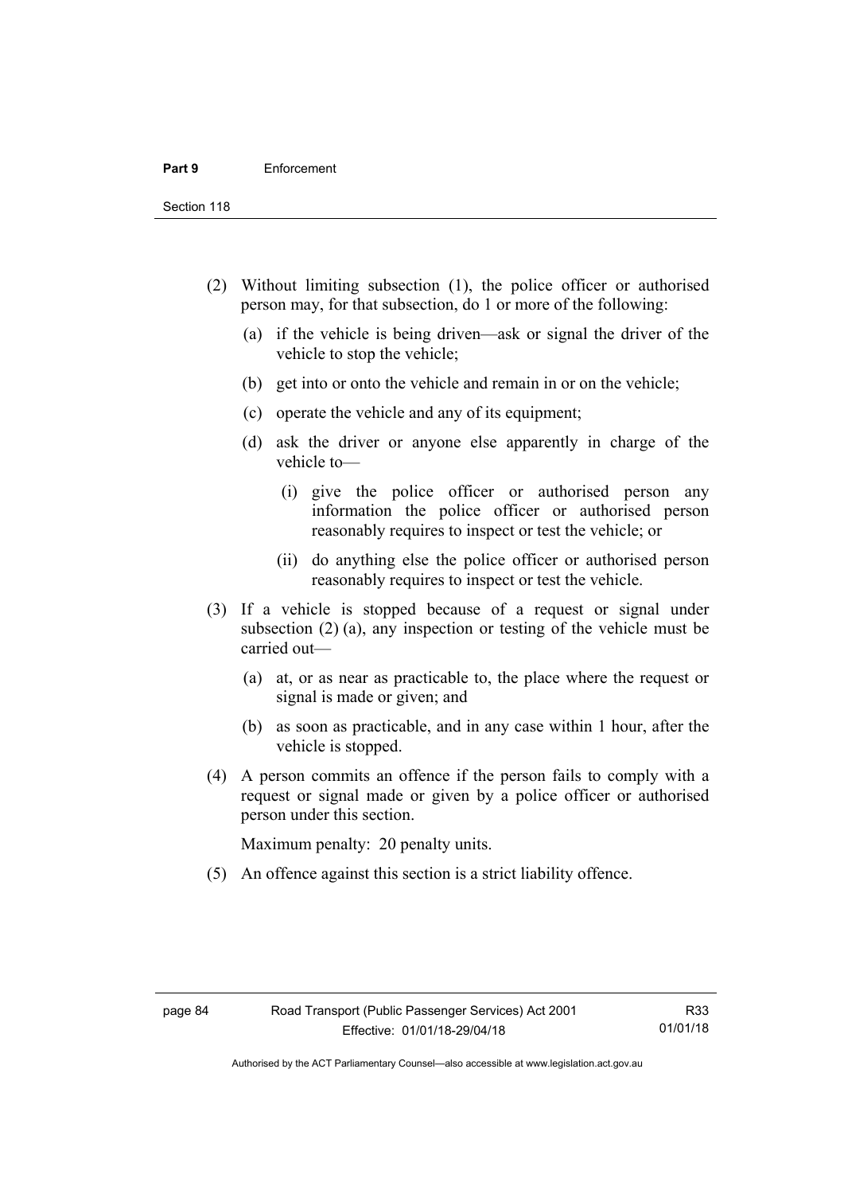(2) Without limiting subsection (1), the police officer or authorised person may, for that subsection, do 1 or more of the following:

(a) if the vehicle is being driven—ask or signal the driver of the vehicle to stop the vehicle;

(b) get into or onto the vehicle and remain in or on the vehicle;

(c) operate the vehicle and any of its equipment;

(d) ask the driver or anyone else apparently in charge of the vehicle to—

(i) give the police officer or authorised person any information the police officer or authorised person reasonably requires to inspect or test the vehicle; or

(ii) do anything else the police officer or authorised person reasonably requires to inspect or test the vehicle.

(3) If a vehicle is stopped because of a request or signal under subsection (2) (a), any inspection or testing of the vehicle must be carried out—

(a) at, or as near as practicable to, the place where the request or signal is made or given; and

(b) as soon as practicable, and in any case within 1 hour, after the vehicle is stopped.

(4) A person commits an offence if the person fails to comply with a request or signal made or given by a police officer or authorised person under this section.

Maximum penalty: 20 penalty units.

(5) An offence against this section is a strict liability offence.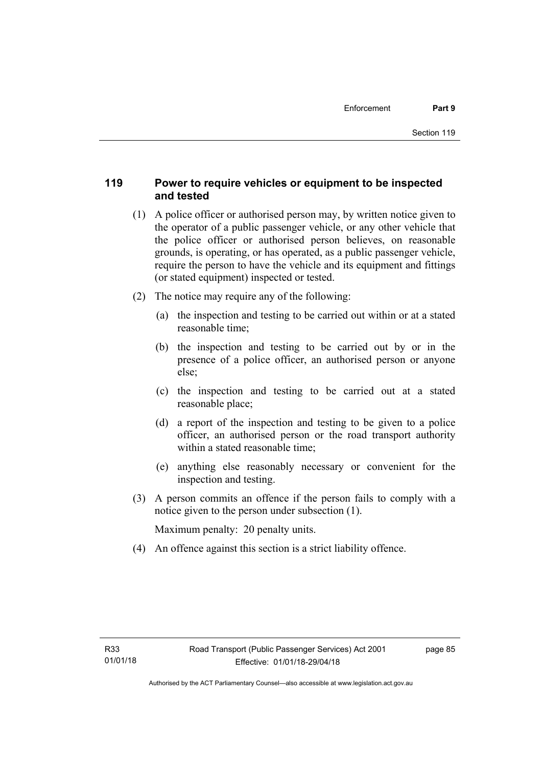## 119 Power to require vehicles or equipment to be inspected and tested

(1) A police officer or authorised person may, by written notice given to the operator of a public passenger vehicle, or any other vehicle that the police officer or authorised person believes, on reasonable grounds, is operating, or has operated, as a public passenger vehicle, require the person to have the vehicle and its equipment and fittings (or stated equipment) inspected or tested.

(2) The notice may require any of the following:

(a) the inspection and testing to be carried out within or at a stated reasonable time;

(b) the inspection and testing to be carried out by or in the presence of a police officer, an authorised person or anyone else;

(c) the inspection and testing to be carried out at a stated reasonable place;

(d) a report of the inspection and testing to be given to a police officer, an authorised person or the road transport authority within a stated reasonable time;

(e) anything else reasonably necessary or convenient for the inspection and testing.

(3) A person commits an offence if the person fails to comply with a notice given to the person under subsection (1).

Maximum penalty: 20 penalty units.

(4) An offence against this section is a strict liability offence.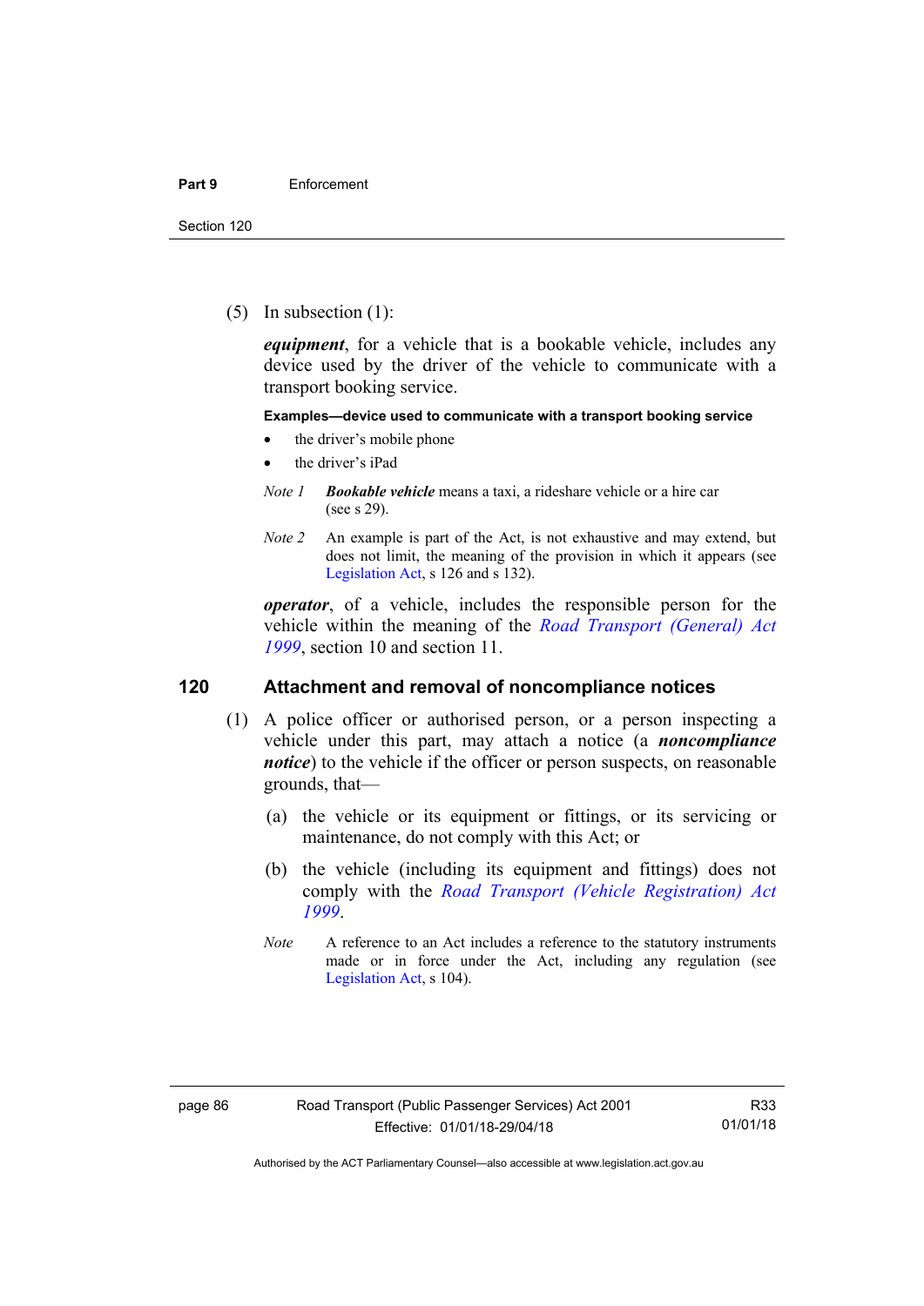(5) In subsection (1):

***equipment***, for a vehicle that is a bookable vehicle, includes any device used by the driver of the vehicle to communicate with a transport booking service.

**Examples—device used to communicate with a transport booking service**

- the driver's mobile phone
- the driver's iPad

*Note 1* ***Bookable vehicle*** means a taxi, a rideshare vehicle or a hire car (see s 29).

*Note 2* An example is part of the Act, is not exhaustive and may extend, but does not limit, the meaning of the provision in which it appears (see Legislation Act, s 126 and s 132).

***operator***, of a vehicle, includes the responsible person for the vehicle within the meaning of the *Road Transport (General) Act 1999*, section 10 and section 11.

## 120 Attachment and removal of noncompliance notices

(1) A police officer or authorised person, or a person inspecting a vehicle under this part, may attach a notice (a ***noncompliance notice***) to the vehicle if the officer or person suspects, on reasonable grounds, that—

(a) the vehicle or its equipment or fittings, or its servicing or maintenance, do not comply with this Act; or

(b) the vehicle (including its equipment and fittings) does not comply with the *Road Transport (Vehicle Registration) Act 1999*.

*Note* A reference to an Act includes a reference to the statutory instruments made or in force under the Act, including any regulation (see Legislation Act, s 104).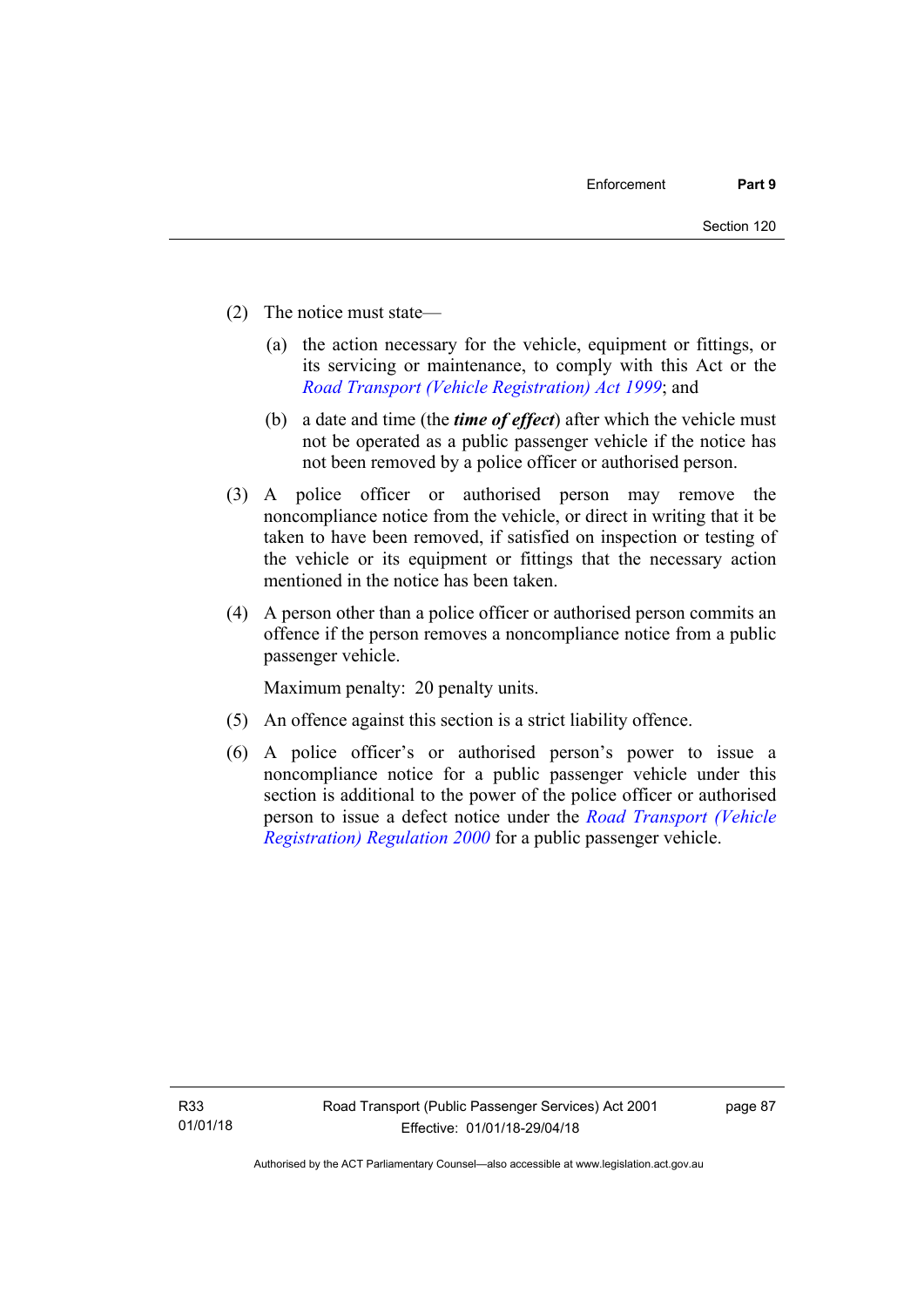(2) The notice must state—

(a) the action necessary for the vehicle, equipment or fittings, or its servicing or maintenance, to comply with this Act or the *Road Transport (Vehicle Registration) Act 1999*; and

(b) a date and time (the ***time of effect***) after which the vehicle must not be operated as a public passenger vehicle if the notice has not been removed by a police officer or authorised person.

(3) A police officer or authorised person may remove the noncompliance notice from the vehicle, or direct in writing that it be taken to have been removed, if satisfied on inspection or testing of the vehicle or its equipment or fittings that the necessary action mentioned in the notice has been taken.

(4) A person other than a police officer or authorised person commits an offence if the person removes a noncompliance notice from a public passenger vehicle.

Maximum penalty: 20 penalty units.

(5) An offence against this section is a strict liability offence.

(6) A police officer's or authorised person's power to issue a noncompliance notice for a public passenger vehicle under this section is additional to the power of the police officer or authorised person to issue a defect notice under the *Road Transport (Vehicle Registration) Regulation 2000* for a public passenger vehicle.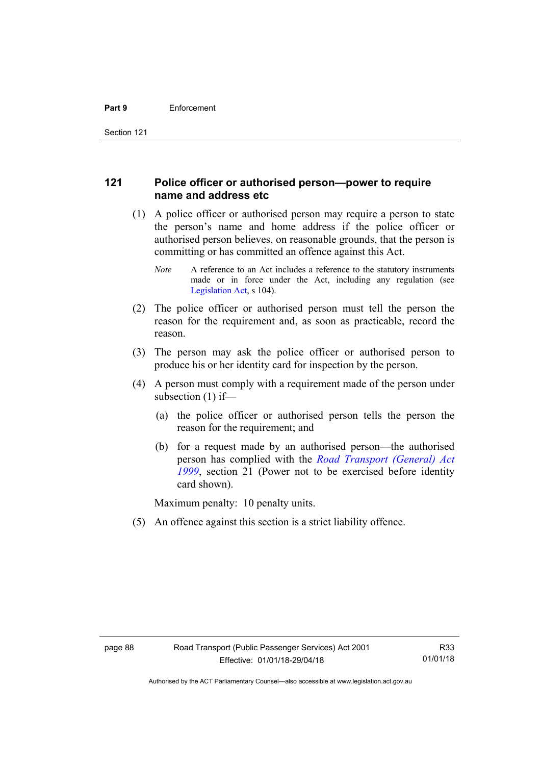## 121 Police officer or authorised person—power to require name and address etc

(1) A police officer or authorised person may require a person to state the person's name and home address if the police officer or authorised person believes, on reasonable grounds, that the person is committing or has committed an offence against this Act.

*Note* A reference to an Act includes a reference to the statutory instruments made or in force under the Act, including any regulation (see Legislation Act, s 104).

(2) The police officer or authorised person must tell the person the reason for the requirement and, as soon as practicable, record the reason.

(3) The person may ask the police officer or authorised person to produce his or her identity card for inspection by the person.

(4) A person must comply with a requirement made of the person under subsection (1) if—

(a) the police officer or authorised person tells the person the reason for the requirement; and

(b) for a request made by an authorised person—the authorised person has complied with the *Road Transport (General) Act 1999*, section 21 (Power not to be exercised before identity card shown).

Maximum penalty: 10 penalty units.

(5) An offence against this section is a strict liability offence.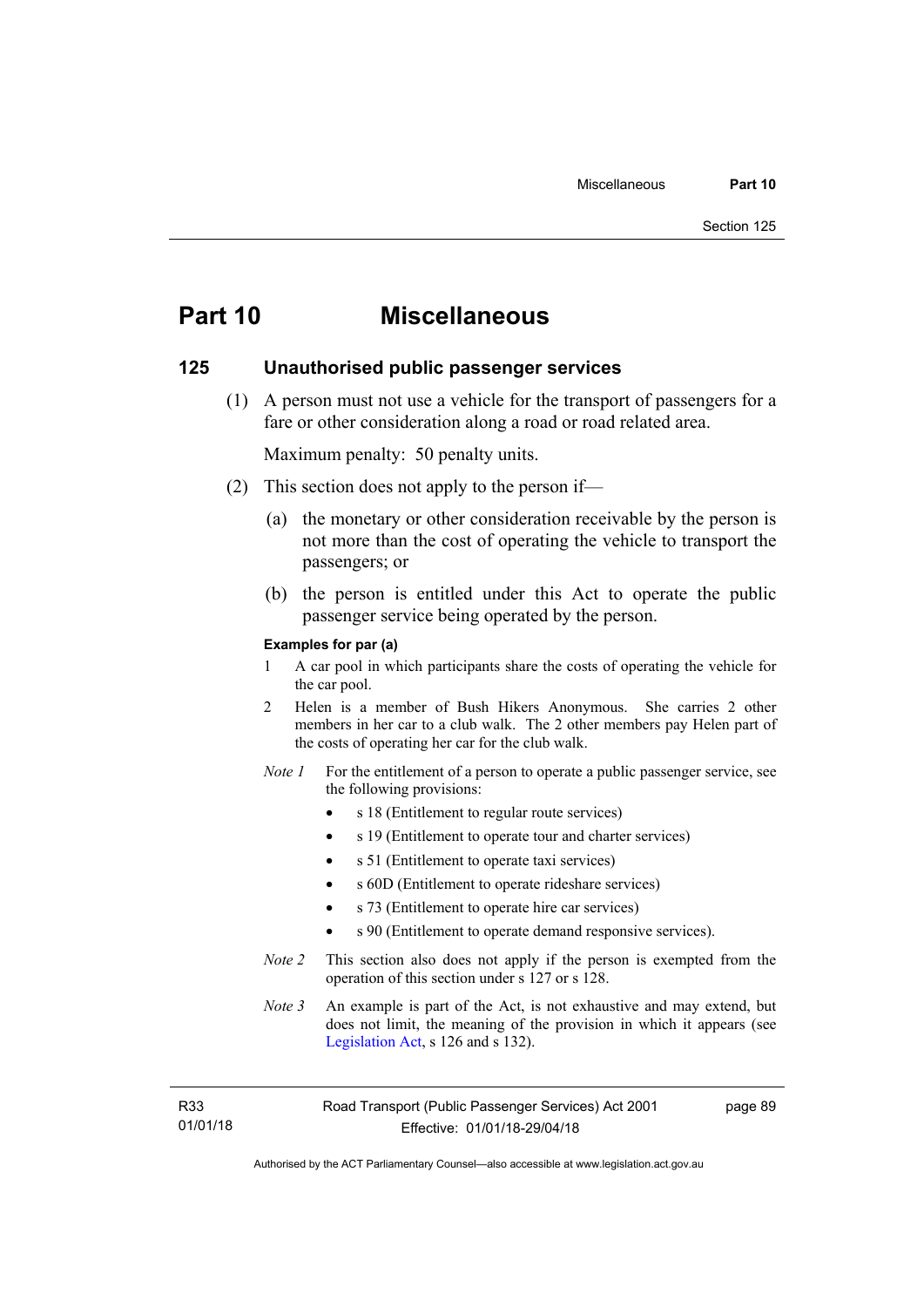# Part 10 Miscellaneous

## 125 Unauthorised public passenger services

(1) A person must not use a vehicle for the transport of passengers for a fare or other consideration along a road or road related area.

Maximum penalty: 50 penalty units.

(2) This section does not apply to the person if—

(a) the monetary or other consideration receivable by the person is not more than the cost of operating the vehicle to transport the passengers; or

(b) the person is entitled under this Act to operate the public passenger service being operated by the person.

**Examples for par (a)**

1 A car pool in which participants share the costs of operating the vehicle for the car pool.

2 Helen is a member of Bush Hikers Anonymous. She carries 2 other members in her car to a club walk. The 2 other members pay Helen part of the costs of operating her car for the club walk.

*Note 1* For the entitlement of a person to operate a public passenger service, see the following provisions:

- s 18 (Entitlement to regular route services)
- s 19 (Entitlement to operate tour and charter services)
- s 51 (Entitlement to operate taxi services)
- s 60D (Entitlement to operate rideshare services)
- s 73 (Entitlement to operate hire car services)
- s 90 (Entitlement to operate demand responsive services).

*Note 2* This section also does not apply if the person is exempted from the operation of this section under s 127 or s 128.

*Note 3* An example is part of the Act, is not exhaustive and may extend, but does not limit, the meaning of the provision in which it appears (see Legislation Act, s 126 and s 132).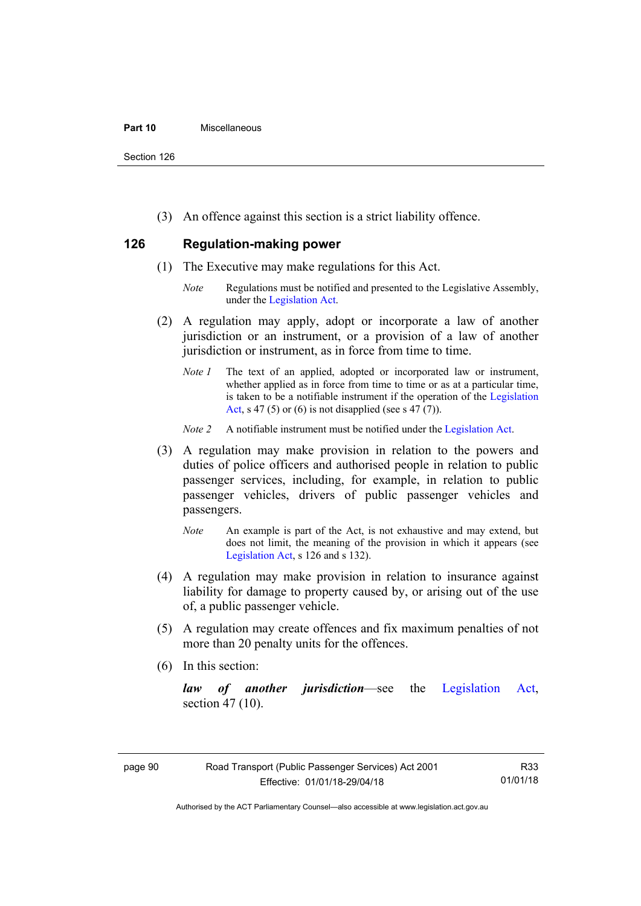(3) An offence against this section is a strict liability offence.

### 126 Regulation-making power

(1) The Executive may make regulations for this Act.

*Note* Regulations must be notified and presented to the Legislative Assembly, under the Legislation Act.

(2) A regulation may apply, adopt or incorporate a law of another jurisdiction or an instrument, or a provision of a law of another jurisdiction or instrument, as in force from time to time.

*Note 1* The text of an applied, adopted or incorporated law or instrument, whether applied as in force from time to time or as at a particular time, is taken to be a notifiable instrument if the operation of the Legislation Act, s 47 (5) or (6) is not disapplied (see s 47 (7)).

*Note 2* A notifiable instrument must be notified under the Legislation Act.

(3) A regulation may make provision in relation to the powers and duties of police officers and authorised people in relation to public passenger services, including, for example, in relation to public passenger vehicles, drivers of public passenger vehicles and passengers.

*Note* An example is part of the Act, is not exhaustive and may extend, but does not limit, the meaning of the provision in which it appears (see Legislation Act, s 126 and s 132).

(4) A regulation may make provision in relation to insurance against liability for damage to property caused by, or arising out of the use of, a public passenger vehicle.

(5) A regulation may create offences and fix maximum penalties of not more than 20 penalty units for the offences.

(6) In this section:

***law of another jurisdiction***—see the Legislation Act, section 47 (10).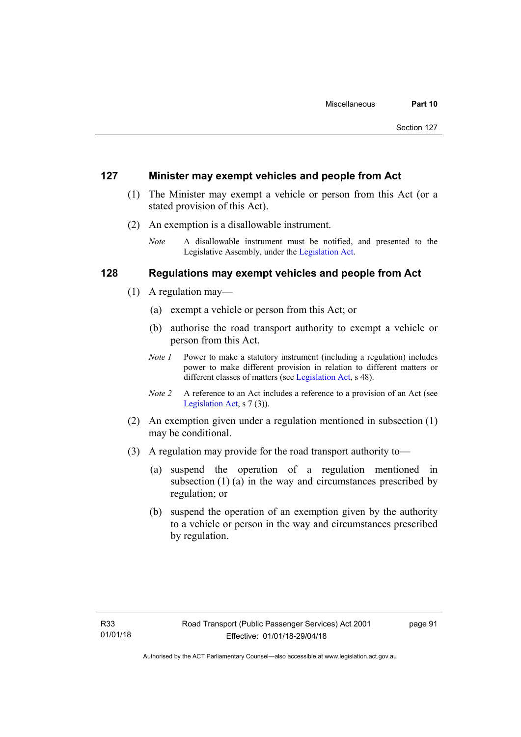## 127 Minister may exempt vehicles and people from Act

(1) The Minister may exempt a vehicle or person from this Act (or a stated provision of this Act).

(2) An exemption is a disallowable instrument.

*Note* A disallowable instrument must be notified, and presented to the Legislative Assembly, under the Legislation Act.

## 128 Regulations may exempt vehicles and people from Act

(1) A regulation may—

(a) exempt a vehicle or person from this Act; or

(b) authorise the road transport authority to exempt a vehicle or person from this Act.

*Note 1* Power to make a statutory instrument (including a regulation) includes power to make different provision in relation to different matters or different classes of matters (see Legislation Act, s 48).

*Note 2* A reference to an Act includes a reference to a provision of an Act (see Legislation Act, s 7 (3)).

(2) An exemption given under a regulation mentioned in subsection (1) may be conditional.

(3) A regulation may provide for the road transport authority to—

(a) suspend the operation of a regulation mentioned in subsection (1) (a) in the way and circumstances prescribed by regulation; or

(b) suspend the operation of an exemption given by the authority to a vehicle or person in the way and circumstances prescribed by regulation.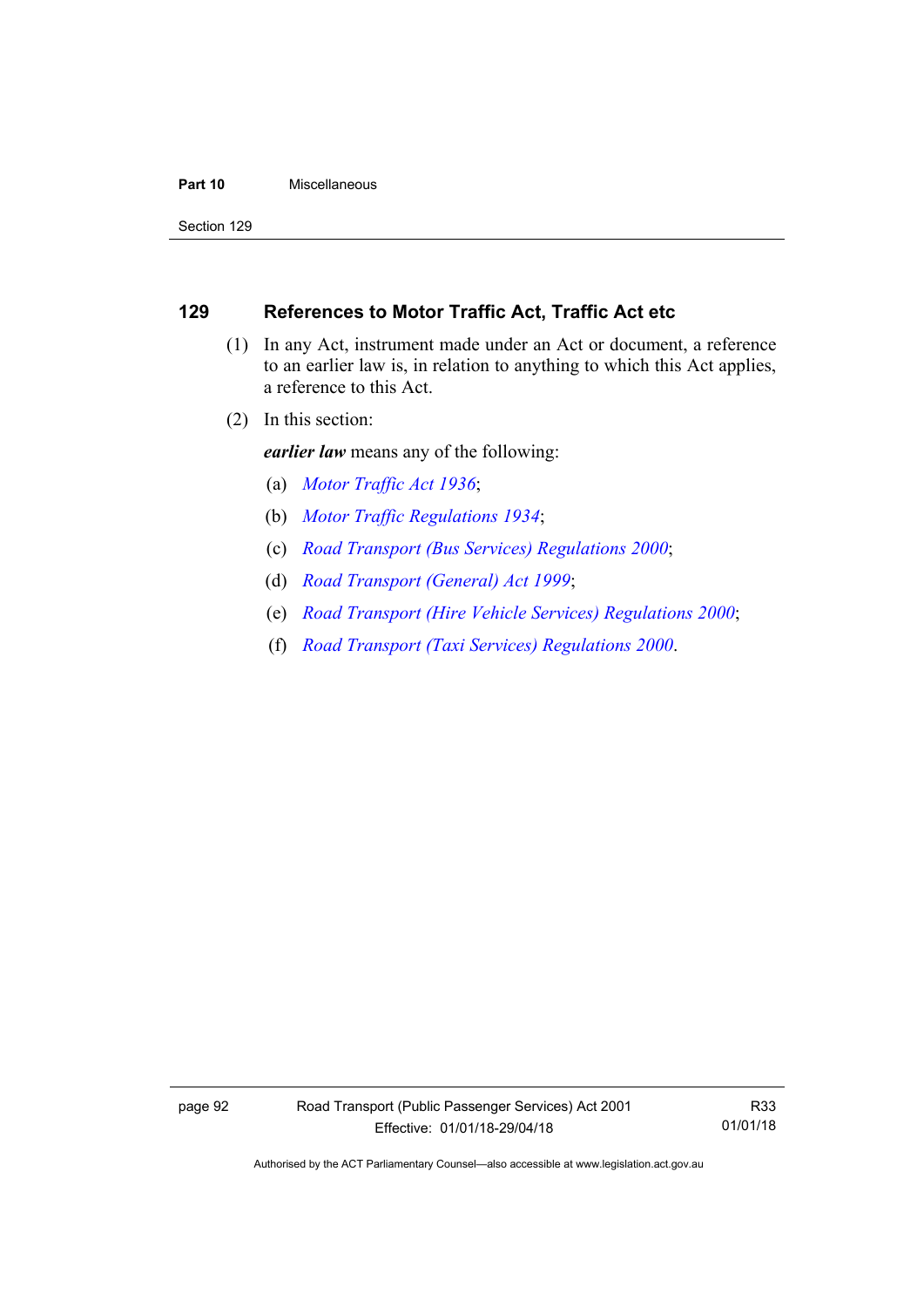## 129 References to Motor Traffic Act, Traffic Act etc

(1) In any Act, instrument made under an Act or document, a reference to an earlier law is, in relation to anything to which this Act applies, a reference to this Act.

(2) In this section:

***earlier law*** means any of the following:

(a) *Motor Traffic Act 1936*;

(b) *Motor Traffic Regulations 1934*;

(c) *Road Transport (Bus Services) Regulations 2000*;

(d) *Road Transport (General) Act 1999*;

(e) *Road Transport (Hire Vehicle Services) Regulations 2000*;

(f) *Road Transport (Taxi Services) Regulations 2000*.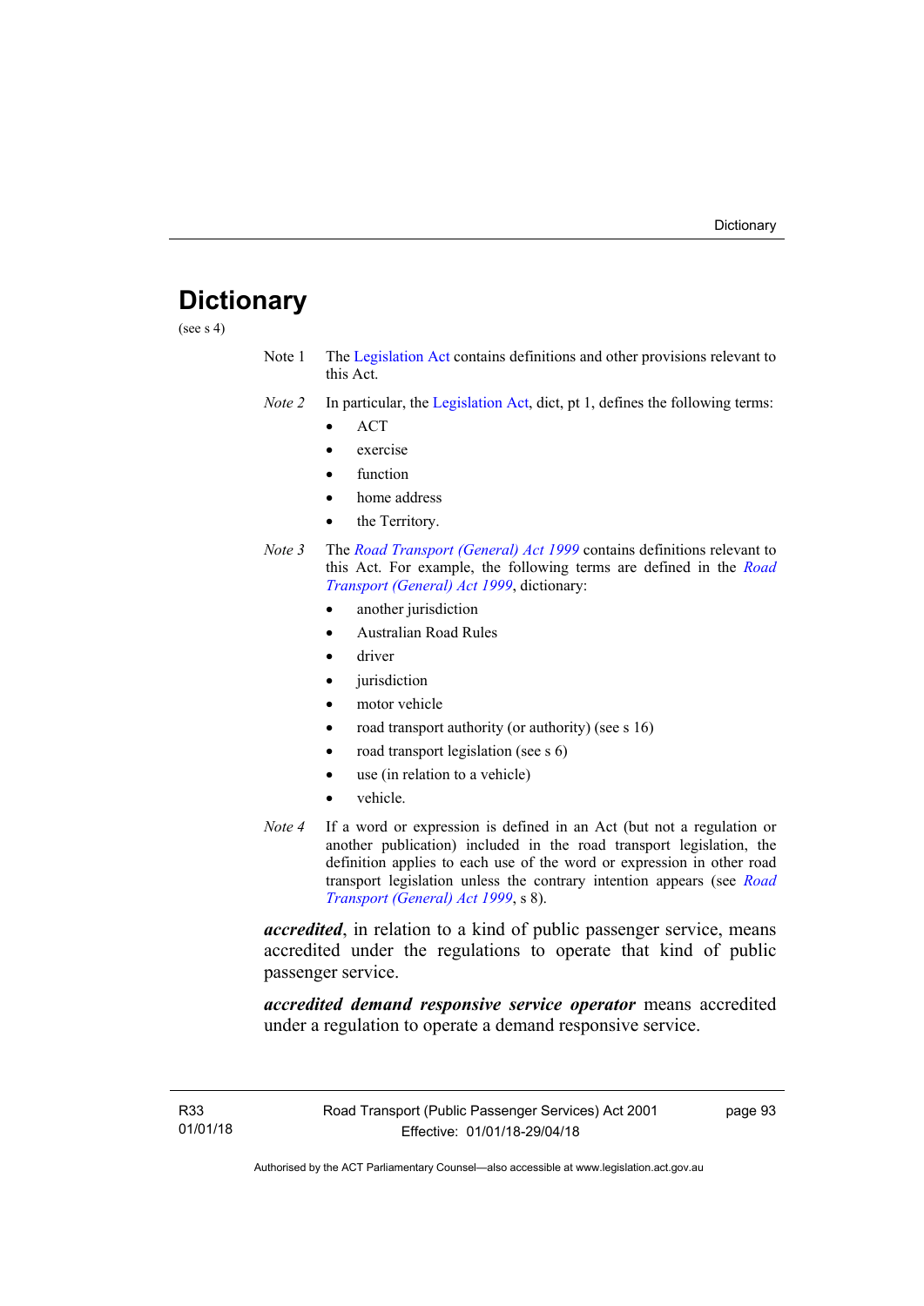# Dictionary

(see s 4)

Note 1 The Legislation Act contains definitions and other provisions relevant to this Act.

*Note 2* In particular, the Legislation Act, dict, pt 1, defines the following terms:

- ACT
- exercise
- function
- home address
- the Territory.

*Note 3* The *Road Transport (General) Act 1999* contains definitions relevant to this Act. For example, the following terms are defined in the *Road Transport (General) Act 1999*, dictionary:

- another jurisdiction
- Australian Road Rules
- driver
- jurisdiction
- motor vehicle
- road transport authority (or authority) (see s 16)
- road transport legislation (see s 6)
- use (in relation to a vehicle)
- vehicle.

*Note 4* If a word or expression is defined in an Act (but not a regulation or another publication) included in the road transport legislation, the definition applies to each use of the word or expression in other road transport legislation unless the contrary intention appears (see *Road Transport (General) Act 1999*, s 8).

***accredited***, in relation to a kind of public passenger service, means accredited under the regulations to operate that kind of public passenger service.

***accredited demand responsive service operator*** means accredited under a regulation to operate a demand responsive service.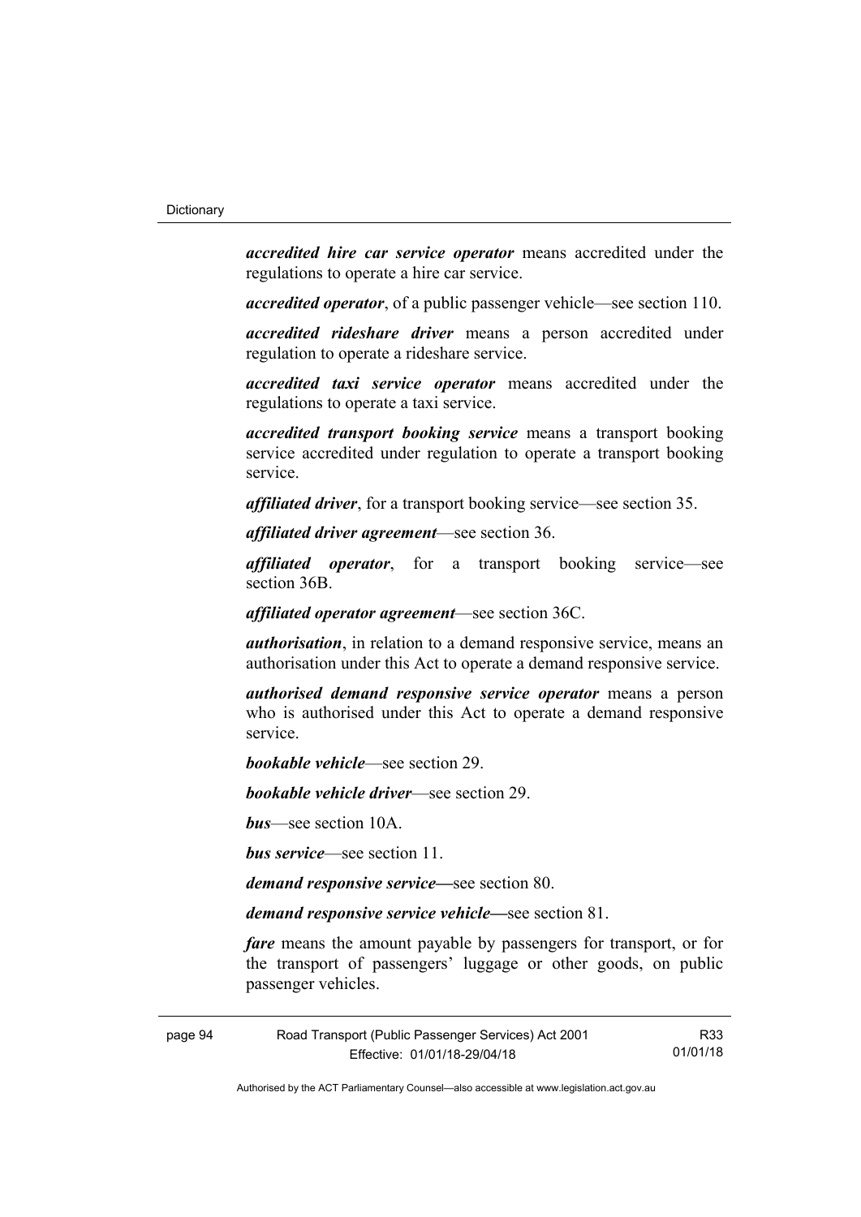***accredited hire car service operator*** means accredited under the regulations to operate a hire car service.

***accredited operator***, of a public passenger vehicle—see section 110.

***accredited rideshare driver*** means a person accredited under regulation to operate a rideshare service.

***accredited taxi service operator*** means accredited under the regulations to operate a taxi service.

***accredited transport booking service*** means a transport booking service accredited under regulation to operate a transport booking service.

***affiliated driver***, for a transport booking service—see section 35.

***affiliated driver agreement***—see section 36.

***affiliated operator***, for a transport booking service—see section 36B.

***affiliated operator agreement***—see section 36C.

***authorisation***, in relation to a demand responsive service, means an authorisation under this Act to operate a demand responsive service.

***authorised demand responsive service operator*** means a person who is authorised under this Act to operate a demand responsive service.

***bookable vehicle***—see section 29.

***bookable vehicle driver***—see section 29.

***bus***—see section 10A.

***bus service***—see section 11.

***demand responsive service—***see section 80.

***demand responsive service vehicle—***see section 81.

***fare*** means the amount payable by passengers for transport, or for the transport of passengers' luggage or other goods, on public passenger vehicles.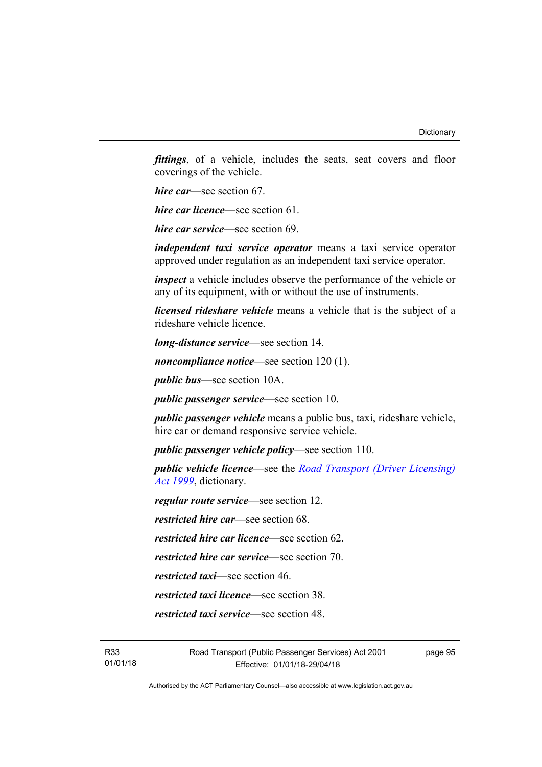***fittings***, of a vehicle, includes the seats, seat covers and floor coverings of the vehicle.

***hire car***—see section 67.

***hire car licence***—see section 61.

***hire car service***—see section 69.

***independent taxi service operator*** means a taxi service operator approved under regulation as an independent taxi service operator.

***inspect*** a vehicle includes observe the performance of the vehicle or any of its equipment, with or without the use of instruments.

***licensed rideshare vehicle*** means a vehicle that is the subject of a rideshare vehicle licence.

***long-distance service***—see section 14.

***noncompliance notice***—see section 120 (1).

***public bus***—see section 10A.

***public passenger service***—see section 10.

***public passenger vehicle*** means a public bus, taxi, rideshare vehicle, hire car or demand responsive service vehicle.

***public passenger vehicle policy***—see section 110.

***public vehicle licence***—see the *Road Transport (Driver Licensing) Act 1999*, dictionary.

***regular route service***—see section 12.

***restricted hire car***—see section 68.

***restricted hire car licence***—see section 62.

***restricted hire car service***—see section 70.

***restricted taxi***—see section 46.

***restricted taxi licence***—see section 38.

***restricted taxi service***—see section 48.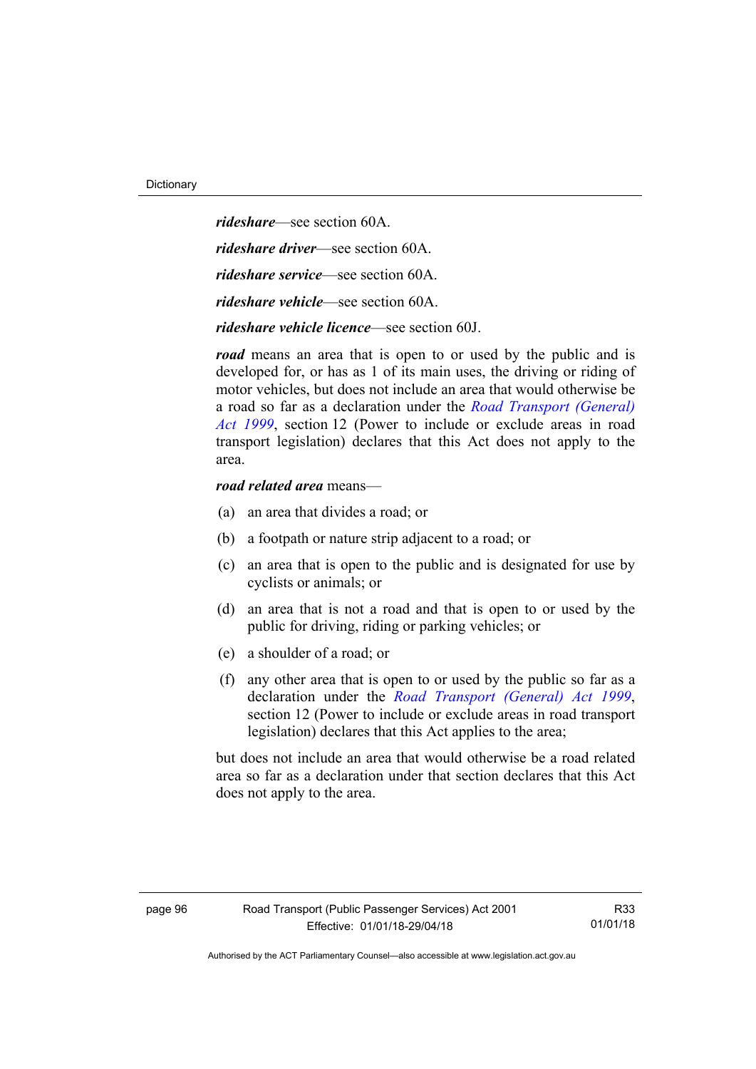***rideshare***—see section 60A.

***rideshare driver***—see section 60A.

***rideshare service***—see section 60A.

***rideshare vehicle***—see section 60A.

***rideshare vehicle licence***—see section 60J.

***road*** means an area that is open to or used by the public and is developed for, or has as 1 of its main uses, the driving or riding of motor vehicles, but does not include an area that would otherwise be a road so far as a declaration under the *Road Transport (General) Act 1999*, section 12 (Power to include or exclude areas in road transport legislation) declares that this Act does not apply to the area.

***road related area*** means—

(a) an area that divides a road; or

(b) a footpath or nature strip adjacent to a road; or

(c) an area that is open to the public and is designated for use by cyclists or animals; or

(d) an area that is not a road and that is open to or used by the public for driving, riding or parking vehicles; or

(e) a shoulder of a road; or

(f) any other area that is open to or used by the public so far as a declaration under the *Road Transport (General) Act 1999*, section 12 (Power to include or exclude areas in road transport legislation) declares that this Act applies to the area;

but does not include an area that would otherwise be a road related area so far as a declaration under that section declares that this Act does not apply to the area.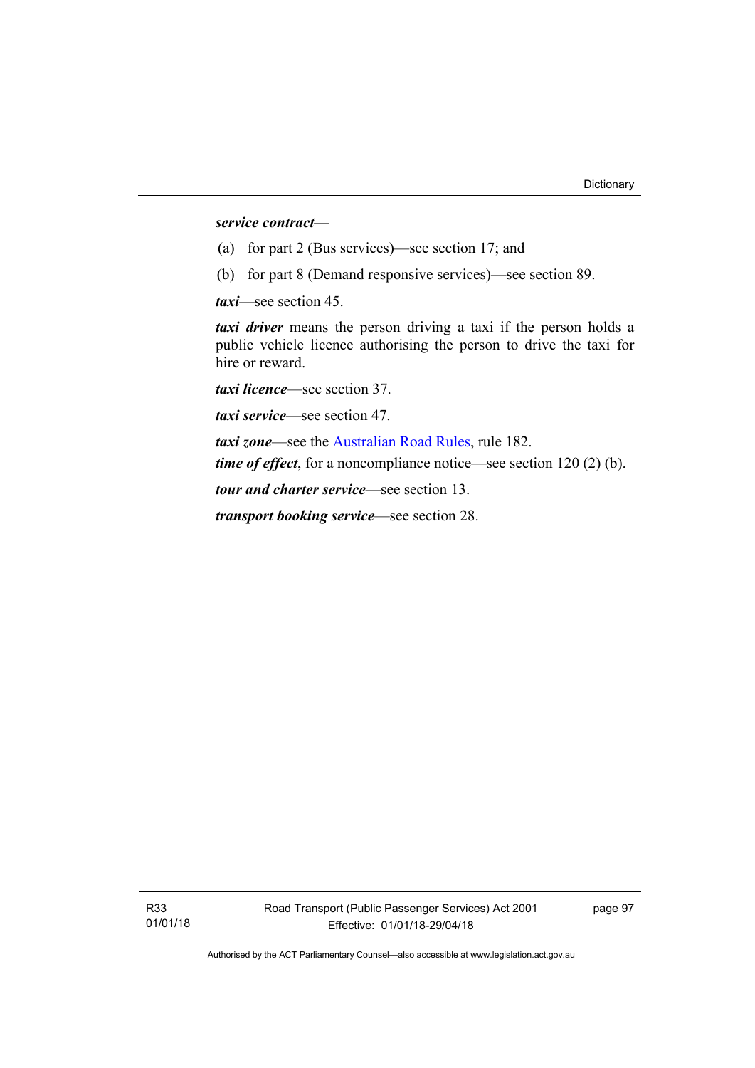***service contract***—

(a) for part 2 (Bus services)—see section 17; and

(b) for part 8 (Demand responsive services)—see section 89.

***taxi***—see section 45.

***taxi driver*** means the person driving a taxi if the person holds a public vehicle licence authorising the person to drive the taxi for hire or reward.

***taxi licence***—see section 37.

***taxi service***—see section 47.

***taxi zone***—see the Australian Road Rules, rule 182.

***time of effect***, for a noncompliance notice—see section 120 (2) (b).

***tour and charter service***—see section 13.

***transport booking service***—see section 28.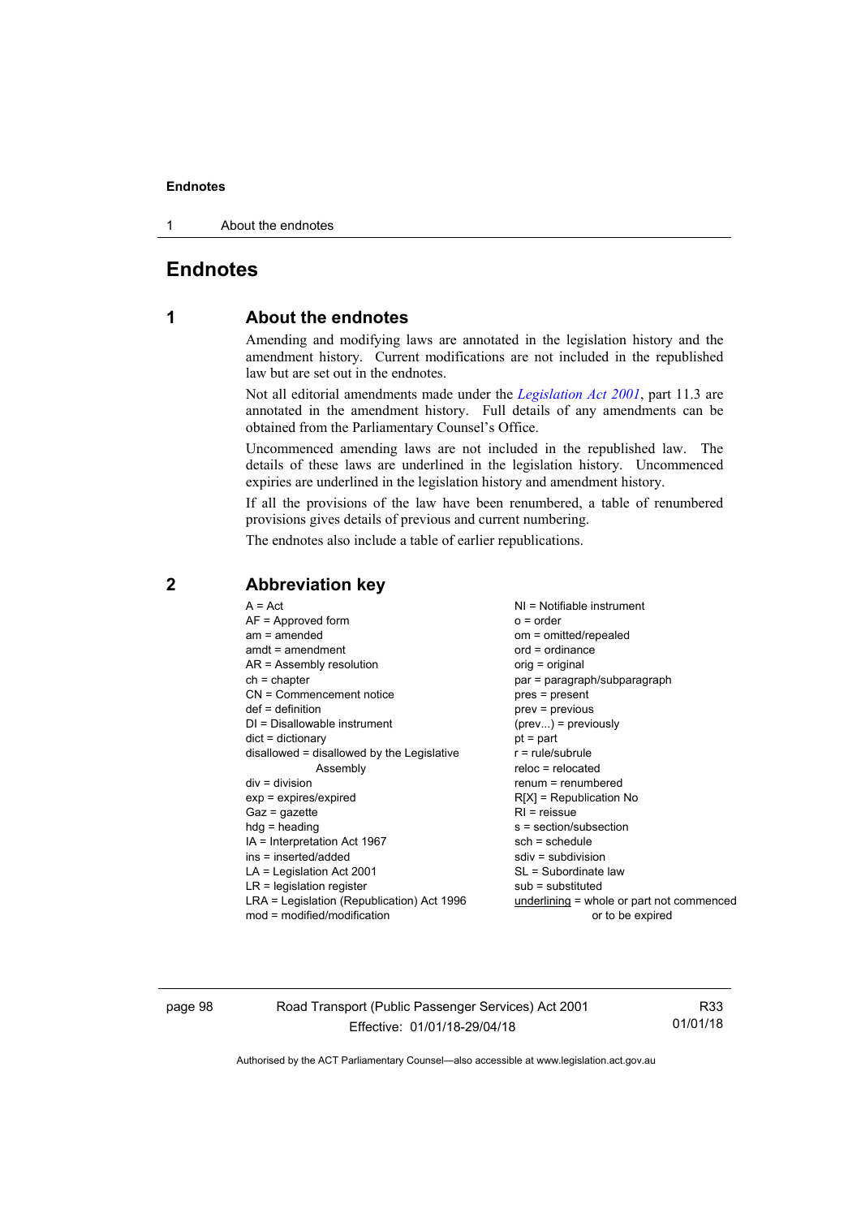# Endnotes

## 1 About the endnotes

Amending and modifying laws are annotated in the legislation history and the amendment history. Current modifications are not included in the republished law but are set out in the endnotes.

Not all editorial amendments made under the *Legislation Act 2001*, part 11.3 are annotated in the amendment history. Full details of any amendments can be obtained from the Parliamentary Counsel's Office.

Uncommenced amending laws are not included in the republished law. The details of these laws are underlined in the legislation history. Uncommenced expiries are underlined in the legislation history and amendment history.

If all the provisions of the law have been renumbered, a table of renumbered provisions gives details of previous and current numbering.

The endnotes also include a table of earlier republications.

## 2 Abbreviation key

A = Act
AF = Approved form
am = amended
amdt = amendment
AR = Assembly resolution
ch = chapter
CN = Commencement notice
def = definition
DI = Disallowable instrument
dict = dictionary
disallowed = disallowed by the Legislative Assembly
div = division
exp = expires/expired
Gaz = gazette
hdg = heading
IA = Interpretation Act 1967
ins = inserted/added
LA = Legislation Act 2001
LR = legislation register
LRA = Legislation (Republication) Act 1996
mod = modified/modification
NI = Notifiable instrument
o = order
om = omitted/repealed
ord = ordinance
orig = original
par = paragraph/subparagraph
pres = present
prev = previous
(prev...) = previously
pt = part
r = rule/subrule
reloc = relocated
renum = renumbered
R[X] = Republication No
RI = reissue
s = section/subsection
sch = schedule
sdiv = subdivision
SL = Subordinate law
sub = substituted
underlining = whole or part not commenced or to be expired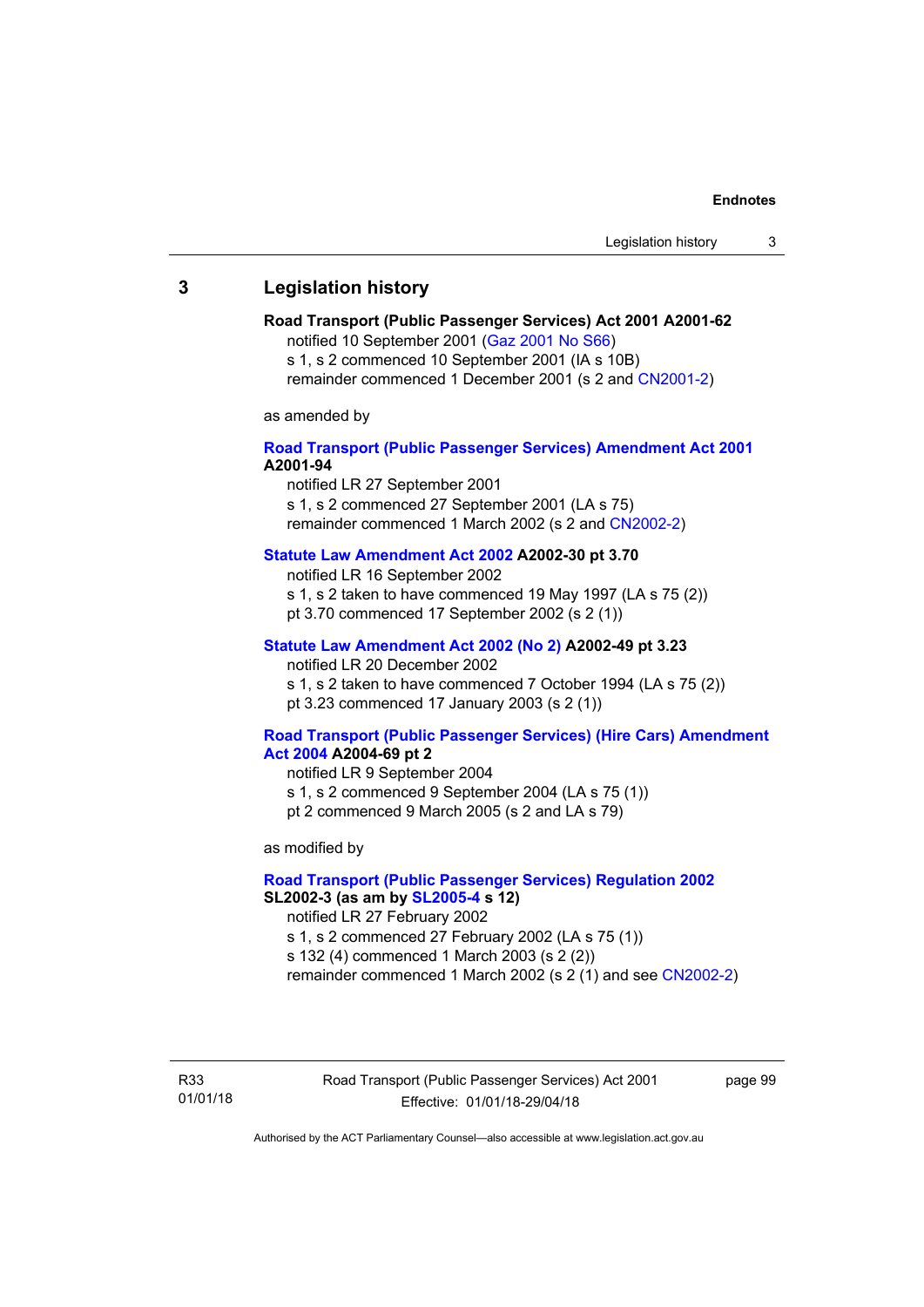## 3 Legislation history

**Road Transport (Public Passenger Services) Act 2001 A2001-62**

notified 10 September 2001 (Gaz 2001 No S66)
s 1, s 2 commenced 10 September 2001 (IA s 10B)
remainder commenced 1 December 2001 (s 2 and CN2001-2)

as amended by

**Road Transport (Public Passenger Services) Amendment Act 2001 A2001-94**

notified LR 27 September 2001
s 1, s 2 commenced 27 September 2001 (LA s 75)
remainder commenced 1 March 2002 (s 2 and CN2002-2)

**Statute Law Amendment Act 2002 A2002-30 pt 3.70**

notified LR 16 September 2002
s 1, s 2 taken to have commenced 19 May 1997 (LA s 75 (2))
pt 3.70 commenced 17 September 2002 (s 2 (1))

**Statute Law Amendment Act 2002 (No 2) A2002-49 pt 3.23**

notified LR 20 December 2002
s 1, s 2 taken to have commenced 7 October 1994 (LA s 75 (2))
pt 3.23 commenced 17 January 2003 (s 2 (1))

**Road Transport (Public Passenger Services) (Hire Cars) Amendment Act 2004 A2004-69 pt 2**

notified LR 9 September 2004
s 1, s 2 commenced 9 September 2004 (LA s 75 (1))
pt 2 commenced 9 March 2005 (s 2 and LA s 79)

as modified by

**Road Transport (Public Passenger Services) Regulation 2002 SL2002-3 (as am by SL2005-4 s 12)**

notified LR 27 February 2002
s 1, s 2 commenced 27 February 2002 (LA s 75 (1))
s 132 (4) commenced 1 March 2003 (s 2 (2))
remainder commenced 1 March 2002 (s 2 (1) and see CN2002-2)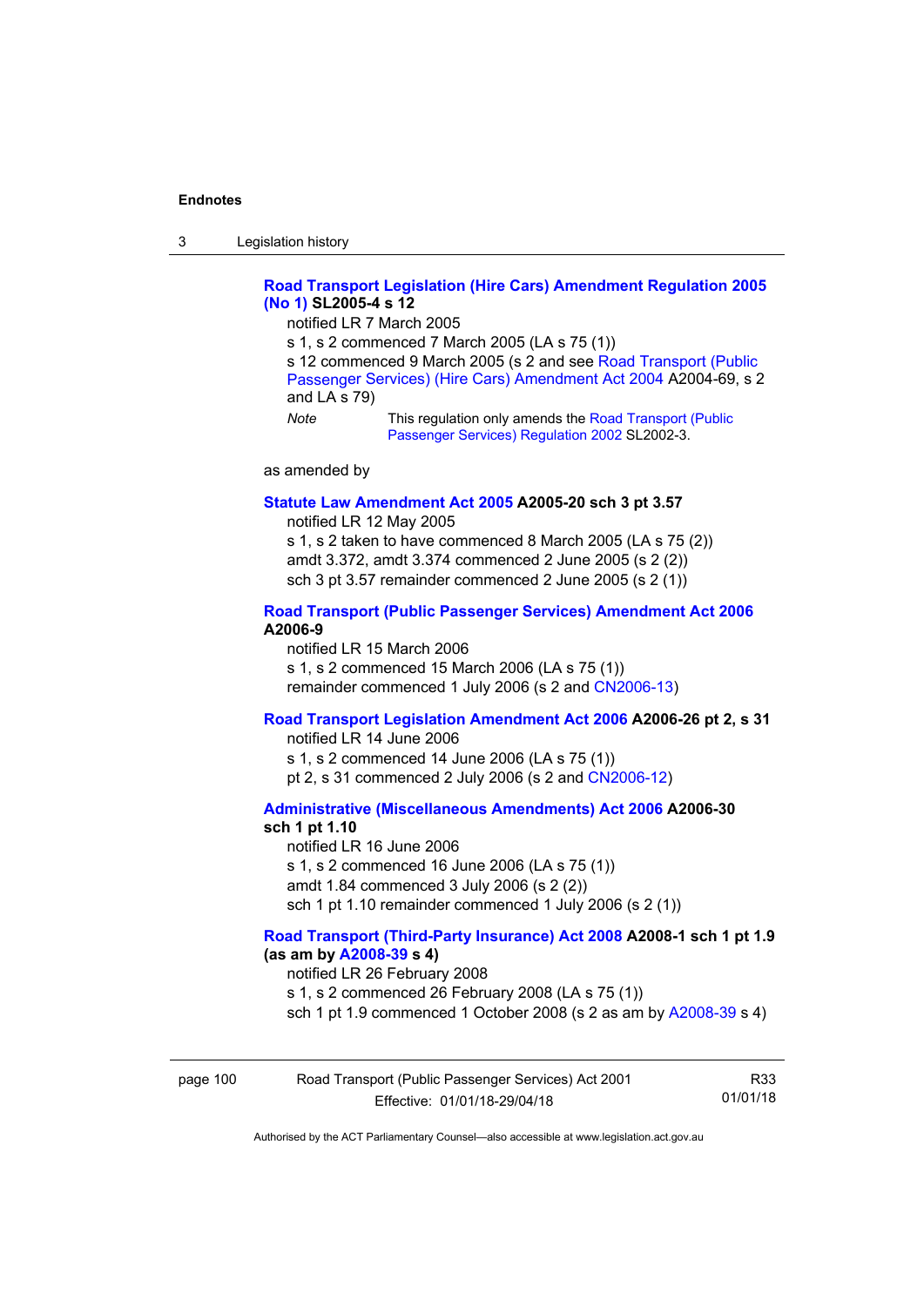**Road Transport Legislation (Hire Cars) Amendment Regulation 2005 (No 1) SL2005-4 s 12**

notified LR 7 March 2005

s 1, s 2 commenced 7 March 2005 (LA s 75 (1))

s 12 commenced 9 March 2005 (s 2 and see Road Transport (Public Passenger Services) (Hire Cars) Amendment Act 2004 A2004-69, s 2 and LA s 79)

*Note* This regulation only amends the Road Transport (Public Passenger Services) Regulation 2002 SL2002-3.

as amended by

**Statute Law Amendment Act 2005 A2005-20 sch 3 pt 3.57**

notified LR 12 May 2005

s 1, s 2 taken to have commenced 8 March 2005 (LA s 75 (2))

amdt 3.372, amdt 3.374 commenced 2 June 2005 (s 2 (2))

sch 3 pt 3.57 remainder commenced 2 June 2005 (s 2 (1))

**Road Transport (Public Passenger Services) Amendment Act 2006 A2006-9**

notified LR 15 March 2006

s 1, s 2 commenced 15 March 2006 (LA s 75 (1))

remainder commenced 1 July 2006 (s 2 and CN2006-13)

**Road Transport Legislation Amendment Act 2006 A2006-26 pt 2, s 31**

notified LR 14 June 2006

s 1, s 2 commenced 14 June 2006 (LA s 75 (1))

pt 2, s 31 commenced 2 July 2006 (s 2 and CN2006-12)

**Administrative (Miscellaneous Amendments) Act 2006 A2006-30 sch 1 pt 1.10**

notified LR 16 June 2006

s 1, s 2 commenced 16 June 2006 (LA s 75 (1))

amdt 1.84 commenced 3 July 2006 (s 2 (2))

sch 1 pt 1.10 remainder commenced 1 July 2006 (s 2 (1))

**Road Transport (Third-Party Insurance) Act 2008 A2008-1 sch 1 pt 1.9 (as am by A2008-39 s 4)**

notified LR 26 February 2008

s 1, s 2 commenced 26 February 2008 (LA s 75 (1))

sch 1 pt 1.9 commenced 1 October 2008 (s 2 as am by A2008-39 s 4)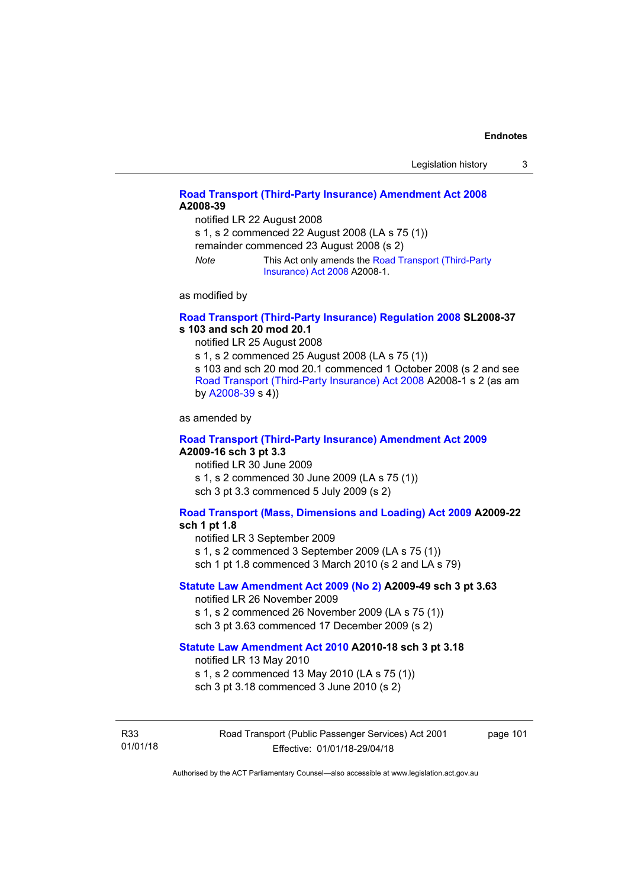**Road Transport (Third-Party Insurance) Amendment Act 2008 A2008-39**

notified LR 22 August 2008

s 1, s 2 commenced 22 August 2008 (LA s 75 (1))

remainder commenced 23 August 2008 (s 2)

*Note* This Act only amends the Road Transport (Third-Party Insurance) Act 2008 A2008-1.

as modified by

**Road Transport (Third-Party Insurance) Regulation 2008 SL2008-37 s 103 and sch 20 mod 20.1**

notified LR 25 August 2008

s 1, s 2 commenced 25 August 2008 (LA s 75 (1))

s 103 and sch 20 mod 20.1 commenced 1 October 2008 (s 2 and see Road Transport (Third-Party Insurance) Act 2008 A2008-1 s 2 (as am by A2008-39 s 4))

as amended by

**Road Transport (Third-Party Insurance) Amendment Act 2009 A2009-16 sch 3 pt 3.3**

notified LR 30 June 2009

s 1, s 2 commenced 30 June 2009 (LA s 75 (1))

sch 3 pt 3.3 commenced 5 July 2009 (s 2)

**Road Transport (Mass, Dimensions and Loading) Act 2009 A2009-22 sch 1 pt 1.8**

notified LR 3 September 2009

s 1, s 2 commenced 3 September 2009 (LA s 75 (1))

sch 1 pt 1.8 commenced 3 March 2010 (s 2 and LA s 79)

**Statute Law Amendment Act 2009 (No 2) A2009-49 sch 3 pt 3.63**

notified LR 26 November 2009

s 1, s 2 commenced 26 November 2009 (LA s 75 (1))

sch 3 pt 3.63 commenced 17 December 2009 (s 2)

**Statute Law Amendment Act 2010 A2010-18 sch 3 pt 3.18**

notified LR 13 May 2010

s 1, s 2 commenced 13 May 2010 (LA s 75 (1))

sch 3 pt 3.18 commenced 3 June 2010 (s 2)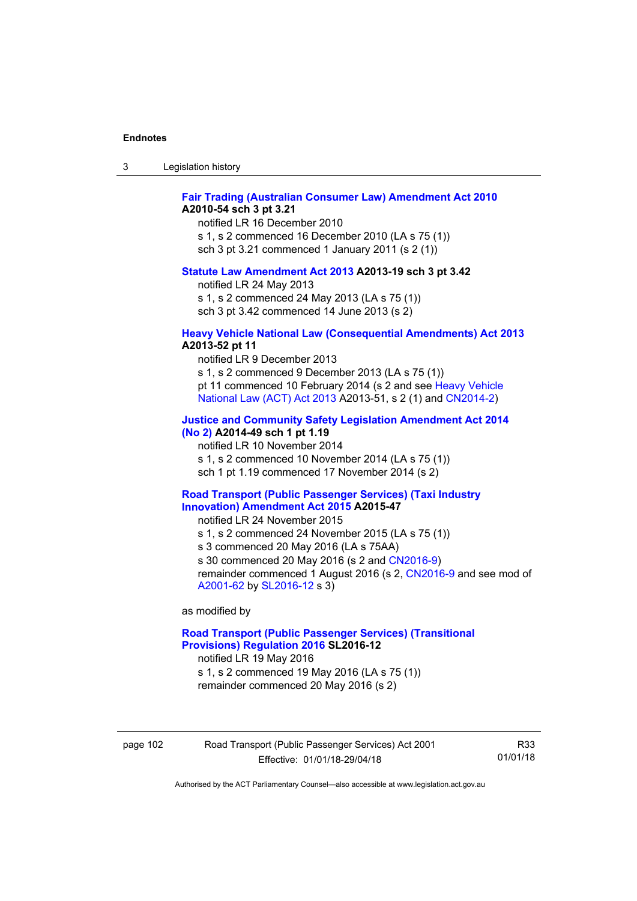**Fair Trading (Australian Consumer Law) Amendment Act 2010 A2010-54 sch 3 pt 3.21**

notified LR 16 December 2010
s 1, s 2 commenced 16 December 2010 (LA s 75 (1))
sch 3 pt 3.21 commenced 1 January 2011 (s 2 (1))

**Statute Law Amendment Act 2013 A2013-19 sch 3 pt 3.42**

notified LR 24 May 2013
s 1, s 2 commenced 24 May 2013 (LA s 75 (1))
sch 3 pt 3.42 commenced 14 June 2013 (s 2)

**Heavy Vehicle National Law (Consequential Amendments) Act 2013 A2013-52 pt 11**

notified LR 9 December 2013
s 1, s 2 commenced 9 December 2013 (LA s 75 (1))
pt 11 commenced 10 February 2014 (s 2 and see Heavy Vehicle National Law (ACT) Act 2013 A2013-51, s 2 (1) and CN2014-2)

**Justice and Community Safety Legislation Amendment Act 2014 (No 2) A2014-49 sch 1 pt 1.19**

notified LR 10 November 2014
s 1, s 2 commenced 10 November 2014 (LA s 75 (1))
sch 1 pt 1.19 commenced 17 November 2014 (s 2)

**Road Transport (Public Passenger Services) (Taxi Industry Innovation) Amendment Act 2015 A2015-47**

notified LR 24 November 2015
s 1, s 2 commenced 24 November 2015 (LA s 75 (1))
s 3 commenced 20 May 2016 (LA s 75AA)
s 30 commenced 20 May 2016 (s 2 and CN2016-9)
remainder commenced 1 August 2016 (s 2, CN2016-9 and see mod of A2001-62 by SL2016-12 s 3)

as modified by

**Road Transport (Public Passenger Services) (Transitional Provisions) Regulation 2016 SL2016-12**

notified LR 19 May 2016
s 1, s 2 commenced 19 May 2016 (LA s 75 (1))
remainder commenced 20 May 2016 (s 2)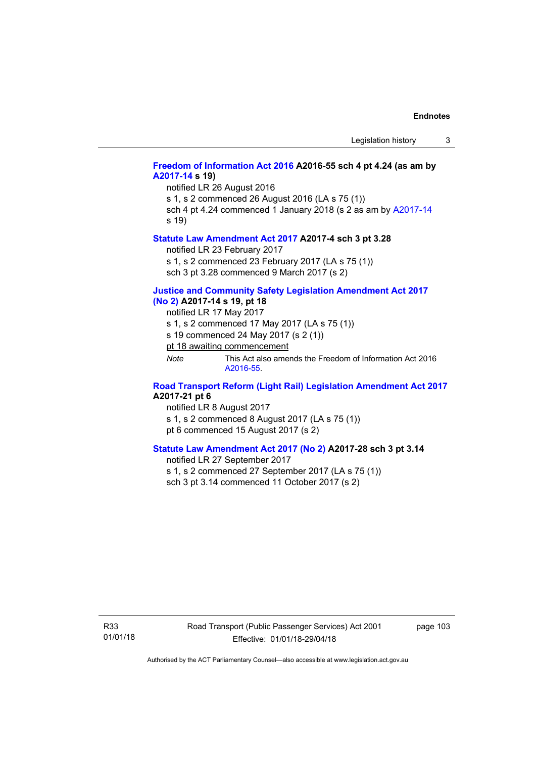**Freedom of Information Act 2016 A2016-55 sch 4 pt 4.24 (as am by A2017-14 s 19)**

notified LR 26 August 2016

s 1, s 2 commenced 26 August 2016 (LA s 75 (1))

sch 4 pt 4.24 commenced 1 January 2018 (s 2 as am by A2017-14 s 19)

**Statute Law Amendment Act 2017 A2017-4 sch 3 pt 3.28**

notified LR 23 February 2017

s 1, s 2 commenced 23 February 2017 (LA s 75 (1))

sch 3 pt 3.28 commenced 9 March 2017 (s 2)

**Justice and Community Safety Legislation Amendment Act 2017 (No 2) A2017-14 s 19, pt 18**

notified LR 17 May 2017

s 1, s 2 commenced 17 May 2017 (LA s 75 (1))

s 19 commenced 24 May 2017 (s 2 (1))

<u>pt 18 awaiting commencement</u>

*Note* This Act also amends the Freedom of Information Act 2016 A2016-55.

**Road Transport Reform (Light Rail) Legislation Amendment Act 2017 A2017-21 pt 6**

notified LR 8 August 2017

s 1, s 2 commenced 8 August 2017 (LA s 75 (1))

pt 6 commenced 15 August 2017 (s 2)

**Statute Law Amendment Act 2017 (No 2) A2017-28 sch 3 pt 3.14**

notified LR 27 September 2017

s 1, s 2 commenced 27 September 2017 (LA s 75 (1))

sch 3 pt 3.14 commenced 11 October 2017 (s 2)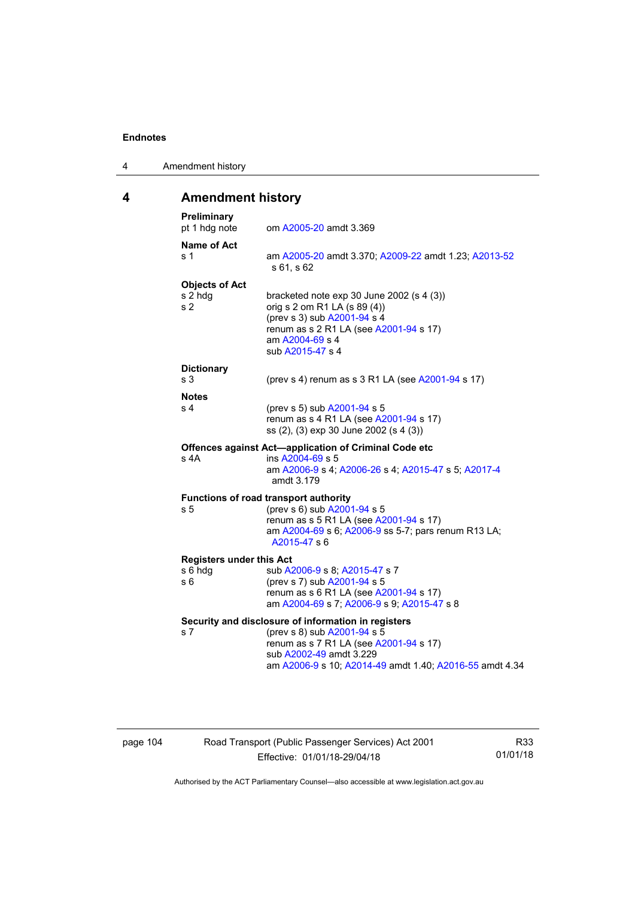## 4 Amendment history

**Preliminary**
pt 1 hdg note — om A2005-20 amdt 3.369

**Name of Act**
s 1 — am A2005-20 amdt 3.370; A2009-22 amdt 1.23; A2013-52 s 61, s 62

**Objects of Act**
s 2 hdg — bracketed note exp 30 June 2002 (s 4 (3))
s 2 — orig s 2 om R1 LA (s 89 (4))
(prev s 3) sub A2001-94 s 4
renum as s 2 R1 LA (see A2001-94 s 17)
am A2004-69 s 4
sub A2015-47 s 4

**Dictionary**
s 3 — (prev s 4) renum as s 3 R1 LA (see A2001-94 s 17)

**Notes**
s 4 — (prev s 5) sub A2001-94 s 5
renum as s 4 R1 LA (see A2001-94 s 17)
ss (2), (3) exp 30 June 2002 (s 4 (3))

**Offences against Act—application of Criminal Code etc**
s 4A — ins A2004-69 s 5
am A2006-9 s 4; A2006-26 s 4; A2015-47 s 5; A2017-4 amdt 3.179

**Functions of road transport authority**
s 5 — (prev s 6) sub A2001-94 s 5
renum as s 5 R1 LA (see A2001-94 s 17)
am A2004-69 s 6; A2006-9 ss 5-7; pars renum R13 LA; A2015-47 s 6

**Registers under this Act**
s 6 hdg — sub A2006-9 s 8; A2015-47 s 7
s 6 — (prev s 7) sub A2001-94 s 5
renum as s 6 R1 LA (see A2001-94 s 17)
am A2004-69 s 7; A2006-9 s 9; A2015-47 s 8

**Security and disclosure of information in registers**
s 7 — (prev s 8) sub A2001-94 s 5
renum as s 7 R1 LA (see A2001-94 s 17)
sub A2002-49 amdt 3.229
am A2006-9 s 10; A2014-49 amdt 1.40; A2016-55 amdt 4.34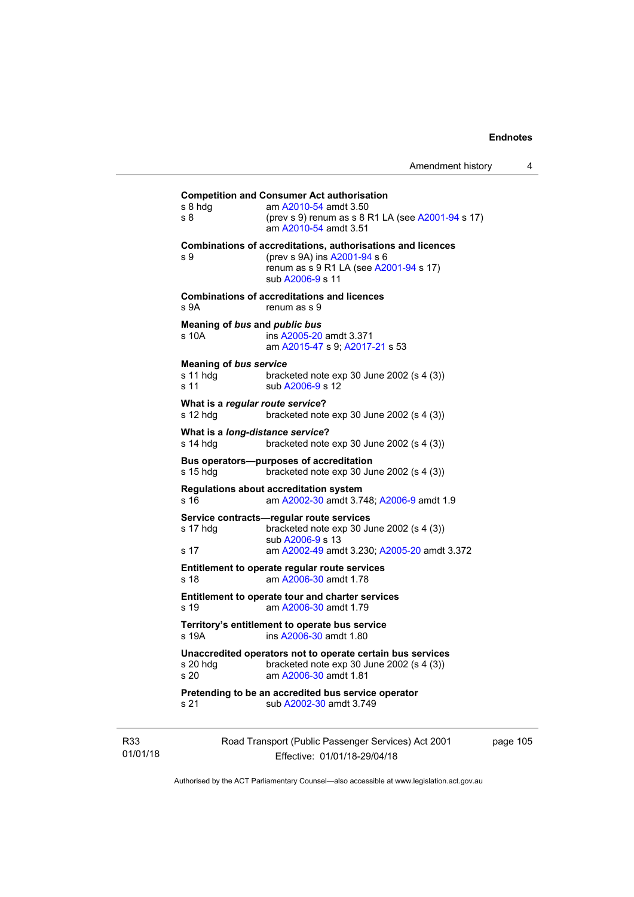**Competition and Consumer Act authorisation**

s 8 hdg — am A2010-54 amdt 3.50

s 8 — (prev s 9) renum as s 8 R1 LA (see A2001-94 s 17)
am A2010-54 amdt 3.51

**Combinations of accreditations, authorisations and licences**

s 9 — (prev s 9A) ins A2001-94 s 6
renum as s 9 R1 LA (see A2001-94 s 17)
sub A2006-9 s 11

**Combinations of accreditations and licences**

s 9A — renum as s 9

**Meaning of *bus* and *public bus***

s 10A — ins A2005-20 amdt 3.371
am A2015-47 s 9; A2017-21 s 53

**Meaning of *bus service***

s 11 hdg — bracketed note exp 30 June 2002 (s 4 (3))

s 11 — sub A2006-9 s 12

**What is a *regular route service*?**

s 12 hdg — bracketed note exp 30 June 2002 (s 4 (3))

**What is a *long-distance service*?**

s 14 hdg — bracketed note exp 30 June 2002 (s 4 (3))

**Bus operators—purposes of accreditation**

s 15 hdg — bracketed note exp 30 June 2002 (s 4 (3))

**Regulations about accreditation system**

s 16 — am A2002-30 amdt 3.748; A2006-9 amdt 1.9

**Service contracts—regular route services**

s 17 hdg — bracketed note exp 30 June 2002 (s 4 (3))
sub A2006-9 s 13

s 17 — am A2002-49 amdt 3.230; A2005-20 amdt 3.372

**Entitlement to operate regular route services**

s 18 — am A2006-30 amdt 1.78

**Entitlement to operate tour and charter services**

s 19 — am A2006-30 amdt 1.79

**Territory's entitlement to operate bus service**

s 19A — ins A2006-30 amdt 1.80

**Unaccredited operators not to operate certain bus services**

s 20 hdg — bracketed note exp 30 June 2002 (s 4 (3))

s 20 — am A2006-30 amdt 1.81

**Pretending to be an accredited bus service operator**

s 21 — sub A2002-30 amdt 3.749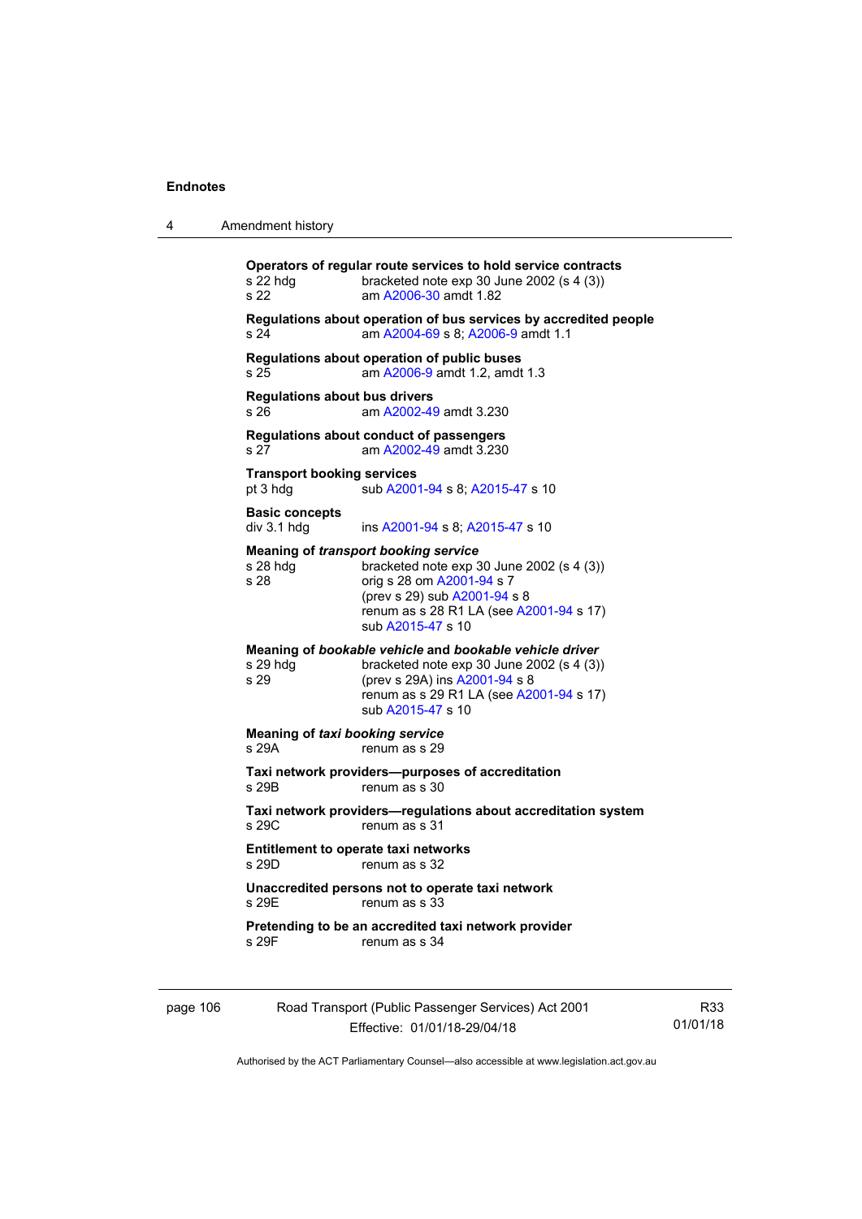**Operators of regular route services to hold service contracts**

s 22 hdg bracketed note exp 30 June 2002 (s 4 (3))
s 22 am A2006-30 amdt 1.82

**Regulations about operation of bus services by accredited people**

s 24 am A2004-69 s 8; A2006-9 amdt 1.1

**Regulations about operation of public buses**

s 25 am A2006-9 amdt 1.2, amdt 1.3

**Regulations about bus drivers**

s 26 am A2002-49 amdt 3.230

**Regulations about conduct of passengers**

s 27 am A2002-49 amdt 3.230

**Transport booking services**

pt 3 hdg sub A2001-94 s 8; A2015-47 s 10

**Basic concepts**

div 3.1 hdg ins A2001-94 s 8; A2015-47 s 10

**Meaning of *transport booking service***

s 28 hdg bracketed note exp 30 June 2002 (s 4 (3))
s 28 orig s 28 om A2001-94 s 7
(prev s 29) sub A2001-94 s 8
renum as s 28 R1 LA (see A2001-94 s 17)
sub A2015-47 s 10

**Meaning of *bookable vehicle* and *bookable vehicle driver***

s 29 hdg bracketed note exp 30 June 2002 (s 4 (3))
s 29 (prev s 29A) ins A2001-94 s 8
renum as s 29 R1 LA (see A2001-94 s 17)
sub A2015-47 s 10

**Meaning of *taxi booking service***

s 29A renum as s 29

**Taxi network providers—purposes of accreditation**

s 29B renum as s 30

**Taxi network providers—regulations about accreditation system**

s 29C renum as s 31

**Entitlement to operate taxi networks**

s 29D renum as s 32

**Unaccredited persons not to operate taxi network**

s 29E renum as s 33

**Pretending to be an accredited taxi network provider**

s 29F renum as s 34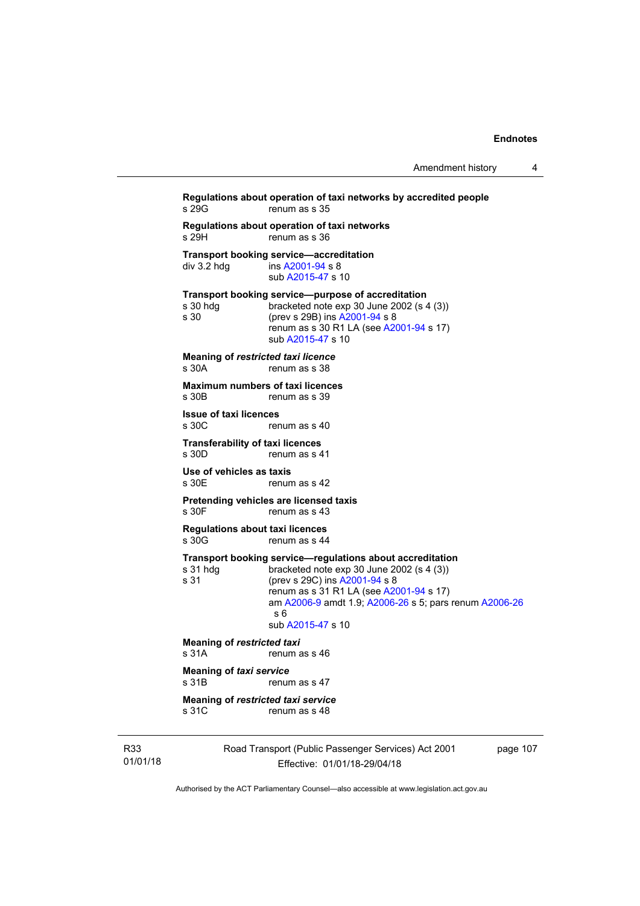**Regulations about operation of taxi networks by accredited people**
s 29G renum as s 35

**Regulations about operation of taxi networks**
s 29H renum as s 36

**Transport booking service—accreditation**
div 3.2 hdg ins A2001-94 s 8
sub A2015-47 s 10

**Transport booking service—purpose of accreditation**
s 30 hdg bracketed note exp 30 June 2002 (s 4 (3))
s 30 (prev s 29B) ins A2001-94 s 8
renum as s 30 R1 LA (see A2001-94 s 17)
sub A2015-47 s 10

**Meaning of *restricted taxi licence***
s 30A renum as s 38

**Maximum numbers of taxi licences**
s 30B renum as s 39

**Issue of taxi licences**
s 30C renum as s 40

**Transferability of taxi licences**
s 30D renum as s 41

**Use of vehicles as taxis**
s 30E renum as s 42

**Pretending vehicles are licensed taxis**
s 30F renum as s 43

**Regulations about taxi licences**
s 30G renum as s 44

**Transport booking service—regulations about accreditation**
s 31 hdg bracketed note exp 30 June 2002 (s 4 (3))
s 31 (prev s 29C) ins A2001-94 s 8
renum as s 31 R1 LA (see A2001-94 s 17)
am A2006-9 amdt 1.9; A2006-26 s 5; pars renum A2006-26 s 6
sub A2015-47 s 10

**Meaning of *restricted taxi***
s 31A renum as s 46

**Meaning of *taxi service***
s 31B renum as s 47

**Meaning of *restricted taxi service***
s 31C renum as s 48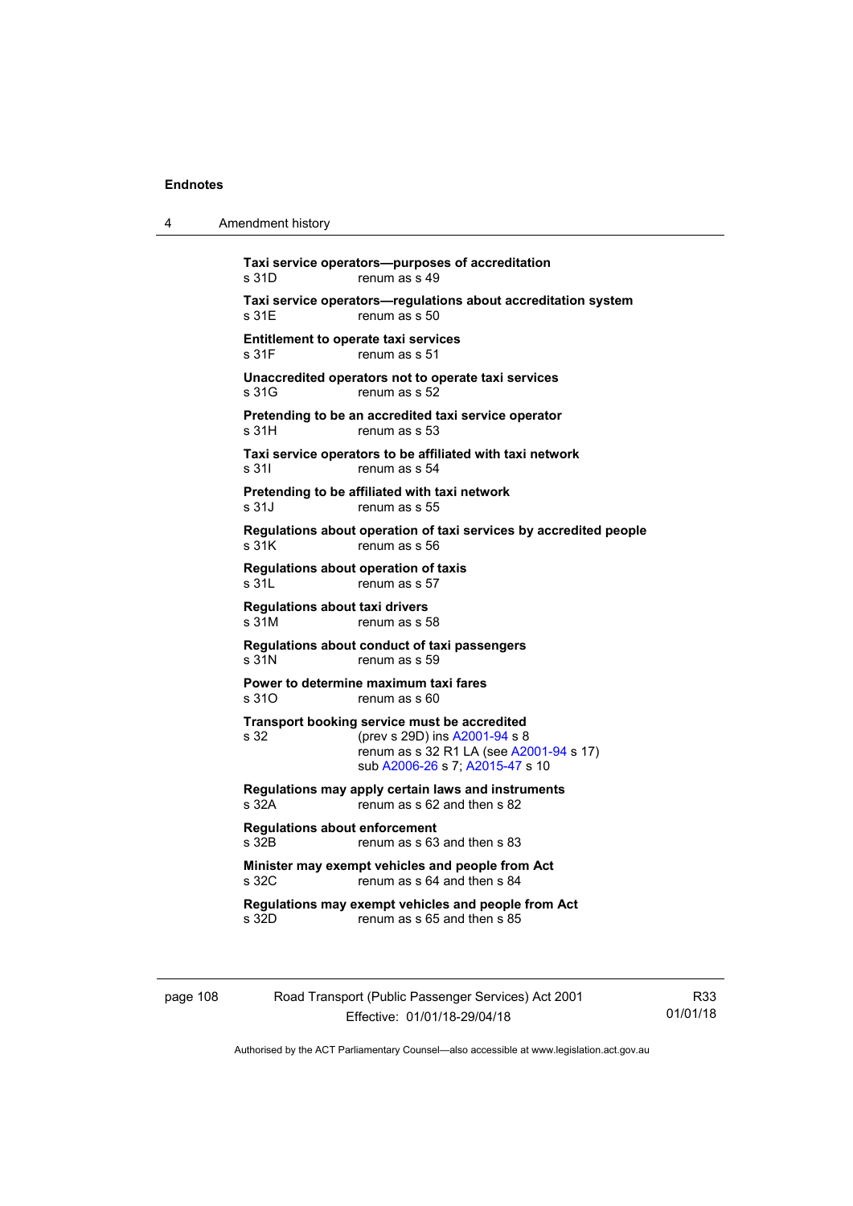**Taxi service operators—purposes of accreditation**
s 31D renum as s 49

**Taxi service operators—regulations about accreditation system**
s 31E renum as s 50

**Entitlement to operate taxi services**
s 31F renum as s 51

**Unaccredited operators not to operate taxi services**
s 31G renum as s 52

**Pretending to be an accredited taxi service operator**
s 31H renum as s 53

**Taxi service operators to be affiliated with taxi network**
s 31I renum as s 54

**Pretending to be affiliated with taxi network**
s 31J renum as s 55

**Regulations about operation of taxi services by accredited people**
s 31K renum as s 56

**Regulations about operation of taxis**
s 31L renum as s 57

**Regulations about taxi drivers**
s 31M renum as s 58

**Regulations about conduct of taxi passengers**
s 31N renum as s 59

**Power to determine maximum taxi fares**
s 31O renum as s 60

**Transport booking service must be accredited**
s 32 (prev s 29D) ins A2001-94 s 8
renum as s 32 R1 LA (see A2001-94 s 17)
sub A2006-26 s 7; A2015-47 s 10

**Regulations may apply certain laws and instruments**
s 32A renum as s 62 and then s 82

**Regulations about enforcement**
s 32B renum as s 63 and then s 83

**Minister may exempt vehicles and people from Act**
s 32C renum as s 64 and then s 84

**Regulations may exempt vehicles and people from Act**
s 32D renum as s 65 and then s 85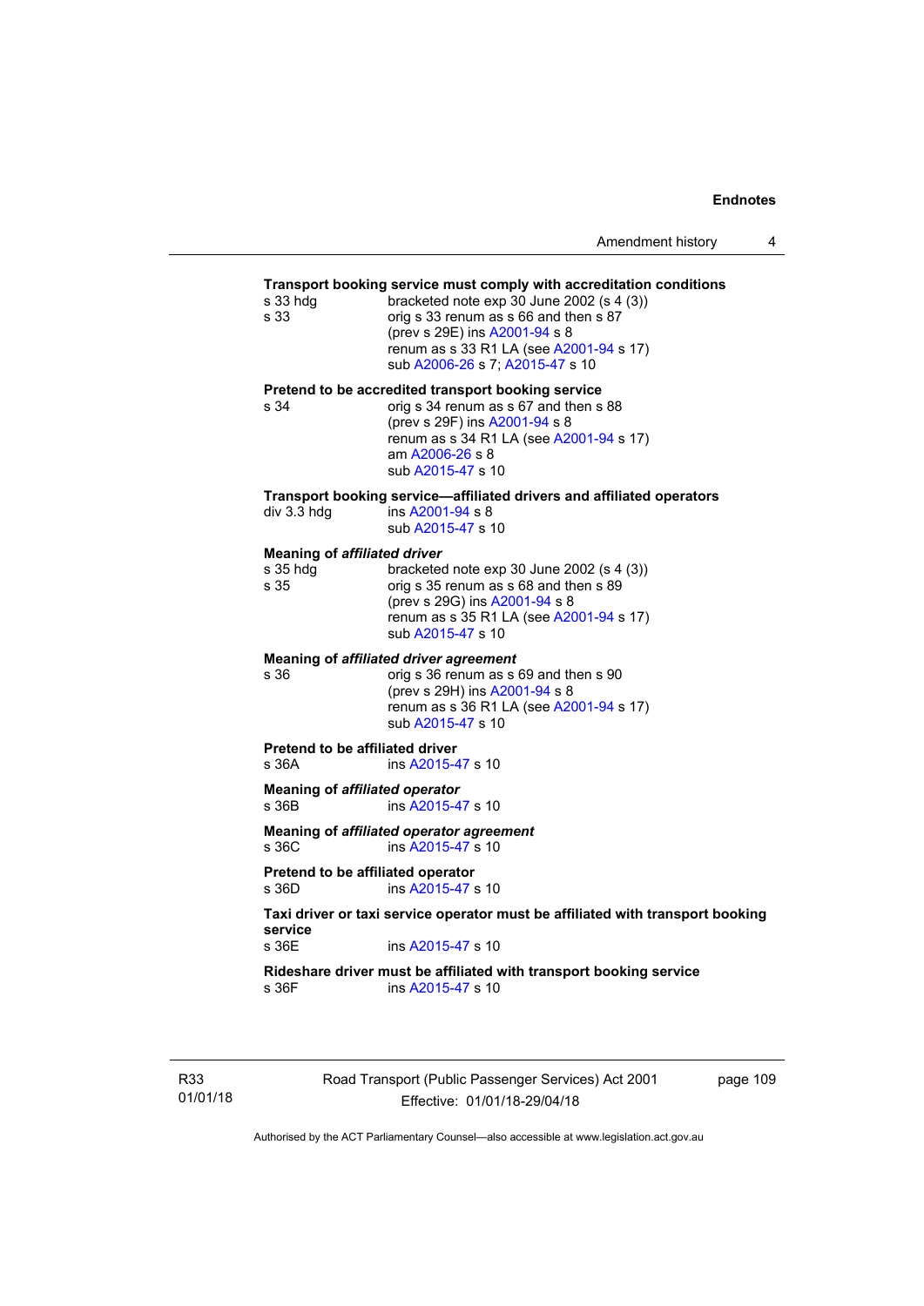**Transport booking service must comply with accreditation conditions**

s 33 hdg bracketed note exp 30 June 2002 (s 4 (3))
s 33 orig s 33 renum as s 66 and then s 87
(prev s 29E) ins A2001-94 s 8
renum as s 33 R1 LA (see A2001-94 s 17)
sub A2006-26 s 7; A2015-47 s 10

**Pretend to be accredited transport booking service**

s 34 orig s 34 renum as s 67 and then s 88
(prev s 29F) ins A2001-94 s 8
renum as s 34 R1 LA (see A2001-94 s 17)
am A2006-26 s 8
sub A2015-47 s 10

**Transport booking service—affiliated drivers and affiliated operators**

div 3.3 hdg ins A2001-94 s 8
sub A2015-47 s 10

**Meaning of *affiliated driver***

s 35 hdg bracketed note exp 30 June 2002 (s 4 (3))
s 35 orig s 35 renum as s 68 and then s 89
(prev s 29G) ins A2001-94 s 8
renum as s 35 R1 LA (see A2001-94 s 17)
sub A2015-47 s 10

**Meaning of *affiliated driver agreement***

s 36 orig s 36 renum as s 69 and then s 90
(prev s 29H) ins A2001-94 s 8
renum as s 36 R1 LA (see A2001-94 s 17)
sub A2015-47 s 10

**Pretend to be affiliated driver**

s 36A ins A2015-47 s 10

**Meaning of *affiliated operator***

s 36B ins A2015-47 s 10

**Meaning of *affiliated operator agreement***

s 36C ins A2015-47 s 10

**Pretend to be affiliated operator**

s 36D ins A2015-47 s 10

**Taxi driver or taxi service operator must be affiliated with transport booking service**

s 36E ins A2015-47 s 10

**Rideshare driver must be affiliated with transport booking service**

s 36F ins A2015-47 s 10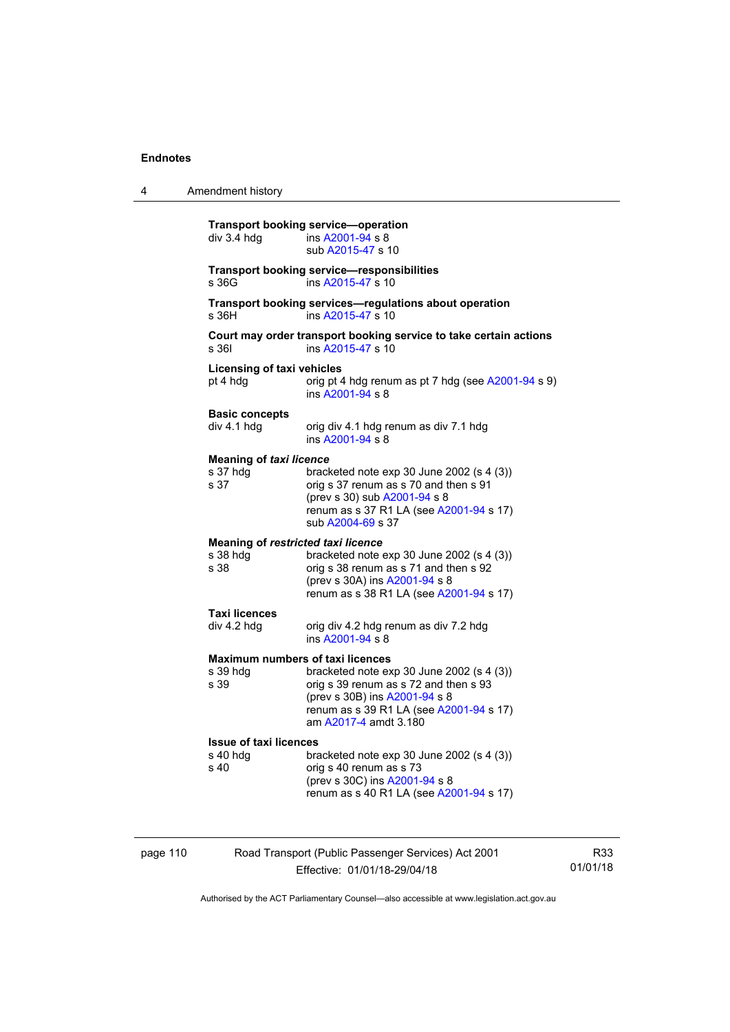**Transport booking service—operation**

div 3.4 hdg ins A2001-94 s 8
sub A2015-47 s 10

**Transport booking service—responsibilities**

s 36G ins A2015-47 s 10

**Transport booking services—regulations about operation**

s 36H ins A2015-47 s 10

**Court may order transport booking service to take certain actions**

s 36I ins A2015-47 s 10

**Licensing of taxi vehicles**

pt 4 hdg orig pt 4 hdg renum as pt 7 hdg (see A2001-94 s 9)
ins A2001-94 s 8

**Basic concepts**

div 4.1 hdg orig div 4.1 hdg renum as div 7.1 hdg
ins A2001-94 s 8

**Meaning of *taxi licence***

s 37 hdg bracketed note exp 30 June 2002 (s 4 (3))
s 37 orig s 37 renum as s 70 and then s 91
(prev s 30) sub A2001-94 s 8
renum as s 37 R1 LA (see A2001-94 s 17)
sub A2004-69 s 37

**Meaning of *restricted taxi licence***

s 38 hdg bracketed note exp 30 June 2002 (s 4 (3))
s 38 orig s 38 renum as s 71 and then s 92
(prev s 30A) ins A2001-94 s 8
renum as s 38 R1 LA (see A2001-94 s 17)

**Taxi licences**

div 4.2 hdg orig div 4.2 hdg renum as div 7.2 hdg
ins A2001-94 s 8

**Maximum numbers of taxi licences**

s 39 hdg bracketed note exp 30 June 2002 (s 4 (3))
s 39 orig s 39 renum as s 72 and then s 93
(prev s 30B) ins A2001-94 s 8
renum as s 39 R1 LA (see A2001-94 s 17)
am A2017-4 amdt 3.180

**Issue of taxi licences**

s 40 hdg bracketed note exp 30 June 2002 (s 4 (3))
s 40 orig s 40 renum as s 73
(prev s 30C) ins A2001-94 s 8
renum as s 40 R1 LA (see A2001-94 s 17)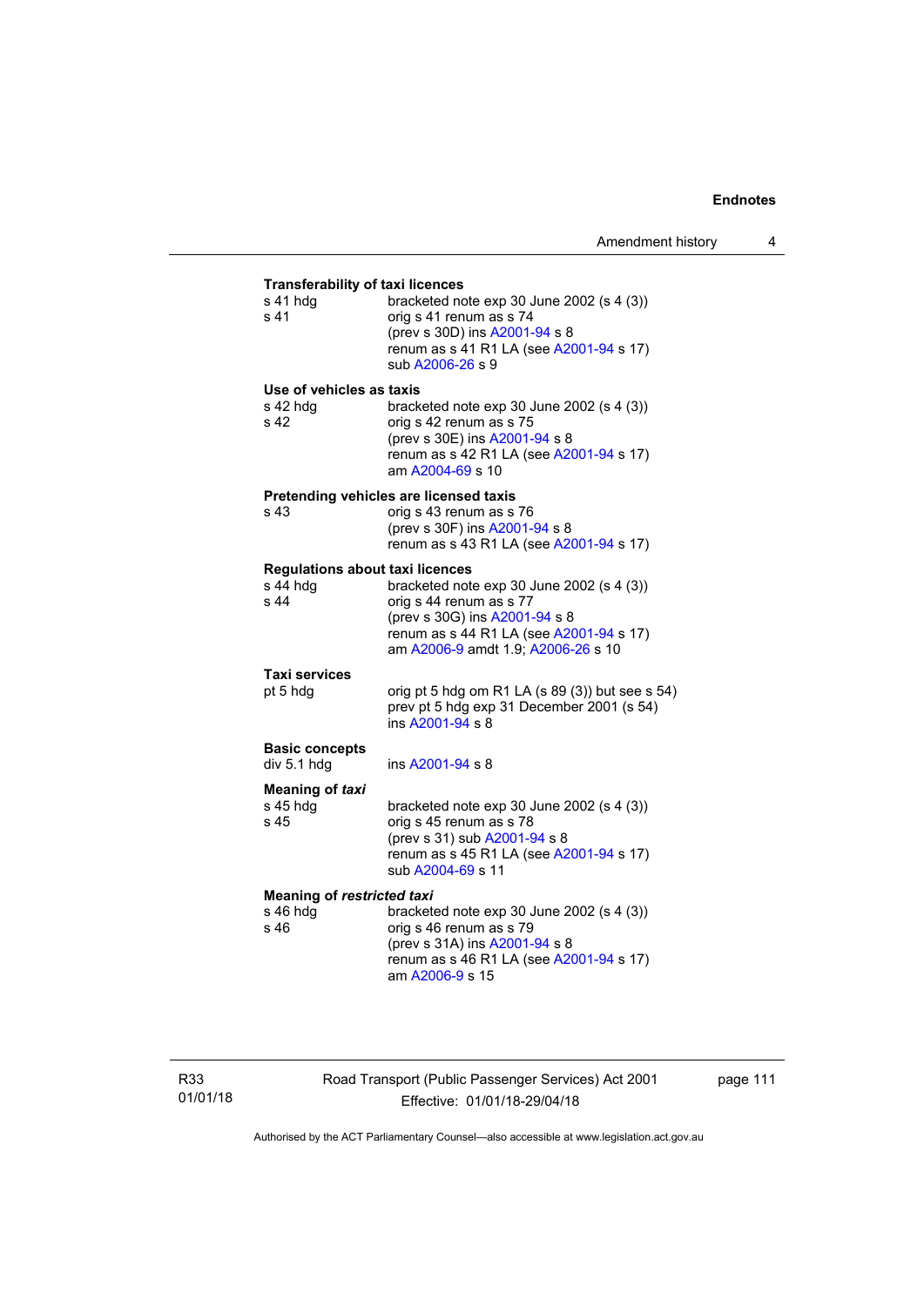**Transferability of taxi licences**

s 41 hdg bracketed note exp 30 June 2002 (s 4 (3))
s 41 orig s 41 renum as s 74
(prev s 30D) ins A2001-94 s 8
renum as s 41 R1 LA (see A2001-94 s 17)
sub A2006-26 s 9

**Use of vehicles as taxis**

s 42 hdg bracketed note exp 30 June 2002 (s 4 (3))
s 42 orig s 42 renum as s 75
(prev s 30E) ins A2001-94 s 8
renum as s 42 R1 LA (see A2001-94 s 17)
am A2004-69 s 10

**Pretending vehicles are licensed taxis**

s 43 orig s 43 renum as s 76
(prev s 30F) ins A2001-94 s 8
renum as s 43 R1 LA (see A2001-94 s 17)

**Regulations about taxi licences**

s 44 hdg bracketed note exp 30 June 2002 (s 4 (3))
s 44 orig s 44 renum as s 77
(prev s 30G) ins A2001-94 s 8
renum as s 44 R1 LA (see A2001-94 s 17)
am A2006-9 amdt 1.9; A2006-26 s 10

**Taxi services**

pt 5 hdg orig pt 5 hdg om R1 LA (s 89 (3)) but see s 54)
prev pt 5 hdg exp 31 December 2001 (s 54)
ins A2001-94 s 8

**Basic concepts**

div 5.1 hdg ins A2001-94 s 8

**Meaning of *taxi***

s 45 hdg bracketed note exp 30 June 2002 (s 4 (3))
s 45 orig s 45 renum as s 78
(prev s 31) sub A2001-94 s 8
renum as s 45 R1 LA (see A2001-94 s 17)
sub A2004-69 s 11

**Meaning of *restricted taxi***

s 46 hdg bracketed note exp 30 June 2002 (s 4 (3))
s 46 orig s 46 renum as s 79
(prev s 31A) ins A2001-94 s 8
renum as s 46 R1 LA (see A2001-94 s 17)
am A2006-9 s 15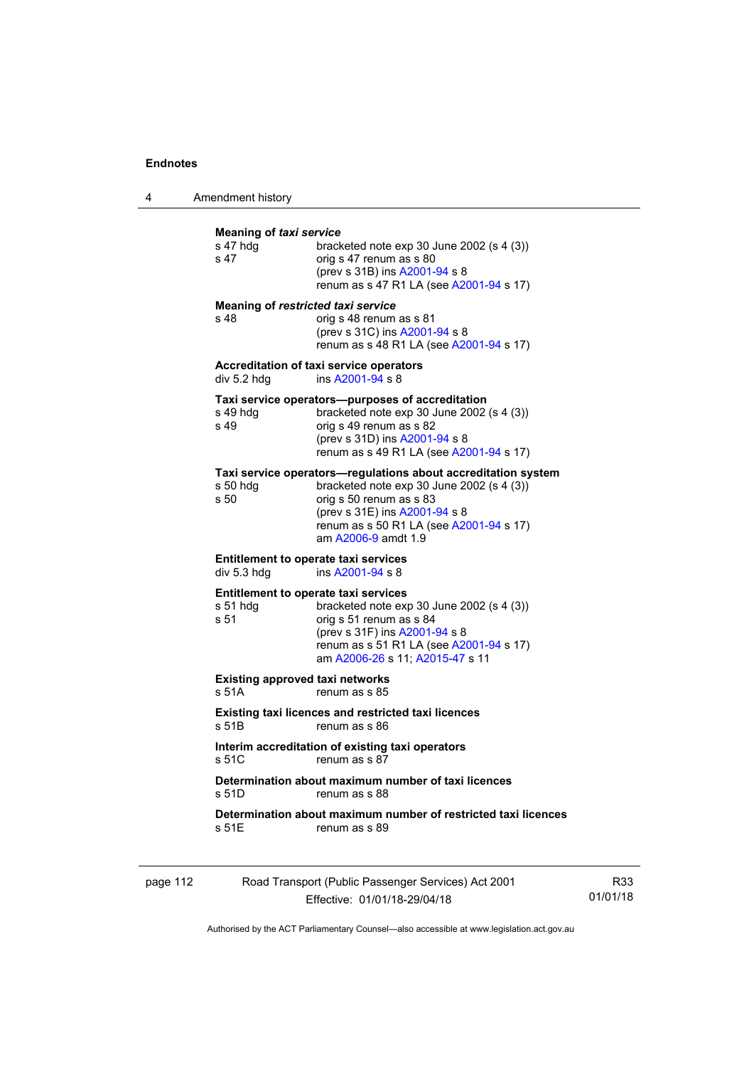**Meaning of *taxi service***

| | |
|---|---|
| s 47 hdg | bracketed note exp 30 June 2002 (s 4 (3)) |
| s 47 | orig s 47 renum as s 80<br>(prev s 31B) ins A2001-94 s 8<br>renum as s 47 R1 LA (see A2001-94 s 17) |

**Meaning of *restricted taxi service***

| | |
|---|---|
| s 48 | orig s 48 renum as s 81<br>(prev s 31C) ins A2001-94 s 8<br>renum as s 48 R1 LA (see A2001-94 s 17) |

**Accreditation of taxi service operators**

| | |
|---|---|
| div 5.2 hdg | ins A2001-94 s 8 |

**Taxi service operators—purposes of accreditation**

| | |
|---|---|
| s 49 hdg | bracketed note exp 30 June 2002 (s 4 (3)) |
| s 49 | orig s 49 renum as s 82<br>(prev s 31D) ins A2001-94 s 8<br>renum as s 49 R1 LA (see A2001-94 s 17) |

**Taxi service operators—regulations about accreditation system**

| | |
|---|---|
| s 50 hdg | bracketed note exp 30 June 2002 (s 4 (3)) |
| s 50 | orig s 50 renum as s 83<br>(prev s 31E) ins A2001-94 s 8<br>renum as s 50 R1 LA (see A2001-94 s 17)<br>am A2006-9 amdt 1.9 |

**Entitlement to operate taxi services**

| | |
|---|---|
| div 5.3 hdg | ins A2001-94 s 8 |

**Entitlement to operate taxi services**

| | |
|---|---|
| s 51 hdg | bracketed note exp 30 June 2002 (s 4 (3)) |
| s 51 | orig s 51 renum as s 84<br>(prev s 31F) ins A2001-94 s 8<br>renum as s 51 R1 LA (see A2001-94 s 17)<br>am A2006-26 s 11; A2015-47 s 11 |

**Existing approved taxi networks**

| | |
|---|---|
| s 51A | renum as s 85 |

**Existing taxi licences and restricted taxi licences**

| | |
|---|---|
| s 51B | renum as s 86 |

**Interim accreditation of existing taxi operators**

| | |
|---|---|
| s 51C | renum as s 87 |

**Determination about maximum number of taxi licences**

| | |
|---|---|
| s 51D | renum as s 88 |

**Determination about maximum number of restricted taxi licences**

| | |
|---|---|
| s 51E | renum as s 89 |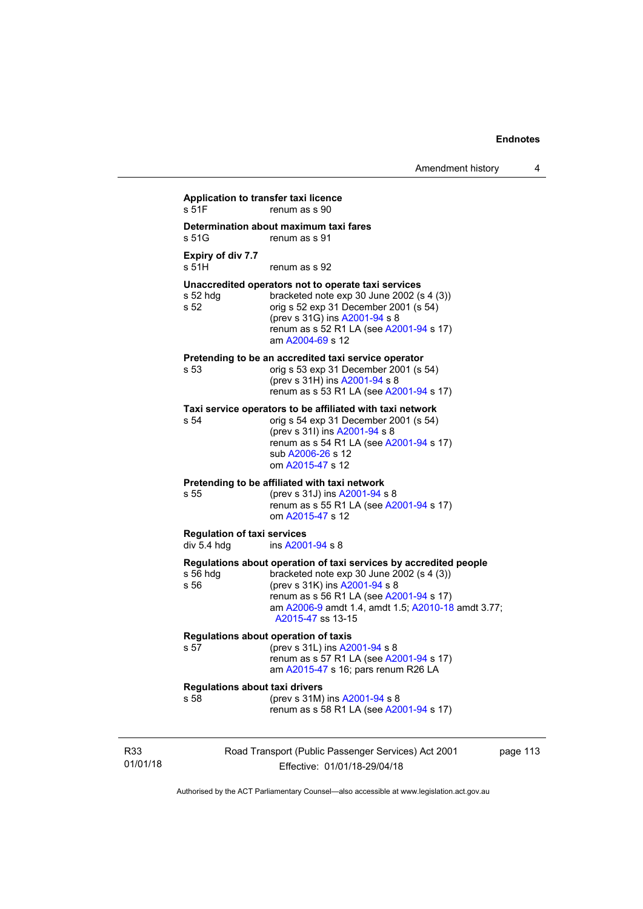**Application to transfer taxi licence**
s 51F renum as s 90

**Determination about maximum taxi fares**
s 51G renum as s 91

**Expiry of div 7.7**
s 51H renum as s 92

**Unaccredited operators not to operate taxi services**
s 52 hdg bracketed note exp 30 June 2002 (s 4 (3))
s 52 orig s 52 exp 31 December 2001 (s 54)
(prev s 31G) ins A2001-94 s 8
renum as s 52 R1 LA (see A2001-94 s 17)
am A2004-69 s 12

**Pretending to be an accredited taxi service operator**
s 53 orig s 53 exp 31 December 2001 (s 54)
(prev s 31H) ins A2001-94 s 8
renum as s 53 R1 LA (see A2001-94 s 17)

**Taxi service operators to be affiliated with taxi network**
s 54 orig s 54 exp 31 December 2001 (s 54)
(prev s 31I) ins A2001-94 s 8
renum as s 54 R1 LA (see A2001-94 s 17)
sub A2006-26 s 12
om A2015-47 s 12

**Pretending to be affiliated with taxi network**
s 55 (prev s 31J) ins A2001-94 s 8
renum as s 55 R1 LA (see A2001-94 s 17)
om A2015-47 s 12

**Regulation of taxi services**
div 5.4 hdg ins A2001-94 s 8

**Regulations about operation of taxi services by accredited people**
s 56 hdg bracketed note exp 30 June 2002 (s 4 (3))
s 56 (prev s 31K) ins A2001-94 s 8
renum as s 56 R1 LA (see A2001-94 s 17)
am A2006-9 amdt 1.4, amdt 1.5; A2010-18 amdt 3.77; A2015-47 ss 13-15

**Regulations about operation of taxis**
s 57 (prev s 31L) ins A2001-94 s 8
renum as s 57 R1 LA (see A2001-94 s 17)
am A2015-47 s 16; pars renum R26 LA

**Regulations about taxi drivers**
s 58 (prev s 31M) ins A2001-94 s 8
renum as s 58 R1 LA (see A2001-94 s 17)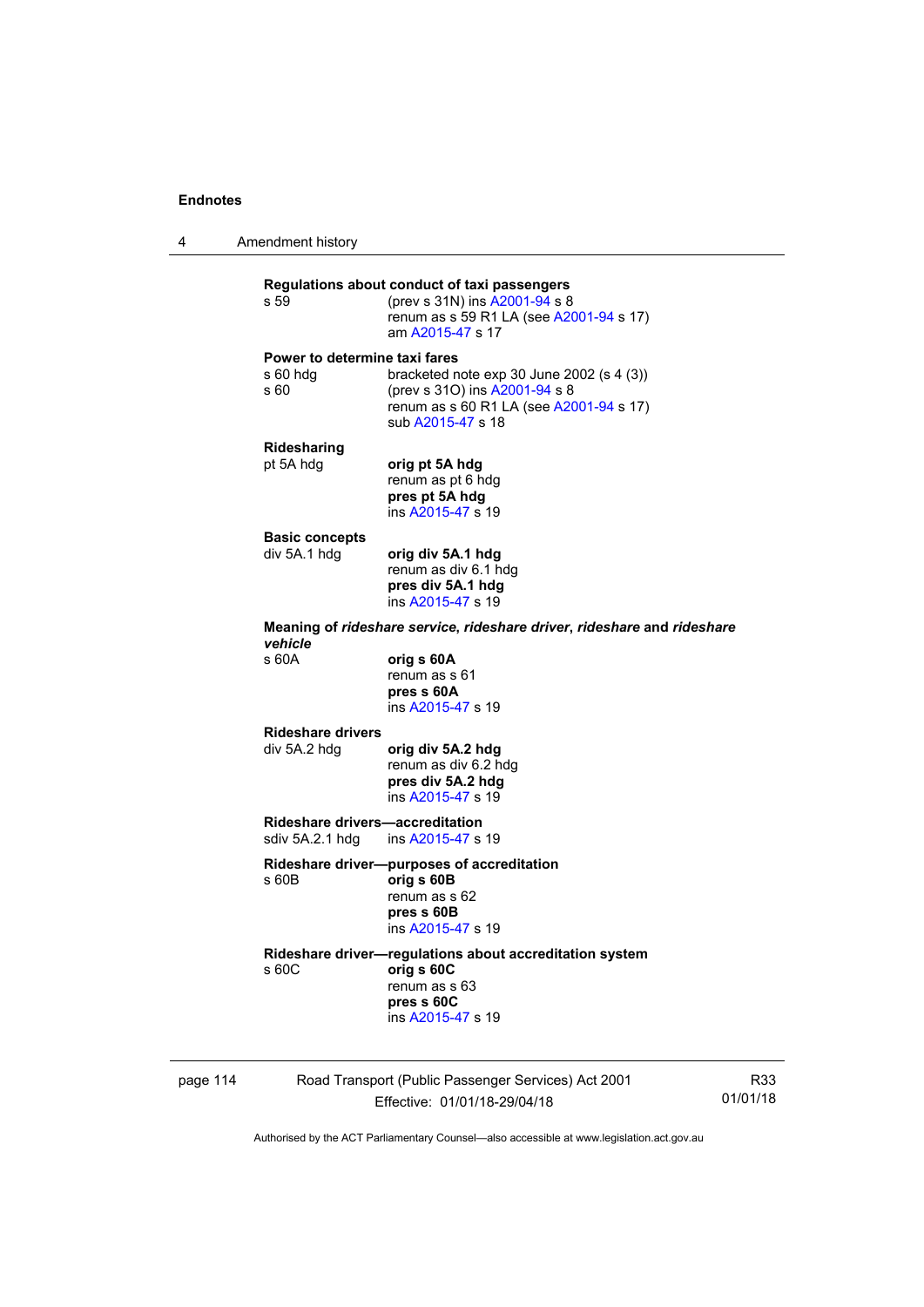**Regulations about conduct of taxi passengers**

s 59 — (prev s 31N) ins A2001-94 s 8
renum as s 59 R1 LA (see A2001-94 s 17)
am A2015-47 s 17

**Power to determine taxi fares**

s 60 hdg — bracketed note exp 30 June 2002 (s 4 (3))

s 60 — (prev s 31O) ins A2001-94 s 8
renum as s 60 R1 LA (see A2001-94 s 17)
sub A2015-47 s 18

**Ridesharing**

pt 5A hdg — **orig pt 5A hdg**
renum as pt 6 hdg
**pres pt 5A hdg**
ins A2015-47 s 19

**Basic concepts**

div 5A.1 hdg — **orig div 5A.1 hdg**
renum as div 6.1 hdg
**pres div 5A.1 hdg**
ins A2015-47 s 19

**Meaning of *rideshare service*, *rideshare driver*, *rideshare* and *rideshare vehicle***

s 60A — **orig s 60A**
renum as s 61
**pres s 60A**
ins A2015-47 s 19

**Rideshare drivers**

div 5A.2 hdg — **orig div 5A.2 hdg**
renum as div 6.2 hdg
**pres div 5A.2 hdg**
ins A2015-47 s 19

**Rideshare drivers—accreditation**

sdiv 5A.2.1 hdg — ins A2015-47 s 19

**Rideshare driver—purposes of accreditation**

s 60B — **orig s 60B**
renum as s 62
**pres s 60B**
ins A2015-47 s 19

**Rideshare driver—regulations about accreditation system**

s 60C — **orig s 60C**
renum as s 63
**pres s 60C**
ins A2015-47 s 19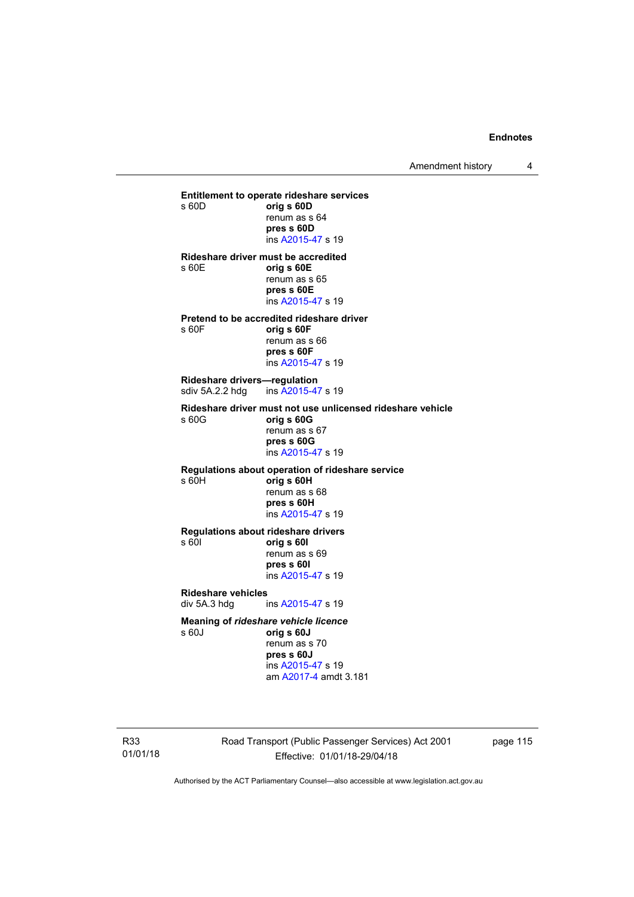**Entitlement to operate rideshare services**

s 60D **orig s 60D**
renum as s 64
**pres s 60D**
ins A2015-47 s 19

**Rideshare driver must be accredited**

s 60E **orig s 60E**
renum as s 65
**pres s 60E**
ins A2015-47 s 19

**Pretend to be accredited rideshare driver**

s 60F **orig s 60F**
renum as s 66
**pres s 60F**
ins A2015-47 s 19

**Rideshare drivers—regulation**

sdiv 5A.2.2 hdg ins A2015-47 s 19

**Rideshare driver must not use unlicensed rideshare vehicle**

s 60G **orig s 60G**
renum as s 67
**pres s 60G**
ins A2015-47 s 19

**Regulations about operation of rideshare service**

s 60H **orig s 60H**
renum as s 68
**pres s 60H**
ins A2015-47 s 19

**Regulations about rideshare drivers**

s 60I **orig s 60I**
renum as s 69
**pres s 60I**
ins A2015-47 s 19

**Rideshare vehicles**

div 5A.3 hdg ins A2015-47 s 19

**Meaning of *rideshare vehicle licence***

s 60J **orig s 60J**
renum as s 70
**pres s 60J**
ins A2015-47 s 19
am A2017-4 amdt 3.181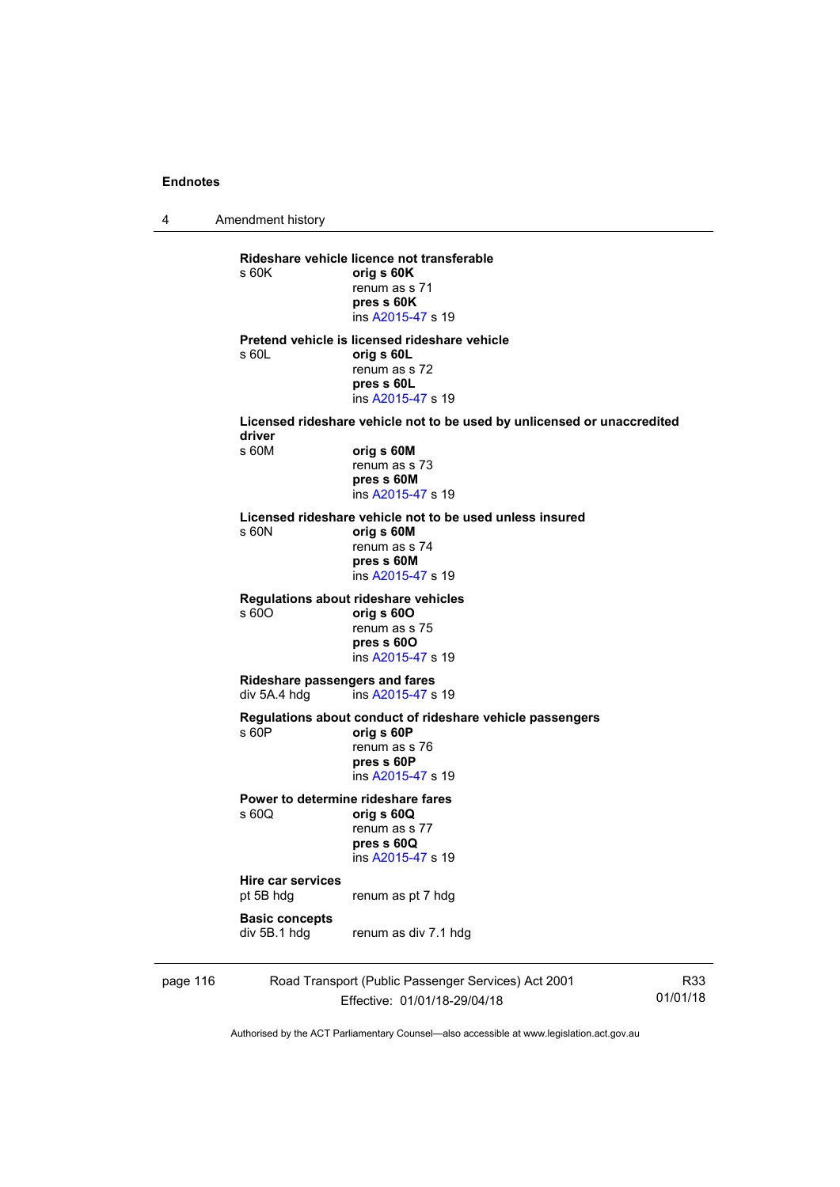**Rideshare vehicle licence not transferable**

s 60K **orig s 60K**
renum as s 71
**pres s 60K**
ins A2015-47 s 19

**Pretend vehicle is licensed rideshare vehicle**

s 60L **orig s 60L**
renum as s 72
**pres s 60L**
ins A2015-47 s 19

**Licensed rideshare vehicle not to be used by unlicensed or unaccredited driver**

s 60M **orig s 60M**
renum as s 73
**pres s 60M**
ins A2015-47 s 19

**Licensed rideshare vehicle not to be used unless insured**

s 60N **orig s 60M**
renum as s 74
**pres s 60M**
ins A2015-47 s 19

**Regulations about rideshare vehicles**

s 60O **orig s 60O**
renum as s 75
**pres s 60O**
ins A2015-47 s 19

**Rideshare passengers and fares**

div 5A.4 hdg ins A2015-47 s 19

**Regulations about conduct of rideshare vehicle passengers**

s 60P **orig s 60P**
renum as s 76
**pres s 60P**
ins A2015-47 s 19

**Power to determine rideshare fares**

s 60Q **orig s 60Q**
renum as s 77
**pres s 60Q**
ins A2015-47 s 19

**Hire car services**

pt 5B hdg renum as pt 7 hdg

**Basic concepts**

div 5B.1 hdg renum as div 7.1 hdg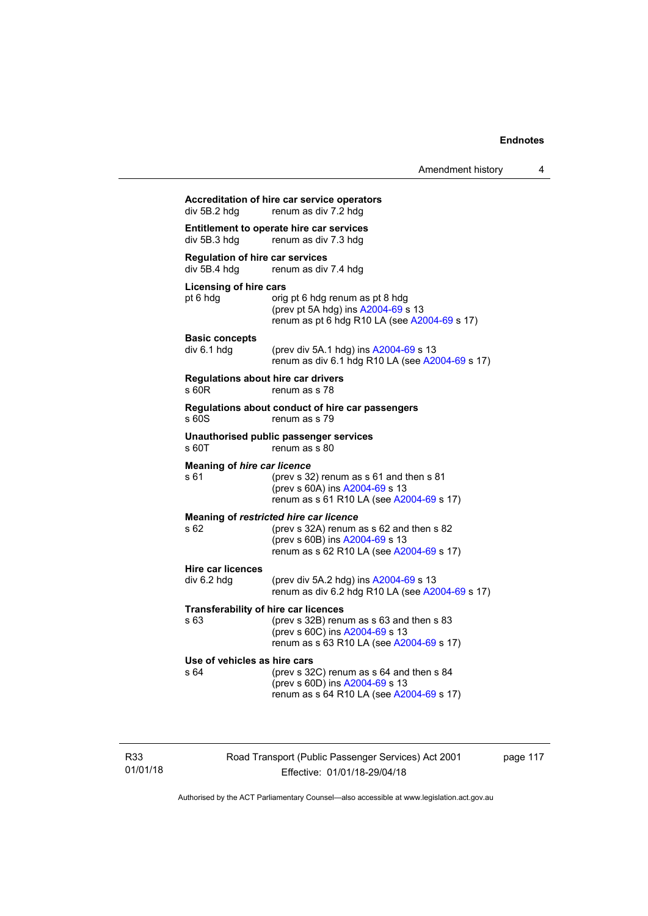**Accreditation of hire car service operators**
div 5B.2 hdg renum as div 7.2 hdg

**Entitlement to operate hire car services**
div 5B.3 hdg renum as div 7.3 hdg

**Regulation of hire car services**
div 5B.4 hdg renum as div 7.4 hdg

**Licensing of hire cars**
pt 6 hdg orig pt 6 hdg renum as pt 8 hdg
(prev pt 5A hdg) ins A2004-69 s 13
renum as pt 6 hdg R10 LA (see A2004-69 s 17)

**Basic concepts**
div 6.1 hdg (prev div 5A.1 hdg) ins A2004-69 s 13
renum as div 6.1 hdg R10 LA (see A2004-69 s 17)

**Regulations about hire car drivers**
s 60R renum as s 78

**Regulations about conduct of hire car passengers**
s 60S renum as s 79

**Unauthorised public passenger services**
s 60T renum as s 80

**Meaning of *hire car licence***
s 61 (prev s 32) renum as s 61 and then s 81
(prev s 60A) ins A2004-69 s 13
renum as s 61 R10 LA (see A2004-69 s 17)

**Meaning of *restricted hire car licence***
s 62 (prev s 32A) renum as s 62 and then s 82
(prev s 60B) ins A2004-69 s 13
renum as s 62 R10 LA (see A2004-69 s 17)

**Hire car licences**
div 6.2 hdg (prev div 5A.2 hdg) ins A2004-69 s 13
renum as div 6.2 hdg R10 LA (see A2004-69 s 17)

**Transferability of hire car licences**
s 63 (prev s 32B) renum as s 63 and then s 83
(prev s 60C) ins A2004-69 s 13
renum as s 63 R10 LA (see A2004-69 s 17)

**Use of vehicles as hire cars**
s 64 (prev s 32C) renum as s 64 and then s 84
(prev s 60D) ins A2004-69 s 13
renum as s 64 R10 LA (see A2004-69 s 17)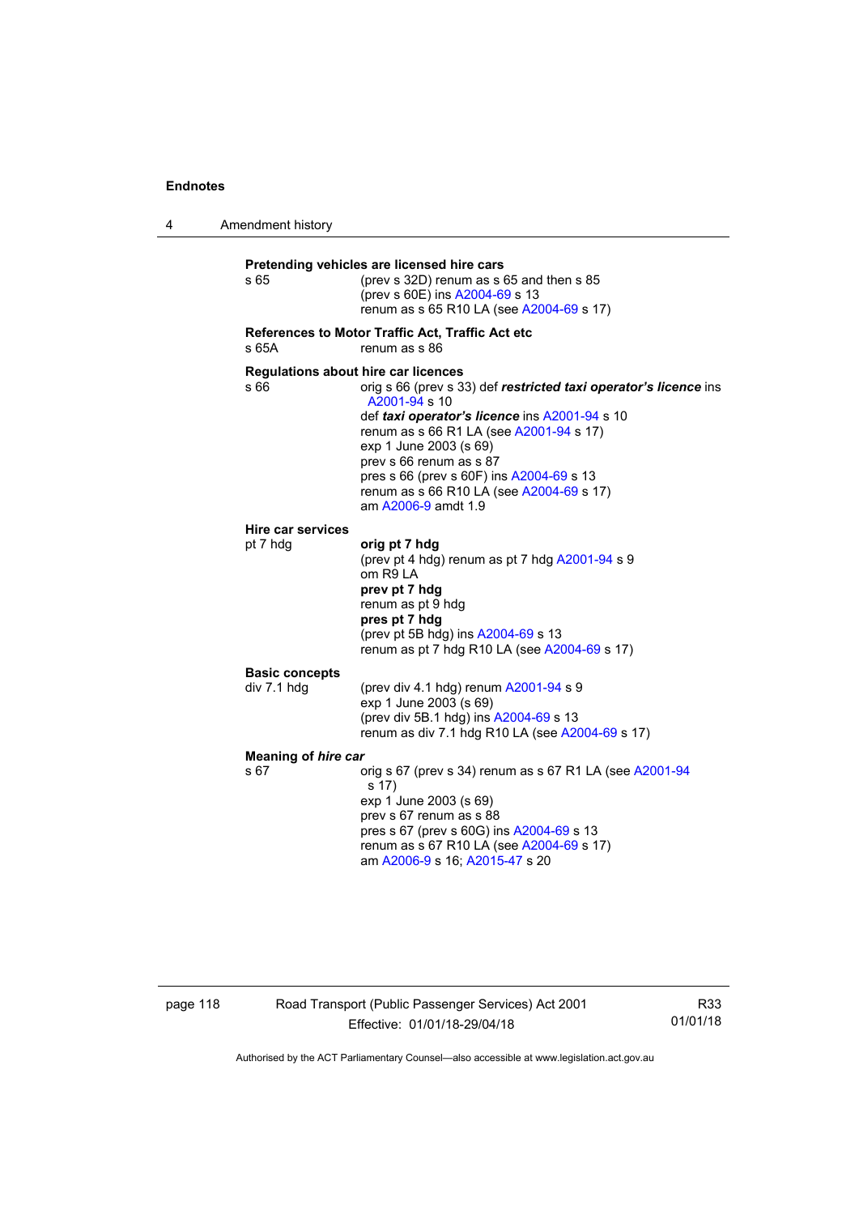**Pretending vehicles are licensed hire cars**

s 65 — (prev s 32D) renum as s 65 and then s 85
(prev s 60E) ins A2004-69 s 13
renum as s 65 R10 LA (see A2004-69 s 17)

**References to Motor Traffic Act, Traffic Act etc**

s 65A — renum as s 86

**Regulations about hire car licences**

s 66 — orig s 66 (prev s 33) def ***restricted taxi operator's licence*** ins A2001-94 s 10
def ***taxi operator's licence*** ins A2001-94 s 10
renum as s 66 R1 LA (see A2001-94 s 17)
exp 1 June 2003 (s 69)
prev s 66 renum as s 87
pres s 66 (prev s 60F) ins A2004-69 s 13
renum as s 66 R10 LA (see A2004-69 s 17)
am A2006-9 amdt 1.9

**Hire car services**

pt 7 hdg — **orig pt 7 hdg**
(prev pt 4 hdg) renum as pt 7 hdg A2001-94 s 9
om R9 LA
**prev pt 7 hdg**
renum as pt 9 hdg
**pres pt 7 hdg**
(prev pt 5B hdg) ins A2004-69 s 13
renum as pt 7 hdg R10 LA (see A2004-69 s 17)

**Basic concepts**

div 7.1 hdg — (prev div 4.1 hdg) renum A2001-94 s 9
exp 1 June 2003 (s 69)
(prev div 5B.1 hdg) ins A2004-69 s 13
renum as div 7.1 hdg R10 LA (see A2004-69 s 17)

**Meaning of *hire car***

s 67 — orig s 67 (prev s 34) renum as s 67 R1 LA (see A2001-94 s 17)
exp 1 June 2003 (s 69)
prev s 67 renum as s 88
pres s 67 (prev s 60G) ins A2004-69 s 13
renum as s 67 R10 LA (see A2004-69 s 17)
am A2006-9 s 16; A2015-47 s 20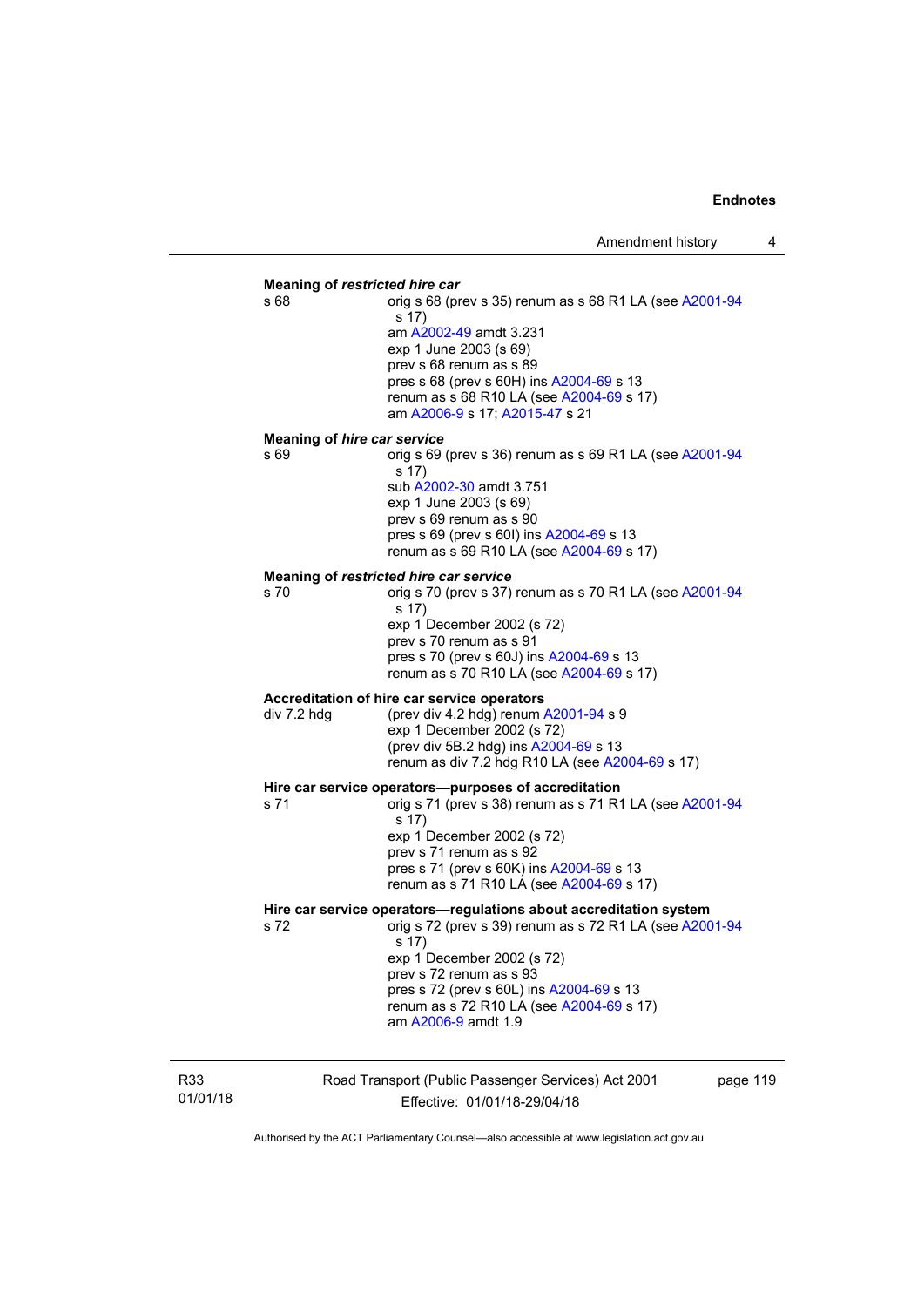**Meaning of *restricted hire car***

s 68 — orig s 68 (prev s 35) renum as s 68 R1 LA (see A2001-94 s 17)
am A2002-49 amdt 3.231
exp 1 June 2003 (s 69)
prev s 68 renum as s 89
pres s 68 (prev s 60H) ins A2004-69 s 13
renum as s 68 R10 LA (see A2004-69 s 17)
am A2006-9 s 17; A2015-47 s 21

**Meaning of *hire car service***

s 69 — orig s 69 (prev s 36) renum as s 69 R1 LA (see A2001-94 s 17)
sub A2002-30 amdt 3.751
exp 1 June 2003 (s 69)
prev s 69 renum as s 90
pres s 69 (prev s 60I) ins A2004-69 s 13
renum as s 69 R10 LA (see A2004-69 s 17)

**Meaning of *restricted hire car service***

s 70 — orig s 70 (prev s 37) renum as s 70 R1 LA (see A2001-94 s 17)
exp 1 December 2002 (s 72)
prev s 70 renum as s 91
pres s 70 (prev s 60J) ins A2004-69 s 13
renum as s 70 R10 LA (see A2004-69 s 17)

**Accreditation of hire car service operators**

div 7.2 hdg — (prev div 4.2 hdg) renum A2001-94 s 9
exp 1 December 2002 (s 72)
(prev div 5B.2 hdg) ins A2004-69 s 13
renum as div 7.2 hdg R10 LA (see A2004-69 s 17)

**Hire car service operators—purposes of accreditation**

s 71 — orig s 71 (prev s 38) renum as s 71 R1 LA (see A2001-94 s 17)
exp 1 December 2002 (s 72)
prev s 71 renum as s 92
pres s 71 (prev s 60K) ins A2004-69 s 13
renum as s 71 R10 LA (see A2004-69 s 17)

**Hire car service operators—regulations about accreditation system**

s 72 — orig s 72 (prev s 39) renum as s 72 R1 LA (see A2001-94 s 17)
exp 1 December 2002 (s 72)
prev s 72 renum as s 93
pres s 72 (prev s 60L) ins A2004-69 s 13
renum as s 72 R10 LA (see A2004-69 s 17)
am A2006-9 amdt 1.9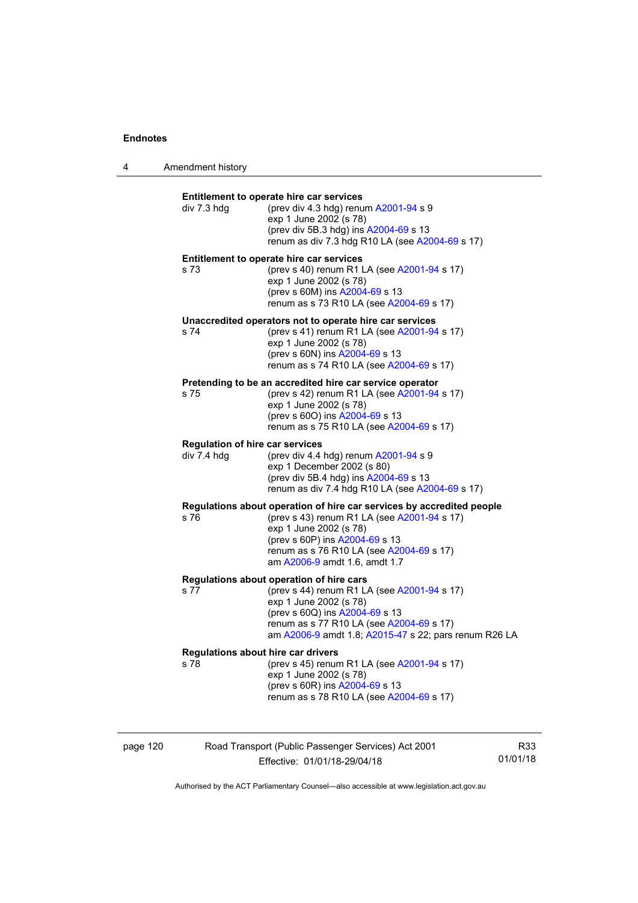**Entitlement to operate hire car services**

div 7.3 hdg (prev div 4.3 hdg) renum A2001-94 s 9
exp 1 June 2002 (s 78)
(prev div 5B.3 hdg) ins A2004-69 s 13
renum as div 7.3 hdg R10 LA (see A2004-69 s 17)

**Entitlement to operate hire car services**

s 73 (prev s 40) renum R1 LA (see A2001-94 s 17)
exp 1 June 2002 (s 78)
(prev s 60M) ins A2004-69 s 13
renum as s 73 R10 LA (see A2004-69 s 17)

**Unaccredited operators not to operate hire car services**

s 74 (prev s 41) renum R1 LA (see A2001-94 s 17)
exp 1 June 2002 (s 78)
(prev s 60N) ins A2004-69 s 13
renum as s 74 R10 LA (see A2004-69 s 17)

**Pretending to be an accredited hire car service operator**

s 75 (prev s 42) renum R1 LA (see A2001-94 s 17)
exp 1 June 2002 (s 78)
(prev s 60O) ins A2004-69 s 13
renum as s 75 R10 LA (see A2004-69 s 17)

**Regulation of hire car services**

div 7.4 hdg (prev div 4.4 hdg) renum A2001-94 s 9
exp 1 December 2002 (s 80)
(prev div 5B.4 hdg) ins A2004-69 s 13
renum as div 7.4 hdg R10 LA (see A2004-69 s 17)

**Regulations about operation of hire car services by accredited people**

s 76 (prev s 43) renum R1 LA (see A2001-94 s 17)
exp 1 June 2002 (s 78)
(prev s 60P) ins A2004-69 s 13
renum as s 76 R10 LA (see A2004-69 s 17)
am A2006-9 amdt 1.6, amdt 1.7

**Regulations about operation of hire cars**

s 77 (prev s 44) renum R1 LA (see A2001-94 s 17)
exp 1 June 2002 (s 78)
(prev s 60Q) ins A2004-69 s 13
renum as s 77 R10 LA (see A2004-69 s 17)
am A2006-9 amdt 1.8; A2015-47 s 22; pars renum R26 LA

**Regulations about hire car drivers**

s 78 (prev s 45) renum R1 LA (see A2001-94 s 17)
exp 1 June 2002 (s 78)
(prev s 60R) ins A2004-69 s 13
renum as s 78 R10 LA (see A2004-69 s 17)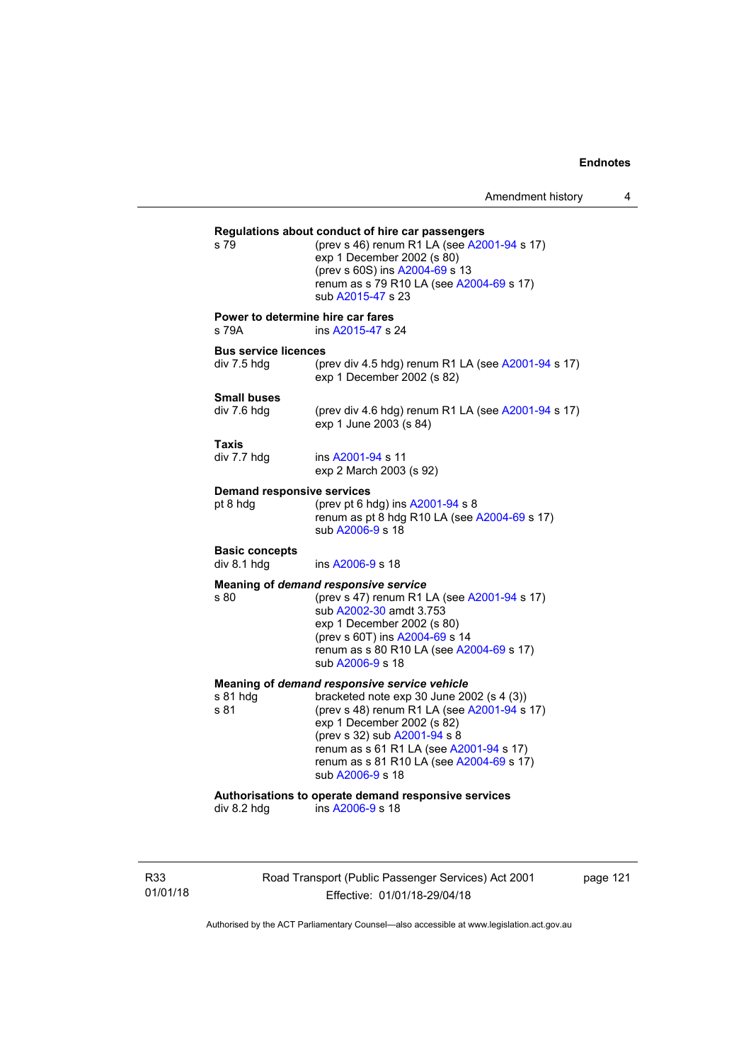**Regulations about conduct of hire car passengers**

s 79 (prev s 46) renum R1 LA (see A2001-94 s 17)
exp 1 December 2002 (s 80)
(prev s 60S) ins A2004-69 s 13
renum as s 79 R10 LA (see A2004-69 s 17)
sub A2015-47 s 23

**Power to determine hire car fares**

s 79A ins A2015-47 s 24

**Bus service licences**

div 7.5 hdg (prev div 4.5 hdg) renum R1 LA (see A2001-94 s 17)
exp 1 December 2002 (s 82)

**Small buses**

div 7.6 hdg (prev div 4.6 hdg) renum R1 LA (see A2001-94 s 17)
exp 1 June 2003 (s 84)

**Taxis**

div 7.7 hdg ins A2001-94 s 11
exp 2 March 2003 (s 92)

**Demand responsive services**

pt 8 hdg (prev pt 6 hdg) ins A2001-94 s 8
renum as pt 8 hdg R10 LA (see A2004-69 s 17)
sub A2006-9 s 18

**Basic concepts**

div 8.1 hdg ins A2006-9 s 18

**Meaning of *demand responsive service***

s 80 (prev s 47) renum R1 LA (see A2001-94 s 17)
sub A2002-30 amdt 3.753
exp 1 December 2002 (s 80)
(prev s 60T) ins A2004-69 s 14
renum as s 80 R10 LA (see A2004-69 s 17)
sub A2006-9 s 18

**Meaning of *demand responsive service vehicle***

s 81 hdg bracketed note exp 30 June 2002 (s 4 (3))
s 81 (prev s 48) renum R1 LA (see A2001-94 s 17)
exp 1 December 2002 (s 82)
(prev s 32) sub A2001-94 s 8
renum as s 61 R1 LA (see A2001-94 s 17)
renum as s 81 R10 LA (see A2004-69 s 17)
sub A2006-9 s 18

**Authorisations to operate demand responsive services**

div 8.2 hdg ins A2006-9 s 18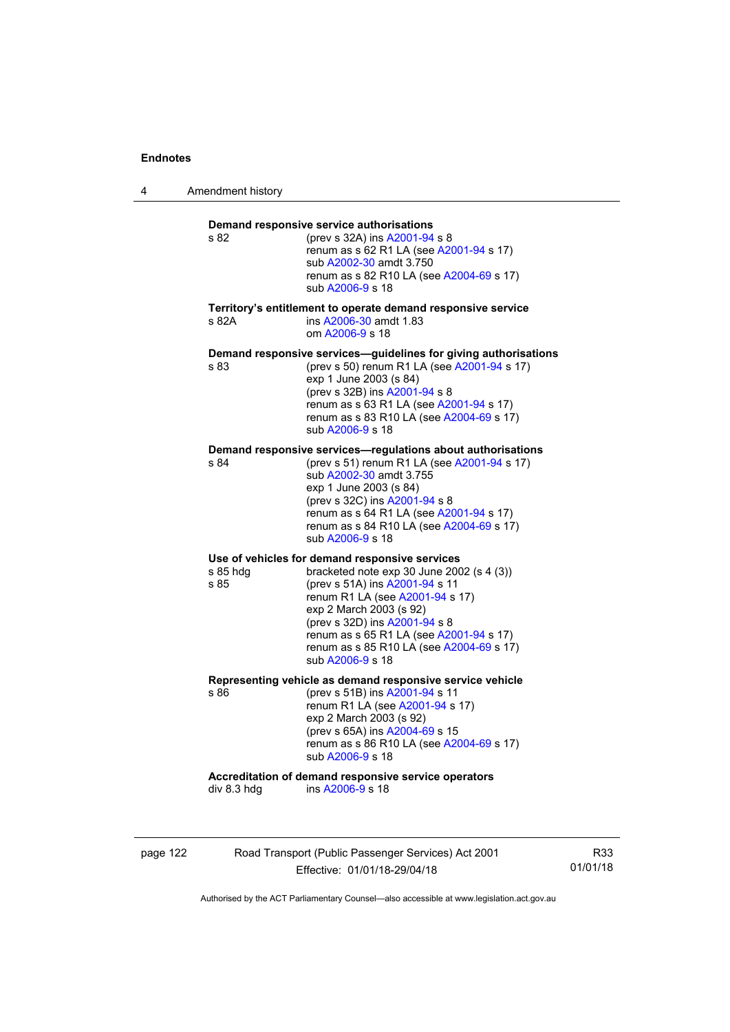**Demand responsive service authorisations**

s 82 (prev s 32A) ins A2001-94 s 8
renum as s 62 R1 LA (see A2001-94 s 17)
sub A2002-30 amdt 3.750
renum as s 82 R10 LA (see A2004-69 s 17)
sub A2006-9 s 18

**Territory's entitlement to operate demand responsive service**

s 82A ins A2006-30 amdt 1.83
om A2006-9 s 18

**Demand responsive services—guidelines for giving authorisations**

s 83 (prev s 50) renum R1 LA (see A2001-94 s 17)
exp 1 June 2003 (s 84)
(prev s 32B) ins A2001-94 s 8
renum as s 63 R1 LA (see A2001-94 s 17)
renum as s 83 R10 LA (see A2004-69 s 17)
sub A2006-9 s 18

**Demand responsive services—regulations about authorisations**

s 84 (prev s 51) renum R1 LA (see A2001-94 s 17)
sub A2002-30 amdt 3.755
exp 1 June 2003 (s 84)
(prev s 32C) ins A2001-94 s 8
renum as s 64 R1 LA (see A2001-94 s 17)
renum as s 84 R10 LA (see A2004-69 s 17)
sub A2006-9 s 18

**Use of vehicles for demand responsive services**

s 85 hdg bracketed note exp 30 June 2002 (s 4 (3))
s 85 (prev s 51A) ins A2001-94 s 11
renum R1 LA (see A2001-94 s 17)
exp 2 March 2003 (s 92)
(prev s 32D) ins A2001-94 s 8
renum as s 65 R1 LA (see A2001-94 s 17)
renum as s 85 R10 LA (see A2004-69 s 17)
sub A2006-9 s 18

**Representing vehicle as demand responsive service vehicle**

s 86 (prev s 51B) ins A2001-94 s 11
renum R1 LA (see A2001-94 s 17)
exp 2 March 2003 (s 92)
(prev s 65A) ins A2004-69 s 15
renum as s 86 R10 LA (see A2004-69 s 17)
sub A2006-9 s 18

**Accreditation of demand responsive service operators**

div 8.3 hdg ins A2006-9 s 18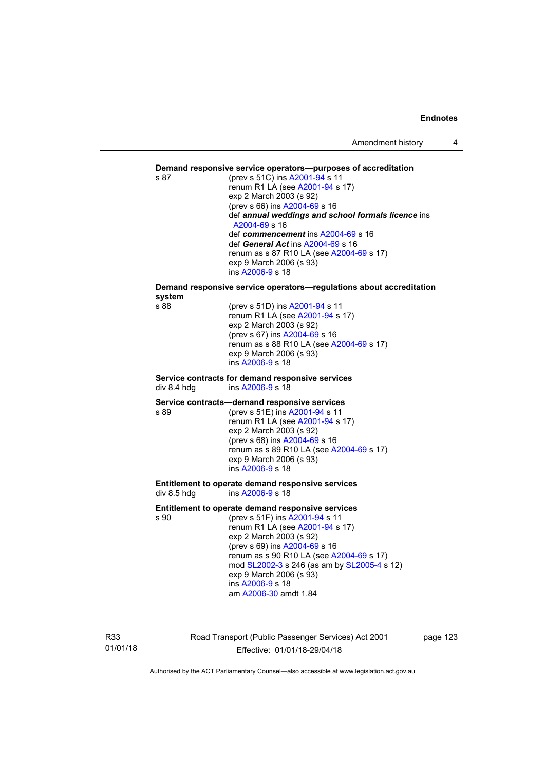**Demand responsive service operators—purposes of accreditation**

s 87 — (prev s 51C) ins A2001-94 s 11
renum R1 LA (see A2001-94 s 17)
exp 2 March 2003 (s 92)
(prev s 66) ins A2004-69 s 16
def ***annual weddings and school formals licence*** ins A2004-69 s 16
def ***commencement*** ins A2004-69 s 16
def ***General Act*** ins A2004-69 s 16
renum as s 87 R10 LA (see A2004-69 s 17)
exp 9 March 2006 (s 93)
ins A2006-9 s 18

**Demand responsive service operators—regulations about accreditation system**

s 88 — (prev s 51D) ins A2001-94 s 11
renum R1 LA (see A2001-94 s 17)
exp 2 March 2003 (s 92)
(prev s 67) ins A2004-69 s 16
renum as s 88 R10 LA (see A2004-69 s 17)
exp 9 March 2006 (s 93)
ins A2006-9 s 18

**Service contracts for demand responsive services**

div 8.4 hdg — ins A2006-9 s 18

**Service contracts—demand responsive services**

s 89 — (prev s 51E) ins A2001-94 s 11
renum R1 LA (see A2001-94 s 17)
exp 2 March 2003 (s 92)
(prev s 68) ins A2004-69 s 16
renum as s 89 R10 LA (see A2004-69 s 17)
exp 9 March 2006 (s 93)
ins A2006-9 s 18

**Entitlement to operate demand responsive services**

div 8.5 hdg — ins A2006-9 s 18

**Entitlement to operate demand responsive services**

s 90 — (prev s 51F) ins A2001-94 s 11
renum R1 LA (see A2001-94 s 17)
exp 2 March 2003 (s 92)
(prev s 69) ins A2004-69 s 16
renum as s 90 R10 LA (see A2004-69 s 17)
mod SL2002-3 s 246 (as am by SL2005-4 s 12)
exp 9 March 2006 (s 93)
ins A2006-9 s 18
am A2006-30 amdt 1.84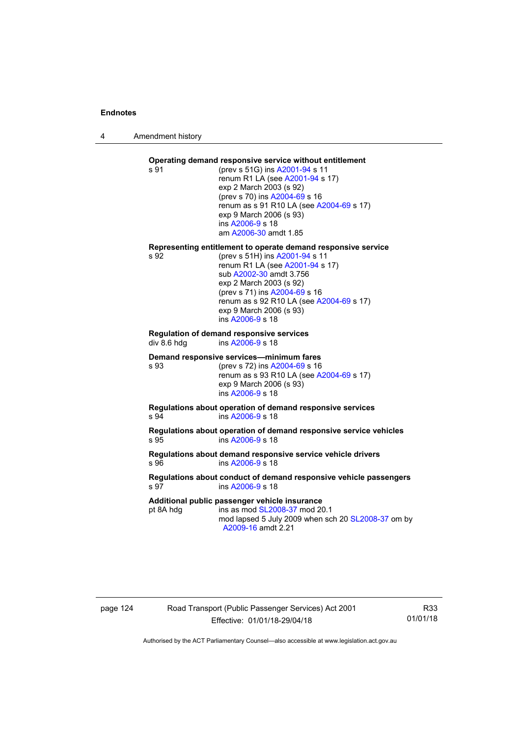**Operating demand responsive service without entitlement**

s 91
(prev s 51G) ins A2001-94 s 11
renum R1 LA (see A2001-94 s 17)
exp 2 March 2003 (s 92)
(prev s 70) ins A2004-69 s 16
renum as s 91 R10 LA (see A2004-69 s 17)
exp 9 March 2006 (s 93)
ins A2006-9 s 18
am A2006-30 amdt 1.85

**Representing entitlement to operate demand responsive service**

s 92
(prev s 51H) ins A2001-94 s 11
renum R1 LA (see A2001-94 s 17)
sub A2002-30 amdt 3.756
exp 2 March 2003 (s 92)
(prev s 71) ins A2004-69 s 16
renum as s 92 R10 LA (see A2004-69 s 17)
exp 9 March 2006 (s 93)
ins A2006-9 s 18

**Regulation of demand responsive services**

div 8.6 hdg
ins A2006-9 s 18

**Demand responsive services—minimum fares**

s 93
(prev s 72) ins A2004-69 s 16
renum as s 93 R10 LA (see A2004-69 s 17)
exp 9 March 2006 (s 93)
ins A2006-9 s 18

**Regulations about operation of demand responsive services**

s 94
ins A2006-9 s 18

**Regulations about operation of demand responsive service vehicles**

s 95
ins A2006-9 s 18

**Regulations about demand responsive service vehicle drivers**

s 96
ins A2006-9 s 18

**Regulations about conduct of demand responsive vehicle passengers**

s 97
ins A2006-9 s 18

**Additional public passenger vehicle insurance**

pt 8A hdg
ins as mod SL2008-37 mod 20.1
mod lapsed 5 July 2009 when sch 20 SL2008-37 om by A2009-16 amdt 2.21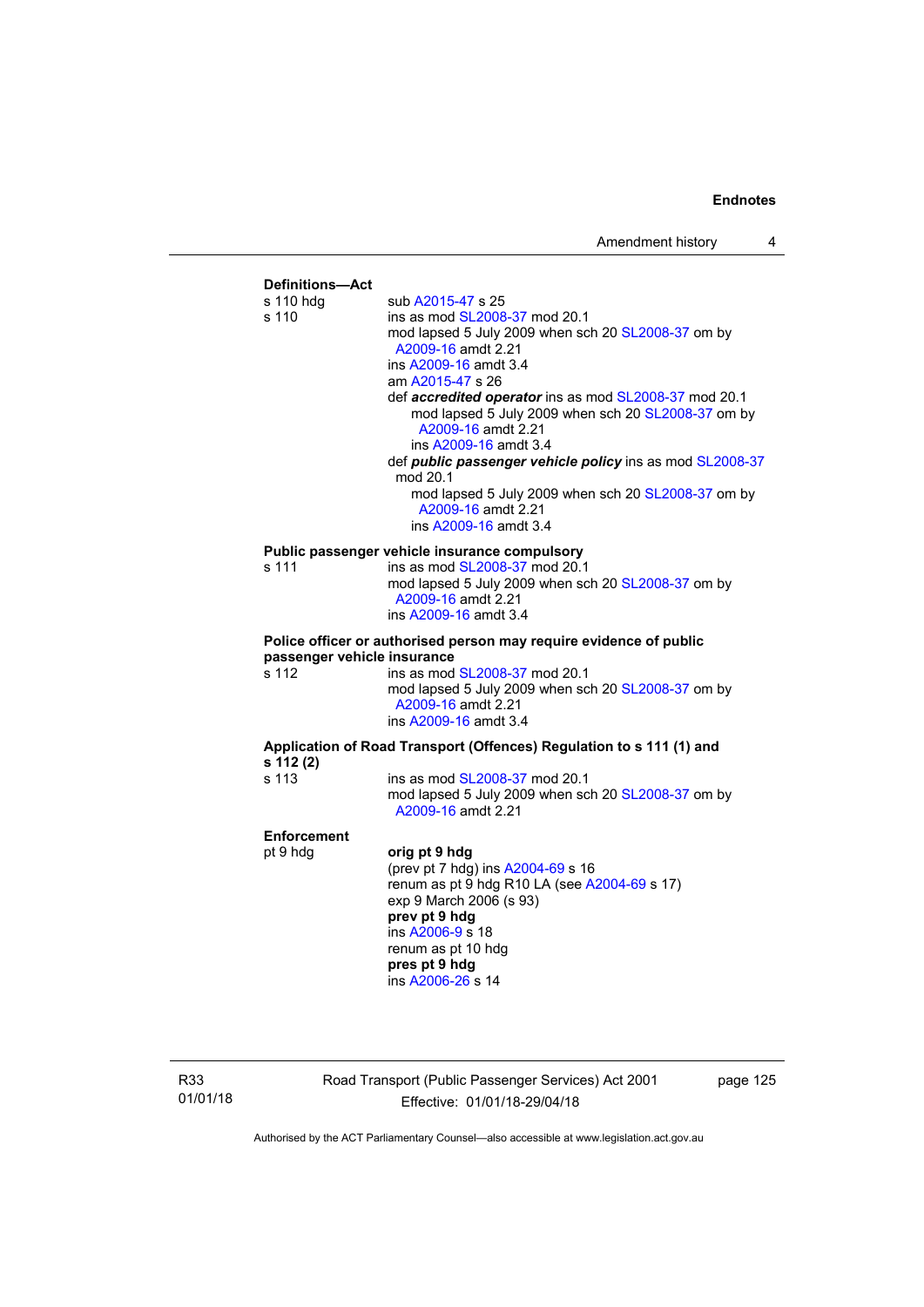**Definitions—Act**

s 110 hdg — sub A2015-47 s 25

s 110 — ins as mod SL2008-37 mod 20.1
mod lapsed 5 July 2009 when sch 20 SL2008-37 om by A2009-16 amdt 2.21
ins A2009-16 amdt 3.4
am A2015-47 s 26
def ***accredited operator*** ins as mod SL2008-37 mod 20.1
mod lapsed 5 July 2009 when sch 20 SL2008-37 om by A2009-16 amdt 2.21
ins A2009-16 amdt 3.4
def ***public passenger vehicle policy*** ins as mod SL2008-37 mod 20.1
mod lapsed 5 July 2009 when sch 20 SL2008-37 om by A2009-16 amdt 2.21
ins A2009-16 amdt 3.4

**Public passenger vehicle insurance compulsory**

s 111 — ins as mod SL2008-37 mod 20.1
mod lapsed 5 July 2009 when sch 20 SL2008-37 om by A2009-16 amdt 2.21
ins A2009-16 amdt 3.4

**Police officer or authorised person may require evidence of public passenger vehicle insurance**

s 112 — ins as mod SL2008-37 mod 20.1
mod lapsed 5 July 2009 when sch 20 SL2008-37 om by A2009-16 amdt 2.21
ins A2009-16 amdt 3.4

**Application of Road Transport (Offences) Regulation to s 111 (1) and s 112 (2)**

s 113 — ins as mod SL2008-37 mod 20.1
mod lapsed 5 July 2009 when sch 20 SL2008-37 om by A2009-16 amdt 2.21

**Enforcement**

pt 9 hdg — **orig pt 9 hdg**
(prev pt 7 hdg) ins A2004-69 s 16
renum as pt 9 hdg R10 LA (see A2004-69 s 17)
exp 9 March 2006 (s 93)
**prev pt 9 hdg**
ins A2006-9 s 18
renum as pt 10 hdg
**pres pt 9 hdg**
ins A2006-26 s 14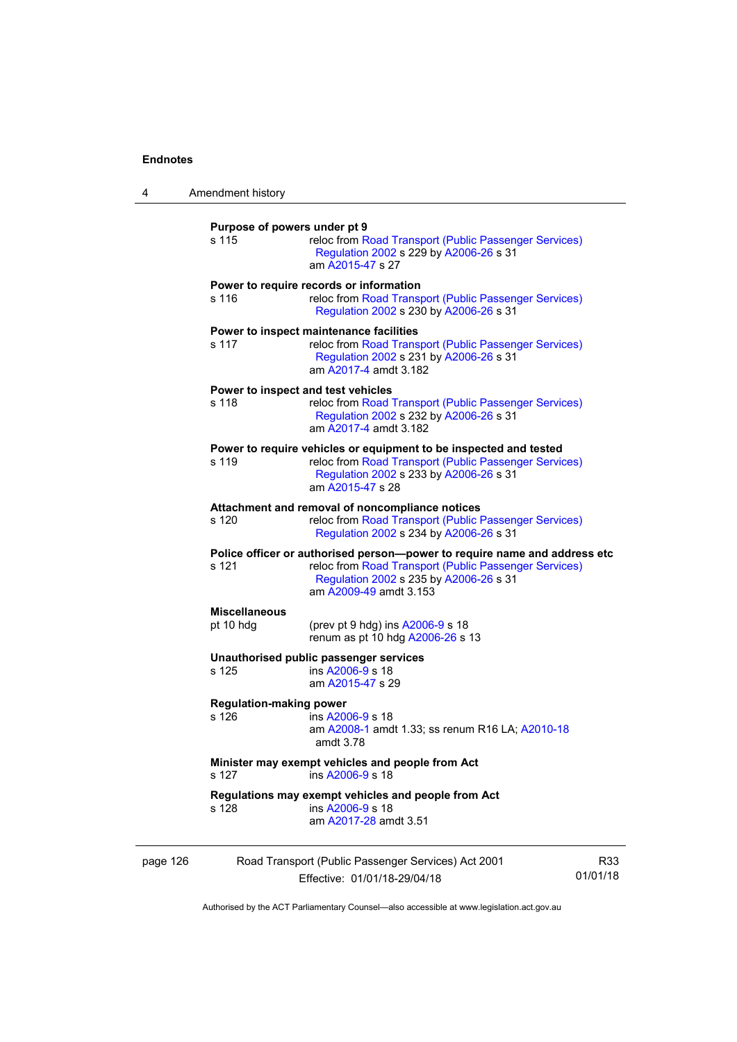**Purpose of powers under pt 9**

s 115 — reloc from Road Transport (Public Passenger Services) Regulation 2002 s 229 by A2006-26 s 31
am A2015-47 s 27

**Power to require records or information**

s 116 — reloc from Road Transport (Public Passenger Services) Regulation 2002 s 230 by A2006-26 s 31

**Power to inspect maintenance facilities**

s 117 — reloc from Road Transport (Public Passenger Services) Regulation 2002 s 231 by A2006-26 s 31
am A2017-4 amdt 3.182

**Power to inspect and test vehicles**

s 118 — reloc from Road Transport (Public Passenger Services) Regulation 2002 s 232 by A2006-26 s 31
am A2017-4 amdt 3.182

**Power to require vehicles or equipment to be inspected and tested**

s 119 — reloc from Road Transport (Public Passenger Services) Regulation 2002 s 233 by A2006-26 s 31
am A2015-47 s 28

**Attachment and removal of noncompliance notices**

s 120 — reloc from Road Transport (Public Passenger Services) Regulation 2002 s 234 by A2006-26 s 31

**Police officer or authorised person—power to require name and address etc**

s 121 — reloc from Road Transport (Public Passenger Services) Regulation 2002 s 235 by A2006-26 s 31
am A2009-49 amdt 3.153

**Miscellaneous**

pt 10 hdg — (prev pt 9 hdg) ins A2006-9 s 18
renum as pt 10 hdg A2006-26 s 13

**Unauthorised public passenger services**

s 125 — ins A2006-9 s 18
am A2015-47 s 29

**Regulation-making power**

s 126 — ins A2006-9 s 18
am A2008-1 amdt 1.33; ss renum R16 LA; A2010-18 amdt 3.78

**Minister may exempt vehicles and people from Act**

s 127 — ins A2006-9 s 18

**Regulations may exempt vehicles and people from Act**

s 128 — ins A2006-9 s 18
am A2017-28 amdt 3.51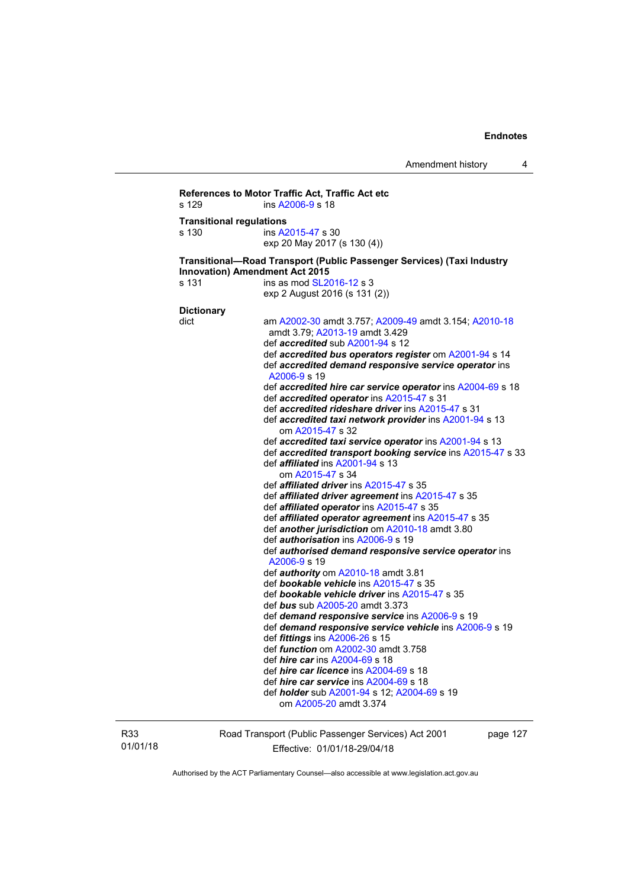**References to Motor Traffic Act, Traffic Act etc**

s 129 ins A2006-9 s 18

**Transitional regulations**

s 130 ins A2015-47 s 30
exp 20 May 2017 (s 130 (4))

**Transitional—Road Transport (Public Passenger Services) (Taxi Industry Innovation) Amendment Act 2015**

s 131 ins as mod SL2016-12 s 3
exp 2 August 2016 (s 131 (2))

**Dictionary**

dict am A2002-30 amdt 3.757; A2009-49 amdt 3.154; A2010-18 amdt 3.79; A2013-19 amdt 3.429

def ***accredited*** sub A2001-94 s 12
def ***accredited bus operators register*** om A2001-94 s 14
def ***accredited demand responsive service operator*** ins A2006-9 s 19
def ***accredited hire car service operator*** ins A2004-69 s 18
def ***accredited operator*** ins A2015-47 s 31
def ***accredited rideshare driver*** ins A2015-47 s 31
def ***accredited taxi network provider*** ins A2001-94 s 13
om A2015-47 s 32
def ***accredited taxi service operator*** ins A2001-94 s 13
def ***accredited transport booking service*** ins A2015-47 s 33
def ***affiliated*** ins A2001-94 s 13
om A2015-47 s 34
def ***affiliated driver*** ins A2015-47 s 35
def ***affiliated driver agreement*** ins A2015-47 s 35
def ***affiliated operator*** ins A2015-47 s 35
def ***affiliated operator agreement*** ins A2015-47 s 35
def ***another jurisdiction*** om A2010-18 amdt 3.80
def ***authorisation*** ins A2006-9 s 19
def ***authorised demand responsive service operator*** ins A2006-9 s 19
def ***authority*** om A2010-18 amdt 3.81
def ***bookable vehicle*** ins A2015-47 s 35
def ***bookable vehicle driver*** ins A2015-47 s 35
def ***bus*** sub A2005-20 amdt 3.373
def ***demand responsive service*** ins A2006-9 s 19
def ***demand responsive service vehicle*** ins A2006-9 s 19
def ***fittings*** ins A2006-26 s 15
def ***function*** om A2002-30 amdt 3.758
def ***hire car*** ins A2004-69 s 18
def ***hire car licence*** ins A2004-69 s 18
def ***hire car service*** ins A2004-69 s 18
def ***holder*** sub A2001-94 s 12; A2004-69 s 19
om A2005-20 amdt 3.374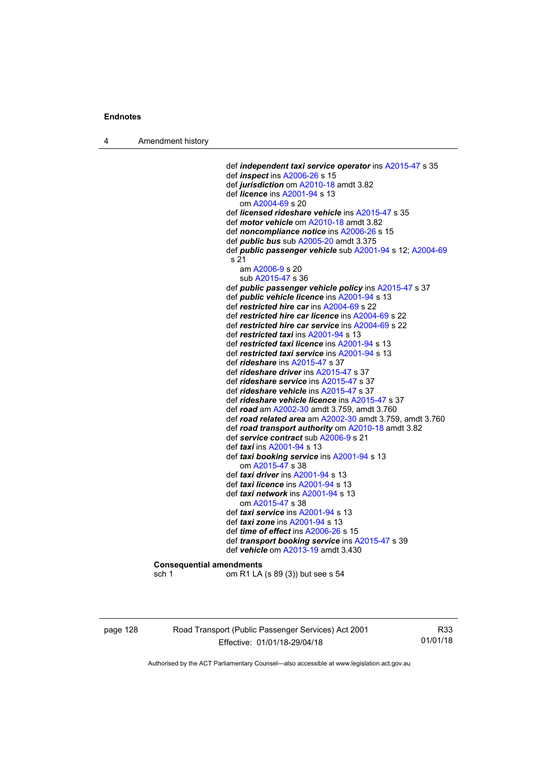def ***independent taxi service operator*** ins A2015-47 s 35
def ***inspect*** ins A2006-26 s 15
def ***jurisdiction*** om A2010-18 amdt 3.82
def ***licence*** ins A2001-94 s 13
om A2004-69 s 20
def ***licensed rideshare vehicle*** ins A2015-47 s 35
def ***motor vehicle*** om A2010-18 amdt 3.82
def ***noncompliance notice*** ins A2006-26 s 15
def ***public bus*** sub A2005-20 amdt 3.375
def ***public passenger vehicle*** sub A2001-94 s 12; A2004-69 s 21
am A2006-9 s 20
sub A2015-47 s 36
def ***public passenger vehicle policy*** ins A2015-47 s 37
def ***public vehicle licence*** ins A2001-94 s 13
def ***restricted hire car*** ins A2004-69 s 22
def ***restricted hire car licence*** ins A2004-69 s 22
def ***restricted hire car service*** ins A2004-69 s 22
def ***restricted taxi*** ins A2001-94 s 13
def ***restricted taxi licence*** ins A2001-94 s 13
def ***restricted taxi service*** ins A2001-94 s 13
def ***rideshare*** ins A2015-47 s 37
def ***rideshare driver*** ins A2015-47 s 37
def ***rideshare service*** ins A2015-47 s 37
def ***rideshare vehicle*** ins A2015-47 s 37
def ***rideshare vehicle licence*** ins A2015-47 s 37
def ***road*** am A2002-30 amdt 3.759, amdt 3.760
def ***road related area*** am A2002-30 amdt 3.759, amdt 3.760
def ***road transport authority*** om A2010-18 amdt 3.82
def ***service contract*** sub A2006-9 s 21
def ***taxi*** ins A2001-94 s 13
def ***taxi booking service*** ins A2001-94 s 13
om A2015-47 s 38
def ***taxi driver*** ins A2001-94 s 13
def ***taxi licence*** ins A2001-94 s 13
def ***taxi network*** ins A2001-94 s 13
om A2015-47 s 38
def ***taxi service*** ins A2001-94 s 13
def ***taxi zone*** ins A2001-94 s 13
def ***time of effect*** ins A2006-26 s 15
def ***transport booking service*** ins A2015-47 s 39
def ***vehicle*** om A2013-19 amdt 3.430

**Consequential amendments**
sch 1 om R1 LA (s 89 (3)) but see s 54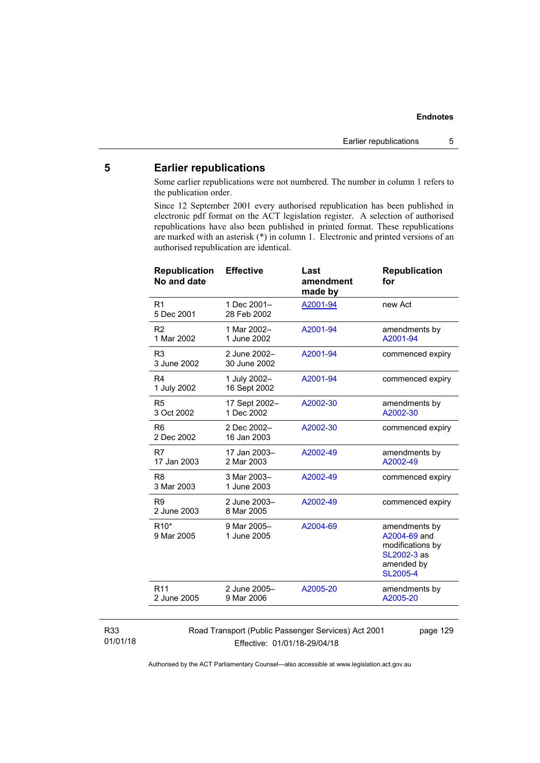## 5 Earlier republications

Some earlier republications were not numbered. The number in column 1 refers to the publication order.

Since 12 September 2001 every authorised republication has been published in electronic pdf format on the ACT legislation register. A selection of authorised republications have also been published in printed format. These republications are marked with an asterisk (*) in column 1. Electronic and printed versions of an authorised republication are identical.

| Republication No and date | Effective | Last amendment made by | Republication for |
|---|---|---|---|
| R1<br>5 Dec 2001 | 1 Dec 2001–<br>28 Feb 2002 | A2001-94 | new Act |
| R2<br>1 Mar 2002 | 1 Mar 2002–<br>1 June 2002 | A2001-94 | amendments by A2001-94 |
| R3<br>3 June 2002 | 2 June 2002–<br>30 June 2002 | A2001-94 | commenced expiry |
| R4<br>1 July 2002 | 1 July 2002–<br>16 Sept 2002 | A2001-94 | commenced expiry |
| R5<br>3 Oct 2002 | 17 Sept 2002–<br>1 Dec 2002 | A2002-30 | amendments by A2002-30 |
| R6<br>2 Dec 2002 | 2 Dec 2002–<br>16 Jan 2003 | A2002-30 | commenced expiry |
| R7<br>17 Jan 2003 | 17 Jan 2003–<br>2 Mar 2003 | A2002-49 | amendments by A2002-49 |
| R8<br>3 Mar 2003 | 3 Mar 2003–<br>1 June 2003 | A2002-49 | commenced expiry |
| R9<br>2 June 2003 | 2 June 2003–<br>8 Mar 2005 | A2002-49 | commenced expiry |
| R10*<br>9 Mar 2005 | 9 Mar 2005–<br>1 June 2005 | A2004-69 | amendments by A2004-69 and modifications by SL2002-3 as amended by SL2005-4 |
| R11<br>2 June 2005 | 2 June 2005–<br>9 Mar 2006 | A2005-20 | amendments by A2005-20 |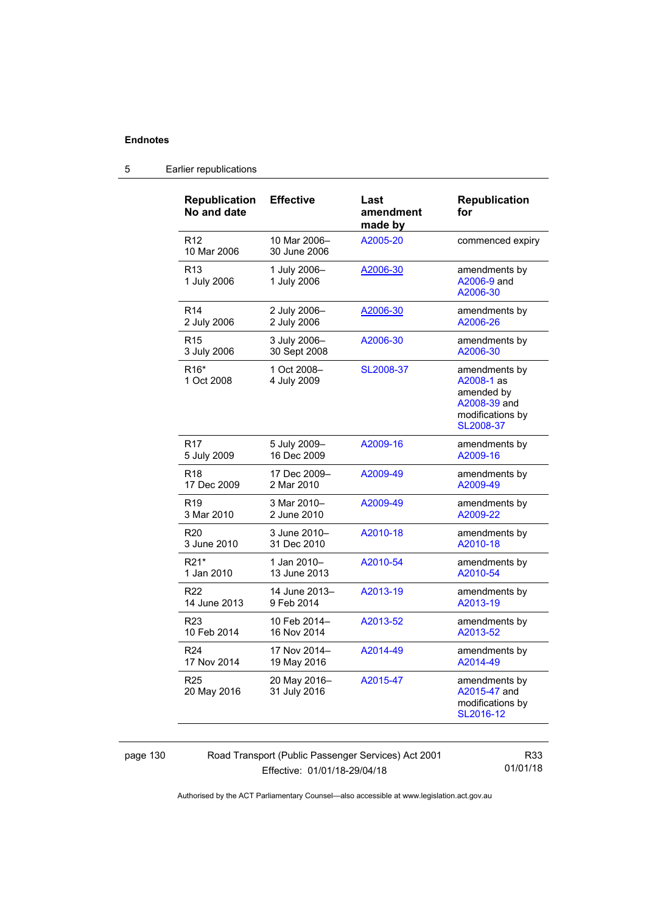## Endnotes

### 5 Earlier republications

| Republication No and date | Effective | Last amendment made by | Republication for |
|---|---|---|---|
| R12<br>10 Mar 2006 | 10 Mar 2006–<br>30 June 2006 | A2005-20 | commenced expiry |
| R13<br>1 July 2006 | 1 July 2006–<br>1 July 2006 | A2006-30 | amendments by A2006-9 and A2006-30 |
| R14<br>2 July 2006 | 2 July 2006–<br>2 July 2006 | A2006-30 | amendments by A2006-26 |
| R15<br>3 July 2006 | 3 July 2006–<br>30 Sept 2008 | A2006-30 | amendments by A2006-30 |
| R16*<br>1 Oct 2008 | 1 Oct 2008–<br>4 July 2009 | SL2008-37 | amendments by A2008-1 as amended by A2008-39 and modifications by SL2008-37 |
| R17<br>5 July 2009 | 5 July 2009–<br>16 Dec 2009 | A2009-16 | amendments by A2009-16 |
| R18<br>17 Dec 2009 | 17 Dec 2009–<br>2 Mar 2010 | A2009-49 | amendments by A2009-49 |
| R19<br>3 Mar 2010 | 3 Mar 2010–<br>2 June 2010 | A2009-49 | amendments by A2009-22 |
| R20<br>3 June 2010 | 3 June 2010–<br>31 Dec 2010 | A2010-18 | amendments by A2010-18 |
| R21*<br>1 Jan 2010 | 1 Jan 2010–<br>13 June 2013 | A2010-54 | amendments by A2010-54 |
| R22<br>14 June 2013 | 14 June 2013–<br>9 Feb 2014 | A2013-19 | amendments by A2013-19 |
| R23<br>10 Feb 2014 | 10 Feb 2014–<br>16 Nov 2014 | A2013-52 | amendments by A2013-52 |
| R24<br>17 Nov 2014 | 17 Nov 2014–<br>19 May 2016 | A2014-49 | amendments by A2014-49 |
| R25<br>20 May 2016 | 20 May 2016–<br>31 July 2016 | A2015-47 | amendments by A2015-47 and modifications by SL2016-12 |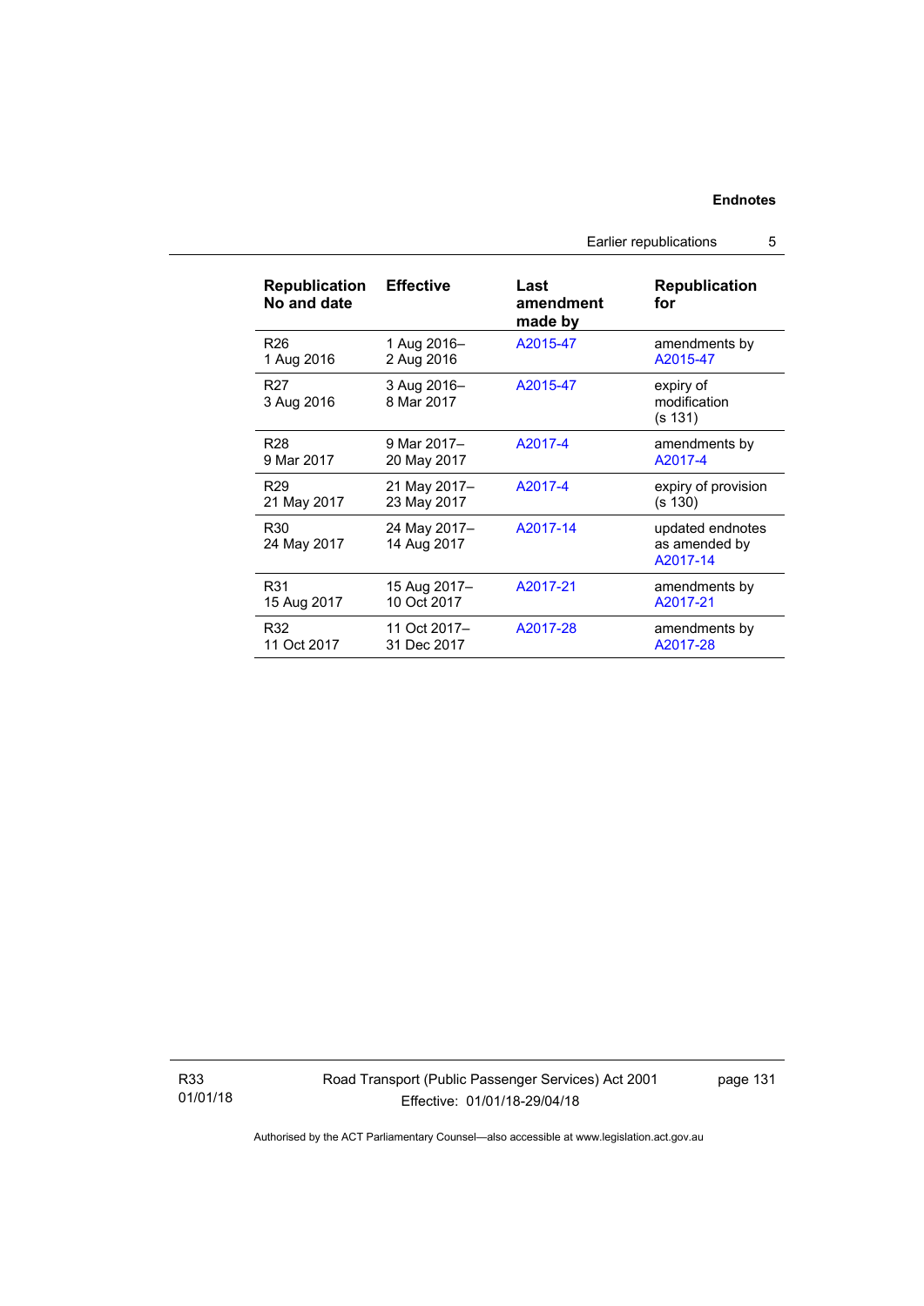| Republication No and date | Effective | Last amendment made by | Republication for |
|---|---|---|---|
| R26<br>1 Aug 2016 | 1 Aug 2016–<br>2 Aug 2016 | A2015-47 | amendments by A2015-47 |
| R27<br>3 Aug 2016 | 3 Aug 2016–<br>8 Mar 2017 | A2015-47 | expiry of modification (s 131) |
| R28<br>9 Mar 2017 | 9 Mar 2017–<br>20 May 2017 | A2017-4 | amendments by A2017-4 |
| R29<br>21 May 2017 | 21 May 2017–<br>23 May 2017 | A2017-4 | expiry of provision (s 130) |
| R30<br>24 May 2017 | 24 May 2017–<br>14 Aug 2017 | A2017-14 | updated endnotes as amended by A2017-14 |
| R31<br>15 Aug 2017 | 15 Aug 2017–<br>10 Oct 2017 | A2017-21 | amendments by A2017-21 |
| R32<br>11 Oct 2017 | 11 Oct 2017–<br>31 Dec 2017 | A2017-28 | amendments by A2017-28 |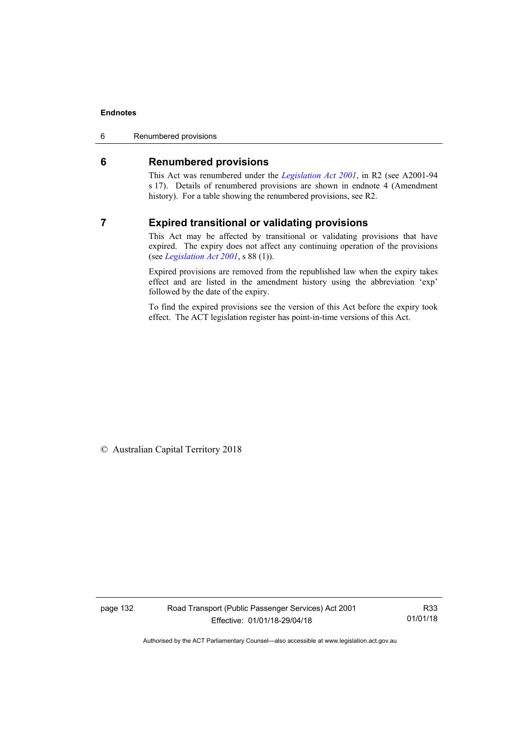## 6 Renumbered provisions

This Act was renumbered under the *Legislation Act 2001*, in R2 (see A2001-94 s 17). Details of renumbered provisions are shown in endnote 4 (Amendment history). For a table showing the renumbered provisions, see R2.

## 7 Expired transitional or validating provisions

This Act may be affected by transitional or validating provisions that have expired. The expiry does not affect any continuing operation of the provisions (see *Legislation Act 2001*, s 88 (1)).

Expired provisions are removed from the republished law when the expiry takes effect and are listed in the amendment history using the abbreviation 'exp' followed by the date of the expiry.

To find the expired provisions see the version of this Act before the expiry took effect. The ACT legislation register has point-in-time versions of this Act.

© Australian Capital Territory 2018